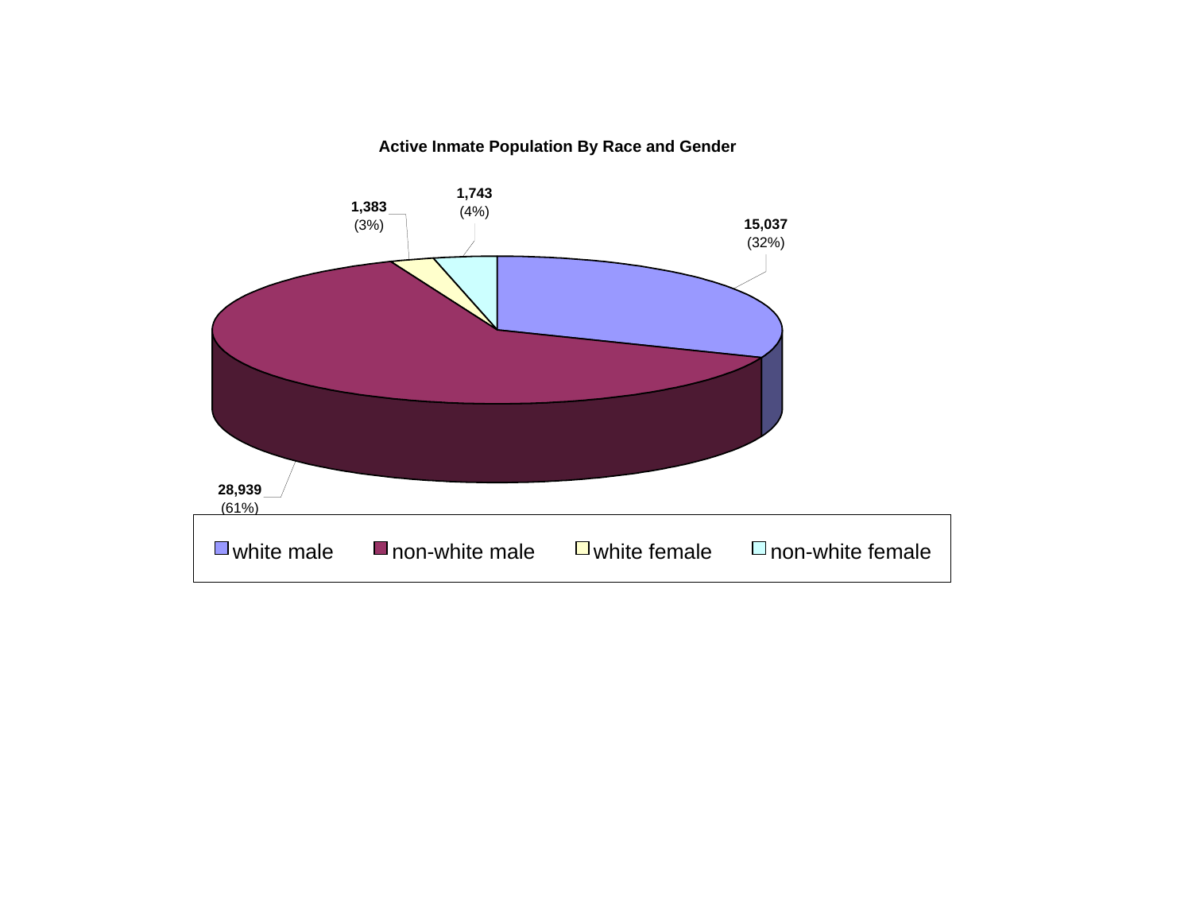**Active Inmate Population By Race and Gender**

| Category | Count | Percent |
| --- | --- | --- |
| white male | 15,037 | (32%) |
| non-white male | 28,939 | (61%) |
| white female | 1,383 | (3%) |
| non-white female | 1,743 | (4%) |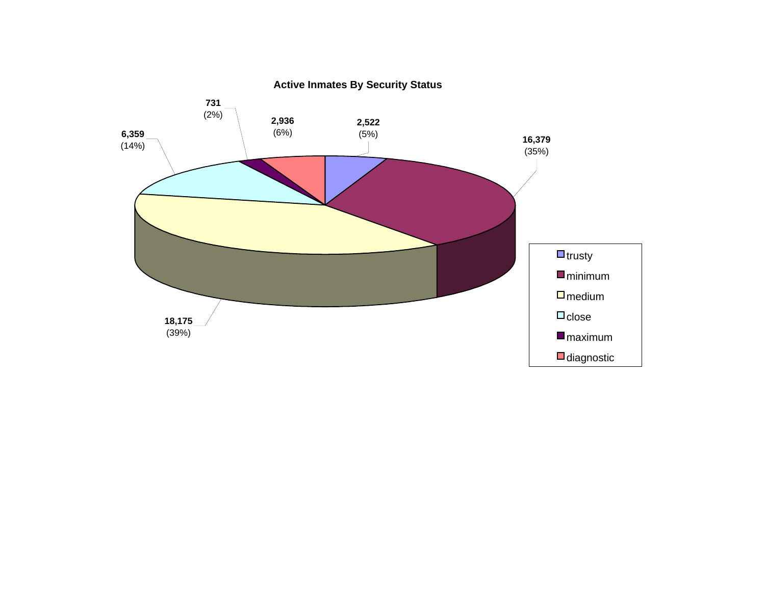## Active Inmates By Security Status

| Security Status | Inmates | Percent |
|---|---|---|
| trusty | 2,522 | (5%) |
| minimum | 16,379 | (35%) |
| medium | 18,175 | (39%) |
| close | 6,359 | (14%) |
| maximum | 731 | (2%) |
| diagnostic | 2,936 | (6%) |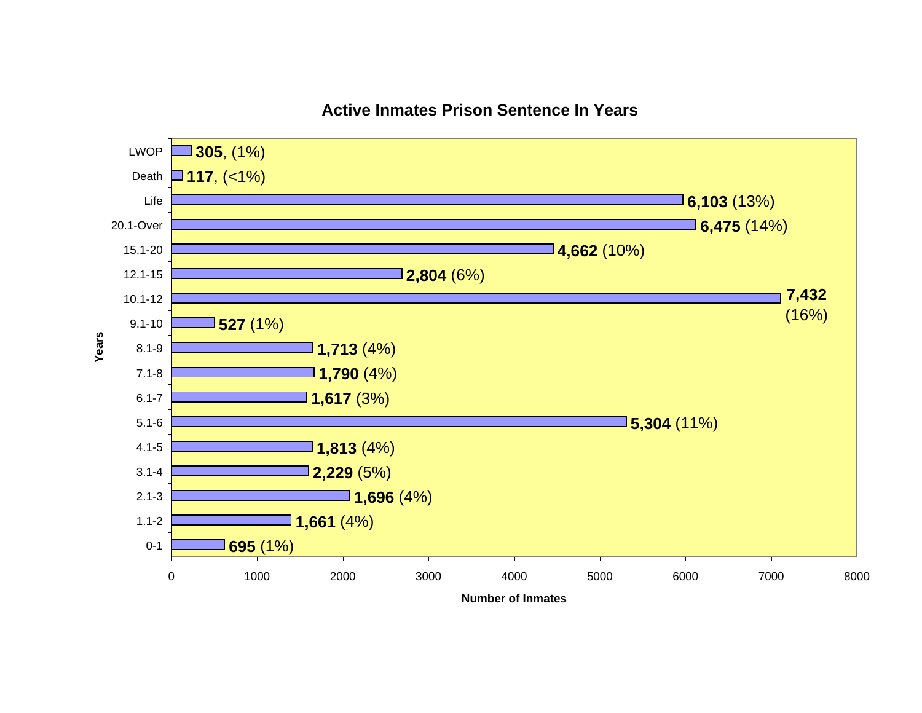## Active Inmates Prison Sentence In Years

| Years | Number of Inmates |
|---|---|
| LWOP | **305**, (1%) |
| Death | **117**, (<1%) |
| Life | **6,103** (13%) |
| 20.1-Over | **6,475** (14%) |
| 15.1-20 | **4,662** (10%) |
| 12.1-15 | **2,804** (6%) |
| 10.1-12 | **7,432** (16%) |
| 9.1-10 | **527** (1%) |
| 8.1-9 | **1,713** (4%) |
| 7.1-8 | **1,790** (4%) |
| 6.1-7 | **1,617** (3%) |
| 5.1-6 | **5,304** (11%) |
| 4.1-5 | **1,813** (4%) |
| 3.1-4 | **2,229** (5%) |
| 2.1-3 | **1,696** (4%) |
| 1.1-2 | **1,661** (4%) |
| 0-1 | **695** (1%) |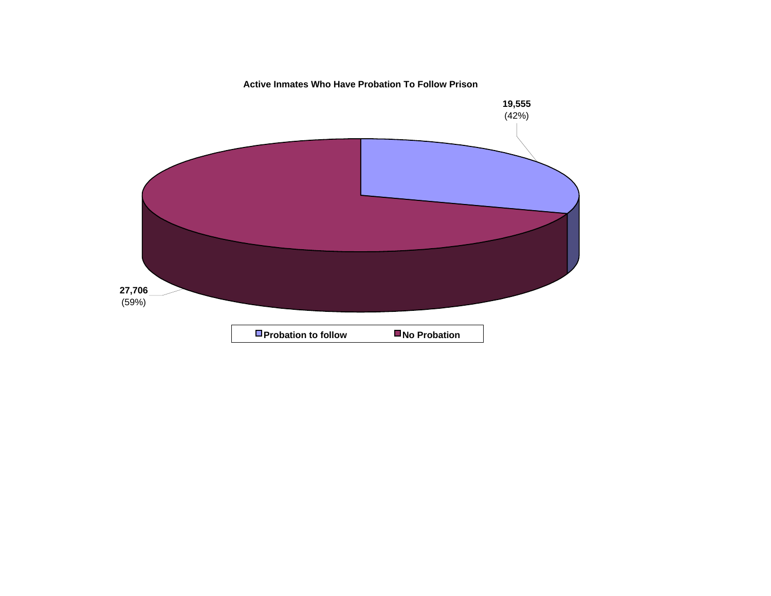**Active Inmates Who Have Probation To Follow Prison**

| Category | Count | Percent |
|---|---|---|
| Probation to follow | 19,555 | (42%) |
| No Probation | 27,706 | (59%) |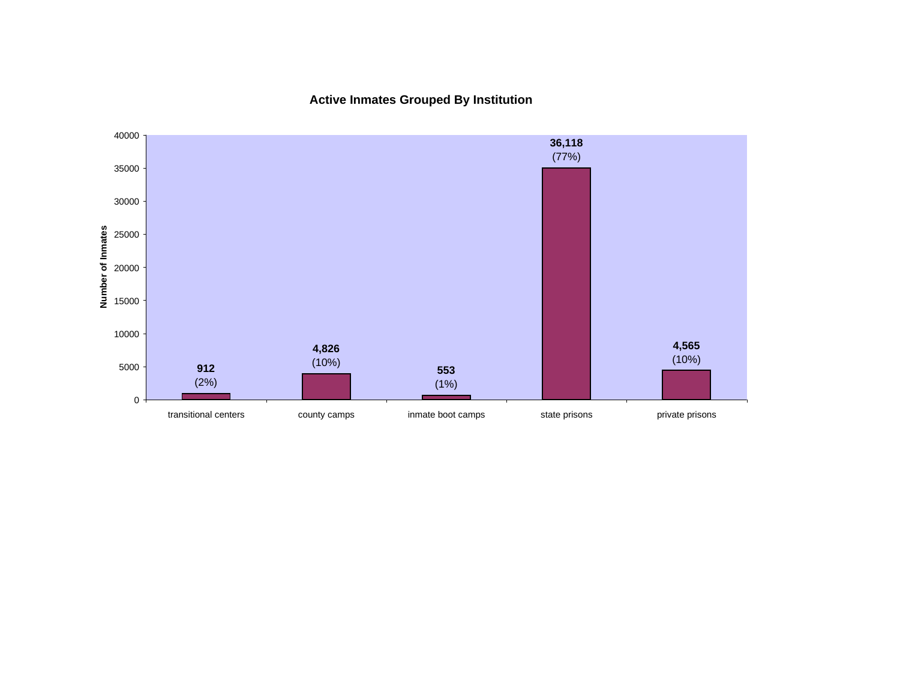**Active Inmates Grouped By Institution**

| Institution | Number of Inmates | Percent |
|---|---|---|
| transitional centers | 912 | (2%) |
| county camps | 4,826 | (10%) |
| inmate boot camps | 553 | (1%) |
| state prisons | 36,118 | (77%) |
| private prisons | 4,565 | (10%) |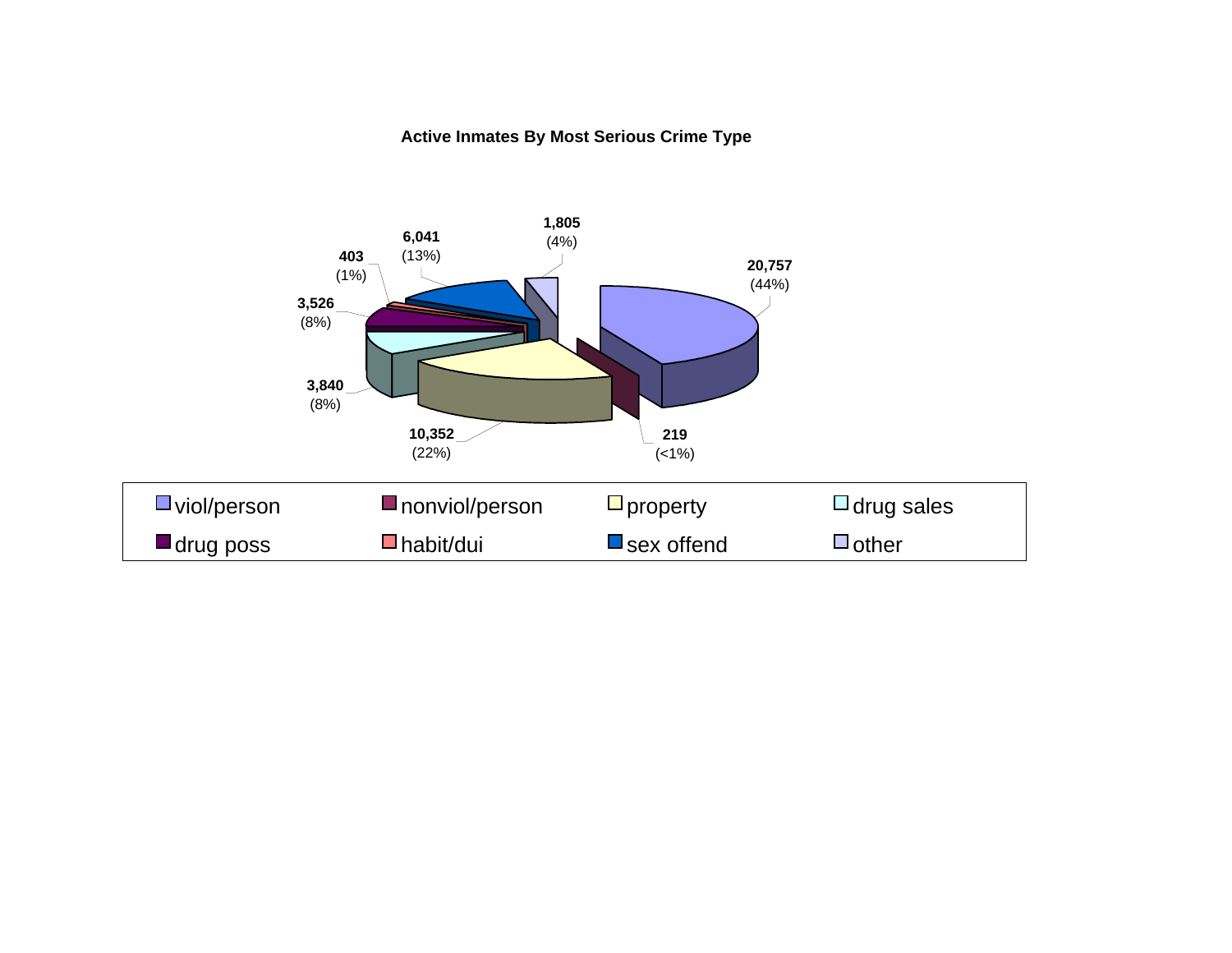**Active Inmates By Most Serious Crime Type**

| Crime Type | Count | Percent |
|---|---|---|
| viol/person | 20,757 | (44%) |
| nonviol/person | 219 | (<1%) |
| property | 10,352 | (22%) |
| drug sales | 3,840 | (8%) |
| drug poss | 3,526 | (8%) |
| habit/dui | 403 | (1%) |
| sex offend | 6,041 | (13%) |
| other | 1,805 | (4%) |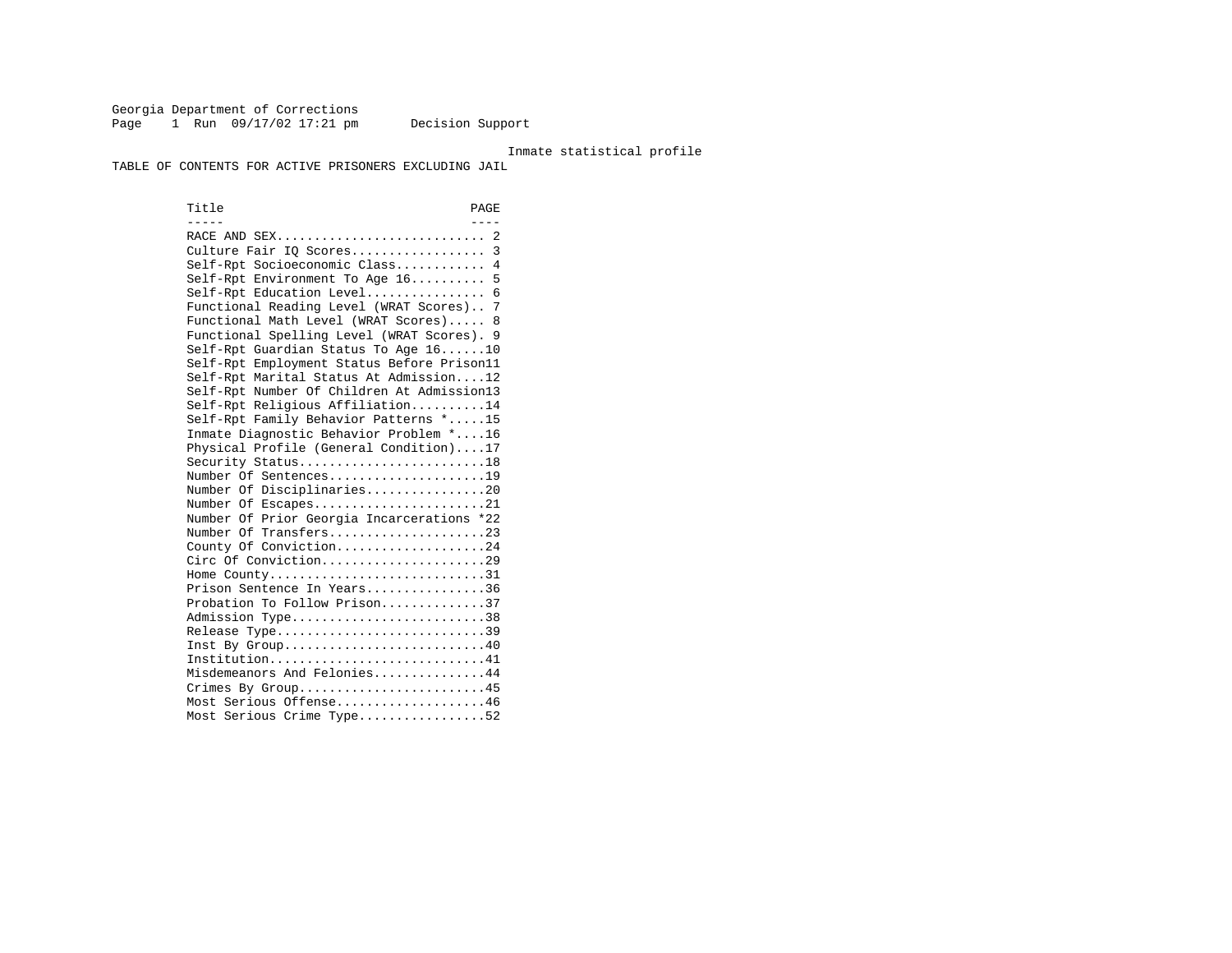Georgia Department of Corrections
Page 1 Run 09/17/02 17:21 pm Decision Support

Inmate statistical profile

TABLE OF CONTENTS FOR ACTIVE PRISONERS EXCLUDING JAIL

| Title | PAGE |
|---|---|
| RACE AND SEX | 2 |
| Culture Fair IQ Scores | 3 |
| Self-Rpt Socioeconomic Class | 4 |
| Self-Rpt Environment To Age 16 | 5 |
| Self-Rpt Education Level | 6 |
| Functional Reading Level (WRAT Scores) | 7 |
| Functional Math Level (WRAT Scores) | 8 |
| Functional Spelling Level (WRAT Scores) | 9 |
| Self-Rpt Guardian Status To Age 16 | 10 |
| Self-Rpt Employment Status Before Prison | 11 |
| Self-Rpt Marital Status At Admission | 12 |
| Self-Rpt Number Of Children At Admission | 13 |
| Self-Rpt Religious Affiliation | 14 |
| Self-Rpt Family Behavior Patterns * | 15 |
| Inmate Diagnostic Behavior Problem * | 16 |
| Physical Profile (General Condition) | 17 |
| Security Status | 18 |
| Number Of Sentences | 19 |
| Number Of Disciplinaries | 20 |
| Number Of Escapes | 21 |
| Number Of Prior Georgia Incarcerations * | 22 |
| Number Of Transfers | 23 |
| County Of Conviction | 24 |
| Circ Of Conviction | 29 |
| Home County | 31 |
| Prison Sentence In Years | 36 |
| Probation To Follow Prison | 37 |
| Admission Type | 38 |
| Release Type | 39 |
| Inst By Group | 40 |
| Institution | 41 |
| Misdemeanors And Felonies | 44 |
| Crimes By Group | 45 |
| Most Serious Offense | 46 |
| Most Serious Crime Type | 52 |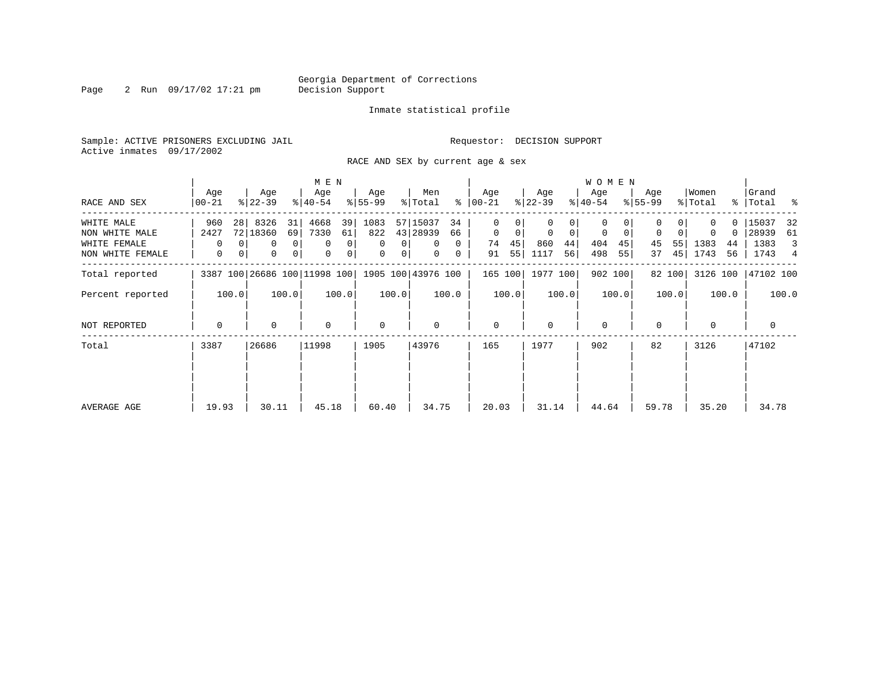Georgia Department of Corrections
Decision Support

Inmate statistical profile

Sample: ACTIVE PRISONERS EXCLUDING JAIL

Requestor: DECISION SUPPORT

Active inmates 09/17/2002

RACE AND SEX by current age & sex

| RACE AND SEX | MEN Age 00-21 | % | Age 22-39 | % | Age 40-54 | % | Age 55-99 | % | Men Total | % | WOMEN Age 00-21 | % | Age 22-39 | % | Age 40-54 | % | Age 55-99 | % | Women Total | % | Grand Total | % |
|---|---|---|---|---|---|---|---|---|---|---|---|---|---|---|---|---|---|---|---|---|---|---|
| WHITE MALE | 960 | 28 | 8326 | 31 | 4668 | 39 | 1083 | 57 | 15037 | 34 | 0 | 0 | 0 | 0 | 0 | 0 | 0 | 0 | 0 | 0 | 15037 | 32 |
| NON WHITE MALE | 2427 | 72 | 18360 | 69 | 7330 | 61 | 822 | 43 | 28939 | 66 | 0 | 0 | 0 | 0 | 0 | 0 | 0 | 0 | 0 | 0 | 28939 | 61 |
| WHITE FEMALE | 0 | 0 | 0 | 0 | 0 | 0 | 0 | 0 | 0 | 0 | 74 | 45 | 860 | 44 | 404 | 45 | 45 | 55 | 1383 | 44 | 1383 | 3 |
| NON WHITE FEMALE | 0 | 0 | 0 | 0 | 0 | 0 | 0 | 0 | 0 | 0 | 91 | 55 | 1117 | 56 | 498 | 55 | 37 | 45 | 1743 | 56 | 1743 | 4 |
| Total reported | 3387 | 100 | 26686 | 100 | 11998 | 100 | 1905 | 100 | 43976 | 100 | 165 | 100 | 1977 | 100 | 902 | 100 | 82 | 100 | 3126 | 100 | 47102 | 100 |
| Percent reported | | 100.0 | | 100.0 | | 100.0 | | 100.0 | | 100.0 | | 100.0 | | 100.0 | | 100.0 | | 100.0 | | 100.0 | | 100.0 |
| NOT REPORTED | 0 | | 0 | | 0 | | 0 | | 0 | | 0 | | 0 | | 0 | | 0 | | 0 | | 0 | |
| Total | 3387 | | 26686 | | 11998 | | 1905 | | 43976 | | 165 | | 1977 | | 902 | | 82 | | 3126 | | 47102 | |
| AVERAGE AGE | 19.93 | | 30.11 | | 45.18 | | 60.40 | | 34.75 | | 20.03 | | 31.14 | | 44.64 | | 59.78 | | 35.20 | | 34.78 | |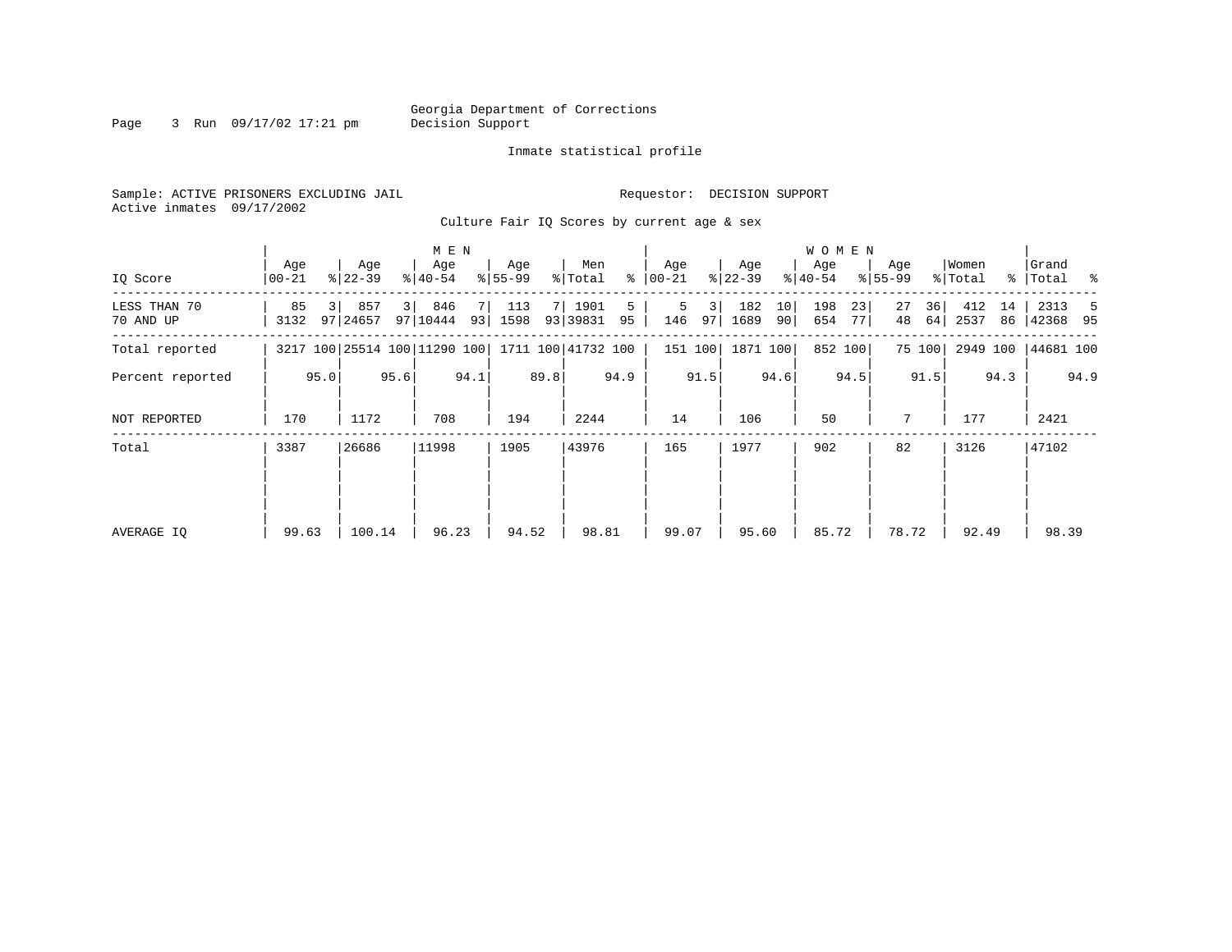Georgia Department of Corrections
Decision Support

Inmate statistical profile

Sample: ACTIVE PRISONERS EXCLUDING JAIL

Requestor: DECISION SUPPORT

Active inmates 09/17/2002

Culture Fair IQ Scores by current age & sex

| IQ Score | MEN Age 00-21 | % | Age 22-39 | % | Age 40-54 | % | Age 55-99 | % | Men Total | % | WOMEN Age 00-21 | % | Age 22-39 | % | Age 40-54 | % | Age 55-99 | % | Women Total | % | Grand Total | % |
|---|---|---|---|---|---|---|---|---|---|---|---|---|---|---|---|---|---|---|---|---|---|---|
| LESS THAN 70 | 85 | 3 | 857 | 3 | 846 | 7 | 113 | 7 | 1901 | 5 | 5 | 3 | 182 | 10 | 198 | 23 | 27 | 36 | 412 | 14 | 2313 | 5 |
| 70 AND UP | 3132 | 97 | 24657 | 97 | 10444 | 93 | 1598 | 93 | 39831 | 95 | 146 | 97 | 1689 | 90 | 654 | 77 | 48 | 64 | 2537 | 86 | 42368 | 95 |
| Total reported | 3217 | 100 | 25514 | 100 | 11290 | 100 | 1711 | 100 | 41732 | 100 | 151 | 100 | 1871 | 100 | 852 | 100 | 75 | 100 | 2949 | 100 | 44681 | 100 |
| Percent reported | | 95.0 | | 95.6 | | 94.1 | | 89.8 | | 94.9 | | 91.5 | | 94.6 | | 94.5 | | 91.5 | | 94.3 | | 94.9 |
| NOT REPORTED | 170 | | 1172 | | 708 | | 194 | | 2244 | | 14 | | 106 | | 50 | | 7 | | 177 | | 2421 | |
| Total | 3387 | | 26686 | | 11998 | | 1905 | | 43976 | | 165 | | 1977 | | 902 | | 82 | | 3126 | | 47102 | |
| AVERAGE IQ | 99.63 | | 100.14 | | 96.23 | | 94.52 | | 98.81 | | 99.07 | | 95.60 | | 85.72 | | 78.72 | | 92.49 | | 98.39 | |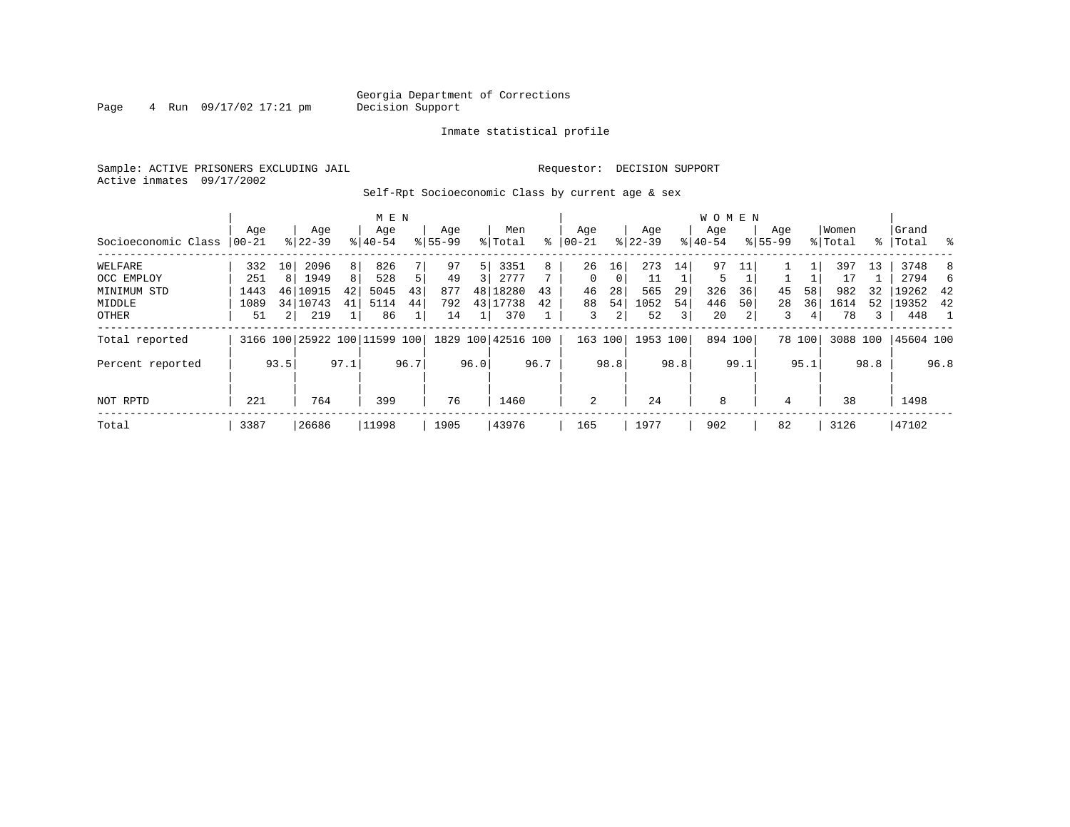Georgia Department of Corrections
Decision Support

Inmate statistical profile

Sample: ACTIVE PRISONERS EXCLUDING JAIL

Requestor: DECISION SUPPORT

Active inmates 09/17/2002

Self-Rpt Socioeconomic Class by current age & sex

| | MEN | | | | | | | | | | WOMEN | | | | | | | | | | | |
|---|---|---|---|---|---|---|---|---|---|---|---|---|---|---|---|---|---|---|---|---|---|---|
| Socioeconomic Class | Age 00-21 | % | Age 22-39 | % | Age 40-54 | % | Age 55-99 | % | Men Total | % | Age 00-21 | % | Age 22-39 | % | Age 40-54 | % | Age 55-99 | % | Women Total | % | Grand Total | % |
| WELFARE | 332 | 10 | 2096 | 8 | 826 | 7 | 97 | 5 | 3351 | 8 | 26 | 16 | 273 | 14 | 97 | 11 | 1 | 1 | 397 | 13 | 3748 | 8 |
| OCC EMPLOY | 251 | 8 | 1949 | 8 | 528 | 5 | 49 | 3 | 2777 | 7 | 0 | 0 | 11 | 1 | 5 | 1 | 1 | 1 | 17 | 1 | 2794 | 6 |
| MINIMUM STD | 1443 | 46 | 10915 | 42 | 5045 | 43 | 877 | 48 | 18280 | 43 | 46 | 28 | 565 | 29 | 326 | 36 | 45 | 58 | 982 | 32 | 19262 | 42 |
| MIDDLE | 1089 | 34 | 10743 | 41 | 5114 | 44 | 792 | 43 | 17738 | 42 | 88 | 54 | 1052 | 54 | 446 | 50 | 28 | 36 | 1614 | 52 | 19352 | 42 |
| OTHER | 51 | 2 | 219 | 1 | 86 | 1 | 14 | 1 | 370 | 1 | 3 | 2 | 52 | 3 | 20 | 2 | 3 | 4 | 78 | 3 | 448 | 1 |
| Total reported | 3166 | 100 | 25922 | 100 | 11599 | 100 | 1829 | 100 | 42516 | 100 | 163 | 100 | 1953 | 100 | 894 | 100 | 78 | 100 | 3088 | 100 | 45604 | 100 |
| Percent reported | | 93.5 | | 97.1 | | 96.7 | | 96.0 | | 96.7 | | 98.8 | | 98.8 | | 99.1 | | 95.1 | | 98.8 | | 96.8 |
| NOT RPTD | 221 | | 764 | | 399 | | 76 | | 1460 | | 2 | | 24 | | 8 | | 4 | | 38 | | 1498 | |
| Total | 3387 | | 26686 | | 11998 | | 1905 | | 43976 | | 165 | | 1977 | | 902 | | 82 | | 3126 | | 47102 | |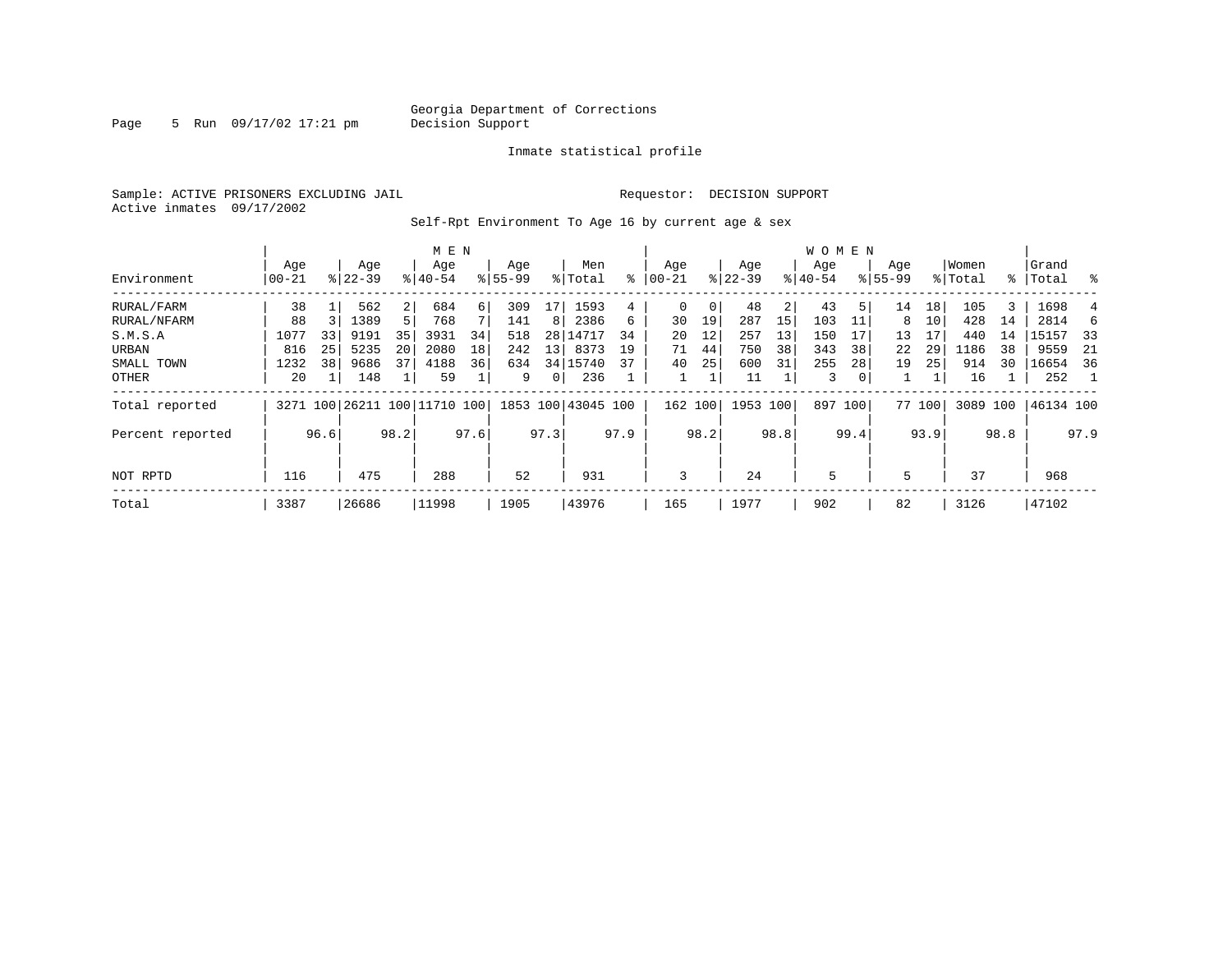Georgia Department of Corrections
Decision Support

Inmate statistical profile

Sample: ACTIVE PRISONERS EXCLUDING JAIL                Requestor: DECISION SUPPORT
Active inmates 09/17/2002

Self-Rpt Environment To Age 16 by current age & sex

| Environment | MEN Age 00-21 | % | Age 22-39 | % | Age 40-54 | % | Age 55-99 | % | Men Total | % | WOMEN Age 00-21 | % | Age 22-39 | % | Age 40-54 | % | Age 55-99 | % | Women Total | % | Grand Total | % |
|---|---|---|---|---|---|---|---|---|---|---|---|---|---|---|---|---|---|---|---|---|---|---|
| RURAL/FARM | 38 | 1 | 562 | 2 | 684 | 6 | 309 | 17 | 1593 | 4 | 0 | 0 | 48 | 2 | 43 | 5 | 14 | 18 | 105 | 3 | 1698 | 4 |
| RURAL/NFARM | 88 | 3 | 1389 | 5 | 768 | 7 | 141 | 8 | 2386 | 6 | 30 | 19 | 287 | 15 | 103 | 11 | 8 | 10 | 428 | 14 | 2814 | 6 |
| S.M.S.A | 1077 | 33 | 9191 | 35 | 3931 | 34 | 518 | 28 | 14717 | 34 | 20 | 12 | 257 | 13 | 150 | 17 | 13 | 17 | 440 | 14 | 15157 | 33 |
| URBAN | 816 | 25 | 5235 | 20 | 2080 | 18 | 242 | 13 | 8373 | 19 | 71 | 44 | 750 | 38 | 343 | 38 | 22 | 29 | 1186 | 38 | 9559 | 21 |
| SMALL TOWN | 1232 | 38 | 9686 | 37 | 4188 | 36 | 634 | 34 | 15740 | 37 | 40 | 25 | 600 | 31 | 255 | 28 | 19 | 25 | 914 | 30 | 16654 | 36 |
| OTHER | 20 | 1 | 148 | 1 | 59 | 1 | 9 | 0 | 236 | 1 | 1 | 1 | 11 | 1 | 3 | 0 | 1 | 1 | 16 | 1 | 252 | 1 |
| Total reported | 3271 | 100 | 26211 | 100 | 11710 | 100 | 1853 | 100 | 43045 | 100 | 162 | 100 | 1953 | 100 | 897 | 100 | 77 | 100 | 3089 | 100 | 46134 | 100 |
| Percent reported | | 96.6 | | 98.2 | | 97.6 | | 97.3 | | 97.9 | | 98.2 | | 98.8 | | 99.4 | | 93.9 | | 98.8 | | 97.9 |
| NOT RPTD | 116 | | 475 | | 288 | | 52 | | 931 | | 3 | | 24 | | 5 | | 5 | | 37 | | 968 | |
| Total | 3387 | | 26686 | | 11998 | | 1905 | | 43976 | | 165 | | 1977 | | 902 | | 82 | | 3126 | | 47102 | |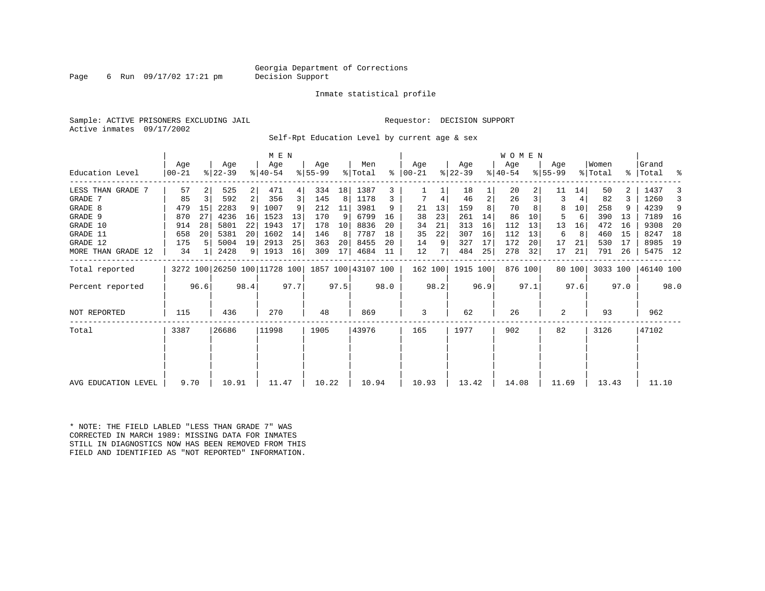Georgia Department of Corrections
Decision Support

Inmate statistical profile

Sample: ACTIVE PRISONERS EXCLUDING JAIL

Requestor: DECISION SUPPORT

Active inmates 09/17/2002

Self-Rpt Education Level by current age & sex

| Education Level | MEN Age 00-21 | % | Age 22-39 | % | Age 40-54 | % | Age 55-99 | % | Men Total | % | WOMEN Age 00-21 | % | Age 22-39 | % | Age 40-54 | % | Age 55-99 | % | Women Total | % | Grand Total | % |
|---|---|---|---|---|---|---|---|---|---|---|---|---|---|---|---|---|---|---|---|---|---|---|
| LESS THAN GRADE 7 | 57 | 2 | 525 | 2 | 471 | 4 | 334 | 18 | 1387 | 3 | 1 | 1 | 18 | 1 | 20 | 2 | 11 | 14 | 50 | 2 | 1437 | 3 |
| GRADE 7 | 85 | 3 | 592 | 2 | 356 | 3 | 145 | 8 | 1178 | 3 | 7 | 4 | 46 | 2 | 26 | 3 | 3 | 4 | 82 | 3 | 1260 | 3 |
| GRADE 8 | 479 | 15 | 2283 | 9 | 1007 | 9 | 212 | 11 | 3981 | 9 | 21 | 13 | 159 | 8 | 70 | 8 | 8 | 10 | 258 | 9 | 4239 | 9 |
| GRADE 9 | 870 | 27 | 4236 | 16 | 1523 | 13 | 170 | 9 | 6799 | 16 | 38 | 23 | 261 | 14 | 86 | 10 | 5 | 6 | 390 | 13 | 7189 | 16 |
| GRADE 10 | 914 | 28 | 5801 | 22 | 1943 | 17 | 178 | 10 | 8836 | 20 | 34 | 21 | 313 | 16 | 112 | 13 | 13 | 16 | 472 | 16 | 9308 | 20 |
| GRADE 11 | 658 | 20 | 5381 | 20 | 1602 | 14 | 146 | 8 | 7787 | 18 | 35 | 22 | 307 | 16 | 112 | 13 | 6 | 8 | 460 | 15 | 8247 | 18 |
| GRADE 12 | 175 | 5 | 5004 | 19 | 2913 | 25 | 363 | 20 | 8455 | 20 | 14 | 9 | 327 | 17 | 172 | 20 | 17 | 21 | 530 | 17 | 8985 | 19 |
| MORE THAN GRADE 12 | 34 | 1 | 2428 | 9 | 1913 | 16 | 309 | 17 | 4684 | 11 | 12 | 7 | 484 | 25 | 278 | 32 | 17 | 21 | 791 | 26 | 5475 | 12 |
| Total reported | 3272 | 100 | 26250 | 100 | 11728 | 100 | 1857 | 100 | 43107 | 100 | 162 | 100 | 1915 | 100 | 876 | 100 | 80 | 100 | 3033 | 100 | 46140 | 100 |
| Percent reported | | 96.6 | | 98.4 | | 97.7 | | 97.5 | | 98.0 | | 98.2 | | 96.9 | | 97.1 | | 97.6 | | 97.0 | | 98.0 |
| NOT REPORTED | 115 | | 436 | | 270 | | 48 | | 869 | | 3 | | 62 | | 26 | | 2 | | 93 | | 962 | |
| Total | 3387 | | 26686 | | 11998 | | 1905 | | 43976 | | 165 | | 1977 | | 902 | | 82 | | 3126 | | 47102 | |
| AVG EDUCATION LEVEL | 9.70 | | 10.91 | | 11.47 | | 10.22 | | 10.94 | | 10.93 | | 13.42 | | 14.08 | | 11.69 | | 13.43 | | 11.10 | |

* NOTE: THE FIELD LABLED "LESS THAN GRADE 7" WAS CORRECTED IN MARCH 1989: MISSING DATA FOR INMATES STILL IN DIAGNOSTICS NOW HAS BEEN REMOVED FROM THIS FIELD AND IDENTIFIED AS "NOT REPORTED" INFORMATION.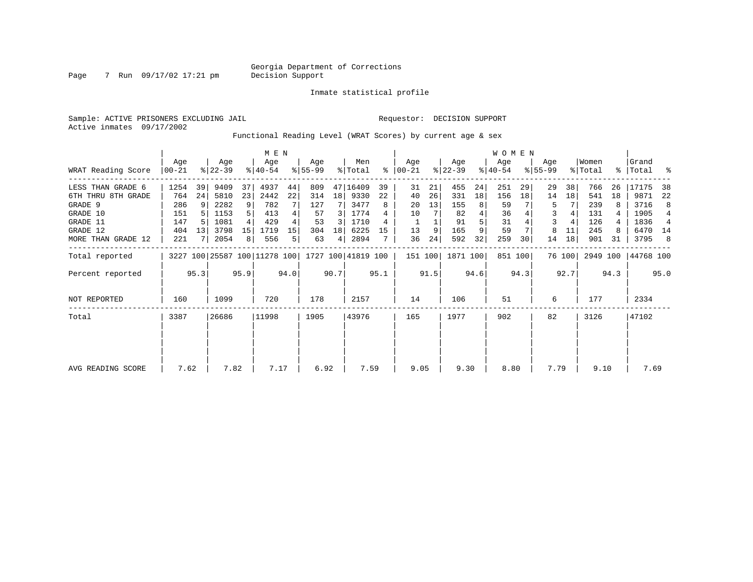Georgia Department of Corrections
Decision Support

Inmate statistical profile

Sample: ACTIVE PRISONERS EXCLUDING JAIL

Requestor: DECISION SUPPORT

Active inmates 09/17/2002

Functional Reading Level (WRAT Scores) by current age & sex

| WRAT Reading Score | MEN Age 00-21 | % | Age 22-39 | % | Age 40-54 | % | Age 55-99 | % | Men Total | % | WOMEN Age 00-21 | % | Age 22-39 | % | Age 40-54 | % | Age 55-99 | % | Women Total | % | Grand Total | % |
|---|---|---|---|---|---|---|---|---|---|---|---|---|---|---|---|---|---|---|---|---|---|---|
| LESS THAN GRADE 6 | 1254 | 39 | 9409 | 37 | 4937 | 44 | 809 | 47 | 16409 | 39 | 31 | 21 | 455 | 24 | 251 | 29 | 29 | 38 | 766 | 26 | 17175 | 38 |
| 6TH THRU 8TH GRADE | 764 | 24 | 5810 | 23 | 2442 | 22 | 314 | 18 | 9330 | 22 | 40 | 26 | 331 | 18 | 156 | 18 | 14 | 18 | 541 | 18 | 9871 | 22 |
| GRADE 9 | 286 | 9 | 2282 | 9 | 782 | 7 | 127 | 7 | 3477 | 8 | 20 | 13 | 155 | 8 | 59 | 7 | 5 | 7 | 239 | 8 | 3716 | 8 |
| GRADE 10 | 151 | 5 | 1153 | 5 | 413 | 4 | 57 | 3 | 1774 | 4 | 10 | 7 | 82 | 4 | 36 | 4 | 3 | 4 | 131 | 4 | 1905 | 4 |
| GRADE 11 | 147 | 5 | 1081 | 4 | 429 | 4 | 53 | 3 | 1710 | 4 | 1 | 1 | 91 | 5 | 31 | 4 | 3 | 4 | 126 | 4 | 1836 | 4 |
| GRADE 12 | 404 | 13 | 3798 | 15 | 1719 | 15 | 304 | 18 | 6225 | 15 | 13 | 9 | 165 | 9 | 59 | 7 | 8 | 11 | 245 | 8 | 6470 | 14 |
| MORE THAN GRADE 12 | 221 | 7 | 2054 | 8 | 556 | 5 | 63 | 4 | 2894 | 7 | 36 | 24 | 592 | 32 | 259 | 30 | 14 | 18 | 901 | 31 | 3795 | 8 |
| Total reported | 3227 | 100 | 25587 | 100 | 11278 | 100 | 1727 | 100 | 41819 | 100 | 151 | 100 | 1871 | 100 | 851 | 100 | 76 | 100 | 2949 | 100 | 44768 | 100 |
| Percent reported | | 95.3 | | 95.9 | | 94.0 | | 90.7 | | 95.1 | | 91.5 | | 94.6 | | 94.3 | | 92.7 | | 94.3 | | 95.0 |
| NOT REPORTED | 160 | | 1099 | | 720 | | 178 | | 2157 | | 14 | | 106 | | 51 | | 6 | | 177 | | 2334 | |
| Total | 3387 | | 26686 | | 11998 | | 1905 | | 43976 | | 165 | | 1977 | | 902 | | 82 | | 3126 | | 47102 | |
| AVG READING SCORE | 7.62 | | 7.82 | | 7.17 | | 6.92 | | 7.59 | | 9.05 | | 9.30 | | 8.80 | | 7.79 | | 9.10 | | 7.69 | |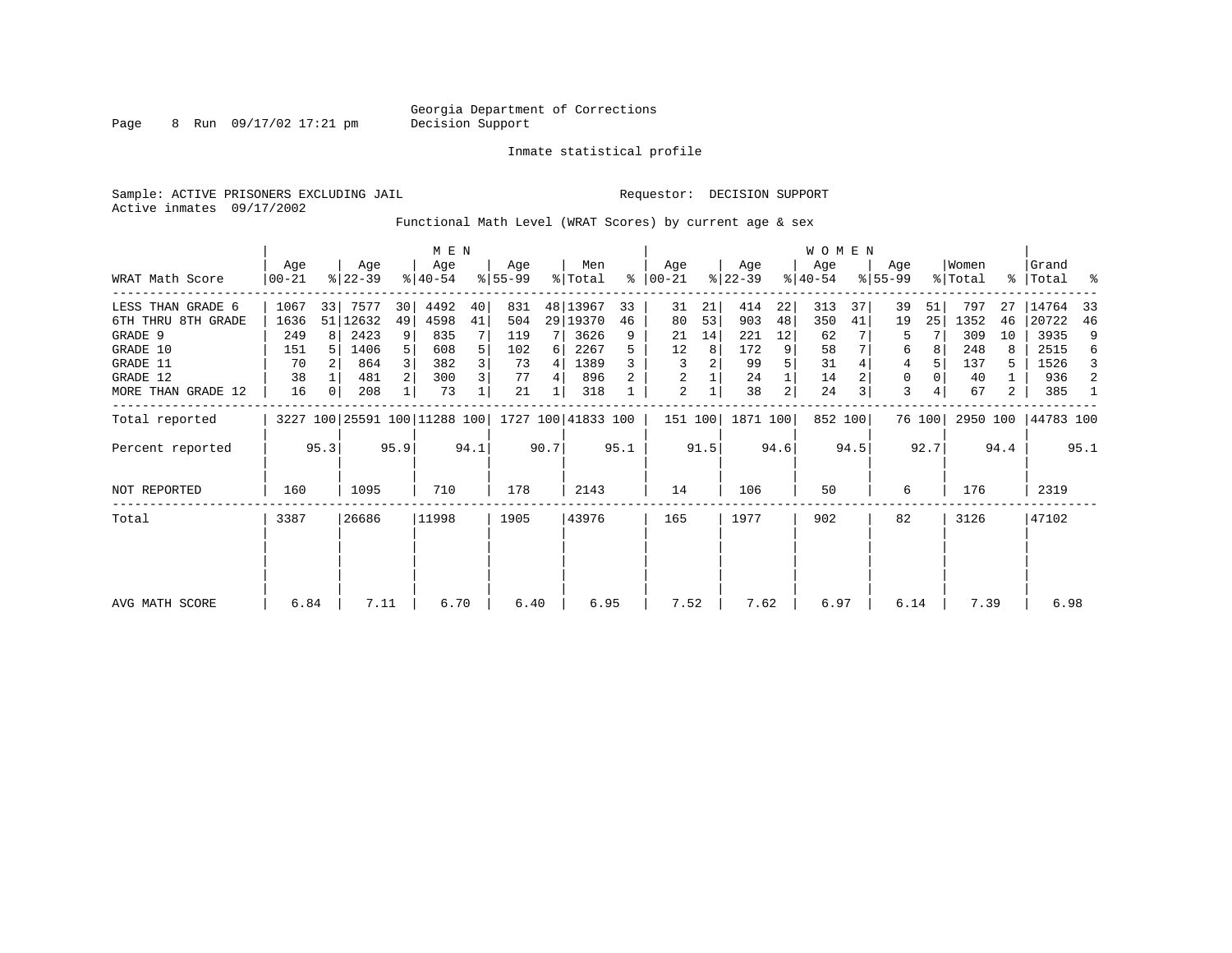Georgia Department of Corrections
Decision Support

Inmate statistical profile

Sample: ACTIVE PRISONERS EXCLUDING JAIL

Requestor: DECISION SUPPORT

Active inmates 09/17/2002

Functional Math Level (WRAT Scores) by current age & sex

| WRAT Math Score | MEN Age 00-21 | % | Age 22-39 | % | Age 40-54 | % | Age 55-99 | % | Men Total | % | WOMEN Age 00-21 | % | Age 22-39 | % | Age 40-54 | % | Age 55-99 | % | Women Total | % | Grand Total | % |
|---|---|---|---|---|---|---|---|---|---|---|---|---|---|---|---|---|---|---|---|---|---|---|
| LESS THAN GRADE 6 | 1067 | 33 | 7577 | 30 | 4492 | 40 | 831 | 48 | 13967 | 33 | 31 | 21 | 414 | 22 | 313 | 37 | 39 | 51 | 797 | 27 | 14764 | 33 |
| 6TH THRU 8TH GRADE | 1636 | 51 | 12632 | 49 | 4598 | 41 | 504 | 29 | 19370 | 46 | 80 | 53 | 903 | 48 | 350 | 41 | 19 | 25 | 1352 | 46 | 20722 | 46 |
| GRADE 9 | 249 | 8 | 2423 | 9 | 835 | 7 | 119 | 7 | 3626 | 9 | 21 | 14 | 221 | 12 | 62 | 7 | 5 | 7 | 309 | 10 | 3935 | 9 |
| GRADE 10 | 151 | 5 | 1406 | 5 | 608 | 5 | 102 | 6 | 2267 | 5 | 12 | 8 | 172 | 9 | 58 | 7 | 6 | 8 | 248 | 8 | 2515 | 6 |
| GRADE 11 | 70 | 2 | 864 | 3 | 382 | 3 | 73 | 4 | 1389 | 3 | 3 | 2 | 99 | 5 | 31 | 4 | 4 | 5 | 137 | 5 | 1526 | 3 |
| GRADE 12 | 38 | 1 | 481 | 2 | 300 | 3 | 77 | 4 | 896 | 2 | 2 | 1 | 24 | 1 | 14 | 2 | 0 | 0 | 40 | 1 | 936 | 2 |
| MORE THAN GRADE 12 | 16 | 0 | 208 | 1 | 73 | 1 | 21 | 1 | 318 | 1 | 2 | 1 | 38 | 2 | 24 | 3 | 3 | 4 | 67 | 2 | 385 | 1 |
| Total reported | 3227 | 100 | 25591 | 100 | 11288 | 100 | 1727 | 100 | 41833 | 100 | 151 | 100 | 1871 | 100 | 852 | 100 | 76 | 100 | 2950 | 100 | 44783 | 100 |
| Percent reported | | 95.3 | | 95.9 | | 94.1 | | 90.7 | | 95.1 | | 91.5 | | 94.6 | | 94.5 | | 92.7 | | 94.4 | | 95.1 |
| NOT REPORTED | 160 | | 1095 | | 710 | | 178 | | 2143 | | 14 | | 106 | | 50 | | 6 | | 176 | | 2319 | |
| Total | 3387 | | 26686 | | 11998 | | 1905 | | 43976 | | 165 | | 1977 | | 902 | | 82 | | 3126 | | 47102 | |
| AVG MATH SCORE | 6.84 | | 7.11 | | 6.70 | | 6.40 | | 6.95 | | 7.52 | | 7.62 | | 6.97 | | 6.14 | | 7.39 | | 6.98 | |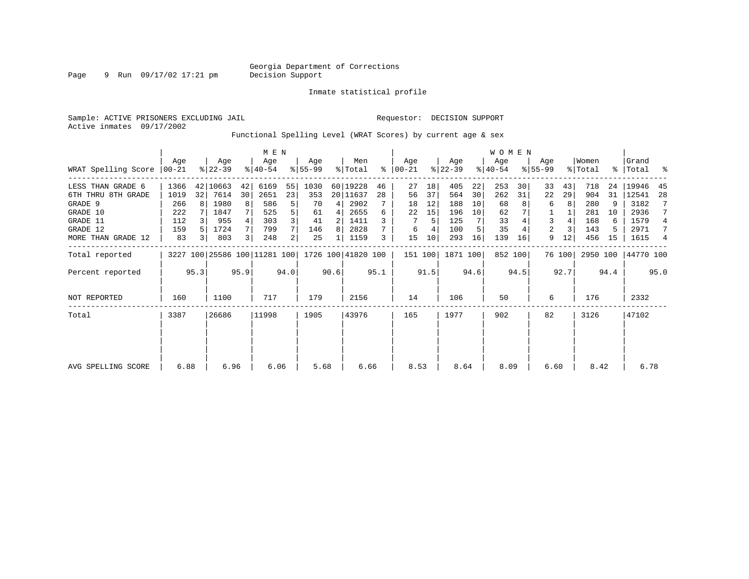Georgia Department of Corrections
Decision Support

Inmate statistical profile

Sample: ACTIVE PRISONERS EXCLUDING JAIL
Active inmates 09/17/2002

Requestor: DECISION SUPPORT

Functional Spelling Level (WRAT Scores) by current age & sex

| | MEN | | | | | | | | | | WOMEN | | | | | | | | | | | |
|---|---|---|---|---|---|---|---|---|---|---|---|---|---|---|---|---|---|---|---|---|---|---|
| WRAT Spelling Score | Age 00-21 | % | Age 22-39 | % | Age 40-54 | % | Age 55-99 | % | Men Total | % | Age 00-21 | % | Age 22-39 | % | Age 40-54 | % | Age 55-99 | % | Women Total | % | Grand Total | % |
| LESS THAN GRADE 6 | 1366 | 42 | 10663 | 42 | 6169 | 55 | 1030 | 60 | 19228 | 46 | 27 | 18 | 405 | 22 | 253 | 30 | 33 | 43 | 718 | 24 | 19946 | 45 |
| 6TH THRU 8TH GRADE | 1019 | 32 | 7614 | 30 | 2651 | 23 | 353 | 20 | 11637 | 28 | 56 | 37 | 564 | 30 | 262 | 31 | 22 | 29 | 904 | 31 | 12541 | 28 |
| GRADE 9 | 266 | 8 | 1980 | 8 | 586 | 5 | 70 | 4 | 2902 | 7 | 18 | 12 | 188 | 10 | 68 | 8 | 6 | 8 | 280 | 9 | 3182 | 7 |
| GRADE 10 | 222 | 7 | 1847 | 7 | 525 | 5 | 61 | 4 | 2655 | 6 | 22 | 15 | 196 | 10 | 62 | 7 | 1 | 1 | 281 | 10 | 2936 | 7 |
| GRADE 11 | 112 | 3 | 955 | 4 | 303 | 3 | 41 | 2 | 1411 | 3 | 7 | 5 | 125 | 7 | 33 | 4 | 3 | 4 | 168 | 6 | 1579 | 4 |
| GRADE 12 | 159 | 5 | 1724 | 7 | 799 | 7 | 146 | 8 | 2828 | 7 | 6 | 4 | 100 | 5 | 35 | 4 | 2 | 3 | 143 | 5 | 2971 | 7 |
| MORE THAN GRADE 12 | 83 | 3 | 803 | 3 | 248 | 2 | 25 | 1 | 1159 | 3 | 15 | 10 | 293 | 16 | 139 | 16 | 9 | 12 | 456 | 15 | 1615 | 4 |
| Total reported | 3227 | 100 | 25586 | 100 | 11281 | 100 | 1726 | 100 | 41820 | 100 | 151 | 100 | 1871 | 100 | 852 | 100 | 76 | 100 | 2950 | 100 | 44770 | 100 |
| Percent reported | | 95.3 | | 95.9 | | 94.0 | | 90.6 | | 95.1 | | 91.5 | | 94.6 | | 94.5 | | 92.7 | | 94.4 | | 95.0 |
| NOT REPORTED | 160 | | 1100 | | 717 | | 179 | | 2156 | | 14 | | 106 | | 50 | | 6 | | 176 | | 2332 | |
| Total | 3387 | | 26686 | | 11998 | | 1905 | | 43976 | | 165 | | 1977 | | 902 | | 82 | | 3126 | | 47102 | |
| AVG SPELLING SCORE | 6.88 | | 6.96 | | 6.06 | | 5.68 | | 6.66 | | 8.53 | | 8.64 | | 8.09 | | 6.60 | | 8.42 | | 6.78 | |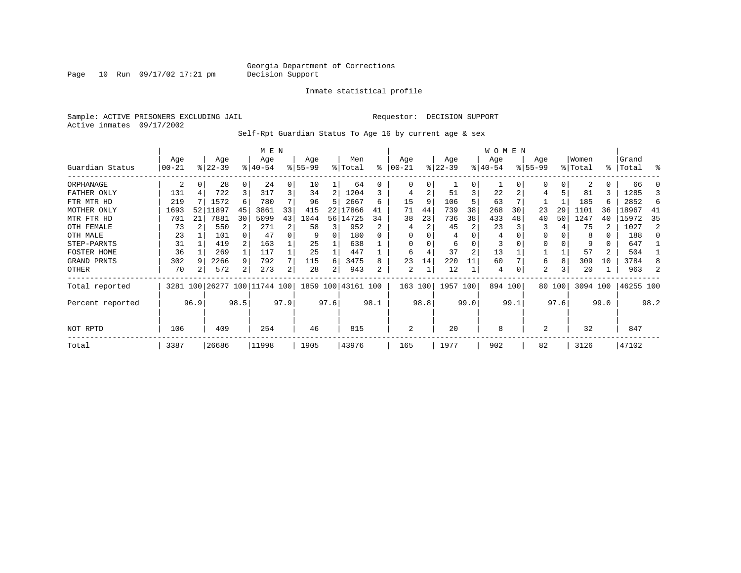Georgia Department of Corrections
Decision Support

Inmate statistical profile

Sample: ACTIVE PRISONERS EXCLUDING JAIL

Requestor: DECISION SUPPORT

Active inmates 09/17/2002

Self-Rpt Guardian Status To Age 16 by current age & sex

| Guardian Status | MEN Age 00-21 | % | Age 22-39 | % | Age 40-54 | % | Age 55-99 | % | Men Total | % | WOMEN Age 00-21 | % | Age 22-39 | % | Age 40-54 | % | Age 55-99 | % | Women Total | % | Grand Total | % |
|---|---|---|---|---|---|---|---|---|---|---|---|---|---|---|---|---|---|---|---|---|---|---|
| ORPHANAGE | 2 | 0 | 28 | 0 | 24 | 0 | 10 | 1 | 64 | 0 | 0 | 0 | 1 | 0 | 1 | 0 | 0 | 0 | 2 | 0 | 66 | 0 |
| FATHER ONLY | 131 | 4 | 722 | 3 | 317 | 3 | 34 | 2 | 1204 | 3 | 4 | 2 | 51 | 3 | 22 | 2 | 4 | 5 | 81 | 3 | 1285 | 3 |
| FTR MTR HD | 219 | 7 | 1572 | 6 | 780 | 7 | 96 | 5 | 2667 | 6 | 15 | 9 | 106 | 5 | 63 | 7 | 1 | 1 | 185 | 6 | 2852 | 6 |
| MOTHER ONLY | 1693 | 52 | 11897 | 45 | 3861 | 33 | 415 | 22 | 17866 | 41 | 71 | 44 | 739 | 38 | 268 | 30 | 23 | 29 | 1101 | 36 | 18967 | 41 |
| MTR FTR HD | 701 | 21 | 7881 | 30 | 5099 | 43 | 1044 | 56 | 14725 | 34 | 38 | 23 | 736 | 38 | 433 | 48 | 40 | 50 | 1247 | 40 | 15972 | 35 |
| OTH FEMALE | 73 | 2 | 550 | 2 | 271 | 2 | 58 | 3 | 952 | 2 | 4 | 2 | 45 | 2 | 23 | 3 | 3 | 4 | 75 | 2 | 1027 | 2 |
| OTH MALE | 23 | 1 | 101 | 0 | 47 | 0 | 9 | 0 | 180 | 0 | 0 | 0 | 4 | 0 | 4 | 0 | 0 | 0 | 8 | 0 | 188 | 0 |
| STEP-PARNTS | 31 | 1 | 419 | 2 | 163 | 1 | 25 | 1 | 638 | 1 | 0 | 0 | 6 | 0 | 3 | 0 | 0 | 0 | 9 | 0 | 647 | 1 |
| FOSTER HOME | 36 | 1 | 269 | 1 | 117 | 1 | 25 | 1 | 447 | 1 | 6 | 4 | 37 | 2 | 13 | 1 | 1 | 1 | 57 | 2 | 504 | 1 |
| GRAND PRNTS | 302 | 9 | 2266 | 9 | 792 | 7 | 115 | 6 | 3475 | 8 | 23 | 14 | 220 | 11 | 60 | 7 | 6 | 8 | 309 | 10 | 3784 | 8 |
| OTHER | 70 | 2 | 572 | 2 | 273 | 2 | 28 | 2 | 943 | 2 | 2 | 1 | 12 | 1 | 4 | 0 | 2 | 3 | 20 | 1 | 963 | 2 |
| Total reported | 3281 | 100 | 26277 | 100 | 11744 | 100 | 1859 | 100 | 43161 | 100 | 163 | 100 | 1957 | 100 | 894 | 100 | 80 | 100 | 3094 | 100 | 46255 | 100 |
| Percent reported | | 96.9 | | 98.5 | | 97.9 | | 97.6 | | 98.1 | | 98.8 | | 99.0 | | 99.1 | | 97.6 | | 99.0 | | 98.2 |
| NOT RPTD | 106 | | 409 | | 254 | | 46 | | 815 | | 2 | | 20 | | 8 | | 2 | | 32 | | 847 | |
| Total | 3387 | | 26686 | | 11998 | | 1905 | | 43976 | | 165 | | 1977 | | 902 | | 82 | | 3126 | | 47102 | |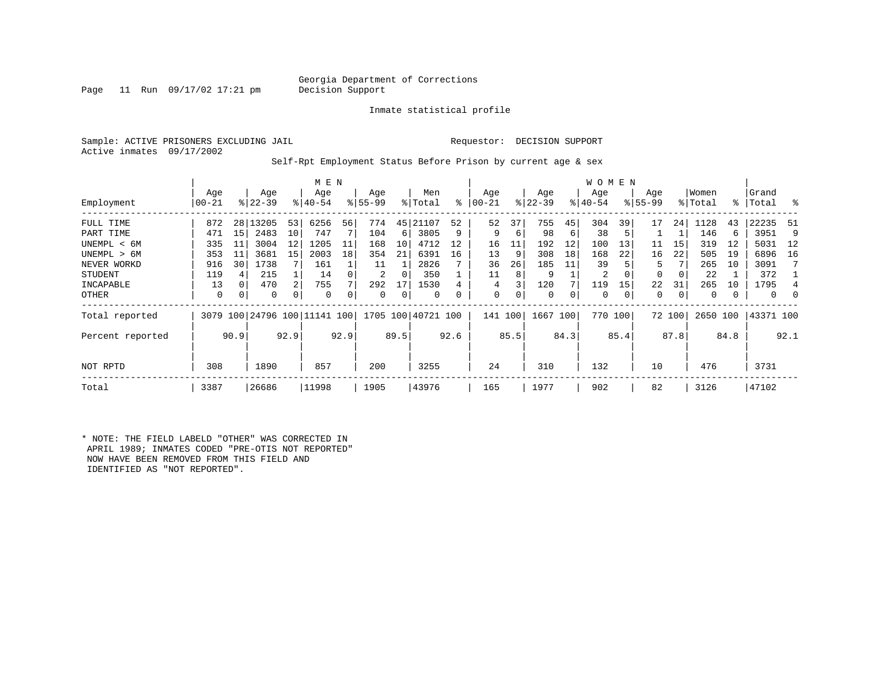Georgia Department of Corrections
Decision Support

Inmate statistical profile

Sample: ACTIVE PRISONERS EXCLUDING JAIL          Requestor: DECISION SUPPORT
Active inmates 09/17/2002

Self-Rpt Employment Status Before Prison by current age & sex

| Employment | MEN Age 00-21 | % | Age 22-39 | % | Age 40-54 | % | Age 55-99 | % | Men Total | % | WOMEN Age 00-21 | % | Age 22-39 | % | Age 40-54 | % | Age 55-99 | % | Women Total | % | Grand Total | % |
|---|---|---|---|---|---|---|---|---|---|---|---|---|---|---|---|---|---|---|---|---|---|---|
| FULL TIME | 872 | 28 | 13205 | 53 | 6256 | 56 | 774 | 45 | 21107 | 52 | 52 | 37 | 755 | 45 | 304 | 39 | 17 | 24 | 1128 | 43 | 22235 | 51 |
| PART TIME | 471 | 15 | 2483 | 10 | 747 | 7 | 104 | 6 | 3805 | 9 | 9 | 6 | 98 | 6 | 38 | 5 | 1 | 1 | 146 | 6 | 3951 | 9 |
| UNEMPL < 6M | 335 | 11 | 3004 | 12 | 1205 | 11 | 168 | 10 | 4712 | 12 | 16 | 11 | 192 | 12 | 100 | 13 | 11 | 15 | 319 | 12 | 5031 | 12 |
| UNEMPL > 6M | 353 | 11 | 3681 | 15 | 2003 | 18 | 354 | 21 | 6391 | 16 | 13 | 9 | 308 | 18 | 168 | 22 | 16 | 22 | 505 | 19 | 6896 | 16 |
| NEVER WORKD | 916 | 30 | 1738 | 7 | 161 | 1 | 11 | 1 | 2826 | 7 | 36 | 26 | 185 | 11 | 39 | 5 | 5 | 7 | 265 | 10 | 3091 | 7 |
| STUDENT | 119 | 4 | 215 | 1 | 14 | 0 | 2 | 0 | 350 | 1 | 11 | 8 | 9 | 1 | 2 | 0 | 0 | 0 | 22 | 1 | 372 | 1 |
| INCAPABLE | 13 | 0 | 470 | 2 | 755 | 7 | 292 | 17 | 1530 | 4 | 4 | 3 | 120 | 7 | 119 | 15 | 22 | 31 | 265 | 10 | 1795 | 4 |
| OTHER | 0 | 0 | 0 | 0 | 0 | 0 | 0 | 0 | 0 | 0 | 0 | 0 | 0 | 0 | 0 | 0 | 0 | 0 | 0 | 0 | 0 | 0 |
| Total reported | 3079 | 100 | 24796 | 100 | 11141 | 100 | 1705 | 100 | 40721 | 100 | 141 | 100 | 1667 | 100 | 770 | 100 | 72 | 100 | 2650 | 100 | 43371 | 100 |
| Percent reported | | 90.9 | | 92.9 | | 92.9 | | 89.5 | | 92.6 | | 85.5 | | 84.3 | | 85.4 | | 87.8 | | 84.8 | | 92.1 |
| NOT RPTD | 308 | | 1890 | | 857 | | 200 | | 3255 | | 24 | | 310 | | 132 | | 10 | | 476 | | 3731 | |
| Total | 3387 | | 26686 | | 11998 | | 1905 | | 43976 | | 165 | | 1977 | | 902 | | 82 | | 3126 | | 47102 | |

* NOTE: THE FIELD LABELD "OTHER" WAS CORRECTED IN APRIL 1989; INMATES CODED "PRE-OTIS NOT REPORTED" NOW HAVE BEEN REMOVED FROM THIS FIELD AND IDENTIFIED AS "NOT REPORTED".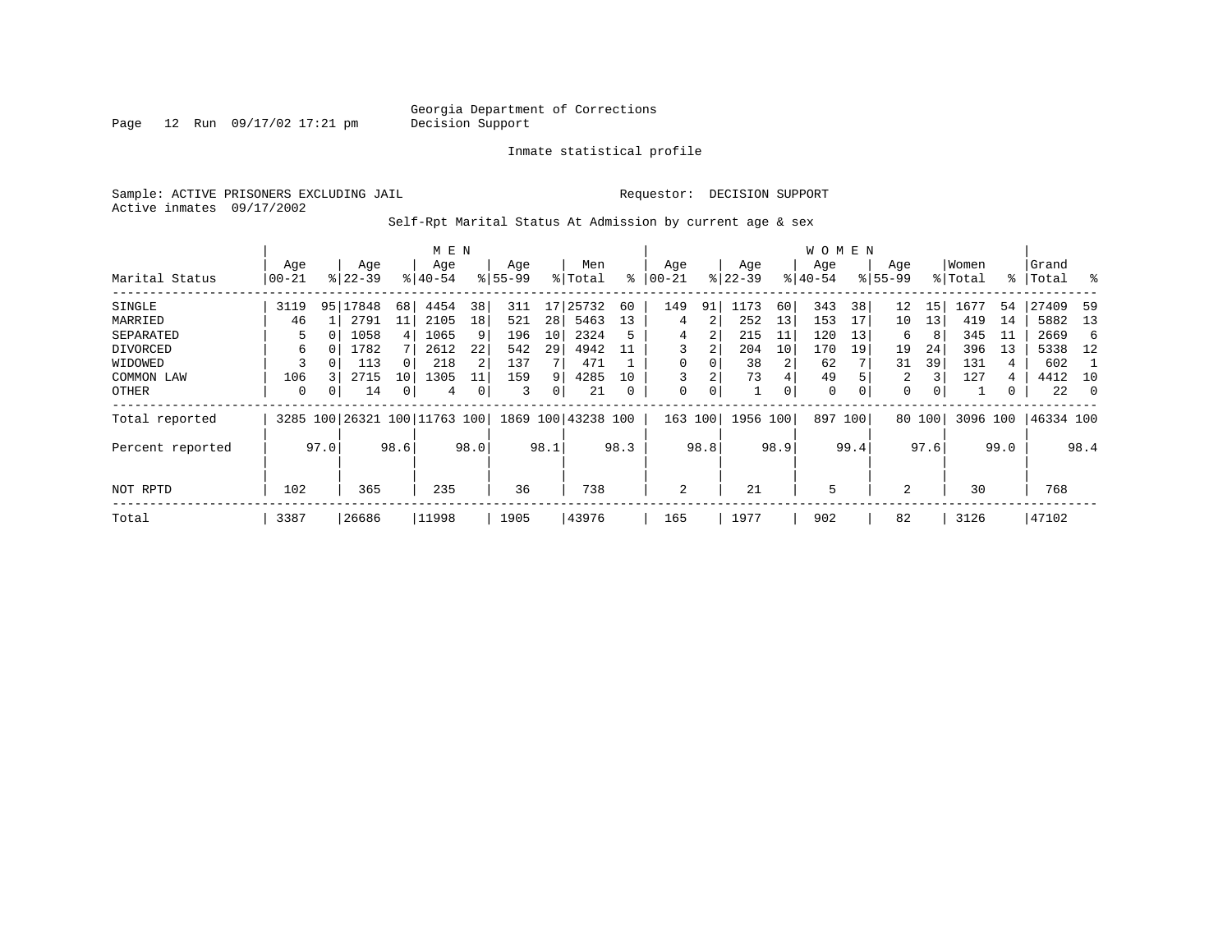Georgia Department of Corrections
Decision Support

Page 12 Run 09/17/02 17:21 pm

Inmate statistical profile

Sample: ACTIVE PRISONERS EXCLUDING JAIL

Requestor: DECISION SUPPORT

Active inmates 09/17/2002

Self-Rpt Marital Status At Admission by current age & sex

| Marital Status | MEN Age 00-21 | % | Age 22-39 | % | Age 40-54 | % | Age 55-99 | % | Men Total | % | WOMEN Age 00-21 | % | Age 22-39 | % | Age 40-54 | % | Age 55-99 | % | Women Total | % | Grand Total | % |
|---|---|---|---|---|---|---|---|---|---|---|---|---|---|---|---|---|---|---|---|---|---|---|
| SINGLE | 3119 | 95 | 17848 | 68 | 4454 | 38 | 311 | 17 | 25732 | 60 | 149 | 91 | 1173 | 60 | 343 | 38 | 12 | 15 | 1677 | 54 | 27409 | 59 |
| MARRIED | 46 | 1 | 2791 | 11 | 2105 | 18 | 521 | 28 | 5463 | 13 | 4 | 2 | 252 | 13 | 153 | 17 | 10 | 13 | 419 | 14 | 5882 | 13 |
| SEPARATED | 5 | 0 | 1058 | 4 | 1065 | 9 | 196 | 10 | 2324 | 5 | 4 | 2 | 215 | 11 | 120 | 13 | 6 | 8 | 345 | 11 | 2669 | 6 |
| DIVORCED | 6 | 0 | 1782 | 7 | 2612 | 22 | 542 | 29 | 4942 | 11 | 3 | 2 | 204 | 10 | 170 | 19 | 19 | 24 | 396 | 13 | 5338 | 12 |
| WIDOWED | 3 | 0 | 113 | 0 | 218 | 2 | 137 | 7 | 471 | 1 | 0 | 0 | 38 | 2 | 62 | 7 | 31 | 39 | 131 | 4 | 602 | 1 |
| COMMON LAW | 106 | 3 | 2715 | 10 | 1305 | 11 | 159 | 9 | 4285 | 10 | 3 | 2 | 73 | 4 | 49 | 5 | 2 | 3 | 127 | 4 | 4412 | 10 |
| OTHER | 0 | 0 | 14 | 0 | 4 | 0 | 3 | 0 | 21 | 0 | 0 | 0 | 1 | 0 | 0 | 0 | 0 | 0 | 1 | 0 | 22 | 0 |
| Total reported | 3285 | 100 | 26321 | 100 | 11763 | 100 | 1869 | 100 | 43238 | 100 | 163 | 100 | 1956 | 100 | 897 | 100 | 80 | 100 | 3096 | 100 | 46334 | 100 |
| Percent reported | | 97.0 | | 98.6 | | 98.0 | | 98.1 | | 98.3 | | 98.8 | | 98.9 | | 99.4 | | 97.6 | | 99.0 | | 98.4 |
| NOT RPTD | 102 | | 365 | | 235 | | 36 | | 738 | | 2 | | 21 | | 5 | | 2 | | 30 | | 768 | |
| Total | 3387 | | 26686 | | 11998 | | 1905 | | 43976 | | 165 | | 1977 | | 902 | | 82 | | 3126 | | 47102 | |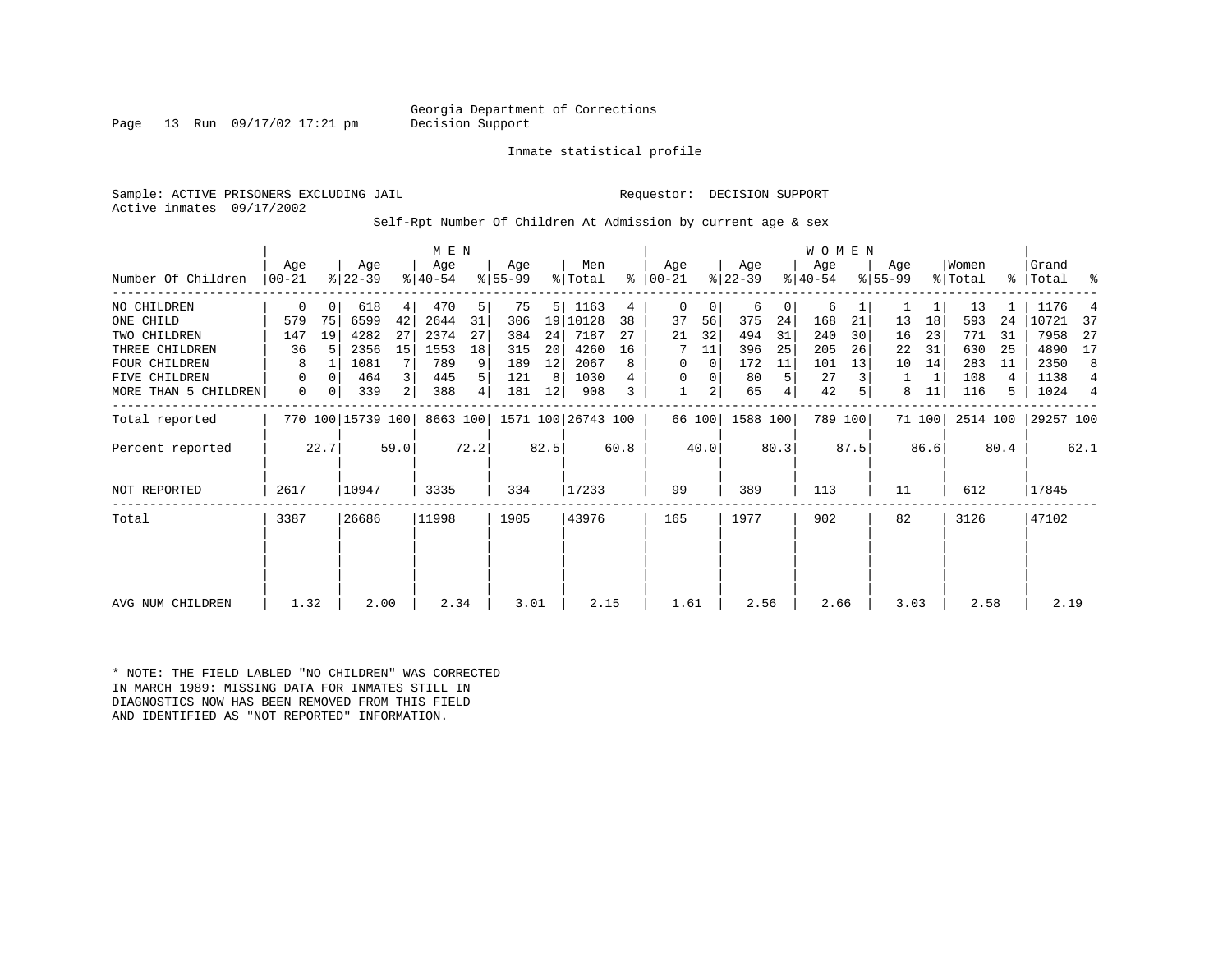Georgia Department of Corrections
Decision Support

Inmate statistical profile

Sample: ACTIVE PRISONERS EXCLUDING JAIL  Requestor: DECISION SUPPORT
Active inmates 09/17/2002

Self-Rpt Number Of Children At Admission by current age & sex

| Number Of Children | MEN Age 00-21 | % | Age 22-39 | % | Age 40-54 | % | Age 55-99 | % | Men Total | % | WOMEN Age 00-21 | % | Age 22-39 | % | Age 40-54 | % | Age 55-99 | % | Women Total | % | Grand Total | % |
|---|---|---|---|---|---|---|---|---|---|---|---|---|---|---|---|---|---|---|---|---|---|---|
| NO CHILDREN | 0 | 0 | 618 | 4 | 470 | 5 | 75 | 5 | 1163 | 4 | 0 | 0 | 6 | 0 | 6 | 1 | 1 | 1 | 13 | 1 | 1176 | 4 |
| ONE CHILD | 579 | 75 | 6599 | 42 | 2644 | 31 | 306 | 19 | 10128 | 38 | 37 | 56 | 375 | 24 | 168 | 21 | 13 | 18 | 593 | 24 | 10721 | 37 |
| TWO CHILDREN | 147 | 19 | 4282 | 27 | 2374 | 27 | 384 | 24 | 7187 | 27 | 21 | 32 | 494 | 31 | 240 | 30 | 16 | 23 | 771 | 31 | 7958 | 27 |
| THREE CHILDREN | 36 | 5 | 2356 | 15 | 1553 | 18 | 315 | 20 | 4260 | 16 | 7 | 11 | 396 | 25 | 205 | 26 | 22 | 31 | 630 | 25 | 4890 | 17 |
| FOUR CHILDREN | 8 | 1 | 1081 | 7 | 789 | 9 | 189 | 12 | 2067 | 8 | 0 | 0 | 172 | 11 | 101 | 13 | 10 | 14 | 283 | 11 | 2350 | 8 |
| FIVE CHILDREN | 0 | 0 | 464 | 3 | 445 | 5 | 121 | 8 | 1030 | 4 | 0 | 0 | 80 | 5 | 27 | 3 | 1 | 1 | 108 | 4 | 1138 | 4 |
| MORE THAN 5 CHILDREN | 0 | 0 | 339 | 2 | 388 | 4 | 181 | 12 | 908 | 3 | 1 | 2 | 65 | 4 | 42 | 5 | 8 | 11 | 116 | 5 | 1024 | 4 |
| Total reported | 770 | 100 | 15739 | 100 | 8663 | 100 | 1571 | 100 | 26743 | 100 | 66 | 100 | 1588 | 100 | 789 | 100 | 71 | 100 | 2514 | 100 | 29257 | 100 |
| Percent reported | | 22.7 | | 59.0 | | 72.2 | | 82.5 | | 60.8 | | 40.0 | | 80.3 | | 87.5 | | 86.6 | | 80.4 | | 62.1 |
| NOT REPORTED | 2617 | | 10947 | | 3335 | | 334 | | 17233 | | 99 | | 389 | | 113 | | 11 | | 612 | | 17845 | |
| Total | 3387 | | 26686 | | 11998 | | 1905 | | 43976 | | 165 | | 1977 | | 902 | | 82 | | 3126 | | 47102 | |
| AVG NUM CHILDREN | 1.32 | | 2.00 | | 2.34 | | 3.01 | | 2.15 | | 1.61 | | 2.56 | | 2.66 | | 3.03 | | 2.58 | | 2.19 | |

* NOTE: THE FIELD LABLED "NO CHILDREN" WAS CORRECTED IN MARCH 1989: MISSING DATA FOR INMATES STILL IN DIAGNOSTICS NOW HAS BEEN REMOVED FROM THIS FIELD AND IDENTIFIED AS "NOT REPORTED" INFORMATION.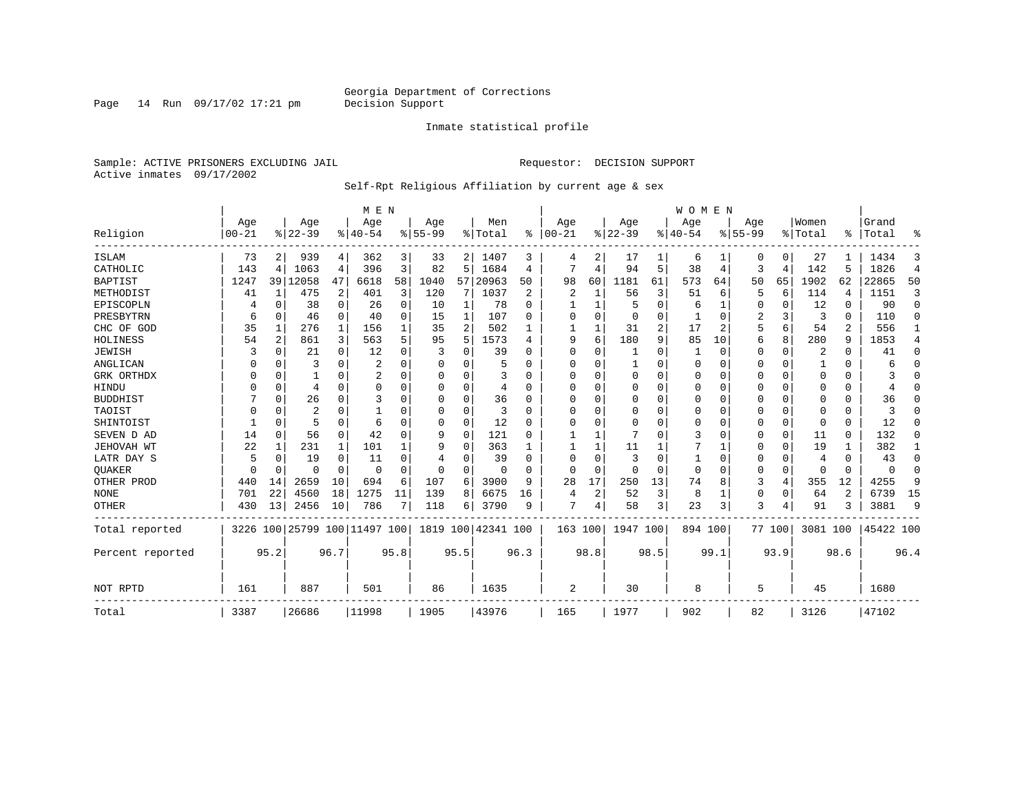Georgia Department of Corrections
Decision Support

Inmate statistical profile

Sample: ACTIVE PRISONERS EXCLUDING JAIL    Requestor: DECISION SUPPORT
Active inmates 09/17/2002

Self-Rpt Religious Affiliation by current age & sex

| Religion | MEN Age 00-21 | % | Age 22-39 | % | Age 40-54 | % | Age 55-99 | % | Men Total | % | WOMEN Age 00-21 | % | Age 22-39 | % | Age 40-54 | % | Age 55-99 | % | Women Total | % | Grand Total | % |
|---|---|---|---|---|---|---|---|---|---|---|---|---|---|---|---|---|---|---|---|---|---|---|
| ISLAM | 73 | 2 | 939 | 4 | 362 | 3 | 33 | 2 | 1407 | 3 | 4 | 2 | 17 | 1 | 6 | 1 | 0 | 0 | 27 | 1 | 1434 | 3 |
| CATHOLIC | 143 | 4 | 1063 | 4 | 396 | 3 | 82 | 5 | 1684 | 4 | 7 | 4 | 94 | 5 | 38 | 4 | 3 | 4 | 142 | 5 | 1826 | 4 |
| BAPTIST | 1247 | 39 | 12058 | 47 | 6618 | 58 | 1040 | 57 | 20963 | 50 | 98 | 60 | 1181 | 61 | 573 | 64 | 50 | 65 | 1902 | 62 | 22865 | 50 |
| METHODIST | 41 | 1 | 475 | 2 | 401 | 3 | 120 | 7 | 1037 | 2 | 2 | 1 | 56 | 3 | 51 | 6 | 5 | 6 | 114 | 4 | 1151 | 3 |
| EPISCOPLN | 4 | 0 | 38 | 0 | 26 | 0 | 10 | 1 | 78 | 0 | 1 | 1 | 5 | 0 | 6 | 1 | 0 | 0 | 12 | 0 | 90 | 0 |
| PRESBYTRN | 6 | 0 | 46 | 0 | 40 | 0 | 15 | 1 | 107 | 0 | 0 | 0 | 0 | 0 | 1 | 0 | 2 | 3 | 3 | 0 | 110 | 0 |
| CHC OF GOD | 35 | 1 | 276 | 1 | 156 | 1 | 35 | 2 | 502 | 1 | 1 | 1 | 31 | 2 | 17 | 2 | 5 | 6 | 54 | 2 | 556 | 1 |
| HOLINESS | 54 | 2 | 861 | 3 | 563 | 5 | 95 | 5 | 1573 | 4 | 9 | 6 | 180 | 9 | 85 | 10 | 6 | 8 | 280 | 9 | 1853 | 4 |
| JEWISH | 3 | 0 | 21 | 0 | 12 | 0 | 3 | 0 | 39 | 0 | 0 | 0 | 1 | 0 | 1 | 0 | 0 | 0 | 2 | 0 | 41 | 0 |
| ANGLICAN | 0 | 0 | 3 | 0 | 2 | 0 | 0 | 0 | 5 | 0 | 0 | 0 | 1 | 0 | 0 | 0 | 0 | 0 | 1 | 0 | 6 | 0 |
| GRK ORTHDX | 0 | 0 | 1 | 0 | 2 | 0 | 0 | 0 | 3 | 0 | 0 | 0 | 0 | 0 | 0 | 0 | 0 | 0 | 0 | 0 | 3 | 0 |
| HINDU | 0 | 0 | 4 | 0 | 0 | 0 | 0 | 0 | 4 | 0 | 0 | 0 | 0 | 0 | 0 | 0 | 0 | 0 | 0 | 0 | 4 | 0 |
| BUDDHIST | 7 | 0 | 26 | 0 | 3 | 0 | 0 | 0 | 36 | 0 | 0 | 0 | 0 | 0 | 0 | 0 | 0 | 0 | 0 | 0 | 36 | 0 |
| TAOIST | 0 | 0 | 2 | 0 | 1 | 0 | 0 | 0 | 3 | 0 | 0 | 0 | 0 | 0 | 0 | 0 | 0 | 0 | 0 | 0 | 3 | 0 |
| SHINTOIST | 1 | 0 | 5 | 0 | 6 | 0 | 0 | 0 | 12 | 0 | 0 | 0 | 0 | 0 | 0 | 0 | 0 | 0 | 0 | 0 | 12 | 0 |
| SEVEN D AD | 14 | 0 | 56 | 0 | 42 | 0 | 9 | 0 | 121 | 0 | 1 | 1 | 7 | 0 | 3 | 0 | 0 | 0 | 11 | 0 | 132 | 0 |
| JEHOVAH WT | 22 | 1 | 231 | 1 | 101 | 1 | 9 | 0 | 363 | 1 | 1 | 1 | 11 | 1 | 7 | 1 | 0 | 0 | 19 | 1 | 382 | 1 |
| LATR DAY S | 5 | 0 | 19 | 0 | 11 | 0 | 4 | 0 | 39 | 0 | 0 | 0 | 3 | 0 | 1 | 0 | 0 | 0 | 4 | 0 | 43 | 0 |
| QUAKER | 0 | 0 | 0 | 0 | 0 | 0 | 0 | 0 | 0 | 0 | 0 | 0 | 0 | 0 | 0 | 0 | 0 | 0 | 0 | 0 | 0 | 0 |
| OTHER PROD | 440 | 14 | 2659 | 10 | 694 | 6 | 107 | 6 | 3900 | 9 | 28 | 17 | 250 | 13 | 74 | 8 | 3 | 4 | 355 | 12 | 4255 | 9 |
| NONE | 701 | 22 | 4560 | 18 | 1275 | 11 | 139 | 8 | 6675 | 16 | 4 | 2 | 52 | 3 | 8 | 1 | 0 | 0 | 64 | 2 | 6739 | 15 |
| OTHER | 430 | 13 | 2456 | 10 | 786 | 7 | 118 | 6 | 3790 | 9 | 7 | 4 | 58 | 3 | 23 | 3 | 3 | 4 | 91 | 3 | 3881 | 9 |
| Total reported | 3226 | 100 | 25799 | 100 | 11497 | 100 | 1819 | 100 | 42341 | 100 | 163 | 100 | 1947 | 100 | 894 | 100 | 77 | 100 | 3081 | 100 | 45422 | 100 |
| Percent reported | | 95.2 | | 96.7 | | 95.8 | | 95.5 | | 96.3 | | 98.8 | | 98.5 | | 99.1 | | 93.9 | | 98.6 | | 96.4 |
| NOT RPTD | 161 | | 887 | | 501 | | 86 | | 1635 | | 2 | | 30 | | 8 | | 5 | | 45 | | 1680 | |
| Total | 3387 | | 26686 | | 11998 | | 1905 | | 43976 | | 165 | | 1977 | | 902 | | 82 | | 3126 | | 47102 | |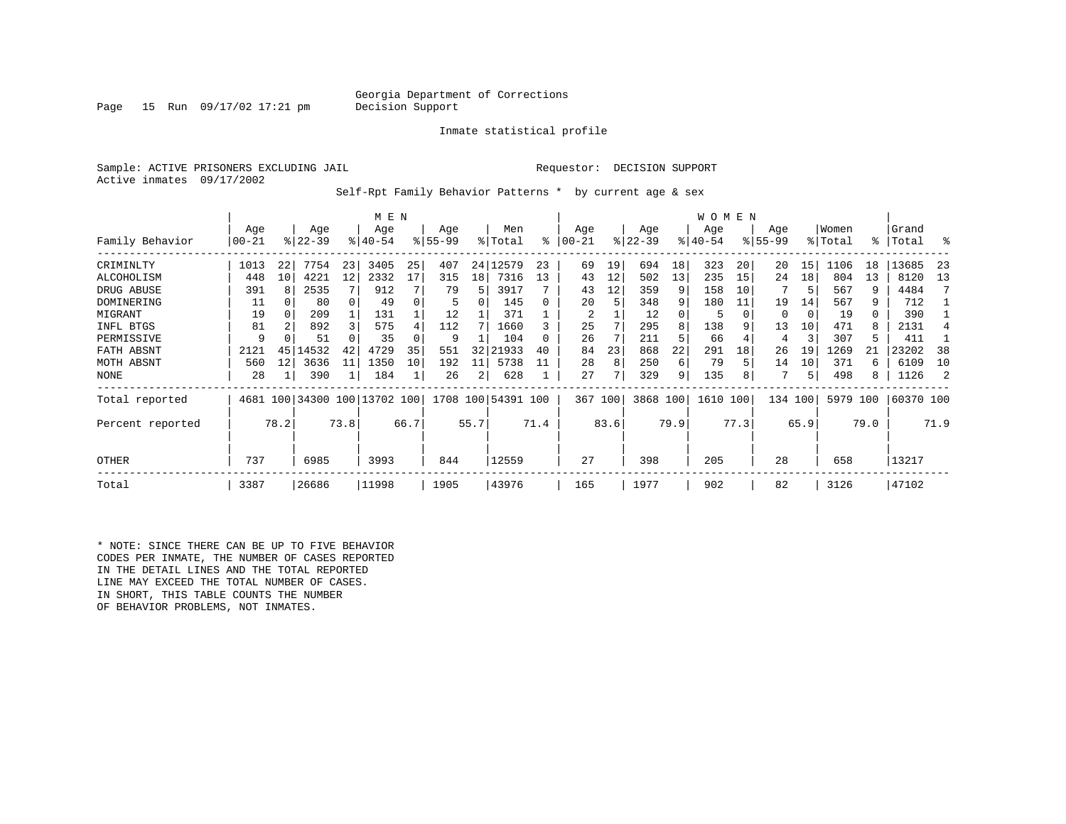Georgia Department of Corrections
Decision Support

Inmate statistical profile

Sample: ACTIVE PRISONERS EXCLUDING JAIL

Requestor: DECISION SUPPORT

Active inmates 09/17/2002

Self-Rpt Family Behavior Patterns * by current age & sex

| Family Behavior | MEN Age 00-21 | % | Age 22-39 | % | Age 40-54 | % | Age 55-99 | % | Men Total | % | WOMEN Age 00-21 | % | Age 22-39 | % | Age 40-54 | % | Age 55-99 | % | Women Total | % | Grand Total | % |
|---|---|---|---|---|---|---|---|---|---|---|---|---|---|---|---|---|---|---|---|---|---|---|
| CRIMINLTY | 1013 | 22 | 7754 | 23 | 3405 | 25 | 407 | 24 | 12579 | 23 | 69 | 19 | 694 | 18 | 323 | 20 | 20 | 15 | 1106 | 18 | 13685 | 23 |
| ALCOHOLISM | 448 | 10 | 4221 | 12 | 2332 | 17 | 315 | 18 | 7316 | 13 | 43 | 12 | 502 | 13 | 235 | 15 | 24 | 18 | 804 | 13 | 8120 | 13 |
| DRUG ABUSE | 391 | 8 | 2535 | 7 | 912 | 7 | 79 | 5 | 3917 | 7 | 43 | 12 | 359 | 9 | 158 | 10 | 7 | 5 | 567 | 9 | 4484 | 7 |
| DOMINERING | 11 | 0 | 80 | 0 | 49 | 0 | 5 | 0 | 145 | 0 | 20 | 5 | 348 | 9 | 180 | 11 | 19 | 14 | 567 | 9 | 712 | 1 |
| MIGRANT | 19 | 0 | 209 | 1 | 131 | 1 | 12 | 1 | 371 | 1 | 2 | 1 | 12 | 0 | 5 | 0 | 0 | 0 | 19 | 0 | 390 | 1 |
| INFL BTGS | 81 | 2 | 892 | 3 | 575 | 4 | 112 | 7 | 1660 | 3 | 25 | 7 | 295 | 8 | 138 | 9 | 13 | 10 | 471 | 8 | 2131 | 4 |
| PERMISSIVE | 9 | 0 | 51 | 0 | 35 | 0 | 9 | 1 | 104 | 0 | 26 | 7 | 211 | 5 | 66 | 4 | 4 | 3 | 307 | 5 | 411 | 1 |
| FATH ABSNT | 2121 | 45 | 14532 | 42 | 4729 | 35 | 551 | 32 | 21933 | 40 | 84 | 23 | 868 | 22 | 291 | 18 | 26 | 19 | 1269 | 21 | 23202 | 38 |
| MOTH ABSNT | 560 | 12 | 3636 | 11 | 1350 | 10 | 192 | 11 | 5738 | 11 | 28 | 8 | 250 | 6 | 79 | 5 | 14 | 10 | 371 | 6 | 6109 | 10 |
| NONE | 28 | 1 | 390 | 1 | 184 | 1 | 26 | 2 | 628 | 1 | 27 | 7 | 329 | 9 | 135 | 8 | 7 | 5 | 498 | 8 | 1126 | 2 |
| Total reported | 4681 | 100 | 34300 | 100 | 13702 | 100 | 1708 | 100 | 54391 | 100 | 367 | 100 | 3868 | 100 | 1610 | 100 | 134 | 100 | 5979 | 100 | 60370 | 100 |
| Percent reported | | 78.2 | | 73.8 | | 66.7 | | 55.7 | | 71.4 | | 83.6 | | 79.9 | | 77.3 | | 65.9 | | 79.0 | | 71.9 |
| OTHER | 737 | | 6985 | | 3993 | | 844 | | 12559 | | 27 | | 398 | | 205 | | 28 | | 658 | | 13217 | |
| Total | 3387 | | 26686 | | 11998 | | 1905 | | 43976 | | 165 | | 1977 | | 902 | | 82 | | 3126 | | 47102 | |

* NOTE: SINCE THERE CAN BE UP TO FIVE BEHAVIOR CODES PER INMATE, THE NUMBER OF CASES REPORTED IN THE DETAIL LINES AND THE TOTAL REPORTED LINE MAY EXCEED THE TOTAL NUMBER OF CASES. IN SHORT, THIS TABLE COUNTS THE NUMBER OF BEHAVIOR PROBLEMS, NOT INMATES.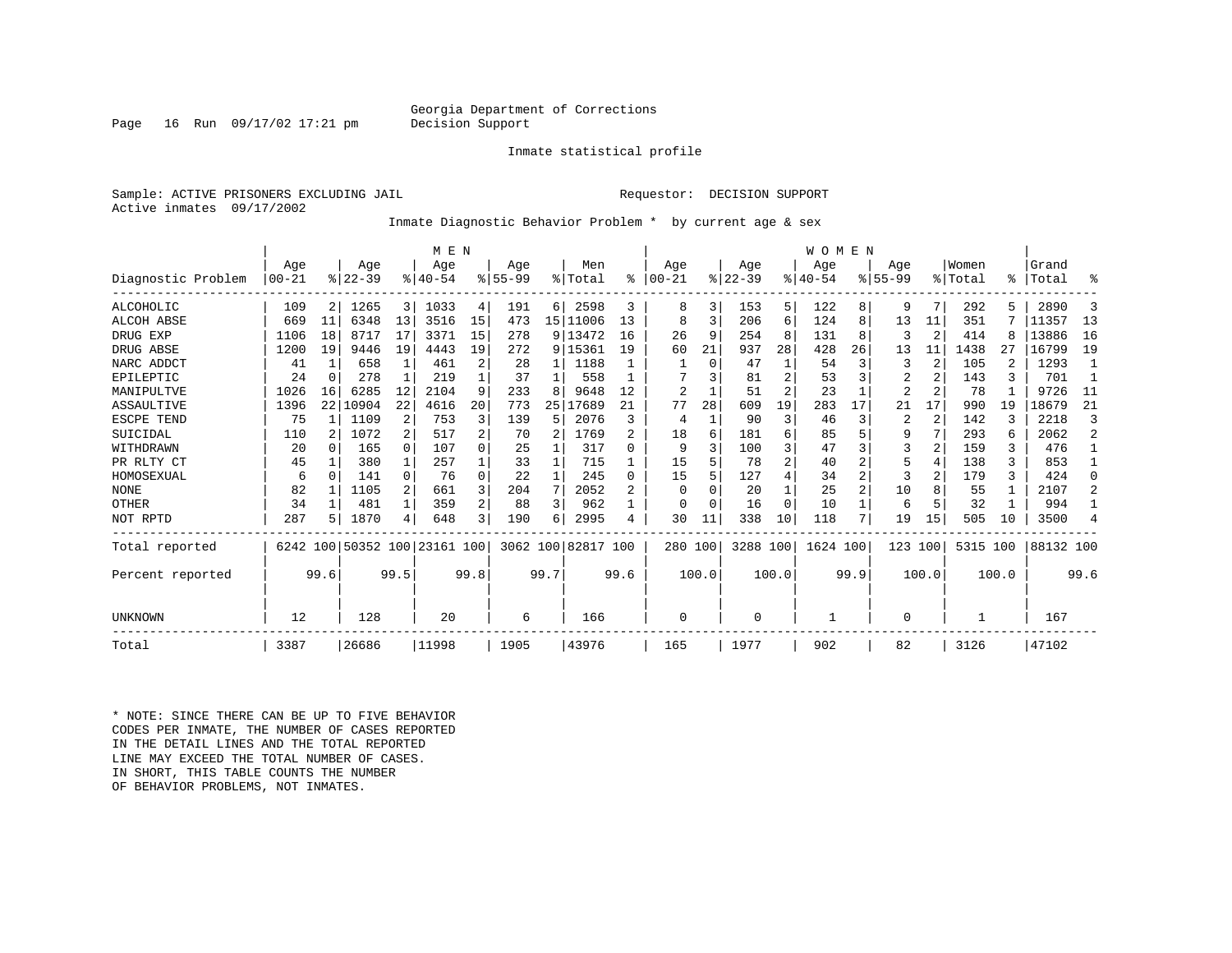Georgia Department of Corrections
Decision Support

Inmate statistical profile

Sample: ACTIVE PRISONERS EXCLUDING JAIL　　　　Requestor: DECISION SUPPORT
Active inmates 09/17/2002

Inmate Diagnostic Behavior Problem * by current age & sex

| Diagnostic Problem | MEN Age 00-21 | % | Age 22-39 | % | Age 40-54 | % | Age 55-99 | % | Men Total | % | WOMEN Age 00-21 | % | Age 22-39 | % | Age 40-54 | % | Age 55-99 | % | Women Total | % | Grand Total | % |
|---|---|---|---|---|---|---|---|---|---|---|---|---|---|---|---|---|---|---|---|---|---|---|
| ALCOHOLIC | 109 | 2 | 1265 | 3 | 1033 | 4 | 191 | 6 | 2598 | 3 | 8 | 3 | 153 | 5 | 122 | 8 | 9 | 7 | 292 | 5 | 2890 | 3 |
| ALCOH ABSE | 669 | 11 | 6348 | 13 | 3516 | 15 | 473 | 15 | 11006 | 13 | 8 | 3 | 206 | 6 | 124 | 8 | 13 | 11 | 351 | 7 | 11357 | 13 |
| DRUG EXP | 1106 | 18 | 8717 | 17 | 3371 | 15 | 278 | 9 | 13472 | 16 | 26 | 9 | 254 | 8 | 131 | 8 | 3 | 2 | 414 | 8 | 13886 | 16 |
| DRUG ABSE | 1200 | 19 | 9446 | 19 | 4443 | 19 | 272 | 9 | 15361 | 19 | 60 | 21 | 937 | 28 | 428 | 26 | 13 | 11 | 1438 | 27 | 16799 | 19 |
| NARC ADDCT | 41 | 1 | 658 | 1 | 461 | 2 | 28 | 1 | 1188 | 1 | 1 | 0 | 47 | 1 | 54 | 3 | 3 | 2 | 105 | 2 | 1293 | 1 |
| EPILEPTIC | 24 | 0 | 278 | 1 | 219 | 1 | 37 | 1 | 558 | 1 | 7 | 3 | 81 | 2 | 53 | 3 | 2 | 2 | 143 | 3 | 701 | 1 |
| MANIPULTVE | 1026 | 16 | 6285 | 12 | 2104 | 9 | 233 | 8 | 9648 | 12 | 2 | 1 | 51 | 2 | 23 | 1 | 2 | 2 | 78 | 1 | 9726 | 11 |
| ASSAULTIVE | 1396 | 22 | 10904 | 22 | 4616 | 20 | 773 | 25 | 17689 | 21 | 77 | 28 | 609 | 19 | 283 | 17 | 21 | 17 | 990 | 19 | 18679 | 21 |
| ESCPE TEND | 75 | 1 | 1109 | 2 | 753 | 3 | 139 | 5 | 2076 | 3 | 4 | 1 | 90 | 3 | 46 | 3 | 2 | 2 | 142 | 3 | 2218 | 3 |
| SUICIDAL | 110 | 2 | 1072 | 2 | 517 | 2 | 70 | 2 | 1769 | 2 | 18 | 6 | 181 | 6 | 85 | 5 | 9 | 7 | 293 | 6 | 2062 | 2 |
| WITHDRAWN | 20 | 0 | 165 | 0 | 107 | 0 | 25 | 1 | 317 | 0 | 9 | 3 | 100 | 3 | 47 | 3 | 3 | 2 | 159 | 3 | 476 | 1 |
| PR RLTY CT | 45 | 1 | 380 | 1 | 257 | 1 | 33 | 1 | 715 | 1 | 15 | 5 | 78 | 2 | 40 | 2 | 5 | 4 | 138 | 3 | 853 | 1 |
| HOMOSEXUAL | 6 | 0 | 141 | 0 | 76 | 0 | 22 | 1 | 245 | 0 | 15 | 5 | 127 | 4 | 34 | 2 | 3 | 2 | 179 | 3 | 424 | 0 |
| NONE | 82 | 1 | 1105 | 2 | 661 | 3 | 204 | 7 | 2052 | 2 | 0 | 0 | 20 | 1 | 25 | 2 | 10 | 8 | 55 | 1 | 2107 | 2 |
| OTHER | 34 | 1 | 481 | 1 | 359 | 2 | 88 | 3 | 962 | 1 | 0 | 0 | 16 | 0 | 10 | 1 | 6 | 5 | 32 | 1 | 994 | 1 |
| NOT RPTD | 287 | 5 | 1870 | 4 | 648 | 3 | 190 | 6 | 2995 | 4 | 30 | 11 | 338 | 10 | 118 | 7 | 19 | 15 | 505 | 10 | 3500 | 4 |
| Total reported | 6242 | 100 | 50352 | 100 | 23161 | 100 | 3062 | 100 | 82817 | 100 | 280 | 100 | 3288 | 100 | 1624 | 100 | 123 | 100 | 5315 | 100 | 88132 | 100 |
| Percent reported | | 99.6 | | 99.5 | | 99.8 | | 99.7 | | 99.6 | | 100.0 | | 100.0 | | 99.9 | | 100.0 | | 100.0 | | 99.6 |
| UNKNOWN | 12 | | 128 | | 20 | | 6 | | 166 | | 0 | | 0 | | 1 | | 0 | | 1 | | 167 | |
| Total | 3387 | | 26686 | | 11998 | | 1905 | | 43976 | | 165 | | 1977 | | 902 | | 82 | | 3126 | | 47102 | |

* NOTE: SINCE THERE CAN BE UP TO FIVE BEHAVIOR CODES PER INMATE, THE NUMBER OF CASES REPORTED IN THE DETAIL LINES AND THE TOTAL REPORTED LINE MAY EXCEED THE TOTAL NUMBER OF CASES. IN SHORT, THIS TABLE COUNTS THE NUMBER OF BEHAVIOR PROBLEMS, NOT INMATES.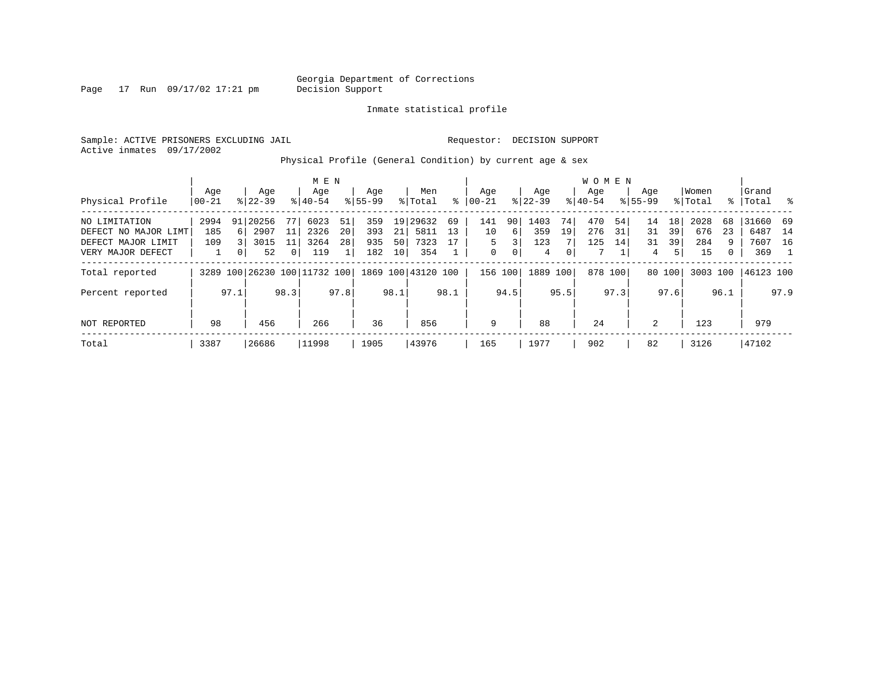Georgia Department of Corrections
Decision Support

Inmate statistical profile

Sample: ACTIVE PRISONERS EXCLUDING JAIL

Requestor: DECISION SUPPORT

Active inmates 09/17/2002

Physical Profile (General Condition) by current age & sex

| Physical Profile | MEN Age 00-21 | % | Age 22-39 | % | Age 40-54 | % | Age 55-99 | % | Men Total | % | WOMEN Age 00-21 | % | Age 22-39 | % | Age 40-54 | % | Age 55-99 | % | Women Total | % | Grand Total | % |
|---|---|---|---|---|---|---|---|---|---|---|---|---|---|---|---|---|---|---|---|---|---|---|
| NO LIMITATION | 2994 | 91 | 20256 | 77 | 6023 | 51 | 359 | 19 | 29632 | 69 | 141 | 90 | 1403 | 74 | 470 | 54 | 14 | 18 | 2028 | 68 | 31660 | 69 |
| DEFECT NO MAJOR LIMT | 185 | 6 | 2907 | 11 | 2326 | 20 | 393 | 21 | 5811 | 13 | 10 | 6 | 359 | 19 | 276 | 31 | 31 | 39 | 676 | 23 | 6487 | 14 |
| DEFECT MAJOR LIMIT | 109 | 3 | 3015 | 11 | 3264 | 28 | 935 | 50 | 7323 | 17 | 5 | 3 | 123 | 7 | 125 | 14 | 31 | 39 | 284 | 9 | 7607 | 16 |
| VERY MAJOR DEFECT | 1 | 0 | 52 | 0 | 119 | 1 | 182 | 10 | 354 | 1 | 0 | 0 | 4 | 0 | 7 | 1 | 4 | 5 | 15 | 0 | 369 | 1 |
| Total reported | 3289 | 100 | 26230 | 100 | 11732 | 100 | 1869 | 100 | 43120 | 100 | 156 | 100 | 1889 | 100 | 878 | 100 | 80 | 100 | 3003 | 100 | 46123 | 100 |
| Percent reported | | 97.1 | | 98.3 | | 97.8 | | 98.1 | | 98.1 | | 94.5 | | 95.5 | | 97.3 | | 97.6 | | 96.1 | | 97.9 |
| NOT REPORTED | 98 | | 456 | | 266 | | 36 | | 856 | | 9 | | 88 | | 24 | | 2 | | 123 | | 979 | |
| Total | 3387 | | 26686 | | 11998 | | 1905 | | 43976 | | 165 | | 1977 | | 902 | | 82 | | 3126 | | 47102 | |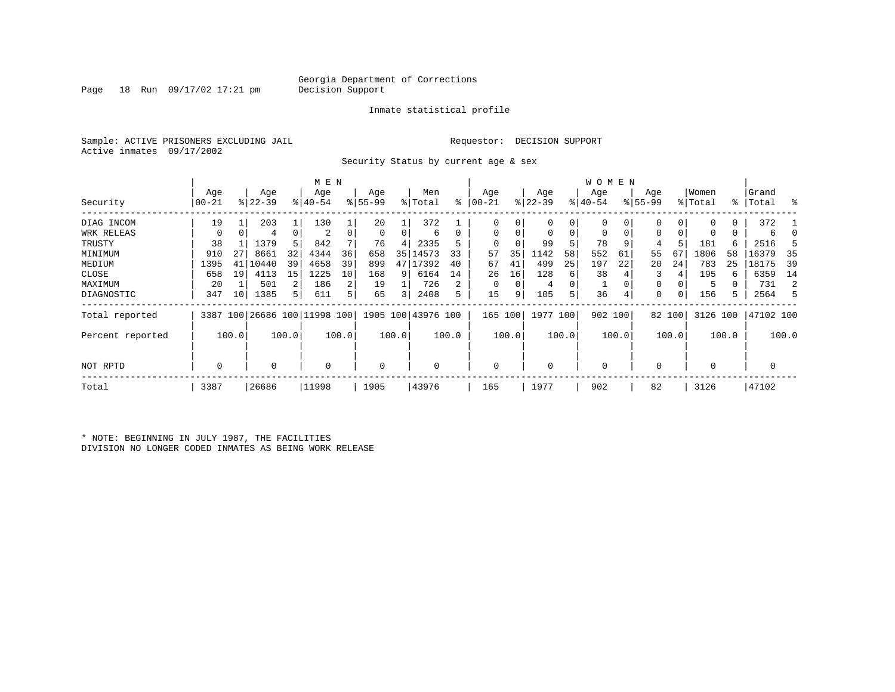Georgia Department of Corrections
Decision Support

Inmate statistical profile

Sample: ACTIVE PRISONERS EXCLUDING JAIL

Requestor: DECISION SUPPORT

Active inmates 09/17/2002

Security Status by current age & sex

| Security | MEN Age 00-21 | % | Age 22-39 | % | Age 40-54 | % | Age 55-99 | % | Men Total | % | WOMEN Age 00-21 | % | Age 22-39 | % | Age 40-54 | % | Age 55-99 | % | Women Total | % | Grand Total | % |
|---|---|---|---|---|---|---|---|---|---|---|---|---|---|---|---|---|---|---|---|---|---|---|
| DIAG INCOM | 19 | 1 | 203 | 1 | 130 | 1 | 20 | 1 | 372 | 1 | 0 | 0 | 0 | 0 | 0 | 0 | 0 | 0 | 0 | 0 | 372 | 1 |
| WRK RELEAS | 0 | 0 | 4 | 0 | 2 | 0 | 0 | 0 | 6 | 0 | 0 | 0 | 0 | 0 | 0 | 0 | 0 | 0 | 0 | 0 | 6 | 0 |
| TRUSTY | 38 | 1 | 1379 | 5 | 842 | 7 | 76 | 4 | 2335 | 5 | 0 | 0 | 99 | 5 | 78 | 9 | 4 | 5 | 181 | 6 | 2516 | 5 |
| MINIMUM | 910 | 27 | 8661 | 32 | 4344 | 36 | 658 | 35 | 14573 | 33 | 57 | 35 | 1142 | 58 | 552 | 61 | 55 | 67 | 1806 | 58 | 16379 | 35 |
| MEDIUM | 1395 | 41 | 10440 | 39 | 4658 | 39 | 899 | 47 | 17392 | 40 | 67 | 41 | 499 | 25 | 197 | 22 | 20 | 24 | 783 | 25 | 18175 | 39 |
| CLOSE | 658 | 19 | 4113 | 15 | 1225 | 10 | 168 | 9 | 6164 | 14 | 26 | 16 | 128 | 6 | 38 | 4 | 3 | 4 | 195 | 6 | 6359 | 14 |
| MAXIMUM | 20 | 1 | 501 | 2 | 186 | 2 | 19 | 1 | 726 | 2 | 0 | 0 | 4 | 0 | 1 | 0 | 0 | 0 | 5 | 0 | 731 | 2 |
| DIAGNOSTIC | 347 | 10 | 1385 | 5 | 611 | 5 | 65 | 3 | 2408 | 5 | 15 | 9 | 105 | 5 | 36 | 4 | 0 | 0 | 156 | 5 | 2564 | 5 |
| Total reported | 3387 | 100 | 26686 | 100 | 11998 | 100 | 1905 | 100 | 43976 | 100 | 165 | 100 | 1977 | 100 | 902 | 100 | 82 | 100 | 3126 | 100 | 47102 | 100 |
| Percent reported | | 100.0 | | 100.0 | | 100.0 | | 100.0 | | 100.0 | | 100.0 | | 100.0 | | 100.0 | | 100.0 | | 100.0 | | 100.0 |
| NOT RPTD | 0 | | 0 | | 0 | | 0 | | 0 | | 0 | | 0 | | 0 | | 0 | | 0 | | 0 | |
| Total | 3387 | | 26686 | | 11998 | | 1905 | | 43976 | | 165 | | 1977 | | 902 | | 82 | | 3126 | | 47102 | |

* NOTE: BEGINNING IN JULY 1987, THE FACILITIES
DIVISION NO LONGER CODED INMATES AS BEING WORK RELEASE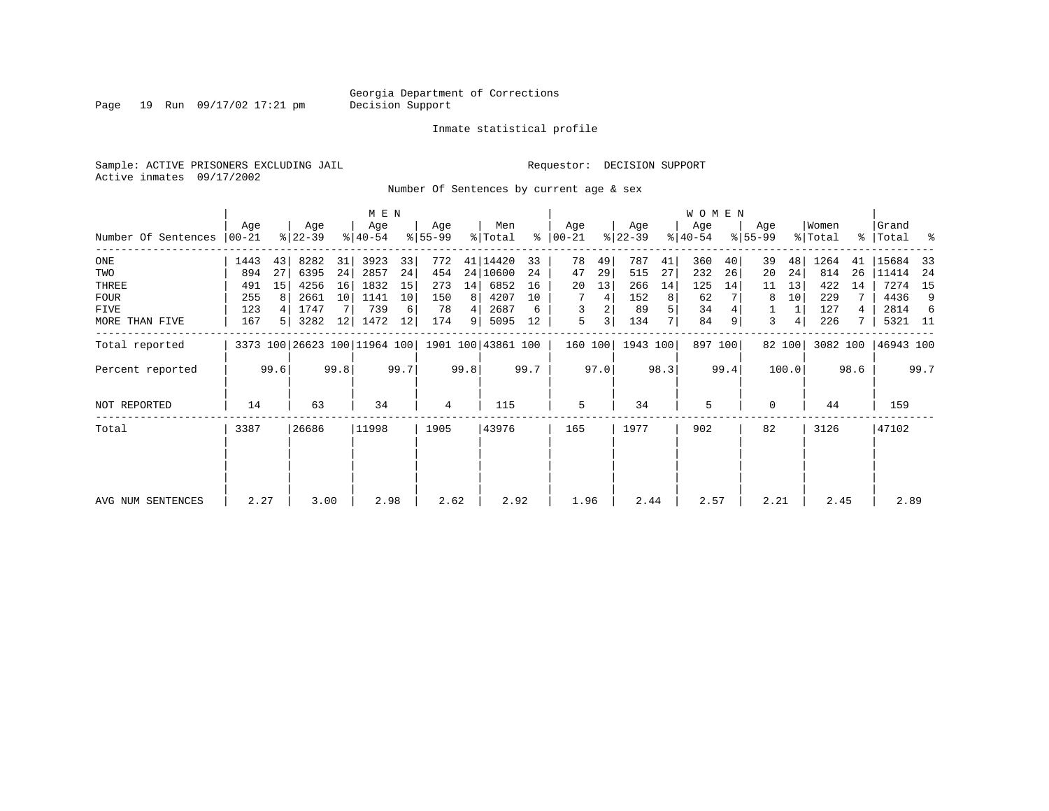Georgia Department of Corrections
Decision Support

Inmate statistical profile

Sample: ACTIVE PRISONERS EXCLUDING JAIL

Requestor: DECISION SUPPORT

Active inmates 09/17/2002

Number Of Sentences by current age & sex

| Number Of Sentences | MEN Age 00-21 | % | Age 22-39 | % | Age 40-54 | % | Age 55-99 | % | Men Total | % | WOMEN Age 00-21 | % | Age 22-39 | % | Age 40-54 | % | Age 55-99 | % | Women Total | % | Grand Total | % |
|---|---|---|---|---|---|---|---|---|---|---|---|---|---|---|---|---|---|---|---|---|---|---|
| ONE | 1443 | 43 | 8282 | 31 | 3923 | 33 | 772 | 41 | 14420 | 33 | 78 | 49 | 787 | 41 | 360 | 40 | 39 | 48 | 1264 | 41 | 15684 | 33 |
| TWO | 894 | 27 | 6395 | 24 | 2857 | 24 | 454 | 24 | 10600 | 24 | 47 | 29 | 515 | 27 | 232 | 26 | 20 | 24 | 814 | 26 | 11414 | 24 |
| THREE | 491 | 15 | 4256 | 16 | 1832 | 15 | 273 | 14 | 6852 | 16 | 20 | 13 | 266 | 14 | 125 | 14 | 11 | 13 | 422 | 14 | 7274 | 15 |
| FOUR | 255 | 8 | 2661 | 10 | 1141 | 10 | 150 | 8 | 4207 | 10 | 7 | 4 | 152 | 8 | 62 | 7 | 8 | 10 | 229 | 7 | 4436 | 9 |
| FIVE | 123 | 4 | 1747 | 7 | 739 | 6 | 78 | 4 | 2687 | 6 | 3 | 2 | 89 | 5 | 34 | 4 | 1 | 1 | 127 | 4 | 2814 | 6 |
| MORE THAN FIVE | 167 | 5 | 3282 | 12 | 1472 | 12 | 174 | 9 | 5095 | 12 | 5 | 3 | 134 | 7 | 84 | 9 | 3 | 4 | 226 | 7 | 5321 | 11 |
| Total reported | 3373 | 100 | 26623 | 100 | 11964 | 100 | 1901 | 100 | 43861 | 100 | 160 | 100 | 1943 | 100 | 897 | 100 | 82 | 100 | 3082 | 100 | 46943 | 100 |
| Percent reported | | 99.6 | | 99.8 | | 99.7 | | 99.8 | | 99.7 | | 97.0 | | 98.3 | | 99.4 | | 100.0 | | 98.6 | | 99.7 |
| NOT REPORTED | 14 | | 63 | | 34 | | 4 | | 115 | | 5 | | 34 | | 5 | | 0 | | 44 | | 159 | |
| Total | 3387 | | 26686 | | 11998 | | 1905 | | 43976 | | 165 | | 1977 | | 902 | | 82 | | 3126 | | 47102 | |
| AVG NUM SENTENCES | 2.27 | | 3.00 | | 2.98 | | 2.62 | | 2.92 | | 1.96 | | 2.44 | | 2.57 | | 2.21 | | 2.45 | | 2.89 | |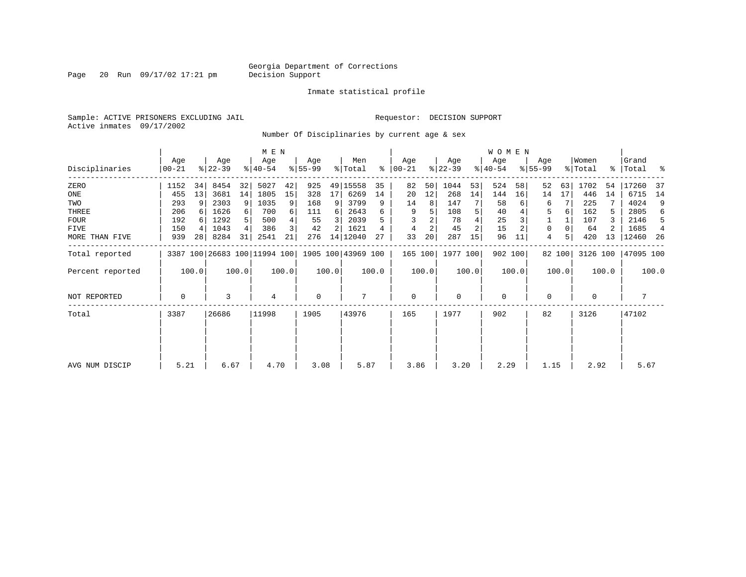Georgia Department of Corrections
Decision Support

Inmate statistical profile

Sample: ACTIVE PRISONERS EXCLUDING JAIL
Active inmates 09/17/2002

Requestor: DECISION SUPPORT

Number Of Disciplinaries by current age & sex

| Disciplinaries | MEN Age 00-21 | % | Age 22-39 | % | Age 40-54 | % | Age 55-99 | % | Men Total | % | WOMEN Age 00-21 | % | Age 22-39 | % | Age 40-54 | % | Age 55-99 | % | Women Total | % | Grand Total | % |
|---|---|---|---|---|---|---|---|---|---|---|---|---|---|---|---|---|---|---|---|---|---|---|
| ZERO | 1152 | 34 | 8454 | 32 | 5027 | 42 | 925 | 49 | 15558 | 35 | 82 | 50 | 1044 | 53 | 524 | 58 | 52 | 63 | 1702 | 54 | 17260 | 37 |
| ONE | 455 | 13 | 3681 | 14 | 1805 | 15 | 328 | 17 | 6269 | 14 | 20 | 12 | 268 | 14 | 144 | 16 | 14 | 17 | 446 | 14 | 6715 | 14 |
| TWO | 293 | 9 | 2303 | 9 | 1035 | 9 | 168 | 9 | 3799 | 9 | 14 | 8 | 147 | 7 | 58 | 6 | 6 | 7 | 225 | 7 | 4024 | 9 |
| THREE | 206 | 6 | 1626 | 6 | 700 | 6 | 111 | 6 | 2643 | 6 | 9 | 5 | 108 | 5 | 40 | 4 | 5 | 6 | 162 | 5 | 2805 | 6 |
| FOUR | 192 | 6 | 1292 | 5 | 500 | 4 | 55 | 3 | 2039 | 5 | 3 | 2 | 78 | 4 | 25 | 3 | 1 | 1 | 107 | 3 | 2146 | 5 |
| FIVE | 150 | 4 | 1043 | 4 | 386 | 3 | 42 | 2 | 1621 | 4 | 4 | 2 | 45 | 2 | 15 | 2 | 0 | 0 | 64 | 2 | 1685 | 4 |
| MORE THAN FIVE | 939 | 28 | 8284 | 31 | 2541 | 21 | 276 | 14 | 12040 | 27 | 33 | 20 | 287 | 15 | 96 | 11 | 4 | 5 | 420 | 13 | 12460 | 26 |
| Total reported | 3387 | 100 | 26683 | 100 | 11994 | 100 | 1905 | 100 | 43969 | 100 | 165 | 100 | 1977 | 100 | 902 | 100 | 82 | 100 | 3126 | 100 | 47095 | 100 |
| Percent reported | | 100.0 | | 100.0 | | 100.0 | | 100.0 | | 100.0 | | 100.0 | | 100.0 | | 100.0 | | 100.0 | | 100.0 | | 100.0 |
| NOT REPORTED | 0 | | 3 | | 4 | | 0 | | 7 | | 0 | | 0 | | 0 | | 0 | | 0 | | 7 | |
| Total | 3387 | | 26686 | | 11998 | | 1905 | | 43976 | | 165 | | 1977 | | 902 | | 82 | | 3126 | | 47102 | |
| AVG NUM DISCIP | 5.21 | | 6.67 | | 4.70 | | 3.08 | | 5.87 | | 3.86 | | 3.20 | | 2.29 | | 1.15 | | 2.92 | | 5.67 | |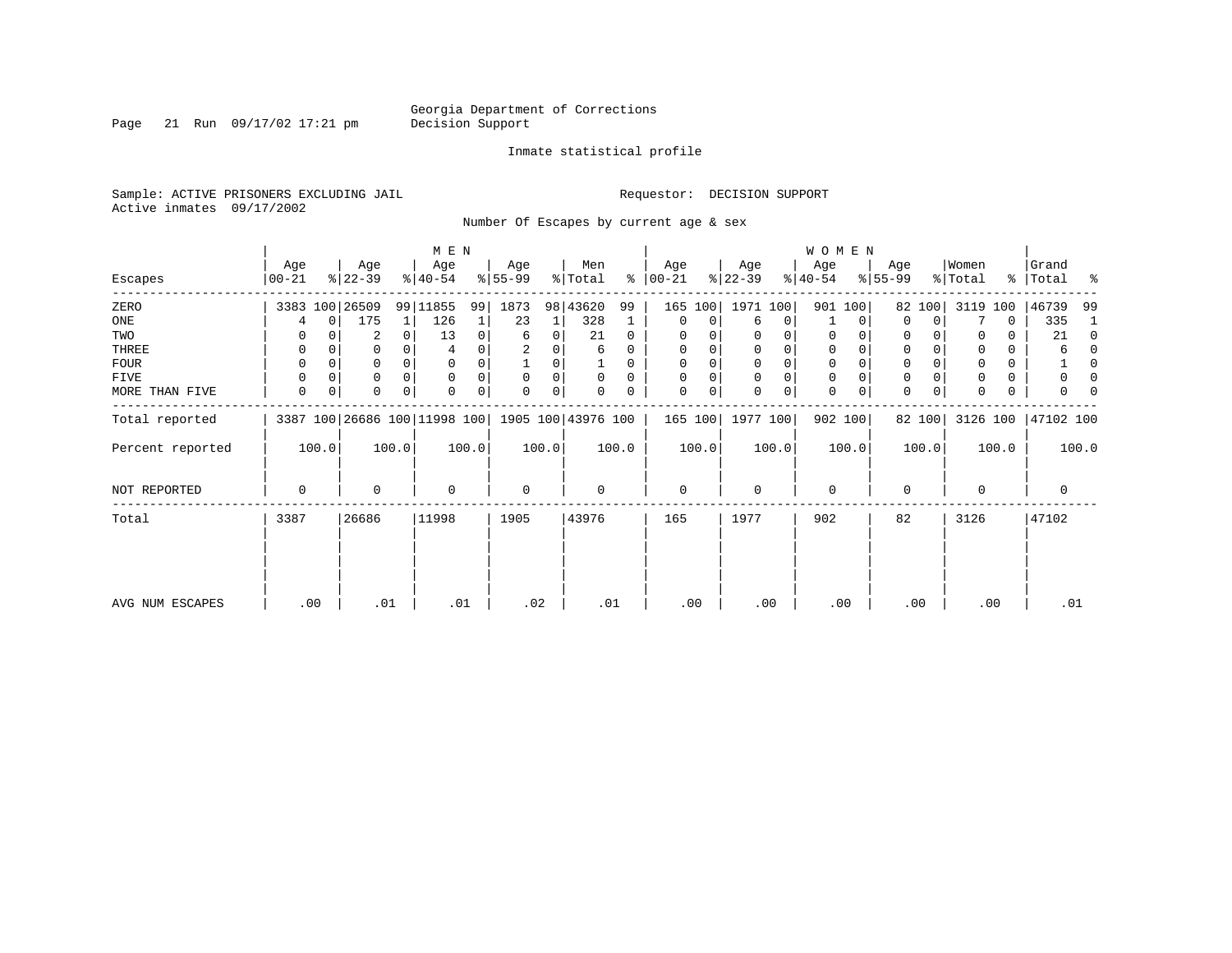Georgia Department of Corrections
Decision Support

Inmate statistical profile

Sample: ACTIVE PRISONERS EXCLUDING JAIL
Active inmates 09/17/2002

Requestor: DECISION SUPPORT

Number Of Escapes by current age & sex

| Escapes | MEN Age 00-21 | % | Age 22-39 | % | Age 40-54 | % | Age 55-99 | % | Men Total | % | WOMEN Age 00-21 | % | Age 22-39 | % | Age 40-54 | % | Age 55-99 | % | Women Total | % | Grand Total | % |
|---|---|---|---|---|---|---|---|---|---|---|---|---|---|---|---|---|---|---|---|---|---|---|
| ZERO | 3383 | 100 | 26509 | 99 | 11855 | 99 | 1873 | 98 | 43620 | 99 | 165 | 100 | 1971 | 100 | 901 | 100 | 82 | 100 | 3119 | 100 | 46739 | 99 |
| ONE | 4 | 0 | 175 | 1 | 126 | 1 | 23 | 1 | 328 | 1 | 0 | 0 | 6 | 0 | 1 | 0 | 0 | 0 | 7 | 0 | 335 | 1 |
| TWO | 0 | 0 | 2 | 0 | 13 | 0 | 6 | 0 | 21 | 0 | 0 | 0 | 0 | 0 | 0 | 0 | 0 | 0 | 0 | 0 | 21 | 0 |
| THREE | 0 | 0 | 0 | 0 | 4 | 0 | 2 | 0 | 6 | 0 | 0 | 0 | 0 | 0 | 0 | 0 | 0 | 0 | 0 | 0 | 6 | 0 |
| FOUR | 0 | 0 | 0 | 0 | 0 | 0 | 1 | 0 | 1 | 0 | 0 | 0 | 0 | 0 | 0 | 0 | 0 | 0 | 0 | 0 | 1 | 0 |
| FIVE | 0 | 0 | 0 | 0 | 0 | 0 | 0 | 0 | 0 | 0 | 0 | 0 | 0 | 0 | 0 | 0 | 0 | 0 | 0 | 0 | 0 | 0 |
| MORE THAN FIVE | 0 | 0 | 0 | 0 | 0 | 0 | 0 | 0 | 0 | 0 | 0 | 0 | 0 | 0 | 0 | 0 | 0 | 0 | 0 | 0 | 0 | 0 |
| Total reported | 3387 | 100 | 26686 | 100 | 11998 | 100 | 1905 | 100 | 43976 | 100 | 165 | 100 | 1977 | 100 | 902 | 100 | 82 | 100 | 3126 | 100 | 47102 | 100 |
| Percent reported | | 100.0 | | 100.0 | | 100.0 | | 100.0 | | 100.0 | | 100.0 | | 100.0 | | 100.0 | | 100.0 | | 100.0 | | 100.0 |
| NOT REPORTED | 0 | | 0 | | 0 | | 0 | | 0 | | 0 | | 0 | | 0 | | 0 | | 0 | | 0 | |
| Total | 3387 | | 26686 | | 11998 | | 1905 | | 43976 | | 165 | | 1977 | | 902 | | 82 | | 3126 | | 47102 | |
| AVG NUM ESCAPES | .00 | | .01 | | .01 | | .02 | | .01 | | .00 | | .00 | | .00 | | .00 | | .00 | | .01 | |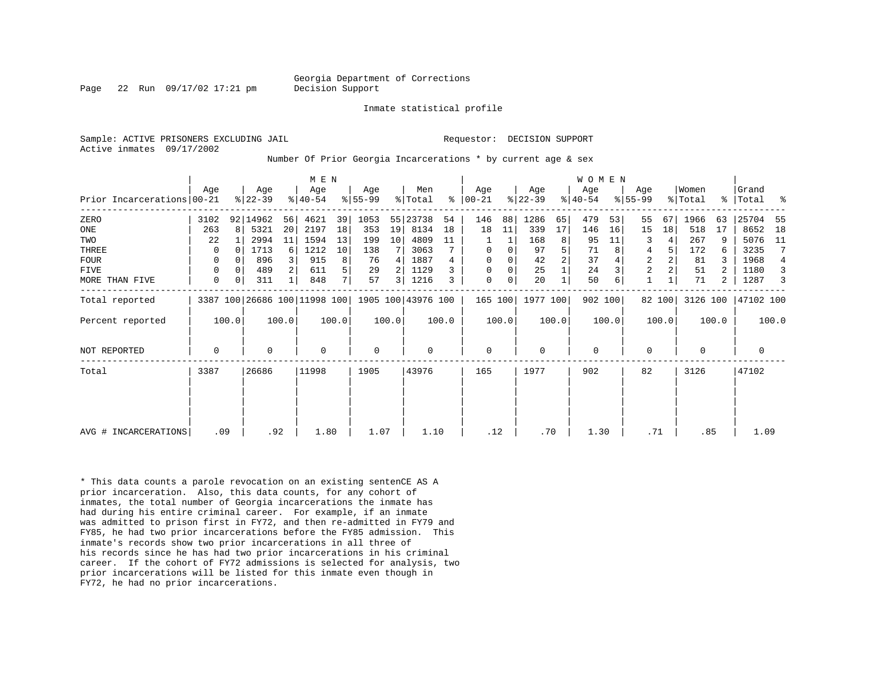Georgia Department of Corrections
Decision Support

Inmate statistical profile

Sample: ACTIVE PRISONERS EXCLUDING JAIL

Requestor: DECISION SUPPORT

Active inmates 09/17/2002

Number Of Prior Georgia Incarcerations * by current age & sex

| Prior Incarcerations | MEN Age 00-21 | % | Age 22-39 | % | Age 40-54 | % | Age 55-99 | % | Men Total | % | WOMEN Age 00-21 | % | Age 22-39 | % | Age 40-54 | % | Age 55-99 | % | Women Total | % | Grand Total | % |
|---|---|---|---|---|---|---|---|---|---|---|---|---|---|---|---|---|---|---|---|---|---|---|
| ZERO | 3102 | 92 | 14962 | 56 | 4621 | 39 | 1053 | 55 | 23738 | 54 | 146 | 88 | 1286 | 65 | 479 | 53 | 55 | 67 | 1966 | 63 | 25704 | 55 |
| ONE | 263 | 8 | 5321 | 20 | 2197 | 18 | 353 | 19 | 8134 | 18 | 18 | 11 | 339 | 17 | 146 | 16 | 15 | 18 | 518 | 17 | 8652 | 18 |
| TWO | 22 | 1 | 2994 | 11 | 1594 | 13 | 199 | 10 | 4809 | 11 | 1 | 1 | 168 | 8 | 95 | 11 | 3 | 4 | 267 | 9 | 5076 | 11 |
| THREE | 0 | 0 | 1713 | 6 | 1212 | 10 | 138 | 7 | 3063 | 7 | 0 | 0 | 97 | 5 | 71 | 8 | 4 | 5 | 172 | 6 | 3235 | 7 |
| FOUR | 0 | 0 | 896 | 3 | 915 | 8 | 76 | 4 | 1887 | 4 | 0 | 0 | 42 | 2 | 37 | 4 | 2 | 2 | 81 | 3 | 1968 | 4 |
| FIVE | 0 | 0 | 489 | 2 | 611 | 5 | 29 | 2 | 1129 | 3 | 0 | 0 | 25 | 1 | 24 | 3 | 2 | 2 | 51 | 2 | 1180 | 3 |
| MORE THAN FIVE | 0 | 0 | 311 | 1 | 848 | 7 | 57 | 3 | 1216 | 3 | 0 | 0 | 20 | 1 | 50 | 6 | 1 | 1 | 71 | 2 | 1287 | 3 |
| Total reported | 3387 | 100 | 26686 | 100 | 11998 | 100 | 1905 | 100 | 43976 | 100 | 165 | 100 | 1977 | 100 | 902 | 100 | 82 | 100 | 3126 | 100 | 47102 | 100 |
| Percent reported | | 100.0 | | 100.0 | | 100.0 | | 100.0 | | 100.0 | | 100.0 | | 100.0 | | 100.0 | | 100.0 | | 100.0 | | 100.0 |
| NOT REPORTED | 0 | | 0 | | 0 | | 0 | | 0 | | 0 | | 0 | | 0 | | 0 | | 0 | | 0 | |
| Total | 3387 | | 26686 | | 11998 | | 1905 | | 43976 | | 165 | | 1977 | | 902 | | 82 | | 3126 | | 47102 | |
| AVG # INCARCERATIONS | .09 | | .92 | | 1.80 | | 1.07 | | 1.10 | | .12 | | .70 | | 1.30 | | .71 | | .85 | | 1.09 | |

* This data counts a parole revocation on an existing sentenCE AS A prior incarceration. Also, this data counts, for any cohort of inmates, the total number of Georgia incarcerations the inmate has had during his entire criminal career. For example, if an inmate was admitted to prison first in FY72, and then re-admitted in FY79 and FY85, he had two prior incarcerations before the FY85 admission. This inmate's records show two prior incarcerations in all three of his records since he has had two prior incarcerations in his criminal career. If the cohort of FY72 admissions is selected for analysis, two prior incarcerations will be listed for this inmate even though in FY72, he had no prior incarcerations.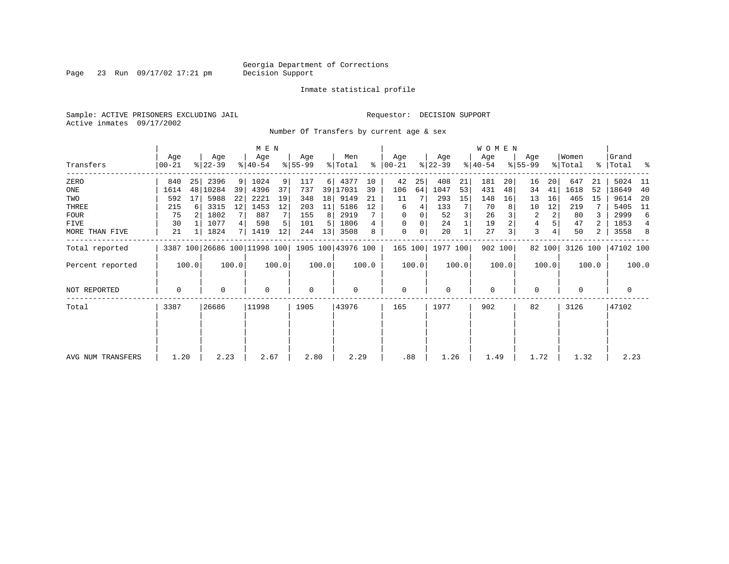Georgia Department of Corrections
Decision Support

Inmate statistical profile

Sample: ACTIVE PRISONERS EXCLUDING JAIL

Requestor: DECISION SUPPORT

Active inmates 09/17/2002

Number Of Transfers by current age & sex

| Transfers | MEN Age 00-21 | % | Age 22-39 | % | Age 40-54 | % | Age 55-99 | % | Men Total | % | WOMEN Age 00-21 | % | Age 22-39 | % | Age 40-54 | % | Age 55-99 | % | Women Total | % | Grand Total | % |
|---|---|---|---|---|---|---|---|---|---|---|---|---|---|---|---|---|---|---|---|---|---|---|
| ZERO | 840 | 25 | 2396 | 9 | 1024 | 9 | 117 | 6 | 4377 | 10 | 42 | 25 | 408 | 21 | 181 | 20 | 16 | 20 | 647 | 21 | 5024 | 11 |
| ONE | 1614 | 48 | 10284 | 39 | 4396 | 37 | 737 | 39 | 17031 | 39 | 106 | 64 | 1047 | 53 | 431 | 48 | 34 | 41 | 1618 | 52 | 18649 | 40 |
| TWO | 592 | 17 | 5988 | 22 | 2221 | 19 | 348 | 18 | 9149 | 21 | 11 | 7 | 293 | 15 | 148 | 16 | 13 | 16 | 465 | 15 | 9614 | 20 |
| THREE | 215 | 6 | 3315 | 12 | 1453 | 12 | 203 | 11 | 5186 | 12 | 6 | 4 | 133 | 7 | 70 | 8 | 10 | 12 | 219 | 7 | 5405 | 11 |
| FOUR | 75 | 2 | 1802 | 7 | 887 | 7 | 155 | 8 | 2919 | 7 | 0 | 0 | 52 | 3 | 26 | 3 | 2 | 2 | 80 | 3 | 2999 | 6 |
| FIVE | 30 | 1 | 1077 | 4 | 598 | 5 | 101 | 5 | 1806 | 4 | 0 | 0 | 24 | 1 | 19 | 2 | 4 | 5 | 47 | 2 | 1853 | 4 |
| MORE THAN FIVE | 21 | 1 | 1824 | 7 | 1419 | 12 | 244 | 13 | 3508 | 8 | 0 | 0 | 20 | 1 | 27 | 3 | 3 | 4 | 50 | 2 | 3558 | 8 |
| Total reported | 3387 | 100 | 26686 | 100 | 11998 | 100 | 1905 | 100 | 43976 | 100 | 165 | 100 | 1977 | 100 | 902 | 100 | 82 | 100 | 3126 | 100 | 47102 | 100 |
| Percent reported | 100.0 | | 100.0 | | 100.0 | | 100.0 | | 100.0 | | 100.0 | | 100.0 | | 100.0 | | 100.0 | | 100.0 | | 100.0 | |
| NOT REPORTED | 0 | | 0 | | 0 | | 0 | | 0 | | 0 | | 0 | | 0 | | 0 | | 0 | | 0 | |
| Total | 3387 | | 26686 | | 11998 | | 1905 | | 43976 | | 165 | | 1977 | | 902 | | 82 | | 3126 | | 47102 | |
| AVG NUM TRANSFERS | 1.20 | | 2.23 | | 2.67 | | 2.80 | | 2.29 | | .88 | | 1.26 | | 1.49 | | 1.72 | | 1.32 | | 2.23 | |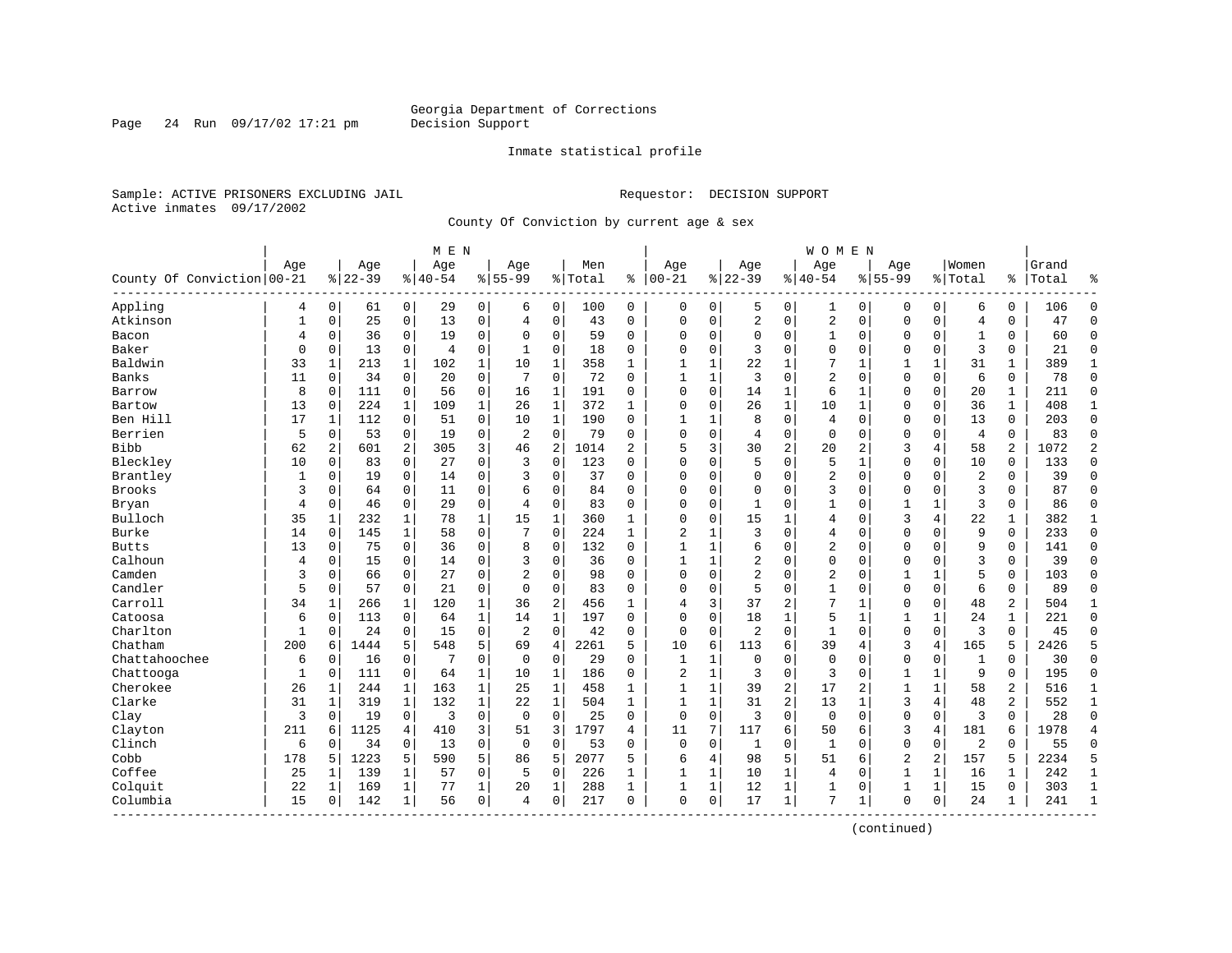Georgia Department of Corrections
Decision Support

Inmate statistical profile

Sample: ACTIVE PRISONERS EXCLUDING JAIL
Active inmates 09/17/2002

Requestor: DECISION SUPPORT

County Of Conviction by current age & sex

| County Of Conviction | MEN Age 00-21 | % | Age 22-39 | % | Age 40-54 | % | Age 55-99 | % | Men Total | % | WOMEN Age 00-21 | % | Age 22-39 | % | Age 40-54 | % | Age 55-99 | % | Women Total | % | Grand Total | % |
|---|---|---|---|---|---|---|---|---|---|---|---|---|---|---|---|---|---|---|---|---|---|---|
| Appling | 4 | 0 | 61 | 0 | 29 | 0 | 6 | 0 | 100 | 0 | 0 | 0 | 5 | 0 | 1 | 0 | 0 | 0 | 6 | 0 | 106 | 0 |
| Atkinson | 1 | 0 | 25 | 0 | 13 | 0 | 4 | 0 | 43 | 0 | 0 | 0 | 2 | 0 | 2 | 0 | 0 | 0 | 4 | 0 | 47 | 0 |
| Bacon | 4 | 0 | 36 | 0 | 19 | 0 | 0 | 0 | 59 | 0 | 0 | 0 | 0 | 0 | 1 | 0 | 0 | 0 | 1 | 0 | 60 | 0 |
| Baker | 0 | 0 | 13 | 0 | 4 | 0 | 1 | 0 | 18 | 0 | 0 | 0 | 3 | 0 | 0 | 0 | 0 | 0 | 3 | 0 | 21 | 0 |
| Baldwin | 33 | 1 | 213 | 1 | 102 | 1 | 10 | 1 | 358 | 1 | 1 | 1 | 22 | 1 | 7 | 1 | 1 | 1 | 31 | 1 | 389 | 1 |
| Banks | 11 | 0 | 34 | 0 | 20 | 0 | 7 | 0 | 72 | 0 | 1 | 1 | 3 | 0 | 2 | 0 | 0 | 0 | 6 | 0 | 78 | 0 |
| Barrow | 8 | 0 | 111 | 0 | 56 | 0 | 16 | 1 | 191 | 0 | 0 | 0 | 14 | 1 | 6 | 1 | 0 | 0 | 20 | 1 | 211 | 0 |
| Bartow | 13 | 0 | 224 | 1 | 109 | 1 | 26 | 1 | 372 | 1 | 0 | 0 | 26 | 1 | 10 | 1 | 0 | 0 | 36 | 1 | 408 | 1 |
| Ben Hill | 17 | 1 | 112 | 0 | 51 | 0 | 10 | 1 | 190 | 0 | 1 | 1 | 8 | 0 | 4 | 0 | 0 | 0 | 13 | 0 | 203 | 0 |
| Berrien | 5 | 0 | 53 | 0 | 19 | 0 | 2 | 0 | 79 | 0 | 0 | 0 | 4 | 0 | 0 | 0 | 0 | 0 | 4 | 0 | 83 | 0 |
| Bibb | 62 | 2 | 601 | 2 | 305 | 3 | 46 | 2 | 1014 | 2 | 5 | 3 | 30 | 2 | 20 | 2 | 3 | 4 | 58 | 2 | 1072 | 2 |
| Bleckley | 10 | 0 | 83 | 0 | 27 | 0 | 3 | 0 | 123 | 0 | 0 | 0 | 5 | 0 | 5 | 1 | 0 | 0 | 10 | 0 | 133 | 0 |
| Brantley | 1 | 0 | 19 | 0 | 14 | 0 | 3 | 0 | 37 | 0 | 0 | 0 | 0 | 0 | 2 | 0 | 0 | 0 | 2 | 0 | 39 | 0 |
| Brooks | 3 | 0 | 64 | 0 | 11 | 0 | 6 | 0 | 84 | 0 | 0 | 0 | 0 | 0 | 3 | 0 | 0 | 0 | 3 | 0 | 87 | 0 |
| Bryan | 4 | 0 | 46 | 0 | 29 | 0 | 4 | 0 | 83 | 0 | 0 | 0 | 1 | 0 | 1 | 0 | 1 | 1 | 3 | 0 | 86 | 0 |
| Bulloch | 35 | 1 | 232 | 1 | 78 | 1 | 15 | 1 | 360 | 1 | 0 | 0 | 15 | 1 | 4 | 0 | 3 | 4 | 22 | 1 | 382 | 1 |
| Burke | 14 | 0 | 145 | 1 | 58 | 0 | 7 | 0 | 224 | 1 | 2 | 1 | 3 | 0 | 4 | 0 | 0 | 0 | 9 | 0 | 233 | 0 |
| Butts | 13 | 0 | 75 | 0 | 36 | 0 | 8 | 0 | 132 | 0 | 1 | 1 | 6 | 0 | 2 | 0 | 0 | 0 | 9 | 0 | 141 | 0 |
| Calhoun | 4 | 0 | 15 | 0 | 14 | 0 | 3 | 0 | 36 | 0 | 1 | 1 | 2 | 0 | 0 | 0 | 0 | 0 | 3 | 0 | 39 | 0 |
| Camden | 3 | 0 | 66 | 0 | 27 | 0 | 2 | 0 | 98 | 0 | 0 | 0 | 2 | 0 | 2 | 0 | 1 | 1 | 5 | 0 | 103 | 0 |
| Candler | 5 | 0 | 57 | 0 | 21 | 0 | 0 | 0 | 83 | 0 | 0 | 0 | 5 | 0 | 1 | 0 | 0 | 0 | 6 | 0 | 89 | 0 |
| Carroll | 34 | 1 | 266 | 1 | 120 | 1 | 36 | 2 | 456 | 1 | 4 | 3 | 37 | 2 | 7 | 1 | 0 | 0 | 48 | 2 | 504 | 1 |
| Catoosa | 6 | 0 | 113 | 0 | 64 | 1 | 14 | 1 | 197 | 0 | 0 | 0 | 18 | 1 | 5 | 1 | 1 | 1 | 24 | 1 | 221 | 0 |
| Charlton | 1 | 0 | 24 | 0 | 15 | 0 | 2 | 0 | 42 | 0 | 0 | 0 | 2 | 0 | 1 | 0 | 0 | 0 | 3 | 0 | 45 | 0 |
| Chatham | 200 | 6 | 1444 | 5 | 548 | 5 | 69 | 4 | 2261 | 5 | 10 | 6 | 113 | 6 | 39 | 4 | 3 | 4 | 165 | 5 | 2426 | 5 |
| Chattahoochee | 6 | 0 | 16 | 0 | 7 | 0 | 0 | 0 | 29 | 0 | 1 | 1 | 0 | 0 | 0 | 0 | 0 | 0 | 1 | 0 | 30 | 0 |
| Chattooga | 1 | 0 | 111 | 0 | 64 | 1 | 10 | 1 | 186 | 0 | 2 | 1 | 3 | 0 | 3 | 0 | 1 | 1 | 9 | 0 | 195 | 0 |
| Cherokee | 26 | 1 | 244 | 1 | 163 | 1 | 25 | 1 | 458 | 1 | 1 | 1 | 39 | 2 | 17 | 2 | 1 | 1 | 58 | 2 | 516 | 1 |
| Clarke | 31 | 1 | 319 | 1 | 132 | 1 | 22 | 1 | 504 | 1 | 1 | 1 | 31 | 2 | 13 | 1 | 3 | 4 | 48 | 2 | 552 | 1 |
| Clay | 3 | 0 | 19 | 0 | 3 | 0 | 0 | 0 | 25 | 0 | 0 | 0 | 3 | 0 | 0 | 0 | 0 | 0 | 3 | 0 | 28 | 0 |
| Clayton | 211 | 6 | 1125 | 4 | 410 | 3 | 51 | 3 | 1797 | 4 | 11 | 7 | 117 | 6 | 50 | 6 | 3 | 4 | 181 | 6 | 1978 | 4 |
| Clinch | 6 | 0 | 34 | 0 | 13 | 0 | 0 | 0 | 53 | 0 | 0 | 0 | 1 | 0 | 1 | 0 | 0 | 0 | 2 | 0 | 55 | 0 |
| Cobb | 178 | 5 | 1223 | 5 | 590 | 5 | 86 | 5 | 2077 | 5 | 6 | 4 | 98 | 5 | 51 | 6 | 2 | 2 | 157 | 5 | 2234 | 5 |
| Coffee | 25 | 1 | 139 | 1 | 57 | 0 | 5 | 0 | 226 | 1 | 1 | 1 | 10 | 1 | 4 | 0 | 1 | 1 | 16 | 1 | 242 | 1 |
| Colquit | 22 | 1 | 169 | 1 | 77 | 1 | 20 | 1 | 288 | 1 | 1 | 1 | 12 | 1 | 1 | 0 | 1 | 1 | 15 | 0 | 303 | 1 |
| Columbia | 15 | 0 | 142 | 1 | 56 | 0 | 4 | 0 | 217 | 0 | 0 | 0 | 17 | 1 | 7 | 1 | 0 | 0 | 24 | 1 | 241 | 1 |

(continued)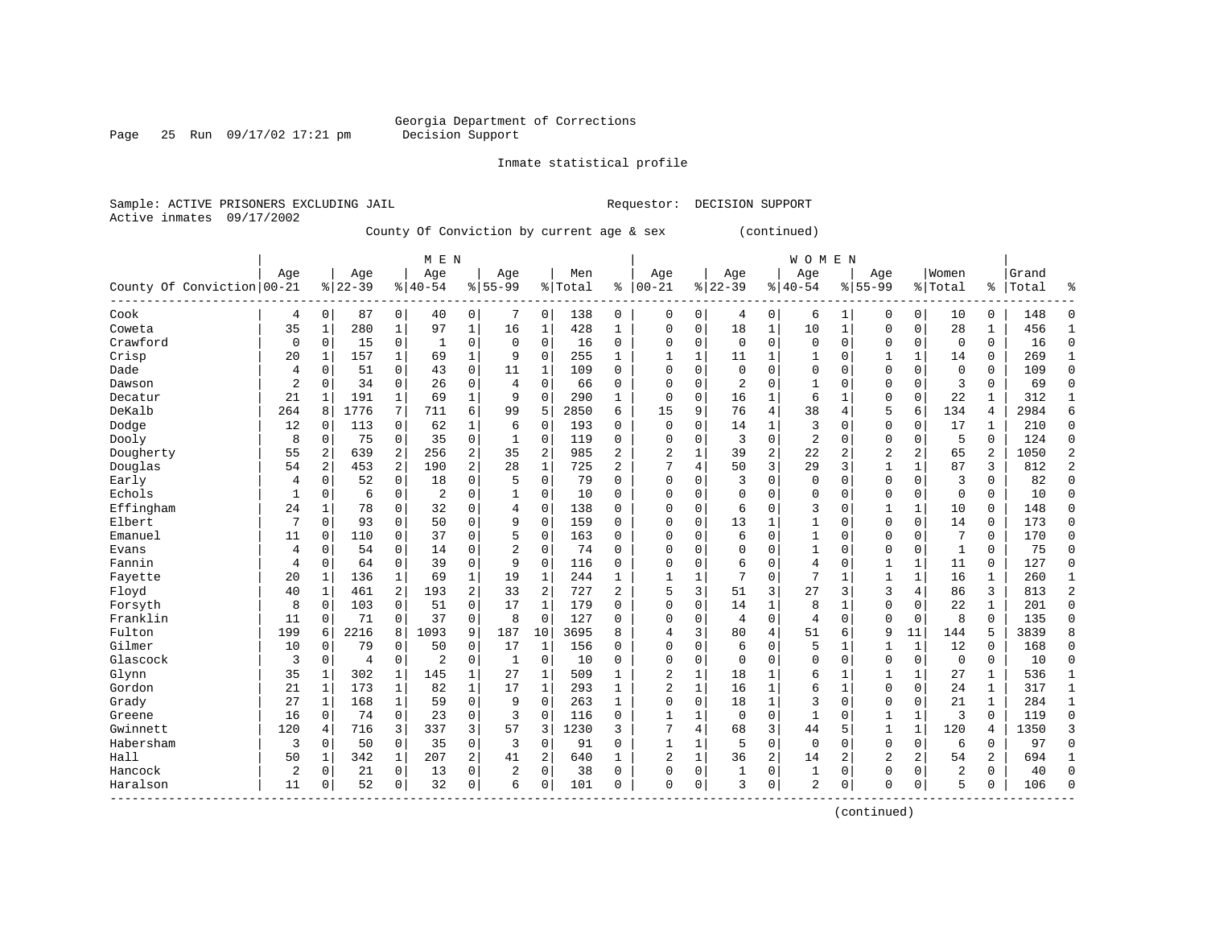Georgia Department of Corrections
Decision Support

Inmate statistical profile

Sample: ACTIVE PRISONERS EXCLUDING JAIL

Requestor: DECISION SUPPORT

Active inmates 09/17/2002

County Of Conviction by current age & sex (continued)

| County Of Conviction | MEN Age 00-21 | % | Age 22-39 | % | Age 40-54 | % | Age 55-99 | % | Men Total | % | WOMEN Age 00-21 | % | Age 22-39 | % | Age 40-54 | % | Age 55-99 | % | Women Total | % | Grand Total | % |
|---|---|---|---|---|---|---|---|---|---|---|---|---|---|---|---|---|---|---|---|---|---|---|
| Cook | 4 | 0 | 87 | 0 | 40 | 0 | 7 | 0 | 138 | 0 | 0 | 0 | 4 | 0 | 6 | 1 | 0 | 0 | 10 | 0 | 148 | 0 |
| Coweta | 35 | 1 | 280 | 1 | 97 | 1 | 16 | 1 | 428 | 1 | 0 | 0 | 18 | 1 | 10 | 1 | 0 | 0 | 28 | 1 | 456 | 1 |
| Crawford | 0 | 0 | 15 | 0 | 1 | 0 | 0 | 0 | 16 | 0 | 0 | 0 | 0 | 0 | 0 | 0 | 0 | 0 | 0 | 0 | 16 | 0 |
| Crisp | 20 | 1 | 157 | 1 | 69 | 1 | 9 | 0 | 255 | 1 | 1 | 1 | 11 | 1 | 1 | 0 | 1 | 1 | 14 | 0 | 269 | 1 |
| Dade | 4 | 0 | 51 | 0 | 43 | 0 | 11 | 1 | 109 | 0 | 0 | 0 | 0 | 0 | 0 | 0 | 0 | 0 | 0 | 0 | 109 | 0 |
| Dawson | 2 | 0 | 34 | 0 | 26 | 0 | 4 | 0 | 66 | 0 | 0 | 0 | 2 | 0 | 1 | 0 | 0 | 0 | 3 | 0 | 69 | 0 |
| Decatur | 21 | 1 | 191 | 1 | 69 | 1 | 9 | 0 | 290 | 1 | 0 | 0 | 16 | 1 | 6 | 1 | 0 | 0 | 22 | 1 | 312 | 1 |
| DeKalb | 264 | 8 | 1776 | 7 | 711 | 6 | 99 | 5 | 2850 | 6 | 15 | 9 | 76 | 4 | 38 | 4 | 5 | 6 | 134 | 4 | 2984 | 6 |
| Dodge | 12 | 0 | 113 | 0 | 62 | 1 | 6 | 0 | 193 | 0 | 0 | 0 | 14 | 1 | 3 | 0 | 0 | 0 | 17 | 1 | 210 | 0 |
| Dooly | 8 | 0 | 75 | 0 | 35 | 0 | 1 | 0 | 119 | 0 | 0 | 0 | 3 | 0 | 2 | 0 | 0 | 0 | 5 | 0 | 124 | 0 |
| Dougherty | 55 | 2 | 639 | 2 | 256 | 2 | 35 | 2 | 985 | 2 | 2 | 1 | 39 | 2 | 22 | 2 | 2 | 2 | 65 | 2 | 1050 | 2 |
| Douglas | 54 | 2 | 453 | 2 | 190 | 2 | 28 | 1 | 725 | 2 | 7 | 4 | 50 | 3 | 29 | 3 | 1 | 1 | 87 | 3 | 812 | 2 |
| Early | 4 | 0 | 52 | 0 | 18 | 0 | 5 | 0 | 79 | 0 | 0 | 0 | 3 | 0 | 0 | 0 | 0 | 0 | 3 | 0 | 82 | 0 |
| Echols | 1 | 0 | 6 | 0 | 2 | 0 | 1 | 0 | 10 | 0 | 0 | 0 | 0 | 0 | 0 | 0 | 0 | 0 | 0 | 0 | 10 | 0 |
| Effingham | 24 | 1 | 78 | 0 | 32 | 0 | 4 | 0 | 138 | 0 | 0 | 0 | 6 | 0 | 3 | 0 | 1 | 1 | 10 | 0 | 148 | 0 |
| Elbert | 7 | 0 | 93 | 0 | 50 | 0 | 9 | 0 | 159 | 0 | 0 | 0 | 13 | 1 | 1 | 0 | 0 | 0 | 14 | 0 | 173 | 0 |
| Emanuel | 11 | 0 | 110 | 0 | 37 | 0 | 5 | 0 | 163 | 0 | 0 | 0 | 6 | 0 | 1 | 0 | 0 | 0 | 7 | 0 | 170 | 0 |
| Evans | 4 | 0 | 54 | 0 | 14 | 0 | 2 | 0 | 74 | 0 | 0 | 0 | 0 | 0 | 1 | 0 | 0 | 0 | 1 | 0 | 75 | 0 |
| Fannin | 4 | 0 | 64 | 0 | 39 | 0 | 9 | 0 | 116 | 0 | 0 | 0 | 6 | 0 | 4 | 0 | 1 | 1 | 11 | 0 | 127 | 0 |
| Fayette | 20 | 1 | 136 | 1 | 69 | 1 | 19 | 1 | 244 | 1 | 1 | 1 | 7 | 0 | 7 | 1 | 1 | 1 | 16 | 1 | 260 | 1 |
| Floyd | 40 | 1 | 461 | 2 | 193 | 2 | 33 | 2 | 727 | 2 | 5 | 3 | 51 | 3 | 27 | 3 | 3 | 4 | 86 | 3 | 813 | 2 |
| Forsyth | 8 | 0 | 103 | 0 | 51 | 0 | 17 | 1 | 179 | 0 | 0 | 0 | 14 | 1 | 8 | 1 | 0 | 0 | 22 | 1 | 201 | 0 |
| Franklin | 11 | 0 | 71 | 0 | 37 | 0 | 8 | 0 | 127 | 0 | 0 | 0 | 4 | 0 | 4 | 0 | 0 | 0 | 8 | 0 | 135 | 0 |
| Fulton | 199 | 6 | 2216 | 8 | 1093 | 9 | 187 | 10 | 3695 | 8 | 4 | 3 | 80 | 4 | 51 | 6 | 9 | 11 | 144 | 5 | 3839 | 8 |
| Gilmer | 10 | 0 | 79 | 0 | 50 | 0 | 17 | 1 | 156 | 0 | 0 | 0 | 6 | 0 | 5 | 1 | 1 | 1 | 12 | 0 | 168 | 0 |
| Glascock | 3 | 0 | 4 | 0 | 2 | 0 | 1 | 0 | 10 | 0 | 0 | 0 | 0 | 0 | 0 | 0 | 0 | 0 | 0 | 0 | 10 | 0 |
| Glynn | 35 | 1 | 302 | 1 | 145 | 1 | 27 | 1 | 509 | 1 | 2 | 1 | 18 | 1 | 6 | 1 | 1 | 1 | 27 | 1 | 536 | 1 |
| Gordon | 21 | 1 | 173 | 1 | 82 | 1 | 17 | 1 | 293 | 1 | 2 | 1 | 16 | 1 | 6 | 1 | 0 | 0 | 24 | 1 | 317 | 1 |
| Grady | 27 | 1 | 168 | 1 | 59 | 0 | 9 | 0 | 263 | 1 | 0 | 0 | 18 | 1 | 3 | 0 | 0 | 0 | 21 | 1 | 284 | 1 |
| Greene | 16 | 0 | 74 | 0 | 23 | 0 | 3 | 0 | 116 | 0 | 1 | 1 | 0 | 0 | 1 | 0 | 1 | 1 | 3 | 0 | 119 | 0 |
| Gwinnett | 120 | 4 | 716 | 3 | 337 | 3 | 57 | 3 | 1230 | 3 | 7 | 4 | 68 | 3 | 44 | 5 | 1 | 1 | 120 | 4 | 1350 | 3 |
| Habersham | 3 | 0 | 50 | 0 | 35 | 0 | 3 | 0 | 91 | 0 | 1 | 1 | 5 | 0 | 0 | 0 | 0 | 0 | 6 | 0 | 97 | 0 |
| Hall | 50 | 1 | 342 | 1 | 207 | 2 | 41 | 2 | 640 | 1 | 2 | 1 | 36 | 2 | 14 | 2 | 2 | 2 | 54 | 2 | 694 | 1 |
| Hancock | 2 | 0 | 21 | 0 | 13 | 0 | 2 | 0 | 38 | 0 | 0 | 0 | 1 | 0 | 1 | 0 | 0 | 0 | 2 | 0 | 40 | 0 |
| Haralson | 11 | 0 | 52 | 0 | 32 | 0 | 6 | 0 | 101 | 0 | 0 | 0 | 3 | 0 | 2 | 0 | 0 | 0 | 5 | 0 | 106 | 0 |

(continued)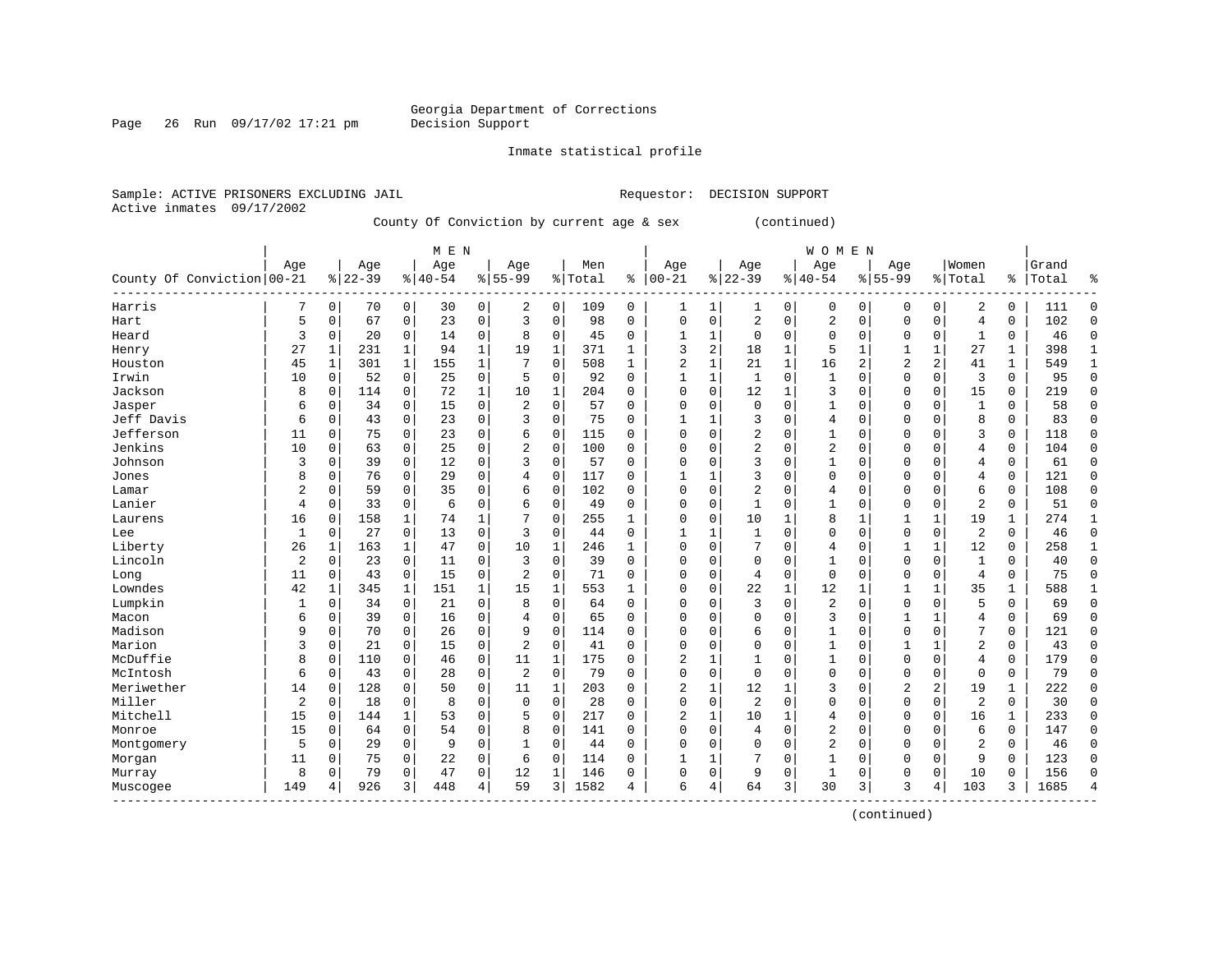Georgia Department of Corrections
Decision Support

Inmate statistical profile

Sample: ACTIVE PRISONERS EXCLUDING JAIL                                Requestor: DECISION SUPPORT
Active inmates 09/17/2002

County Of Conviction by current age & sex (continued)

| County Of Conviction | MEN Age 00-21 | % | Age 22-39 | % | Age 40-54 | % | Age 55-99 | % | Men Total | % | WOMEN Age 00-21 | % | Age 22-39 | % | Age 40-54 | % | Age 55-99 | % | Women Total | % | Grand Total | % |
|---|---|---|---|---|---|---|---|---|---|---|---|---|---|---|---|---|---|---|---|---|---|---|
| Harris | 7 | 0 | 70 | 0 | 30 | 0 | 2 | 0 | 109 | 0 | 1 | 1 | 1 | 0 | 0 | 0 | 0 | 0 | 2 | 0 | 111 | 0 |
| Hart | 5 | 0 | 67 | 0 | 23 | 0 | 3 | 0 | 98 | 0 | 0 | 0 | 2 | 0 | 2 | 0 | 0 | 0 | 4 | 0 | 102 | 0 |
| Heard | 3 | 0 | 20 | 0 | 14 | 0 | 8 | 0 | 45 | 0 | 1 | 1 | 0 | 0 | 0 | 0 | 0 | 0 | 1 | 0 | 46 | 0 |
| Henry | 27 | 1 | 231 | 1 | 94 | 1 | 19 | 1 | 371 | 1 | 3 | 2 | 18 | 1 | 5 | 1 | 1 | 1 | 27 | 1 | 398 | 1 |
| Houston | 45 | 1 | 301 | 1 | 155 | 1 | 7 | 0 | 508 | 1 | 2 | 1 | 21 | 1 | 16 | 2 | 2 | 2 | 41 | 1 | 549 | 1 |
| Irwin | 10 | 0 | 52 | 0 | 25 | 0 | 5 | 0 | 92 | 0 | 1 | 1 | 1 | 0 | 1 | 0 | 0 | 0 | 3 | 0 | 95 | 0 |
| Jackson | 8 | 0 | 114 | 0 | 72 | 1 | 10 | 1 | 204 | 0 | 0 | 0 | 12 | 1 | 3 | 0 | 0 | 0 | 15 | 0 | 219 | 0 |
| Jasper | 6 | 0 | 34 | 0 | 15 | 0 | 2 | 0 | 57 | 0 | 0 | 0 | 0 | 0 | 1 | 0 | 0 | 0 | 1 | 0 | 58 | 0 |
| Jeff Davis | 6 | 0 | 43 | 0 | 23 | 0 | 3 | 0 | 75 | 0 | 1 | 1 | 3 | 0 | 4 | 0 | 0 | 0 | 8 | 0 | 83 | 0 |
| Jefferson | 11 | 0 | 75 | 0 | 23 | 0 | 6 | 0 | 115 | 0 | 0 | 0 | 2 | 0 | 1 | 0 | 0 | 0 | 3 | 0 | 118 | 0 |
| Jenkins | 10 | 0 | 63 | 0 | 25 | 0 | 2 | 0 | 100 | 0 | 0 | 0 | 2 | 0 | 2 | 0 | 0 | 0 | 4 | 0 | 104 | 0 |
| Johnson | 3 | 0 | 39 | 0 | 12 | 0 | 3 | 0 | 57 | 0 | 0 | 0 | 3 | 0 | 1 | 0 | 0 | 0 | 4 | 0 | 61 | 0 |
| Jones | 8 | 0 | 76 | 0 | 29 | 0 | 4 | 0 | 117 | 0 | 1 | 1 | 3 | 0 | 0 | 0 | 0 | 0 | 4 | 0 | 121 | 0 |
| Lamar | 2 | 0 | 59 | 0 | 35 | 0 | 6 | 0 | 102 | 0 | 0 | 0 | 2 | 0 | 4 | 0 | 0 | 0 | 6 | 0 | 108 | 0 |
| Lanier | 4 | 0 | 33 | 0 | 6 | 0 | 6 | 0 | 49 | 0 | 0 | 0 | 1 | 0 | 1 | 0 | 0 | 0 | 2 | 0 | 51 | 0 |
| Laurens | 16 | 0 | 158 | 1 | 74 | 1 | 7 | 0 | 255 | 1 | 0 | 0 | 10 | 1 | 8 | 1 | 1 | 1 | 19 | 1 | 274 | 1 |
| Lee | 1 | 0 | 27 | 0 | 13 | 0 | 3 | 0 | 44 | 0 | 1 | 1 | 1 | 0 | 0 | 0 | 0 | 0 | 2 | 0 | 46 | 0 |
| Liberty | 26 | 1 | 163 | 1 | 47 | 0 | 10 | 1 | 246 | 1 | 0 | 0 | 7 | 0 | 4 | 0 | 1 | 1 | 12 | 0 | 258 | 1 |
| Lincoln | 2 | 0 | 23 | 0 | 11 | 0 | 3 | 0 | 39 | 0 | 0 | 0 | 0 | 0 | 1 | 0 | 0 | 0 | 1 | 0 | 40 | 0 |
| Long | 11 | 0 | 43 | 0 | 15 | 0 | 2 | 0 | 71 | 0 | 0 | 0 | 4 | 0 | 0 | 0 | 0 | 0 | 4 | 0 | 75 | 0 |
| Lowndes | 42 | 1 | 345 | 1 | 151 | 1 | 15 | 1 | 553 | 1 | 0 | 0 | 22 | 1 | 12 | 1 | 1 | 1 | 35 | 1 | 588 | 1 |
| Lumpkin | 1 | 0 | 34 | 0 | 21 | 0 | 8 | 0 | 64 | 0 | 0 | 0 | 3 | 0 | 2 | 0 | 0 | 0 | 5 | 0 | 69 | 0 |
| Macon | 6 | 0 | 39 | 0 | 16 | 0 | 4 | 0 | 65 | 0 | 0 | 0 | 0 | 0 | 3 | 0 | 1 | 1 | 4 | 0 | 69 | 0 |
| Madison | 9 | 0 | 70 | 0 | 26 | 0 | 9 | 0 | 114 | 0 | 0 | 0 | 6 | 0 | 1 | 0 | 0 | 0 | 7 | 0 | 121 | 0 |
| Marion | 3 | 0 | 21 | 0 | 15 | 0 | 2 | 0 | 41 | 0 | 0 | 0 | 0 | 0 | 1 | 0 | 1 | 1 | 2 | 0 | 43 | 0 |
| McDuffie | 8 | 0 | 110 | 0 | 46 | 0 | 11 | 1 | 175 | 0 | 2 | 1 | 1 | 0 | 1 | 0 | 0 | 0 | 4 | 0 | 179 | 0 |
| McIntosh | 6 | 0 | 43 | 0 | 28 | 0 | 2 | 0 | 79 | 0 | 0 | 0 | 0 | 0 | 0 | 0 | 0 | 0 | 0 | 0 | 79 | 0 |
| Meriwether | 14 | 0 | 128 | 0 | 50 | 0 | 11 | 1 | 203 | 0 | 2 | 1 | 12 | 1 | 3 | 0 | 2 | 2 | 19 | 1 | 222 | 0 |
| Miller | 2 | 0 | 18 | 0 | 8 | 0 | 0 | 0 | 28 | 0 | 0 | 0 | 2 | 0 | 0 | 0 | 0 | 0 | 2 | 0 | 30 | 0 |
| Mitchell | 15 | 0 | 144 | 1 | 53 | 0 | 5 | 0 | 217 | 0 | 2 | 1 | 10 | 1 | 4 | 0 | 0 | 0 | 16 | 1 | 233 | 0 |
| Monroe | 15 | 0 | 64 | 0 | 54 | 0 | 8 | 0 | 141 | 0 | 0 | 0 | 4 | 0 | 2 | 0 | 0 | 0 | 6 | 0 | 147 | 0 |
| Montgomery | 5 | 0 | 29 | 0 | 9 | 0 | 1 | 0 | 44 | 0 | 0 | 0 | 0 | 0 | 2 | 0 | 0 | 0 | 2 | 0 | 46 | 0 |
| Morgan | 11 | 0 | 75 | 0 | 22 | 0 | 6 | 0 | 114 | 0 | 1 | 1 | 7 | 0 | 1 | 0 | 0 | 0 | 9 | 0 | 123 | 0 |
| Murray | 8 | 0 | 79 | 0 | 47 | 0 | 12 | 1 | 146 | 0 | 0 | 0 | 9 | 0 | 1 | 0 | 0 | 0 | 10 | 0 | 156 | 0 |
| Muscogee | 149 | 4 | 926 | 3 | 448 | 4 | 59 | 3 | 1582 | 4 | 6 | 4 | 64 | 3 | 30 | 3 | 3 | 4 | 103 | 3 | 1685 | 4 |

(continued)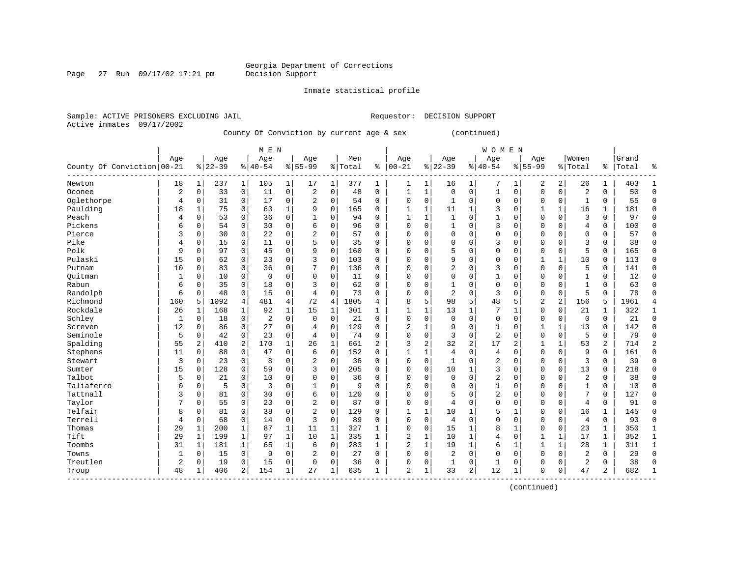Georgia Department of Corrections
Decision Support

Inmate statistical profile

Sample: ACTIVE PRISONERS EXCLUDING JAIL    Requestor: DECISION SUPPORT
Active inmates 09/17/2002

County Of Conviction by current age & sex (continued)

| County Of Conviction | MEN Age 00-21 | % | Age 22-39 | % | Age 40-54 | % | Age 55-99 | % | Men Total | % | WOMEN Age 00-21 | % | Age 22-39 | % | Age 40-54 | % | Age 55-99 | % | Women Total | % | Grand Total | % |
|---|---|---|---|---|---|---|---|---|---|---|---|---|---|---|---|---|---|---|---|---|---|---|
| Newton | 18 | 1 | 237 | 1 | 105 | 1 | 17 | 1 | 377 | 1 | 1 | 1 | 16 | 1 | 7 | 1 | 2 | 2 | 26 | 1 | 403 | 1 |
| Oconee | 2 | 0 | 33 | 0 | 11 | 0 | 2 | 0 | 48 | 0 | 1 | 1 | 0 | 0 | 1 | 0 | 0 | 0 | 2 | 0 | 50 | 0 |
| Oglethorpe | 4 | 0 | 31 | 0 | 17 | 0 | 2 | 0 | 54 | 0 | 0 | 0 | 1 | 0 | 0 | 0 | 0 | 0 | 1 | 0 | 55 | 0 |
| Paulding | 18 | 1 | 75 | 0 | 63 | 1 | 9 | 0 | 165 | 0 | 1 | 1 | 11 | 1 | 3 | 0 | 1 | 1 | 16 | 1 | 181 | 0 |
| Peach | 4 | 0 | 53 | 0 | 36 | 0 | 1 | 0 | 94 | 0 | 1 | 1 | 1 | 0 | 1 | 0 | 0 | 0 | 3 | 0 | 97 | 0 |
| Pickens | 6 | 0 | 54 | 0 | 30 | 0 | 6 | 0 | 96 | 0 | 0 | 0 | 1 | 0 | 3 | 0 | 0 | 0 | 4 | 0 | 100 | 0 |
| Pierce | 3 | 0 | 30 | 0 | 22 | 0 | 2 | 0 | 57 | 0 | 0 | 0 | 0 | 0 | 0 | 0 | 0 | 0 | 0 | 0 | 57 | 0 |
| Pike | 4 | 0 | 15 | 0 | 11 | 0 | 5 | 0 | 35 | 0 | 0 | 0 | 0 | 0 | 3 | 0 | 0 | 0 | 3 | 0 | 38 | 0 |
| Polk | 9 | 0 | 97 | 0 | 45 | 0 | 9 | 0 | 160 | 0 | 0 | 0 | 5 | 0 | 0 | 0 | 0 | 0 | 5 | 0 | 165 | 0 |
| Pulaski | 15 | 0 | 62 | 0 | 23 | 0 | 3 | 0 | 103 | 0 | 0 | 0 | 9 | 0 | 0 | 0 | 1 | 1 | 10 | 0 | 113 | 0 |
| Putnam | 10 | 0 | 83 | 0 | 36 | 0 | 7 | 0 | 136 | 0 | 0 | 0 | 2 | 0 | 3 | 0 | 0 | 0 | 5 | 0 | 141 | 0 |
| Quitman | 1 | 0 | 10 | 0 | 0 | 0 | 0 | 0 | 11 | 0 | 0 | 0 | 0 | 0 | 1 | 0 | 0 | 0 | 1 | 0 | 12 | 0 |
| Rabun | 6 | 0 | 35 | 0 | 18 | 0 | 3 | 0 | 62 | 0 | 0 | 0 | 1 | 0 | 0 | 0 | 0 | 0 | 1 | 0 | 63 | 0 |
| Randolph | 6 | 0 | 48 | 0 | 15 | 0 | 4 | 0 | 73 | 0 | 0 | 0 | 2 | 0 | 3 | 0 | 0 | 0 | 5 | 0 | 78 | 0 |
| Richmond | 160 | 5 | 1092 | 4 | 481 | 4 | 72 | 4 | 1805 | 4 | 8 | 5 | 98 | 5 | 48 | 5 | 2 | 2 | 156 | 5 | 1961 | 4 |
| Rockdale | 26 | 1 | 168 | 1 | 92 | 1 | 15 | 1 | 301 | 1 | 1 | 1 | 13 | 1 | 7 | 1 | 0 | 0 | 21 | 1 | 322 | 1 |
| Schley | 1 | 0 | 18 | 0 | 2 | 0 | 0 | 0 | 21 | 0 | 0 | 0 | 0 | 0 | 0 | 0 | 0 | 0 | 0 | 0 | 21 | 0 |
| Screven | 12 | 0 | 86 | 0 | 27 | 0 | 4 | 0 | 129 | 0 | 2 | 1 | 9 | 0 | 1 | 0 | 1 | 1 | 13 | 0 | 142 | 0 |
| Seminole | 5 | 0 | 42 | 0 | 23 | 0 | 4 | 0 | 74 | 0 | 0 | 0 | 3 | 0 | 2 | 0 | 0 | 0 | 5 | 0 | 79 | 0 |
| Spalding | 55 | 2 | 410 | 2 | 170 | 1 | 26 | 1 | 661 | 2 | 3 | 2 | 32 | 2 | 17 | 2 | 1 | 1 | 53 | 2 | 714 | 2 |
| Stephens | 11 | 0 | 88 | 0 | 47 | 0 | 6 | 0 | 152 | 0 | 1 | 1 | 4 | 0 | 4 | 0 | 0 | 0 | 9 | 0 | 161 | 0 |
| Stewart | 3 | 0 | 23 | 0 | 8 | 0 | 2 | 0 | 36 | 0 | 0 | 0 | 1 | 0 | 2 | 0 | 0 | 0 | 3 | 0 | 39 | 0 |
| Sumter | 15 | 0 | 128 | 0 | 59 | 0 | 3 | 0 | 205 | 0 | 0 | 0 | 10 | 1 | 3 | 0 | 0 | 0 | 13 | 0 | 218 | 0 |
| Talbot | 5 | 0 | 21 | 0 | 10 | 0 | 0 | 0 | 36 | 0 | 0 | 0 | 0 | 0 | 2 | 0 | 0 | 0 | 2 | 0 | 38 | 0 |
| Taliaferro | 0 | 0 | 5 | 0 | 3 | 0 | 1 | 0 | 9 | 0 | 0 | 0 | 0 | 0 | 1 | 0 | 0 | 0 | 1 | 0 | 10 | 0 |
| Tattnall | 3 | 0 | 81 | 0 | 30 | 0 | 6 | 0 | 120 | 0 | 0 | 0 | 5 | 0 | 2 | 0 | 0 | 0 | 7 | 0 | 127 | 0 |
| Taylor | 7 | 0 | 55 | 0 | 23 | 0 | 2 | 0 | 87 | 0 | 0 | 0 | 4 | 0 | 0 | 0 | 0 | 0 | 4 | 0 | 91 | 0 |
| Telfair | 8 | 0 | 81 | 0 | 38 | 0 | 2 | 0 | 129 | 0 | 1 | 1 | 10 | 1 | 5 | 1 | 0 | 0 | 16 | 1 | 145 | 0 |
| Terrell | 4 | 0 | 68 | 0 | 14 | 0 | 3 | 0 | 89 | 0 | 0 | 0 | 4 | 0 | 0 | 0 | 0 | 0 | 4 | 0 | 93 | 0 |
| Thomas | 29 | 1 | 200 | 1 | 87 | 1 | 11 | 1 | 327 | 1 | 0 | 0 | 15 | 1 | 8 | 1 | 0 | 0 | 23 | 1 | 350 | 1 |
| Tift | 29 | 1 | 199 | 1 | 97 | 1 | 10 | 1 | 335 | 1 | 2 | 1 | 10 | 1 | 4 | 0 | 1 | 1 | 17 | 1 | 352 | 1 |
| Toombs | 31 | 1 | 181 | 1 | 65 | 1 | 6 | 0 | 283 | 1 | 2 | 1 | 19 | 1 | 6 | 1 | 1 | 1 | 28 | 1 | 311 | 1 |
| Towns | 1 | 0 | 15 | 0 | 9 | 0 | 2 | 0 | 27 | 0 | 0 | 0 | 2 | 0 | 0 | 0 | 0 | 0 | 2 | 0 | 29 | 0 |
| Treutlen | 2 | 0 | 19 | 0 | 15 | 0 | 0 | 0 | 36 | 0 | 0 | 0 | 1 | 0 | 1 | 0 | 0 | 0 | 2 | 0 | 38 | 0 |
| Troup | 48 | 1 | 406 | 2 | 154 | 1 | 27 | 1 | 635 | 1 | 2 | 1 | 33 | 2 | 12 | 1 | 0 | 0 | 47 | 2 | 682 | 1 |

(continued)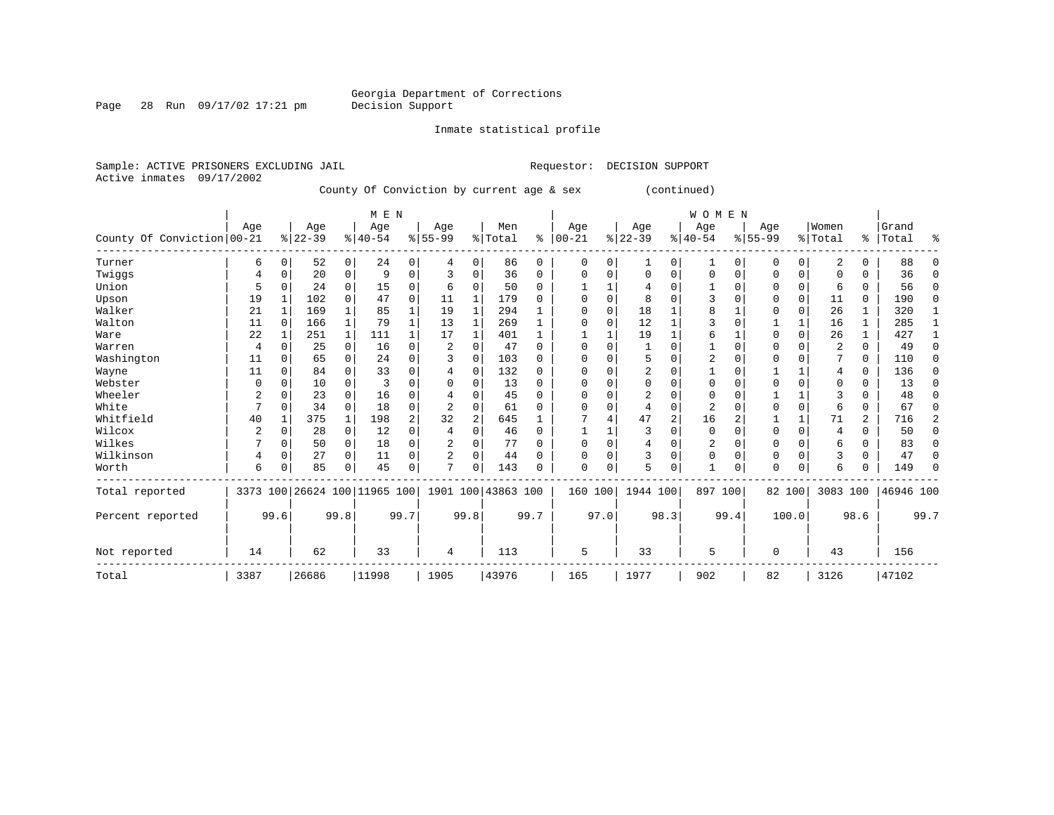Georgia Department of Corrections
Decision Support

Inmate statistical profile

Sample: ACTIVE PRISONERS EXCLUDING JAIL
Active inmates 09/17/2002

Requestor: DECISION SUPPORT

County Of Conviction by current age & sex (continued)

| County Of Conviction | MEN Age 00-21 | % | Age 22-39 | % | Age 40-54 | % | Age 55-99 | % | Men Total | % | WOMEN Age 00-21 | % | Age 22-39 | % | Age 40-54 | % | Age 55-99 | % | Women Total | % | Grand Total | % |
|---|---|---|---|---|---|---|---|---|---|---|---|---|---|---|---|---|---|---|---|---|---|---|
| Turner | 6 | 0 | 52 | 0 | 24 | 0 | 4 | 0 | 86 | 0 | 0 | 0 | 1 | 0 | 1 | 0 | 0 | 0 | 2 | 0 | 88 | 0 |
| Twiggs | 4 | 0 | 20 | 0 | 9 | 0 | 3 | 0 | 36 | 0 | 0 | 0 | 0 | 0 | 0 | 0 | 0 | 0 | 0 | 0 | 36 | 0 |
| Union | 5 | 0 | 24 | 0 | 15 | 0 | 6 | 0 | 50 | 0 | 1 | 1 | 4 | 0 | 1 | 0 | 0 | 0 | 6 | 0 | 56 | 0 |
| Upson | 19 | 1 | 102 | 0 | 47 | 0 | 11 | 1 | 179 | 0 | 0 | 0 | 8 | 0 | 3 | 0 | 0 | 0 | 11 | 0 | 190 | 0 |
| Walker | 21 | 1 | 169 | 1 | 85 | 1 | 19 | 1 | 294 | 1 | 0 | 0 | 18 | 1 | 8 | 1 | 0 | 0 | 26 | 1 | 320 | 1 |
| Walton | 11 | 0 | 166 | 1 | 79 | 1 | 13 | 1 | 269 | 1 | 0 | 0 | 12 | 1 | 3 | 0 | 1 | 1 | 16 | 1 | 285 | 1 |
| Ware | 22 | 1 | 251 | 1 | 111 | 1 | 17 | 1 | 401 | 1 | 1 | 1 | 19 | 1 | 6 | 1 | 0 | 0 | 26 | 1 | 427 | 1 |
| Warren | 4 | 0 | 25 | 0 | 16 | 0 | 2 | 0 | 47 | 0 | 0 | 0 | 1 | 0 | 1 | 0 | 0 | 0 | 2 | 0 | 49 | 0 |
| Washington | 11 | 0 | 65 | 0 | 24 | 0 | 3 | 0 | 103 | 0 | 0 | 0 | 5 | 0 | 2 | 0 | 0 | 0 | 7 | 0 | 110 | 0 |
| Wayne | 11 | 0 | 84 | 0 | 33 | 0 | 4 | 0 | 132 | 0 | 0 | 0 | 2 | 0 | 1 | 0 | 1 | 1 | 4 | 0 | 136 | 0 |
| Webster | 0 | 0 | 10 | 0 | 3 | 0 | 0 | 0 | 13 | 0 | 0 | 0 | 0 | 0 | 0 | 0 | 0 | 0 | 0 | 0 | 13 | 0 |
| Wheeler | 2 | 0 | 23 | 0 | 16 | 0 | 4 | 0 | 45 | 0 | 0 | 0 | 2 | 0 | 0 | 0 | 1 | 1 | 3 | 0 | 48 | 0 |
| White | 7 | 0 | 34 | 0 | 18 | 0 | 2 | 0 | 61 | 0 | 0 | 0 | 4 | 0 | 2 | 0 | 0 | 0 | 6 | 0 | 67 | 0 |
| Whitfield | 40 | 1 | 375 | 1 | 198 | 2 | 32 | 2 | 645 | 1 | 7 | 4 | 47 | 2 | 16 | 2 | 1 | 1 | 71 | 2 | 716 | 2 |
| Wilcox | 2 | 0 | 28 | 0 | 12 | 0 | 4 | 0 | 46 | 0 | 1 | 1 | 3 | 0 | 0 | 0 | 0 | 0 | 4 | 0 | 50 | 0 |
| Wilkes | 7 | 0 | 50 | 0 | 18 | 0 | 2 | 0 | 77 | 0 | 0 | 0 | 4 | 0 | 2 | 0 | 0 | 0 | 6 | 0 | 83 | 0 |
| Wilkinson | 4 | 0 | 27 | 0 | 11 | 0 | 2 | 0 | 44 | 0 | 0 | 0 | 3 | 0 | 0 | 0 | 0 | 0 | 3 | 0 | 47 | 0 |
| Worth | 6 | 0 | 85 | 0 | 45 | 0 | 7 | 0 | 143 | 0 | 0 | 0 | 5 | 0 | 1 | 0 | 0 | 0 | 6 | 0 | 149 | 0 |
| Total reported | 3373 | 100 | 26624 | 100 | 11965 | 100 | 1901 | 100 | 43863 | 100 | 160 | 100 | 1944 | 100 | 897 | 100 | 82 | 100 | 3083 | 100 | 46946 | 100 |
| Percent reported | | 99.6 | | 99.8 | | 99.7 | | 99.8 | | 99.7 | | 97.0 | | 98.3 | | 99.4 | | 100.0 | | 98.6 | | 99.7 |
| Not reported | 14 | | 62 | | 33 | | 4 | | 113 | | 5 | | 33 | | 5 | | 0 | | 43 | | 156 | |
| Total | 3387 | | 26686 | | 11998 | | 1905 | | 43976 | | 165 | | 1977 | | 902 | | 82 | | 3126 | | 47102 | |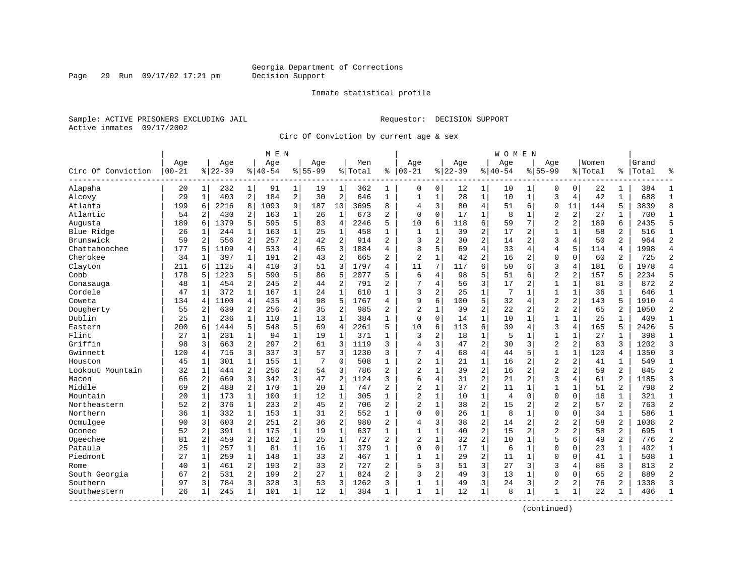Georgia Department of Corrections
Decision Support

Inmate statistical profile

Sample: ACTIVE PRISONERS EXCLUDING JAIL                    Requestor: DECISION SUPPORT
Active inmates 09/17/2002

Circ Of Conviction by current age & sex

| Circ Of Conviction | MEN Age 00-21 | % | Age 22-39 | % | Age 40-54 | % | Age 55-99 | % | Men Total | % | WOMEN Age 00-21 | % | Age 22-39 | % | Age 40-54 | % | Age 55-99 | % | Women Total | % | Grand Total | % |
|---|---|---|---|---|---|---|---|---|---|---|---|---|---|---|---|---|---|---|---|---|---|---|
| Alapaha | 20 | 1 | 232 | 1 | 91 | 1 | 19 | 1 | 362 | 1 | 0 | 0 | 12 | 1 | 10 | 1 | 0 | 0 | 22 | 1 | 384 | 1 |
| Alcovy | 29 | 1 | 403 | 2 | 184 | 2 | 30 | 2 | 646 | 1 | 1 | 1 | 28 | 1 | 10 | 1 | 3 | 4 | 42 | 1 | 688 | 1 |
| Atlanta | 199 | 6 | 2216 | 8 | 1093 | 9 | 187 | 10 | 3695 | 8 | 4 | 3 | 80 | 4 | 51 | 6 | 9 | 11 | 144 | 5 | 3839 | 8 |
| Atlantic | 54 | 2 | 430 | 2 | 163 | 1 | 26 | 1 | 673 | 2 | 0 | 0 | 17 | 1 | 8 | 1 | 2 | 2 | 27 | 1 | 700 | 1 |
| Augusta | 189 | 6 | 1379 | 5 | 595 | 5 | 83 | 4 | 2246 | 5 | 10 | 6 | 118 | 6 | 59 | 7 | 2 | 2 | 189 | 6 | 2435 | 5 |
| Blue Ridge | 26 | 1 | 244 | 1 | 163 | 1 | 25 | 1 | 458 | 1 | 1 | 1 | 39 | 2 | 17 | 2 | 1 | 1 | 58 | 2 | 516 | 1 |
| Brunswick | 59 | 2 | 556 | 2 | 257 | 2 | 42 | 2 | 914 | 2 | 3 | 2 | 30 | 2 | 14 | 2 | 3 | 4 | 50 | 2 | 964 | 2 |
| Chattahoochee | 177 | 5 | 1109 | 4 | 533 | 4 | 65 | 3 | 1884 | 4 | 8 | 5 | 69 | 4 | 33 | 4 | 4 | 5 | 114 | 4 | 1998 | 4 |
| Cherokee | 34 | 1 | 397 | 1 | 191 | 2 | 43 | 2 | 665 | 2 | 2 | 1 | 42 | 2 | 16 | 2 | 0 | 0 | 60 | 2 | 725 | 2 |
| Clayton | 211 | 6 | 1125 | 4 | 410 | 3 | 51 | 3 | 1797 | 4 | 11 | 7 | 117 | 6 | 50 | 6 | 3 | 4 | 181 | 6 | 1978 | 4 |
| Cobb | 178 | 5 | 1223 | 5 | 590 | 5 | 86 | 5 | 2077 | 5 | 6 | 4 | 98 | 5 | 51 | 6 | 2 | 2 | 157 | 5 | 2234 | 5 |
| Conasauga | 48 | 1 | 454 | 2 | 245 | 2 | 44 | 2 | 791 | 2 | 7 | 4 | 56 | 3 | 17 | 2 | 1 | 1 | 81 | 3 | 872 | 2 |
| Cordele | 47 | 1 | 372 | 1 | 167 | 1 | 24 | 1 | 610 | 1 | 3 | 2 | 25 | 1 | 7 | 1 | 1 | 1 | 36 | 1 | 646 | 1 |
| Coweta | 134 | 4 | 1100 | 4 | 435 | 4 | 98 | 5 | 1767 | 4 | 9 | 6 | 100 | 5 | 32 | 4 | 2 | 2 | 143 | 5 | 1910 | 4 |
| Dougherty | 55 | 2 | 639 | 2 | 256 | 2 | 35 | 2 | 985 | 2 | 2 | 1 | 39 | 2 | 22 | 2 | 2 | 2 | 65 | 2 | 1050 | 2 |
| Dublin | 25 | 1 | 236 | 1 | 110 | 1 | 13 | 1 | 384 | 1 | 0 | 0 | 14 | 1 | 10 | 1 | 1 | 1 | 25 | 1 | 409 | 1 |
| Eastern | 200 | 6 | 1444 | 5 | 548 | 5 | 69 | 4 | 2261 | 5 | 10 | 6 | 113 | 6 | 39 | 4 | 3 | 4 | 165 | 5 | 2426 | 5 |
| Flint | 27 | 1 | 231 | 1 | 94 | 1 | 19 | 1 | 371 | 1 | 3 | 2 | 18 | 1 | 5 | 1 | 1 | 1 | 27 | 1 | 398 | 1 |
| Griffin | 98 | 3 | 663 | 2 | 297 | 2 | 61 | 3 | 1119 | 3 | 4 | 3 | 47 | 2 | 30 | 3 | 2 | 2 | 83 | 3 | 1202 | 3 |
| Gwinnett | 120 | 4 | 716 | 3 | 337 | 3 | 57 | 3 | 1230 | 3 | 7 | 4 | 68 | 4 | 44 | 5 | 1 | 1 | 120 | 4 | 1350 | 3 |
| Houston | 45 | 1 | 301 | 1 | 155 | 1 | 7 | 0 | 508 | 1 | 2 | 1 | 21 | 1 | 16 | 2 | 2 | 2 | 41 | 1 | 549 | 1 |
| Lookout Mountain | 32 | 1 | 444 | 2 | 256 | 2 | 54 | 3 | 786 | 2 | 2 | 1 | 39 | 2 | 16 | 2 | 2 | 2 | 59 | 2 | 845 | 2 |
| Macon | 66 | 2 | 669 | 3 | 342 | 3 | 47 | 2 | 1124 | 3 | 6 | 4 | 31 | 2 | 21 | 2 | 3 | 4 | 61 | 2 | 1185 | 3 |
| Middle | 69 | 2 | 488 | 2 | 170 | 1 | 20 | 1 | 747 | 2 | 2 | 1 | 37 | 2 | 11 | 1 | 1 | 1 | 51 | 2 | 798 | 2 |
| Mountain | 20 | 1 | 173 | 1 | 100 | 1 | 12 | 1 | 305 | 1 | 2 | 1 | 10 | 1 | 4 | 0 | 0 | 0 | 16 | 1 | 321 | 1 |
| Northeastern | 52 | 2 | 376 | 1 | 233 | 2 | 45 | 2 | 706 | 2 | 2 | 1 | 38 | 2 | 15 | 2 | 2 | 2 | 57 | 2 | 763 | 2 |
| Northern | 36 | 1 | 332 | 1 | 153 | 1 | 31 | 2 | 552 | 1 | 0 | 0 | 26 | 1 | 8 | 1 | 0 | 0 | 34 | 1 | 586 | 1 |
| Ocmulgee | 90 | 3 | 603 | 2 | 251 | 2 | 36 | 2 | 980 | 2 | 4 | 3 | 38 | 2 | 14 | 2 | 2 | 2 | 58 | 2 | 1038 | 2 |
| Oconee | 52 | 2 | 391 | 1 | 175 | 1 | 19 | 1 | 637 | 1 | 1 | 1 | 40 | 2 | 15 | 2 | 2 | 2 | 58 | 2 | 695 | 1 |
| Ogeechee | 81 | 2 | 459 | 2 | 162 | 1 | 25 | 1 | 727 | 2 | 2 | 1 | 32 | 2 | 10 | 1 | 5 | 6 | 49 | 2 | 776 | 2 |
| Pataula | 25 | 1 | 257 | 1 | 81 | 1 | 16 | 1 | 379 | 1 | 0 | 0 | 17 | 1 | 6 | 1 | 0 | 0 | 23 | 1 | 402 | 1 |
| Piedmont | 27 | 1 | 259 | 1 | 148 | 1 | 33 | 2 | 467 | 1 | 1 | 1 | 29 | 2 | 11 | 1 | 0 | 0 | 41 | 1 | 508 | 1 |
| Rome | 40 | 1 | 461 | 2 | 193 | 2 | 33 | 2 | 727 | 2 | 5 | 3 | 51 | 3 | 27 | 3 | 3 | 4 | 86 | 3 | 813 | 2 |
| South Georgia | 67 | 2 | 531 | 2 | 199 | 2 | 27 | 1 | 824 | 2 | 3 | 2 | 49 | 3 | 13 | 1 | 0 | 0 | 65 | 2 | 889 | 2 |
| Southern | 97 | 3 | 784 | 3 | 328 | 3 | 53 | 3 | 1262 | 3 | 1 | 1 | 49 | 3 | 24 | 3 | 2 | 2 | 76 | 2 | 1338 | 3 |
| Southwestern | 26 | 1 | 245 | 1 | 101 | 1 | 12 | 1 | 384 | 1 | 1 | 1 | 12 | 1 | 8 | 1 | 1 | 1 | 22 | 1 | 406 | 1 |

(continued)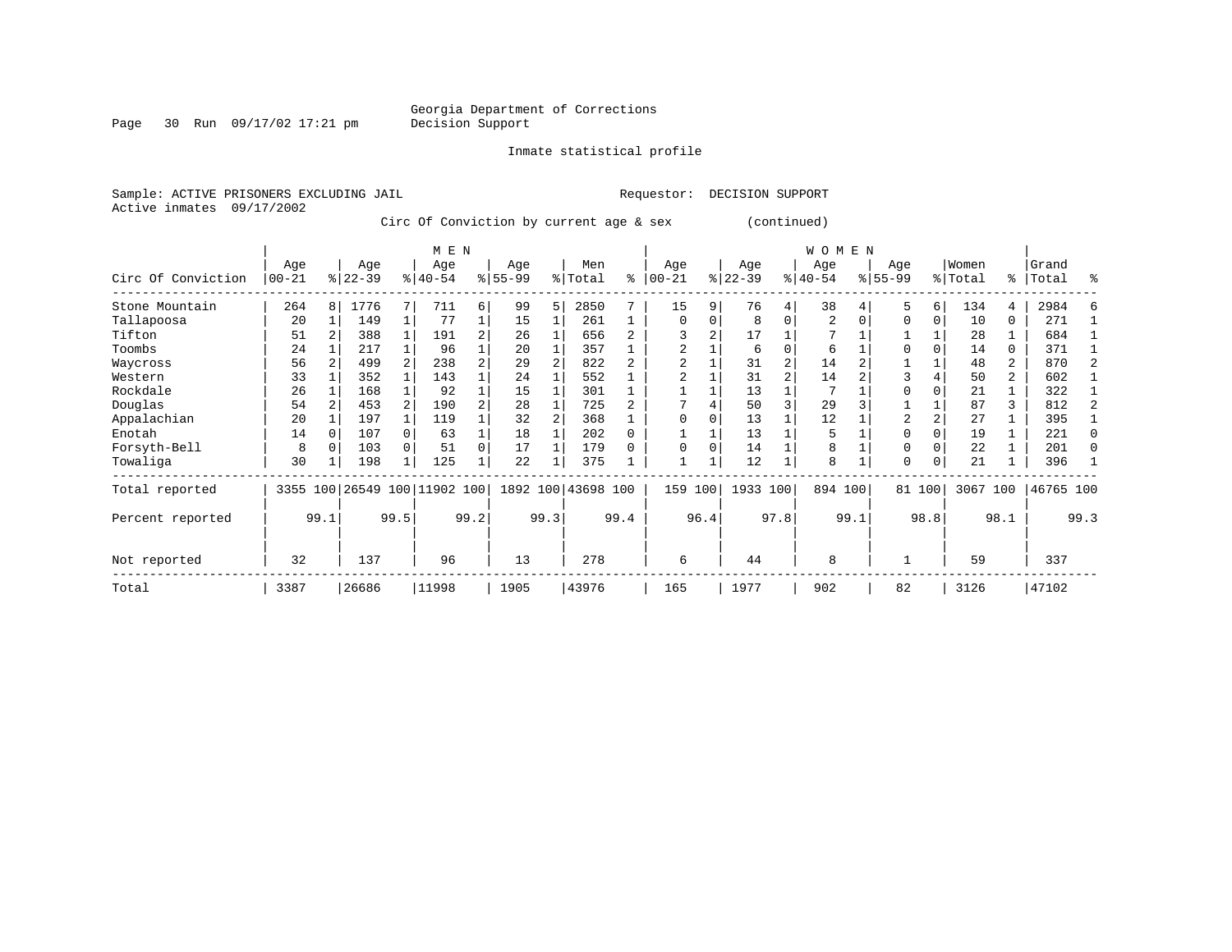Georgia Department of Corrections
Decision Support

Page 30 Run 09/17/02 17:21 pm

Inmate statistical profile

Sample: ACTIVE PRISONERS EXCLUDING JAIL

Requestor: DECISION SUPPORT

Active inmates 09/17/2002

Circ Of Conviction by current age & sex (continued)

| Circ Of Conviction | MEN Age 00-21 | % | Age 22-39 | % | Age 40-54 | % | Age 55-99 | % | Men Total | % | WOMEN Age 00-21 | % | Age 22-39 | % | Age 40-54 | % | Age 55-99 | % | Women Total | % | Grand Total | % |
|---|---|---|---|---|---|---|---|---|---|---|---|---|---|---|---|---|---|---|---|---|---|---|
| Stone Mountain | 264 | 8 | 1776 | 7 | 711 | 6 | 99 | 5 | 2850 | 7 | 15 | 9 | 76 | 4 | 38 | 4 | 5 | 6 | 134 | 4 | 2984 | 6 |
| Tallapoosa | 20 | 1 | 149 | 1 | 77 | 1 | 15 | 1 | 261 | 1 | 0 | 0 | 8 | 0 | 2 | 0 | 0 | 0 | 10 | 0 | 271 | 1 |
| Tifton | 51 | 2 | 388 | 1 | 191 | 2 | 26 | 1 | 656 | 2 | 3 | 2 | 17 | 1 | 7 | 1 | 1 | 1 | 28 | 1 | 684 | 1 |
| Toombs | 24 | 1 | 217 | 1 | 96 | 1 | 20 | 1 | 357 | 1 | 2 | 1 | 6 | 0 | 6 | 1 | 0 | 0 | 14 | 0 | 371 | 1 |
| Waycross | 56 | 2 | 499 | 2 | 238 | 2 | 29 | 2 | 822 | 2 | 2 | 1 | 31 | 2 | 14 | 2 | 1 | 1 | 48 | 2 | 870 | 2 |
| Western | 33 | 1 | 352 | 1 | 143 | 1 | 24 | 1 | 552 | 1 | 2 | 1 | 31 | 2 | 14 | 2 | 3 | 4 | 50 | 2 | 602 | 1 |
| Rockdale | 26 | 1 | 168 | 1 | 92 | 1 | 15 | 1 | 301 | 1 | 1 | 1 | 13 | 1 | 7 | 1 | 0 | 0 | 21 | 1 | 322 | 1 |
| Douglas | 54 | 2 | 453 | 2 | 190 | 2 | 28 | 1 | 725 | 2 | 7 | 4 | 50 | 3 | 29 | 3 | 1 | 1 | 87 | 3 | 812 | 2 |
| Appalachian | 20 | 1 | 197 | 1 | 119 | 1 | 32 | 2 | 368 | 1 | 0 | 0 | 13 | 1 | 12 | 1 | 2 | 2 | 27 | 1 | 395 | 1 |
| Enotah | 14 | 0 | 107 | 0 | 63 | 1 | 18 | 1 | 202 | 0 | 1 | 1 | 13 | 1 | 5 | 1 | 0 | 0 | 19 | 1 | 221 | 0 |
| Forsyth-Bell | 8 | 0 | 103 | 0 | 51 | 0 | 17 | 1 | 179 | 0 | 0 | 0 | 14 | 1 | 8 | 1 | 0 | 0 | 22 | 1 | 201 | 0 |
| Towaliga | 30 | 1 | 198 | 1 | 125 | 1 | 22 | 1 | 375 | 1 | 1 | 1 | 12 | 1 | 8 | 1 | 0 | 0 | 21 | 1 | 396 | 1 |
| Total reported | 3355 | 100 | 26549 | 100 | 11902 | 100 | 1892 | 100 | 43698 | 100 | 159 | 100 | 1933 | 100 | 894 | 100 | 81 | 100 | 3067 | 100 | 46765 | 100 |
| Percent reported | | 99.1 | | 99.5 | | 99.2 | | 99.3 | | 99.4 | | 96.4 | | 97.8 | | 99.1 | | 98.8 | | 98.1 | | 99.3 |
| Not reported | 32 | | 137 | | 96 | | 13 | | 278 | | 6 | | 44 | | 8 | | 1 | | 59 | | 337 | |
| Total | 3387 | | 26686 | | 11998 | | 1905 | | 43976 | | 165 | | 1977 | | 902 | | 82 | | 3126 | | 47102 | |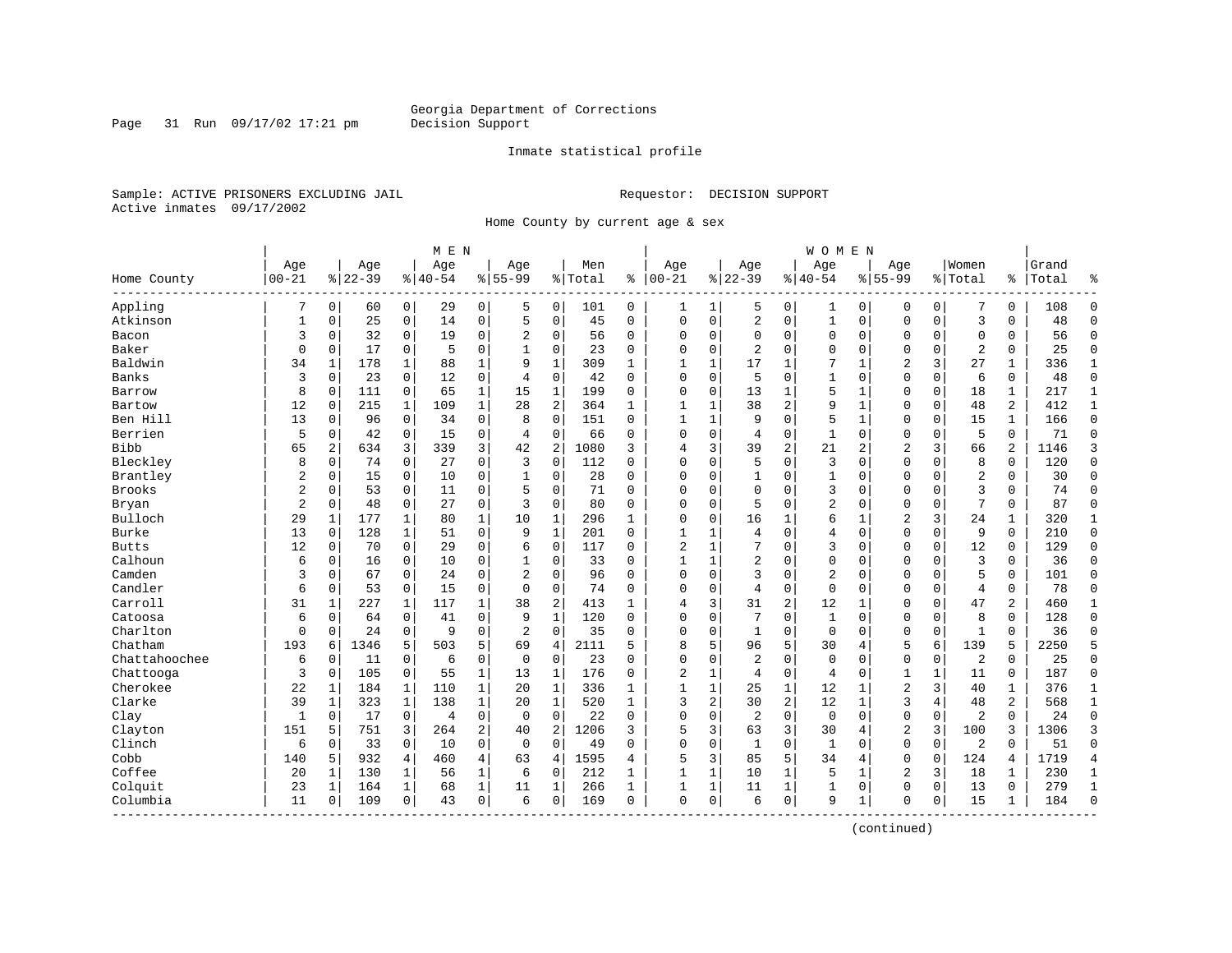Georgia Department of Corrections
Decision Support

Inmate statistical profile

Sample: ACTIVE PRISONERS EXCLUDING JAIL

Requestor: DECISION SUPPORT

Active inmates 09/17/2002

Home County by current age & sex

| Home County | MEN Age 00-21 | % | Age 22-39 | % | Age 40-54 | % | Age 55-99 | % | Men Total | % | WOMEN Age 00-21 | % | Age 22-39 | % | Age 40-54 | % | Age 55-99 | % | Women Total | % | Grand Total | % |
|---|---|---|---|---|---|---|---|---|---|---|---|---|---|---|---|---|---|---|---|---|---|---|
| Appling | 7 | 0 | 60 | 0 | 29 | 0 | 5 | 0 | 101 | 0 | 1 | 1 | 5 | 0 | 1 | 0 | 0 | 0 | 7 | 0 | 108 | 0 |
| Atkinson | 1 | 0 | 25 | 0 | 14 | 0 | 5 | 0 | 45 | 0 | 0 | 0 | 2 | 0 | 1 | 0 | 0 | 0 | 3 | 0 | 48 | 0 |
| Bacon | 3 | 0 | 32 | 0 | 19 | 0 | 2 | 0 | 56 | 0 | 0 | 0 | 0 | 0 | 0 | 0 | 0 | 0 | 0 | 0 | 56 | 0 |
| Baker | 0 | 0 | 17 | 0 | 5 | 0 | 1 | 0 | 23 | 0 | 0 | 0 | 2 | 0 | 0 | 0 | 0 | 0 | 2 | 0 | 25 | 0 |
| Baldwin | 34 | 1 | 178 | 1 | 88 | 1 | 9 | 1 | 309 | 1 | 1 | 1 | 17 | 1 | 7 | 1 | 2 | 3 | 27 | 1 | 336 | 1 |
| Banks | 3 | 0 | 23 | 0 | 12 | 0 | 4 | 0 | 42 | 0 | 0 | 0 | 5 | 0 | 1 | 0 | 0 | 0 | 6 | 0 | 48 | 0 |
| Barrow | 8 | 0 | 111 | 0 | 65 | 1 | 15 | 1 | 199 | 0 | 0 | 0 | 13 | 1 | 5 | 1 | 0 | 0 | 18 | 1 | 217 | 1 |
| Bartow | 12 | 0 | 215 | 1 | 109 | 1 | 28 | 2 | 364 | 1 | 1 | 1 | 38 | 2 | 9 | 1 | 0 | 0 | 48 | 2 | 412 | 1 |
| Ben Hill | 13 | 0 | 96 | 0 | 34 | 0 | 8 | 0 | 151 | 0 | 1 | 1 | 9 | 0 | 5 | 1 | 0 | 0 | 15 | 1 | 166 | 0 |
| Berrien | 5 | 0 | 42 | 0 | 15 | 0 | 4 | 0 | 66 | 0 | 0 | 0 | 4 | 0 | 1 | 0 | 0 | 0 | 5 | 0 | 71 | 0 |
| Bibb | 65 | 2 | 634 | 3 | 339 | 3 | 42 | 2 | 1080 | 3 | 4 | 3 | 39 | 2 | 21 | 2 | 2 | 3 | 66 | 2 | 1146 | 3 |
| Bleckley | 8 | 0 | 74 | 0 | 27 | 0 | 3 | 0 | 112 | 0 | 0 | 0 | 5 | 0 | 3 | 0 | 0 | 0 | 8 | 0 | 120 | 0 |
| Brantley | 2 | 0 | 15 | 0 | 10 | 0 | 1 | 0 | 28 | 0 | 0 | 0 | 1 | 0 | 1 | 0 | 0 | 0 | 2 | 0 | 30 | 0 |
| Brooks | 2 | 0 | 53 | 0 | 11 | 0 | 5 | 0 | 71 | 0 | 0 | 0 | 0 | 0 | 3 | 0 | 0 | 0 | 3 | 0 | 74 | 0 |
| Bryan | 2 | 0 | 48 | 0 | 27 | 0 | 3 | 0 | 80 | 0 | 0 | 0 | 5 | 0 | 2 | 0 | 0 | 0 | 7 | 0 | 87 | 0 |
| Bulloch | 29 | 1 | 177 | 1 | 80 | 1 | 10 | 1 | 296 | 1 | 0 | 0 | 16 | 1 | 6 | 1 | 2 | 3 | 24 | 1 | 320 | 1 |
| Burke | 13 | 0 | 128 | 1 | 51 | 0 | 9 | 1 | 201 | 0 | 1 | 1 | 4 | 0 | 4 | 0 | 0 | 0 | 9 | 0 | 210 | 0 |
| Butts | 12 | 0 | 70 | 0 | 29 | 0 | 6 | 0 | 117 | 0 | 2 | 1 | 7 | 0 | 3 | 0 | 0 | 0 | 12 | 0 | 129 | 0 |
| Calhoun | 6 | 0 | 16 | 0 | 10 | 0 | 1 | 0 | 33 | 0 | 1 | 1 | 2 | 0 | 0 | 0 | 0 | 0 | 3 | 0 | 36 | 0 |
| Camden | 3 | 0 | 67 | 0 | 24 | 0 | 2 | 0 | 96 | 0 | 0 | 0 | 3 | 0 | 2 | 0 | 0 | 0 | 5 | 0 | 101 | 0 |
| Candler | 6 | 0 | 53 | 0 | 15 | 0 | 0 | 0 | 74 | 0 | 0 | 0 | 4 | 0 | 0 | 0 | 0 | 0 | 4 | 0 | 78 | 0 |
| Carroll | 31 | 1 | 227 | 1 | 117 | 1 | 38 | 2 | 413 | 1 | 4 | 3 | 31 | 2 | 12 | 1 | 0 | 0 | 47 | 2 | 460 | 1 |
| Catoosa | 6 | 0 | 64 | 0 | 41 | 0 | 9 | 1 | 120 | 0 | 0 | 0 | 7 | 0 | 1 | 0 | 0 | 0 | 8 | 0 | 128 | 0 |
| Charlton | 0 | 0 | 24 | 0 | 9 | 0 | 2 | 0 | 35 | 0 | 0 | 0 | 1 | 0 | 0 | 0 | 0 | 0 | 1 | 0 | 36 | 0 |
| Chatham | 193 | 6 | 1346 | 5 | 503 | 5 | 69 | 4 | 2111 | 5 | 8 | 5 | 96 | 5 | 30 | 4 | 5 | 6 | 139 | 5 | 2250 | 5 |
| Chattahoochee | 6 | 0 | 11 | 0 | 6 | 0 | 0 | 0 | 23 | 0 | 0 | 0 | 2 | 0 | 0 | 0 | 0 | 0 | 2 | 0 | 25 | 0 |
| Chattooga | 3 | 0 | 105 | 0 | 55 | 1 | 13 | 1 | 176 | 0 | 2 | 1 | 4 | 0 | 4 | 0 | 1 | 1 | 11 | 0 | 187 | 0 |
| Cherokee | 22 | 1 | 184 | 1 | 110 | 1 | 20 | 1 | 336 | 1 | 1 | 1 | 25 | 1 | 12 | 1 | 2 | 3 | 40 | 1 | 376 | 1 |
| Clarke | 39 | 1 | 323 | 1 | 138 | 1 | 20 | 1 | 520 | 1 | 3 | 2 | 30 | 2 | 12 | 1 | 3 | 4 | 48 | 2 | 568 | 1 |
| Clay | 1 | 0 | 17 | 0 | 4 | 0 | 0 | 0 | 22 | 0 | 0 | 0 | 2 | 0 | 0 | 0 | 0 | 0 | 2 | 0 | 24 | 0 |
| Clayton | 151 | 5 | 751 | 3 | 264 | 2 | 40 | 2 | 1206 | 3 | 5 | 3 | 63 | 3 | 30 | 4 | 2 | 3 | 100 | 3 | 1306 | 3 |
| Clinch | 6 | 0 | 33 | 0 | 10 | 0 | 0 | 0 | 49 | 0 | 0 | 0 | 1 | 0 | 1 | 0 | 0 | 0 | 2 | 0 | 51 | 0 |
| Cobb | 140 | 5 | 932 | 4 | 460 | 4 | 63 | 4 | 1595 | 4 | 5 | 3 | 85 | 5 | 34 | 4 | 0 | 0 | 124 | 4 | 1719 | 4 |
| Coffee | 20 | 1 | 130 | 1 | 56 | 1 | 6 | 0 | 212 | 1 | 1 | 1 | 10 | 1 | 5 | 1 | 2 | 3 | 18 | 1 | 230 | 1 |
| Colquit | 23 | 1 | 164 | 1 | 68 | 1 | 11 | 1 | 266 | 1 | 1 | 1 | 11 | 1 | 1 | 0 | 0 | 0 | 13 | 0 | 279 | 1 |
| Columbia | 11 | 0 | 109 | 0 | 43 | 0 | 6 | 0 | 169 | 0 | 0 | 0 | 6 | 0 | 9 | 1 | 0 | 0 | 15 | 1 | 184 | 0 |

(continued)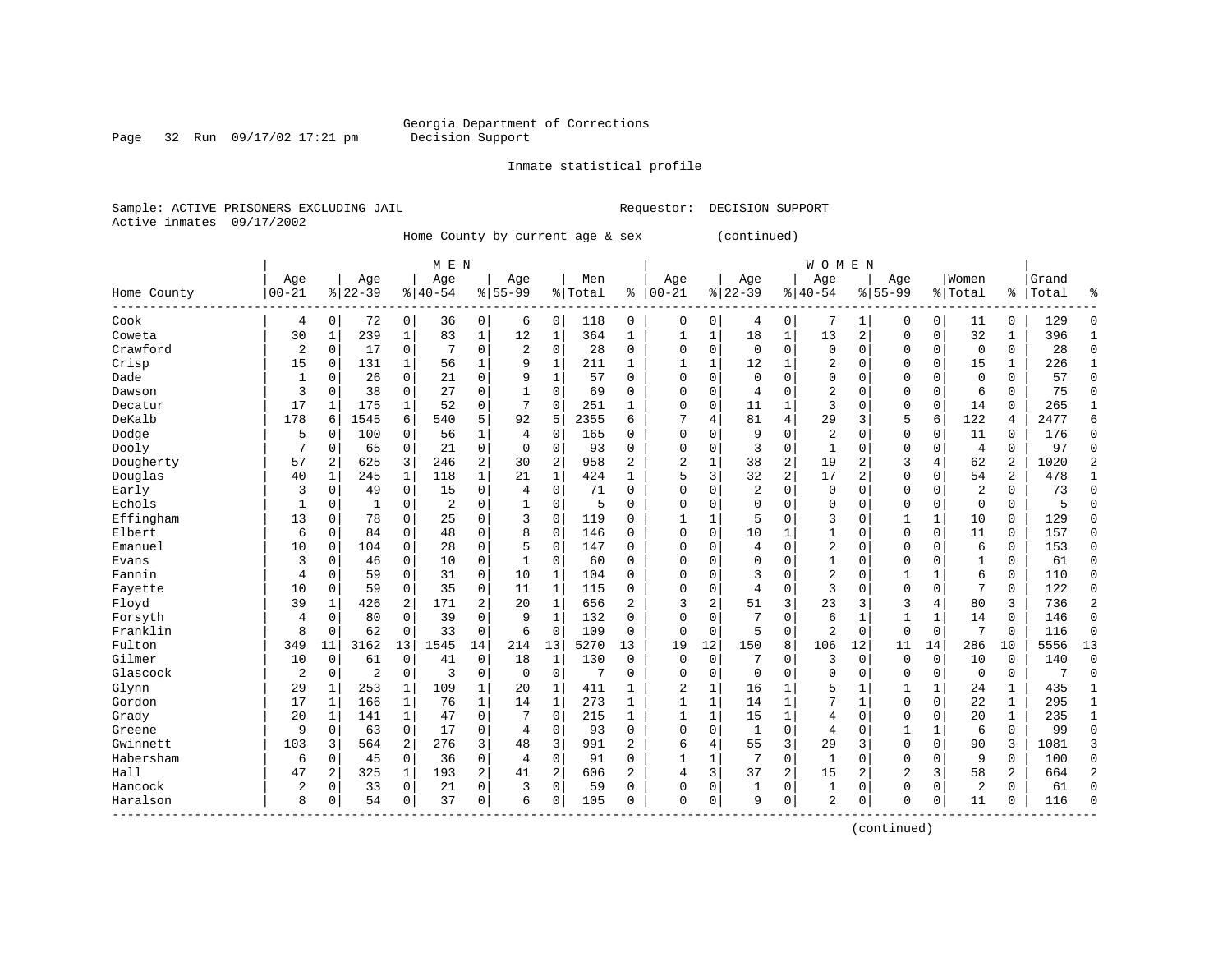Georgia Department of Corrections
Decision Support

Inmate statistical profile

Sample: ACTIVE PRISONERS EXCLUDING JAIL    Requestor: DECISION SUPPORT
Active inmates 09/17/2002

Home County by current age & sex (continued)

| Home County | MEN Age 00-21 | % | Age 22-39 | % | Age 40-54 | % | Age 55-99 | % | Men Total | % | WOMEN Age 00-21 | % | Age 22-39 | % | Age 40-54 | % | Age 55-99 | % | Women Total | % | Grand Total | % |
|---|---|---|---|---|---|---|---|---|---|---|---|---|---|---|---|---|---|---|---|---|---|---|
| Cook | 4 | 0 | 72 | 0 | 36 | 0 | 6 | 0 | 118 | 0 | 0 | 0 | 4 | 0 | 7 | 1 | 0 | 0 | 11 | 0 | 129 | 0 |
| Coweta | 30 | 1 | 239 | 1 | 83 | 1 | 12 | 1 | 364 | 1 | 1 | 1 | 18 | 1 | 13 | 2 | 0 | 0 | 32 | 1 | 396 | 1 |
| Crawford | 2 | 0 | 17 | 0 | 7 | 0 | 2 | 0 | 28 | 0 | 0 | 0 | 0 | 0 | 0 | 0 | 0 | 0 | 0 | 0 | 28 | 0 |
| Crisp | 15 | 0 | 131 | 1 | 56 | 1 | 9 | 1 | 211 | 1 | 1 | 1 | 12 | 1 | 2 | 0 | 0 | 0 | 15 | 1 | 226 | 1 |
| Dade | 1 | 0 | 26 | 0 | 21 | 0 | 9 | 1 | 57 | 0 | 0 | 0 | 0 | 0 | 0 | 0 | 0 | 0 | 0 | 0 | 57 | 0 |
| Dawson | 3 | 0 | 38 | 0 | 27 | 0 | 1 | 0 | 69 | 0 | 0 | 0 | 4 | 0 | 2 | 0 | 0 | 0 | 6 | 0 | 75 | 0 |
| Decatur | 17 | 1 | 175 | 1 | 52 | 0 | 7 | 0 | 251 | 1 | 0 | 0 | 11 | 1 | 3 | 0 | 0 | 0 | 14 | 0 | 265 | 1 |
| DeKalb | 178 | 6 | 1545 | 6 | 540 | 5 | 92 | 5 | 2355 | 6 | 7 | 4 | 81 | 4 | 29 | 3 | 5 | 6 | 122 | 4 | 2477 | 6 |
| Dodge | 5 | 0 | 100 | 0 | 56 | 1 | 4 | 0 | 165 | 0 | 0 | 0 | 9 | 0 | 2 | 0 | 0 | 0 | 11 | 0 | 176 | 0 |
| Dooly | 7 | 0 | 65 | 0 | 21 | 0 | 0 | 0 | 93 | 0 | 0 | 0 | 3 | 0 | 1 | 0 | 0 | 0 | 4 | 0 | 97 | 0 |
| Dougherty | 57 | 2 | 625 | 3 | 246 | 2 | 30 | 2 | 958 | 2 | 2 | 1 | 38 | 2 | 19 | 2 | 3 | 4 | 62 | 2 | 1020 | 2 |
| Douglas | 40 | 1 | 245 | 1 | 118 | 1 | 21 | 1 | 424 | 1 | 5 | 3 | 32 | 2 | 17 | 2 | 0 | 0 | 54 | 2 | 478 | 1 |
| Early | 3 | 0 | 49 | 0 | 15 | 0 | 4 | 0 | 71 | 0 | 0 | 0 | 2 | 0 | 0 | 0 | 0 | 0 | 2 | 0 | 73 | 0 |
| Echols | 1 | 0 | 1 | 0 | 2 | 0 | 1 | 0 | 5 | 0 | 0 | 0 | 0 | 0 | 0 | 0 | 0 | 0 | 0 | 0 | 5 | 0 |
| Effingham | 13 | 0 | 78 | 0 | 25 | 0 | 3 | 0 | 119 | 0 | 1 | 1 | 5 | 0 | 3 | 0 | 1 | 1 | 10 | 0 | 129 | 0 |
| Elbert | 6 | 0 | 84 | 0 | 48 | 0 | 8 | 0 | 146 | 0 | 0 | 0 | 10 | 1 | 1 | 0 | 0 | 0 | 11 | 0 | 157 | 0 |
| Emanuel | 10 | 0 | 104 | 0 | 28 | 0 | 5 | 0 | 147 | 0 | 0 | 0 | 4 | 0 | 2 | 0 | 0 | 0 | 6 | 0 | 153 | 0 |
| Evans | 3 | 0 | 46 | 0 | 10 | 0 | 1 | 0 | 60 | 0 | 0 | 0 | 0 | 0 | 1 | 0 | 0 | 0 | 1 | 0 | 61 | 0 |
| Fannin | 4 | 0 | 59 | 0 | 31 | 0 | 10 | 1 | 104 | 0 | 0 | 0 | 3 | 0 | 2 | 0 | 1 | 1 | 6 | 0 | 110 | 0 |
| Fayette | 10 | 0 | 59 | 0 | 35 | 0 | 11 | 1 | 115 | 0 | 0 | 0 | 4 | 0 | 3 | 0 | 0 | 0 | 7 | 0 | 122 | 0 |
| Floyd | 39 | 1 | 426 | 2 | 171 | 2 | 20 | 1 | 656 | 2 | 3 | 2 | 51 | 3 | 23 | 3 | 3 | 4 | 80 | 3 | 736 | 2 |
| Forsyth | 4 | 0 | 80 | 0 | 39 | 0 | 9 | 1 | 132 | 0 | 0 | 0 | 7 | 0 | 6 | 1 | 1 | 1 | 14 | 0 | 146 | 0 |
| Franklin | 8 | 0 | 62 | 0 | 33 | 0 | 6 | 0 | 109 | 0 | 0 | 0 | 5 | 0 | 2 | 0 | 0 | 0 | 7 | 0 | 116 | 0 |
| Fulton | 349 | 11 | 3162 | 13 | 1545 | 14 | 214 | 13 | 5270 | 13 | 19 | 12 | 150 | 8 | 106 | 12 | 11 | 14 | 286 | 10 | 5556 | 13 |
| Gilmer | 10 | 0 | 61 | 0 | 41 | 0 | 18 | 1 | 130 | 0 | 0 | 0 | 7 | 0 | 3 | 0 | 0 | 0 | 10 | 0 | 140 | 0 |
| Glascock | 2 | 0 | 2 | 0 | 3 | 0 | 0 | 0 | 7 | 0 | 0 | 0 | 0 | 0 | 0 | 0 | 0 | 0 | 0 | 0 | 7 | 0 |
| Glynn | 29 | 1 | 253 | 1 | 109 | 1 | 20 | 1 | 411 | 1 | 2 | 1 | 16 | 1 | 5 | 1 | 1 | 1 | 24 | 1 | 435 | 1 |
| Gordon | 17 | 1 | 166 | 1 | 76 | 1 | 14 | 1 | 273 | 1 | 1 | 1 | 14 | 1 | 7 | 1 | 0 | 0 | 22 | 1 | 295 | 1 |
| Grady | 20 | 1 | 141 | 1 | 47 | 0 | 7 | 0 | 215 | 1 | 1 | 1 | 15 | 1 | 4 | 0 | 0 | 0 | 20 | 1 | 235 | 1 |
| Greene | 9 | 0 | 63 | 0 | 17 | 0 | 4 | 0 | 93 | 0 | 0 | 0 | 1 | 0 | 4 | 0 | 1 | 1 | 6 | 0 | 99 | 0 |
| Gwinnett | 103 | 3 | 564 | 2 | 276 | 3 | 48 | 3 | 991 | 2 | 6 | 4 | 55 | 3 | 29 | 3 | 0 | 0 | 90 | 3 | 1081 | 3 |
| Habersham | 6 | 0 | 45 | 0 | 36 | 0 | 4 | 0 | 91 | 0 | 1 | 1 | 7 | 0 | 1 | 0 | 0 | 0 | 9 | 0 | 100 | 0 |
| Hall | 47 | 2 | 325 | 1 | 193 | 2 | 41 | 2 | 606 | 2 | 4 | 3 | 37 | 2 | 15 | 2 | 2 | 3 | 58 | 2 | 664 | 2 |
| Hancock | 2 | 0 | 33 | 0 | 21 | 0 | 3 | 0 | 59 | 0 | 0 | 0 | 1 | 0 | 1 | 0 | 0 | 0 | 2 | 0 | 61 | 0 |
| Haralson | 8 | 0 | 54 | 0 | 37 | 0 | 6 | 0 | 105 | 0 | 0 | 0 | 9 | 0 | 2 | 0 | 0 | 0 | 11 | 0 | 116 | 0 |

(continued)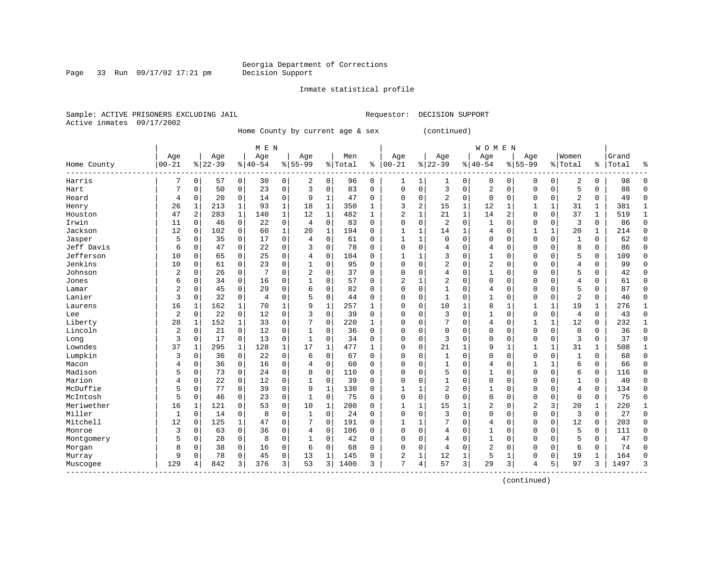Georgia Department of Corrections
Decision Support

Inmate statistical profile

Sample: ACTIVE PRISONERS EXCLUDING JAIL

Requestor: DECISION SUPPORT

Active inmates 09/17/2002

Home County by current age & sex (continued)

| | MEN | | | | | | | | | | WOMEN | | | | | | | | | | | |
|---|---|---|---|---|---|---|---|---|---|---|---|---|---|---|---|---|---|---|---|---|---|---|
| Home County | Age 00-21 | % | Age 22-39 | % | Age 40-54 | % | Age 55-99 | % | Men Total | % | Age 00-21 | % | Age 22-39 | % | Age 40-54 | % | Age 55-99 | % | Women Total | % | Grand Total | % |
| Harris | 7 | 0 | 57 | 0 | 30 | 0 | 2 | 0 | 96 | 0 | 1 | 1 | 1 | 0 | 0 | 0 | 0 | 0 | 2 | 0 | 98 | 0 |
| Hart | 7 | 0 | 50 | 0 | 23 | 0 | 3 | 0 | 83 | 0 | 0 | 0 | 3 | 0 | 2 | 0 | 0 | 0 | 5 | 0 | 88 | 0 |
| Heard | 4 | 0 | 20 | 0 | 14 | 0 | 9 | 1 | 47 | 0 | 0 | 0 | 2 | 0 | 0 | 0 | 0 | 0 | 2 | 0 | 49 | 0 |
| Henry | 26 | 1 | 213 | 1 | 93 | 1 | 18 | 1 | 350 | 1 | 3 | 2 | 15 | 1 | 12 | 1 | 1 | 1 | 31 | 1 | 381 | 1 |
| Houston | 47 | 2 | 283 | 1 | 140 | 1 | 12 | 1 | 482 | 1 | 2 | 1 | 21 | 1 | 14 | 2 | 0 | 0 | 37 | 1 | 519 | 1 |
| Irwin | 11 | 0 | 46 | 0 | 22 | 0 | 4 | 0 | 83 | 0 | 0 | 0 | 2 | 0 | 1 | 0 | 0 | 0 | 3 | 0 | 86 | 0 |
| Jackson | 12 | 0 | 102 | 0 | 60 | 1 | 20 | 1 | 194 | 0 | 1 | 1 | 14 | 1 | 4 | 0 | 1 | 1 | 20 | 1 | 214 | 0 |
| Jasper | 5 | 0 | 35 | 0 | 17 | 0 | 4 | 0 | 61 | 0 | 1 | 1 | 0 | 0 | 0 | 0 | 0 | 0 | 1 | 0 | 62 | 0 |
| Jeff Davis | 6 | 0 | 47 | 0 | 22 | 0 | 3 | 0 | 78 | 0 | 0 | 0 | 4 | 0 | 4 | 0 | 0 | 0 | 8 | 0 | 86 | 0 |
| Jefferson | 10 | 0 | 65 | 0 | 25 | 0 | 4 | 0 | 104 | 0 | 1 | 1 | 3 | 0 | 1 | 0 | 0 | 0 | 5 | 0 | 109 | 0 |
| Jenkins | 10 | 0 | 61 | 0 | 23 | 0 | 1 | 0 | 95 | 0 | 0 | 0 | 2 | 0 | 2 | 0 | 0 | 0 | 4 | 0 | 99 | 0 |
| Johnson | 2 | 0 | 26 | 0 | 7 | 0 | 2 | 0 | 37 | 0 | 0 | 0 | 4 | 0 | 1 | 0 | 0 | 0 | 5 | 0 | 42 | 0 |
| Jones | 6 | 0 | 34 | 0 | 16 | 0 | 1 | 0 | 57 | 0 | 2 | 1 | 2 | 0 | 0 | 0 | 0 | 0 | 4 | 0 | 61 | 0 |
| Lamar | 2 | 0 | 45 | 0 | 29 | 0 | 6 | 0 | 82 | 0 | 0 | 0 | 1 | 0 | 4 | 0 | 0 | 0 | 5 | 0 | 87 | 0 |
| Lanier | 3 | 0 | 32 | 0 | 4 | 0 | 5 | 0 | 44 | 0 | 0 | 0 | 1 | 0 | 1 | 0 | 0 | 0 | 2 | 0 | 46 | 0 |
| Laurens | 16 | 1 | 162 | 1 | 70 | 1 | 9 | 1 | 257 | 1 | 0 | 0 | 10 | 1 | 8 | 1 | 1 | 1 | 19 | 1 | 276 | 1 |
| Lee | 2 | 0 | 22 | 0 | 12 | 0 | 3 | 0 | 39 | 0 | 0 | 0 | 3 | 0 | 1 | 0 | 0 | 0 | 4 | 0 | 43 | 0 |
| Liberty | 28 | 1 | 152 | 1 | 33 | 0 | 7 | 0 | 220 | 1 | 0 | 0 | 7 | 0 | 4 | 0 | 1 | 1 | 12 | 0 | 232 | 1 |
| Lincoln | 2 | 0 | 21 | 0 | 12 | 0 | 1 | 0 | 36 | 0 | 0 | 0 | 0 | 0 | 0 | 0 | 0 | 0 | 0 | 0 | 36 | 0 |
| Long | 3 | 0 | 17 | 0 | 13 | 0 | 1 | 0 | 34 | 0 | 0 | 0 | 3 | 0 | 0 | 0 | 0 | 0 | 3 | 0 | 37 | 0 |
| Lowndes | 37 | 1 | 295 | 1 | 128 | 1 | 17 | 1 | 477 | 1 | 0 | 0 | 21 | 1 | 9 | 1 | 1 | 1 | 31 | 1 | 508 | 1 |
| Lumpkin | 3 | 0 | 36 | 0 | 22 | 0 | 6 | 0 | 67 | 0 | 0 | 0 | 1 | 0 | 0 | 0 | 0 | 0 | 1 | 0 | 68 | 0 |
| Macon | 4 | 0 | 36 | 0 | 16 | 0 | 4 | 0 | 60 | 0 | 0 | 0 | 1 | 0 | 4 | 0 | 1 | 1 | 6 | 0 | 66 | 0 |
| Madison | 5 | 0 | 73 | 0 | 24 | 0 | 8 | 0 | 110 | 0 | 0 | 0 | 5 | 0 | 1 | 0 | 0 | 0 | 6 | 0 | 116 | 0 |
| Marion | 4 | 0 | 22 | 0 | 12 | 0 | 1 | 0 | 39 | 0 | 0 | 0 | 1 | 0 | 0 | 0 | 0 | 0 | 1 | 0 | 40 | 0 |
| McDuffie | 5 | 0 | 77 | 0 | 39 | 0 | 9 | 1 | 130 | 0 | 1 | 1 | 2 | 0 | 1 | 0 | 0 | 0 | 4 | 0 | 134 | 0 |
| McIntosh | 5 | 0 | 46 | 0 | 23 | 0 | 1 | 0 | 75 | 0 | 0 | 0 | 0 | 0 | 0 | 0 | 0 | 0 | 0 | 0 | 75 | 0 |
| Meriwether | 16 | 1 | 121 | 0 | 53 | 0 | 10 | 1 | 200 | 0 | 1 | 1 | 15 | 1 | 2 | 0 | 2 | 3 | 20 | 1 | 220 | 1 |
| Miller | 1 | 0 | 14 | 0 | 8 | 0 | 1 | 0 | 24 | 0 | 0 | 0 | 3 | 0 | 0 | 0 | 0 | 0 | 3 | 0 | 27 | 0 |
| Mitchell | 12 | 0 | 125 | 1 | 47 | 0 | 7 | 0 | 191 | 0 | 1 | 1 | 7 | 0 | 4 | 0 | 0 | 0 | 12 | 0 | 203 | 0 |
| Monroe | 3 | 0 | 63 | 0 | 36 | 0 | 4 | 0 | 106 | 0 | 0 | 0 | 4 | 0 | 1 | 0 | 0 | 0 | 5 | 0 | 111 | 0 |
| Montgomery | 5 | 0 | 28 | 0 | 8 | 0 | 1 | 0 | 42 | 0 | 0 | 0 | 4 | 0 | 1 | 0 | 0 | 0 | 5 | 0 | 47 | 0 |
| Morgan | 8 | 0 | 38 | 0 | 16 | 0 | 6 | 0 | 68 | 0 | 0 | 0 | 4 | 0 | 2 | 0 | 0 | 0 | 6 | 0 | 74 | 0 |
| Murray | 9 | 0 | 78 | 0 | 45 | 0 | 13 | 1 | 145 | 0 | 2 | 1 | 12 | 1 | 5 | 1 | 0 | 0 | 19 | 1 | 164 | 0 |
| Muscogee | 129 | 4 | 842 | 3 | 376 | 3 | 53 | 3 | 1400 | 3 | 7 | 4 | 57 | 3 | 29 | 3 | 4 | 5 | 97 | 3 | 1497 | 3 |

(continued)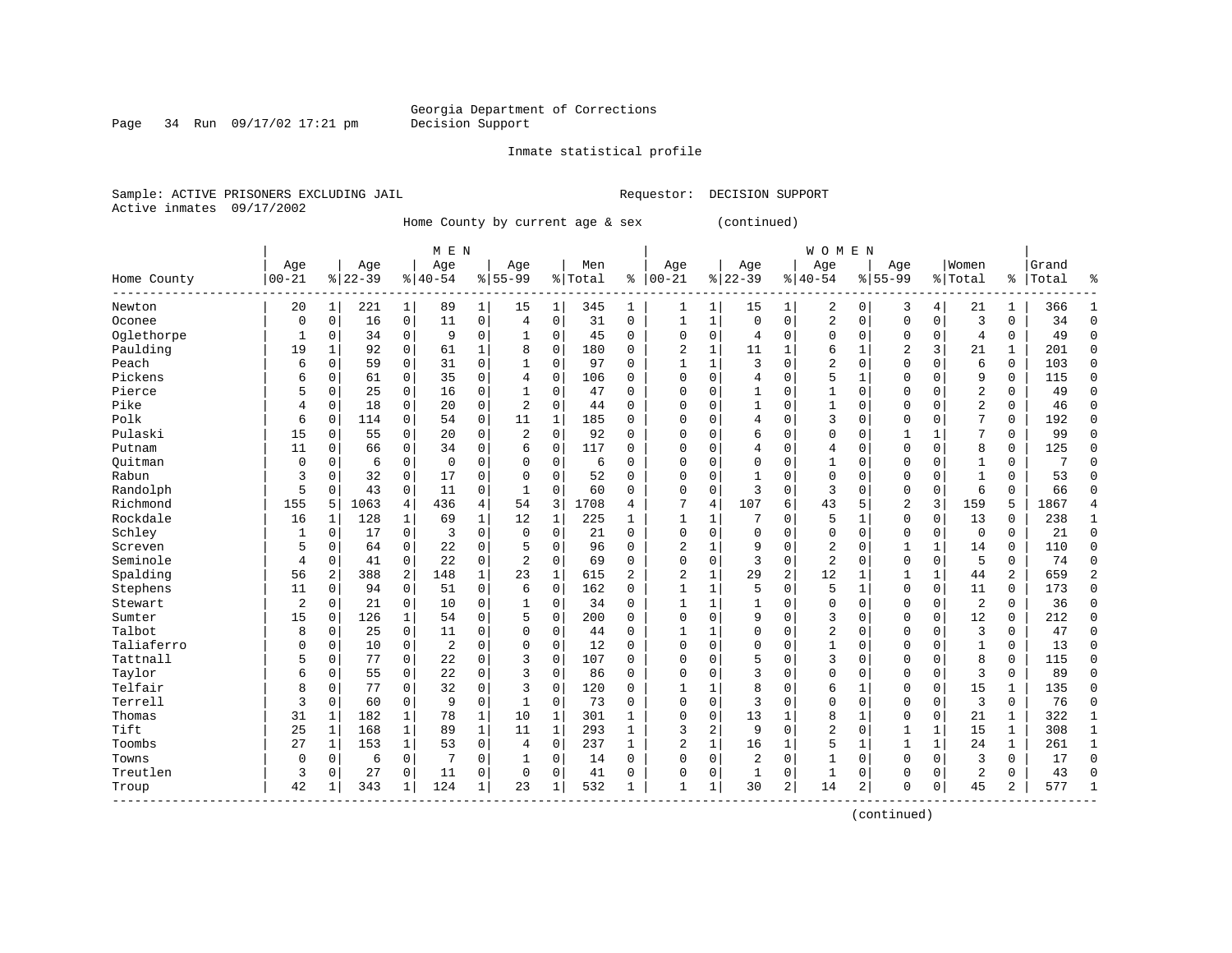Georgia Department of Corrections
Decision Support

Inmate statistical profile

Sample: ACTIVE PRISONERS EXCLUDING JAIL
Active inmates 09/17/2002

Requestor: DECISION SUPPORT

Home County by current age & sex (continued)

| Home County | MEN Age 00-21 | % | Age 22-39 | % | Age 40-54 | % | Age 55-99 | % | Men Total | % | WOMEN Age 00-21 | % | Age 22-39 | % | Age 40-54 | % | Age 55-99 | % | Women Total | % | Grand Total | % |
|---|---|---|---|---|---|---|---|---|---|---|---|---|---|---|---|---|---|---|---|---|---|---|
| Newton | 20 | 1 | 221 | 1 | 89 | 1 | 15 | 1 | 345 | 1 | 1 | 1 | 15 | 1 | 2 | 0 | 3 | 4 | 21 | 1 | 366 | 1 |
| Oconee | 0 | 0 | 16 | 0 | 11 | 0 | 4 | 0 | 31 | 0 | 1 | 1 | 0 | 0 | 2 | 0 | 0 | 0 | 3 | 0 | 34 | 0 |
| Oglethorpe | 1 | 0 | 34 | 0 | 9 | 0 | 1 | 0 | 45 | 0 | 0 | 0 | 4 | 0 | 0 | 0 | 0 | 0 | 4 | 0 | 49 | 0 |
| Paulding | 19 | 1 | 92 | 0 | 61 | 1 | 8 | 0 | 180 | 0 | 2 | 1 | 11 | 1 | 6 | 1 | 2 | 3 | 21 | 1 | 201 | 0 |
| Peach | 6 | 0 | 59 | 0 | 31 | 0 | 1 | 0 | 97 | 0 | 1 | 1 | 3 | 0 | 2 | 0 | 0 | 0 | 6 | 0 | 103 | 0 |
| Pickens | 6 | 0 | 61 | 0 | 35 | 0 | 4 | 0 | 106 | 0 | 0 | 0 | 4 | 0 | 5 | 1 | 0 | 0 | 9 | 0 | 115 | 0 |
| Pierce | 5 | 0 | 25 | 0 | 16 | 0 | 1 | 0 | 47 | 0 | 0 | 0 | 1 | 0 | 1 | 0 | 0 | 0 | 2 | 0 | 49 | 0 |
| Pike | 4 | 0 | 18 | 0 | 20 | 0 | 2 | 0 | 44 | 0 | 0 | 0 | 1 | 0 | 1 | 0 | 0 | 0 | 2 | 0 | 46 | 0 |
| Polk | 6 | 0 | 114 | 0 | 54 | 0 | 11 | 1 | 185 | 0 | 0 | 0 | 4 | 0 | 3 | 0 | 0 | 0 | 7 | 0 | 192 | 0 |
| Pulaski | 15 | 0 | 55 | 0 | 20 | 0 | 2 | 0 | 92 | 0 | 0 | 0 | 6 | 0 | 0 | 0 | 1 | 1 | 7 | 0 | 99 | 0 |
| Putnam | 11 | 0 | 66 | 0 | 34 | 0 | 6 | 0 | 117 | 0 | 0 | 0 | 4 | 0 | 4 | 0 | 0 | 0 | 8 | 0 | 125 | 0 |
| Quitman | 0 | 0 | 6 | 0 | 0 | 0 | 0 | 0 | 6 | 0 | 0 | 0 | 0 | 0 | 1 | 0 | 0 | 0 | 1 | 0 | 7 | 0 |
| Rabun | 3 | 0 | 32 | 0 | 17 | 0 | 0 | 0 | 52 | 0 | 0 | 0 | 1 | 0 | 0 | 0 | 0 | 0 | 1 | 0 | 53 | 0 |
| Randolph | 5 | 0 | 43 | 0 | 11 | 0 | 1 | 0 | 60 | 0 | 0 | 0 | 3 | 0 | 3 | 0 | 0 | 0 | 6 | 0 | 66 | 0 |
| Richmond | 155 | 5 | 1063 | 4 | 436 | 4 | 54 | 3 | 1708 | 4 | 7 | 4 | 107 | 6 | 43 | 5 | 2 | 3 | 159 | 5 | 1867 | 4 |
| Rockdale | 16 | 1 | 128 | 1 | 69 | 1 | 12 | 1 | 225 | 1 | 1 | 1 | 7 | 0 | 5 | 1 | 0 | 0 | 13 | 0 | 238 | 1 |
| Schley | 1 | 0 | 17 | 0 | 3 | 0 | 0 | 0 | 21 | 0 | 0 | 0 | 0 | 0 | 0 | 0 | 0 | 0 | 0 | 0 | 21 | 0 |
| Screven | 5 | 0 | 64 | 0 | 22 | 0 | 5 | 0 | 96 | 0 | 2 | 1 | 9 | 0 | 2 | 0 | 1 | 1 | 14 | 0 | 110 | 0 |
| Seminole | 4 | 0 | 41 | 0 | 22 | 0 | 2 | 0 | 69 | 0 | 0 | 0 | 3 | 0 | 2 | 0 | 0 | 0 | 5 | 0 | 74 | 0 |
| Spalding | 56 | 2 | 388 | 2 | 148 | 1 | 23 | 1 | 615 | 2 | 2 | 1 | 29 | 2 | 12 | 1 | 1 | 1 | 44 | 2 | 659 | 2 |
| Stephens | 11 | 0 | 94 | 0 | 51 | 0 | 6 | 0 | 162 | 0 | 1 | 1 | 5 | 0 | 5 | 1 | 0 | 0 | 11 | 0 | 173 | 0 |
| Stewart | 2 | 0 | 21 | 0 | 10 | 0 | 1 | 0 | 34 | 0 | 1 | 1 | 1 | 0 | 0 | 0 | 0 | 0 | 2 | 0 | 36 | 0 |
| Sumter | 15 | 0 | 126 | 1 | 54 | 0 | 5 | 0 | 200 | 0 | 0 | 0 | 9 | 0 | 3 | 0 | 0 | 0 | 12 | 0 | 212 | 0 |
| Talbot | 8 | 0 | 25 | 0 | 11 | 0 | 0 | 0 | 44 | 0 | 1 | 1 | 0 | 0 | 2 | 0 | 0 | 0 | 3 | 0 | 47 | 0 |
| Taliaferro | 0 | 0 | 10 | 0 | 2 | 0 | 0 | 0 | 12 | 0 | 0 | 0 | 0 | 0 | 1 | 0 | 0 | 0 | 1 | 0 | 13 | 0 |
| Tattnall | 5 | 0 | 77 | 0 | 22 | 0 | 3 | 0 | 107 | 0 | 0 | 0 | 5 | 0 | 3 | 0 | 0 | 0 | 8 | 0 | 115 | 0 |
| Taylor | 6 | 0 | 55 | 0 | 22 | 0 | 3 | 0 | 86 | 0 | 0 | 0 | 3 | 0 | 0 | 0 | 0 | 0 | 3 | 0 | 89 | 0 |
| Telfair | 8 | 0 | 77 | 0 | 32 | 0 | 3 | 0 | 120 | 0 | 1 | 1 | 8 | 0 | 6 | 1 | 0 | 0 | 15 | 1 | 135 | 0 |
| Terrell | 3 | 0 | 60 | 0 | 9 | 0 | 1 | 0 | 73 | 0 | 0 | 0 | 3 | 0 | 0 | 0 | 0 | 0 | 3 | 0 | 76 | 0 |
| Thomas | 31 | 1 | 182 | 1 | 78 | 1 | 10 | 1 | 301 | 1 | 0 | 0 | 13 | 1 | 8 | 1 | 0 | 0 | 21 | 1 | 322 | 1 |
| Tift | 25 | 1 | 168 | 1 | 89 | 1 | 11 | 1 | 293 | 1 | 3 | 2 | 9 | 0 | 2 | 0 | 1 | 1 | 15 | 1 | 308 | 1 |
| Toombs | 27 | 1 | 153 | 1 | 53 | 0 | 4 | 0 | 237 | 1 | 2 | 1 | 16 | 1 | 5 | 1 | 1 | 1 | 24 | 1 | 261 | 1 |
| Towns | 0 | 0 | 6 | 0 | 7 | 0 | 1 | 0 | 14 | 0 | 0 | 0 | 2 | 0 | 1 | 0 | 0 | 0 | 3 | 0 | 17 | 0 |
| Treutlen | 3 | 0 | 27 | 0 | 11 | 0 | 0 | 0 | 41 | 0 | 0 | 0 | 1 | 0 | 1 | 0 | 0 | 0 | 2 | 0 | 43 | 0 |
| Troup | 42 | 1 | 343 | 1 | 124 | 1 | 23 | 1 | 532 | 1 | 1 | 1 | 30 | 2 | 14 | 2 | 0 | 0 | 45 | 2 | 577 | 1 |

(continued)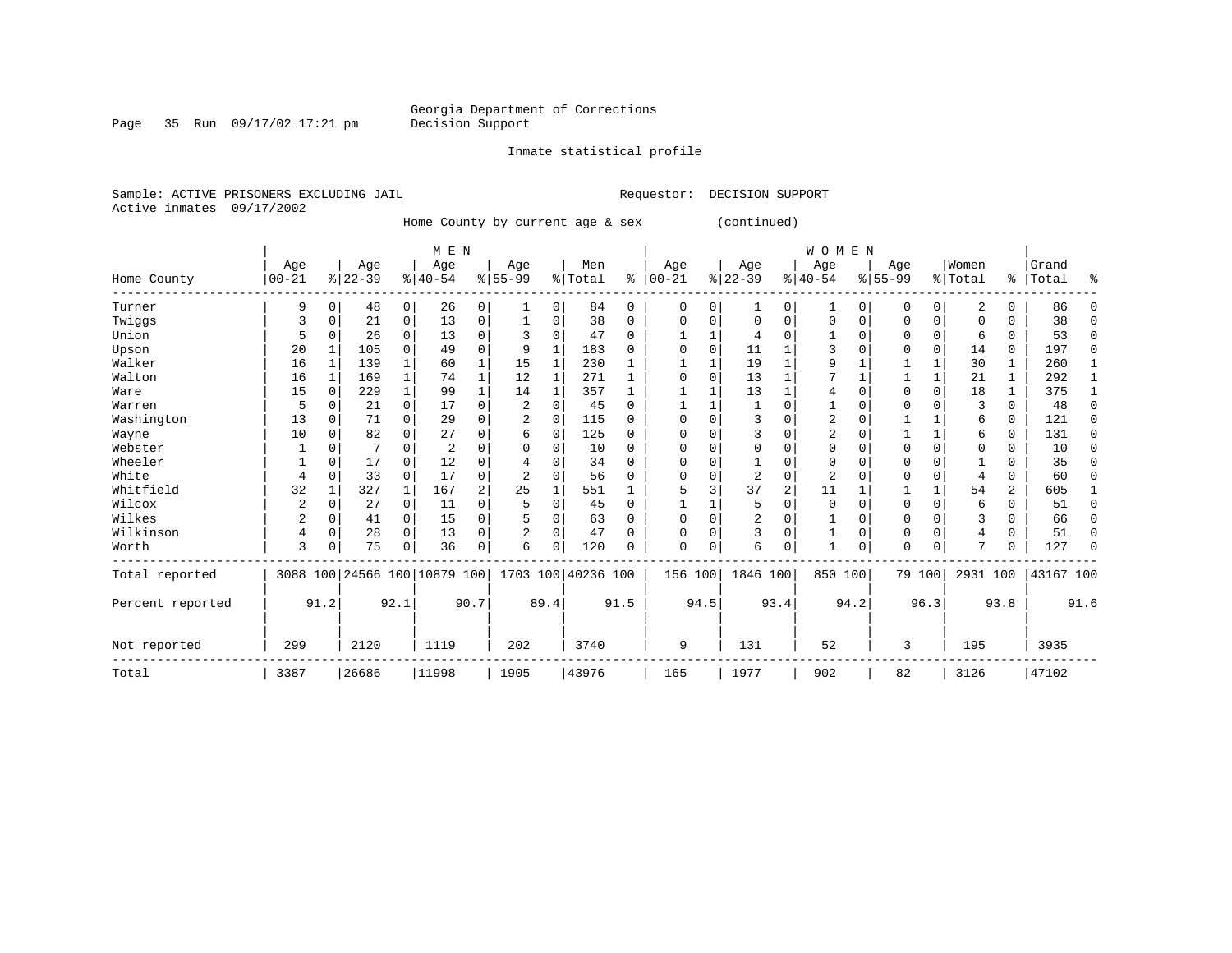Georgia Department of Corrections
Decision Support

Page 35 Run 09/17/02 17:21 pm

Inmate statistical profile

Sample: ACTIVE PRISONERS EXCLUDING JAIL

Requestor: DECISION SUPPORT

Active inmates 09/17/2002

Home County by current age & sex (continued)

| Home County | MEN Age 00-21 | % | Age 22-39 | % | Age 40-54 | % | Age 55-99 | % | Men Total | % | WOMEN Age 00-21 | % | Age 22-39 | % | Age 40-54 | % | Age 55-99 | % | Women Total | % | Grand Total | % |
|---|---|---|---|---|---|---|---|---|---|---|---|---|---|---|---|---|---|---|---|---|---|---|
| Turner | 9 | 0 | 48 | 0 | 26 | 0 | 1 | 0 | 84 | 0 | 0 | 0 | 1 | 0 | 1 | 0 | 0 | 0 | 2 | 0 | 86 | 0 |
| Twiggs | 3 | 0 | 21 | 0 | 13 | 0 | 1 | 0 | 38 | 0 | 0 | 0 | 0 | 0 | 0 | 0 | 0 | 0 | 0 | 0 | 38 | 0 |
| Union | 5 | 0 | 26 | 0 | 13 | 0 | 3 | 0 | 47 | 0 | 1 | 1 | 4 | 0 | 1 | 0 | 0 | 0 | 6 | 0 | 53 | 0 |
| Upson | 20 | 1 | 105 | 0 | 49 | 0 | 9 | 1 | 183 | 0 | 0 | 0 | 11 | 1 | 3 | 0 | 0 | 0 | 14 | 0 | 197 | 0 |
| Walker | 16 | 1 | 139 | 1 | 60 | 1 | 15 | 1 | 230 | 1 | 1 | 1 | 19 | 1 | 9 | 1 | 1 | 1 | 30 | 1 | 260 | 1 |
| Walton | 16 | 1 | 169 | 1 | 74 | 1 | 12 | 1 | 271 | 1 | 0 | 0 | 13 | 1 | 7 | 1 | 1 | 1 | 21 | 1 | 292 | 1 |
| Ware | 15 | 0 | 229 | 1 | 99 | 1 | 14 | 1 | 357 | 1 | 1 | 1 | 13 | 1 | 4 | 0 | 0 | 0 | 18 | 1 | 375 | 1 |
| Warren | 5 | 0 | 21 | 0 | 17 | 0 | 2 | 0 | 45 | 0 | 1 | 1 | 1 | 0 | 1 | 0 | 0 | 0 | 3 | 0 | 48 | 0 |
| Washington | 13 | 0 | 71 | 0 | 29 | 0 | 2 | 0 | 115 | 0 | 0 | 0 | 3 | 0 | 2 | 0 | 1 | 1 | 6 | 0 | 121 | 0 |
| Wayne | 10 | 0 | 82 | 0 | 27 | 0 | 6 | 0 | 125 | 0 | 0 | 0 | 3 | 0 | 2 | 0 | 1 | 1 | 6 | 0 | 131 | 0 |
| Webster | 1 | 0 | 7 | 0 | 2 | 0 | 0 | 0 | 10 | 0 | 0 | 0 | 0 | 0 | 0 | 0 | 0 | 0 | 0 | 0 | 10 | 0 |
| Wheeler | 1 | 0 | 17 | 0 | 12 | 0 | 4 | 0 | 34 | 0 | 0 | 0 | 1 | 0 | 0 | 0 | 0 | 0 | 1 | 0 | 35 | 0 |
| White | 4 | 0 | 33 | 0 | 17 | 0 | 2 | 0 | 56 | 0 | 0 | 0 | 2 | 0 | 2 | 0 | 0 | 0 | 4 | 0 | 60 | 0 |
| Whitfield | 32 | 1 | 327 | 1 | 167 | 2 | 25 | 1 | 551 | 1 | 5 | 3 | 37 | 2 | 11 | 1 | 1 | 1 | 54 | 2 | 605 | 1 |
| Wilcox | 2 | 0 | 27 | 0 | 11 | 0 | 5 | 0 | 45 | 0 | 1 | 1 | 5 | 0 | 0 | 0 | 0 | 0 | 6 | 0 | 51 | 0 |
| Wilkes | 2 | 0 | 41 | 0 | 15 | 0 | 5 | 0 | 63 | 0 | 0 | 0 | 2 | 0 | 1 | 0 | 0 | 0 | 3 | 0 | 66 | 0 |
| Wilkinson | 4 | 0 | 28 | 0 | 13 | 0 | 2 | 0 | 47 | 0 | 0 | 0 | 3 | 0 | 1 | 0 | 0 | 0 | 4 | 0 | 51 | 0 |
| Worth | 3 | 0 | 75 | 0 | 36 | 0 | 6 | 0 | 120 | 0 | 0 | 0 | 6 | 0 | 1 | 0 | 0 | 0 | 7 | 0 | 127 | 0 |
| Total reported | 3088 | 100 | 24566 | 100 | 10879 | 100 | 1703 | 100 | 40236 | 100 | 156 | 100 | 1846 | 100 | 850 | 100 | 79 | 100 | 2931 | 100 | 43167 | 100 |
| Percent reported | | 91.2 | | 92.1 | | 90.7 | | 89.4 | | 91.5 | | 94.5 | | 93.4 | | 94.2 | | 96.3 | | 93.8 | | 91.6 |
| Not reported | 299 | | 2120 | | 1119 | | 202 | | 3740 | | 9 | | 131 | | 52 | | 3 | | 195 | | 3935 | |
| Total | 3387 | | 26686 | | 11998 | | 1905 | | 43976 | | 165 | | 1977 | | 902 | | 82 | | 3126 | | 47102 | |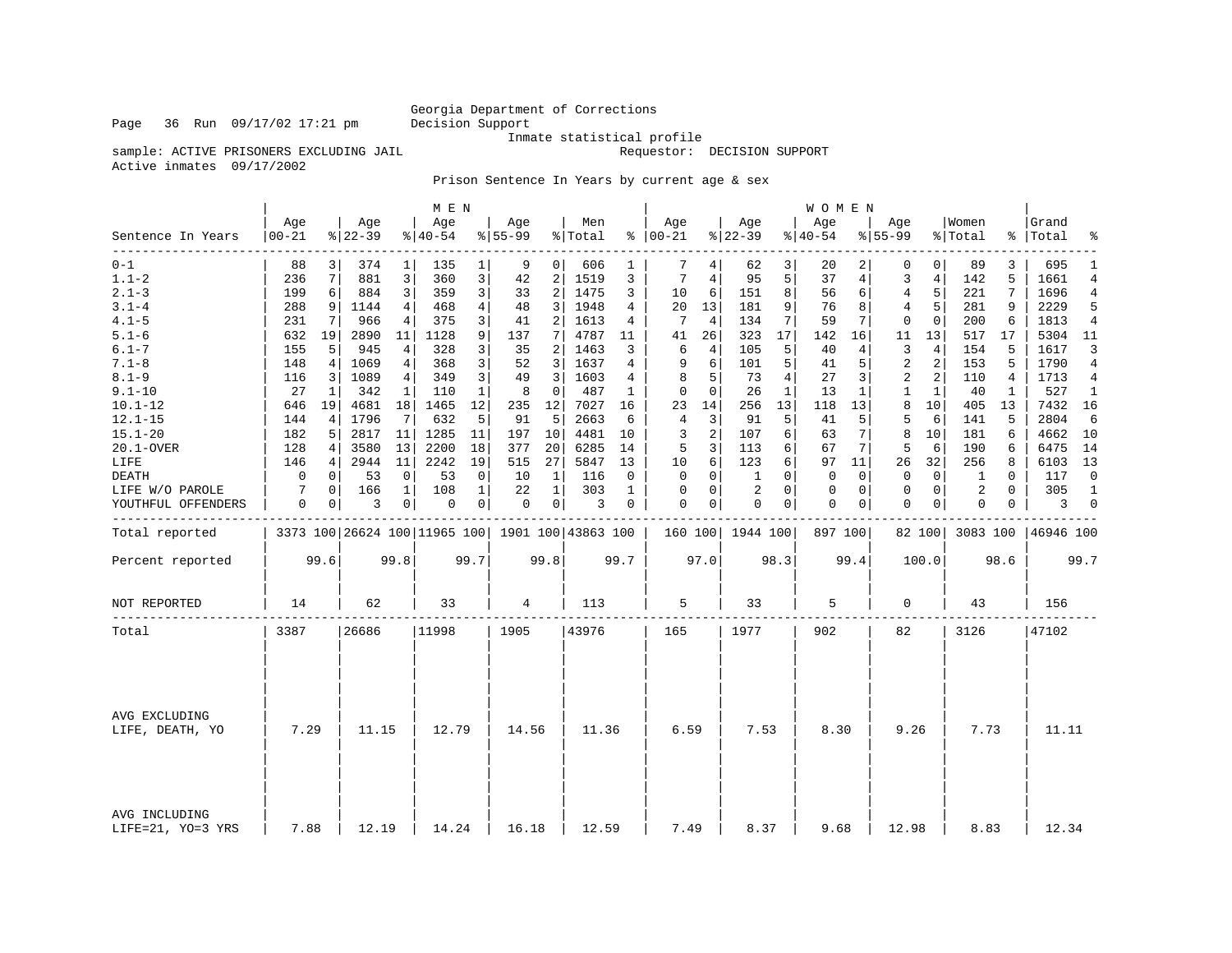Georgia Department of Corrections
Decision Support
Inmate statistical profile

sample: ACTIVE PRISONERS EXCLUDING JAIL | Requestor: DECISION SUPPORT
Active inmates 09/17/2002

## Prison Sentence In Years by current age & sex

| Sentence In Years | MEN Age 00-21 | % | Age 22-39 | % | Age 40-54 | % | Age 55-99 | % | Men Total | % | WOMEN Age 00-21 | % | Age 22-39 | % | Age 40-54 | % | Age 55-99 | % | Women Total | % | Grand Total | % |
|---|---|---|---|---|---|---|---|---|---|---|---|---|---|---|---|---|---|---|---|---|---|---|
| 0-1 | 88 | 3 | 374 | 1 | 135 | 1 | 9 | 0 | 606 | 1 | 7 | 4 | 62 | 3 | 20 | 2 | 0 | 0 | 89 | 3 | 695 | 1 |
| 1.1-2 | 236 | 7 | 881 | 3 | 360 | 3 | 42 | 2 | 1519 | 3 | 7 | 4 | 95 | 5 | 37 | 4 | 3 | 4 | 142 | 5 | 1661 | 4 |
| 2.1-3 | 199 | 6 | 884 | 3 | 359 | 3 | 33 | 2 | 1475 | 3 | 10 | 6 | 151 | 8 | 56 | 6 | 4 | 5 | 221 | 7 | 1696 | 4 |
| 3.1-4 | 288 | 9 | 1144 | 4 | 468 | 4 | 48 | 3 | 1948 | 4 | 20 | 13 | 181 | 9 | 76 | 8 | 4 | 5 | 281 | 9 | 2229 | 5 |
| 4.1-5 | 231 | 7 | 966 | 4 | 375 | 3 | 41 | 2 | 1613 | 4 | 7 | 4 | 134 | 7 | 59 | 7 | 0 | 0 | 200 | 6 | 1813 | 4 |
| 5.1-6 | 632 | 19 | 2890 | 11 | 1128 | 9 | 137 | 7 | 4787 | 11 | 41 | 26 | 323 | 17 | 142 | 16 | 11 | 13 | 517 | 17 | 5304 | 11 |
| 6.1-7 | 155 | 5 | 945 | 4 | 328 | 3 | 35 | 2 | 1463 | 3 | 6 | 4 | 105 | 5 | 40 | 4 | 3 | 4 | 154 | 5 | 1617 | 3 |
| 7.1-8 | 148 | 4 | 1069 | 4 | 368 | 3 | 52 | 3 | 1637 | 4 | 9 | 6 | 101 | 5 | 41 | 5 | 2 | 2 | 153 | 5 | 1790 | 4 |
| 8.1-9 | 116 | 3 | 1089 | 4 | 349 | 3 | 49 | 3 | 1603 | 4 | 8 | 5 | 73 | 4 | 27 | 3 | 2 | 2 | 110 | 4 | 1713 | 4 |
| 9.1-10 | 27 | 1 | 342 | 1 | 110 | 1 | 8 | 0 | 487 | 1 | 0 | 0 | 26 | 1 | 13 | 1 | 1 | 1 | 40 | 1 | 527 | 1 |
| 10.1-12 | 646 | 19 | 4681 | 18 | 1465 | 12 | 235 | 12 | 7027 | 16 | 23 | 14 | 256 | 13 | 118 | 13 | 8 | 10 | 405 | 13 | 7432 | 16 |
| 12.1-15 | 144 | 4 | 1796 | 7 | 632 | 5 | 91 | 5 | 2663 | 6 | 4 | 3 | 91 | 5 | 41 | 5 | 5 | 6 | 141 | 5 | 2804 | 6 |
| 15.1-20 | 182 | 5 | 2817 | 11 | 1285 | 11 | 197 | 10 | 4481 | 10 | 3 | 2 | 107 | 6 | 63 | 7 | 8 | 10 | 181 | 6 | 4662 | 10 |
| 20.1-OVER | 128 | 4 | 3580 | 13 | 2200 | 18 | 377 | 20 | 6285 | 14 | 5 | 3 | 113 | 6 | 67 | 7 | 5 | 6 | 190 | 6 | 6475 | 14 |
| LIFE | 146 | 4 | 2944 | 11 | 2242 | 19 | 515 | 27 | 5847 | 13 | 10 | 6 | 123 | 6 | 97 | 11 | 26 | 32 | 256 | 8 | 6103 | 13 |
| DEATH | 0 | 0 | 53 | 0 | 53 | 0 | 10 | 1 | 116 | 0 | 0 | 0 | 1 | 0 | 0 | 0 | 0 | 0 | 1 | 0 | 117 | 0 |
| LIFE W/O PAROLE | 7 | 0 | 166 | 1 | 108 | 1 | 22 | 1 | 303 | 1 | 0 | 0 | 2 | 0 | 0 | 0 | 0 | 0 | 2 | 0 | 305 | 1 |
| YOUTHFUL OFFENDERS | 0 | 0 | 3 | 0 | 0 | 0 | 0 | 0 | 3 | 0 | 0 | 0 | 0 | 0 | 0 | 0 | 0 | 0 | 0 | 0 | 3 | 0 |
| Total reported | 3373 | 100 | 26624 | 100 | 11965 | 100 | 1901 | 100 | 43863 | 100 | 160 | 100 | 1944 | 100 | 897 | 100 | 82 | 100 | 3083 | 100 | 46946 | 100 |
| Percent reported | | 99.6 | | 99.8 | | 99.7 | | 99.8 | | 99.7 | | 97.0 | | 98.3 | | 99.4 | | 100.0 | | 98.6 | | 99.7 |
| NOT REPORTED | 14 | | 62 | | 33 | | 4 | | 113 | | 5 | | 33 | | 5 | | 0 | | 43 | | 156 | |
| Total | 3387 | | 26686 | | 11998 | | 1905 | | 43976 | | 165 | | 1977 | | 902 | | 82 | | 3126 | | 47102 | |
| AVG EXCLUDING LIFE, DEATH, YO | 7.29 | | 11.15 | | 12.79 | | 14.56 | | 11.36 | | 6.59 | | 7.53 | | 8.30 | | 9.26 | | 7.73 | | 11.11 | |
| AVG INCLUDING LIFE=21, YO=3 YRS | 7.88 | | 12.19 | | 14.24 | | 16.18 | | 12.59 | | 7.49 | | 8.37 | | 9.68 | | 12.98 | | 8.83 | | 12.34 | |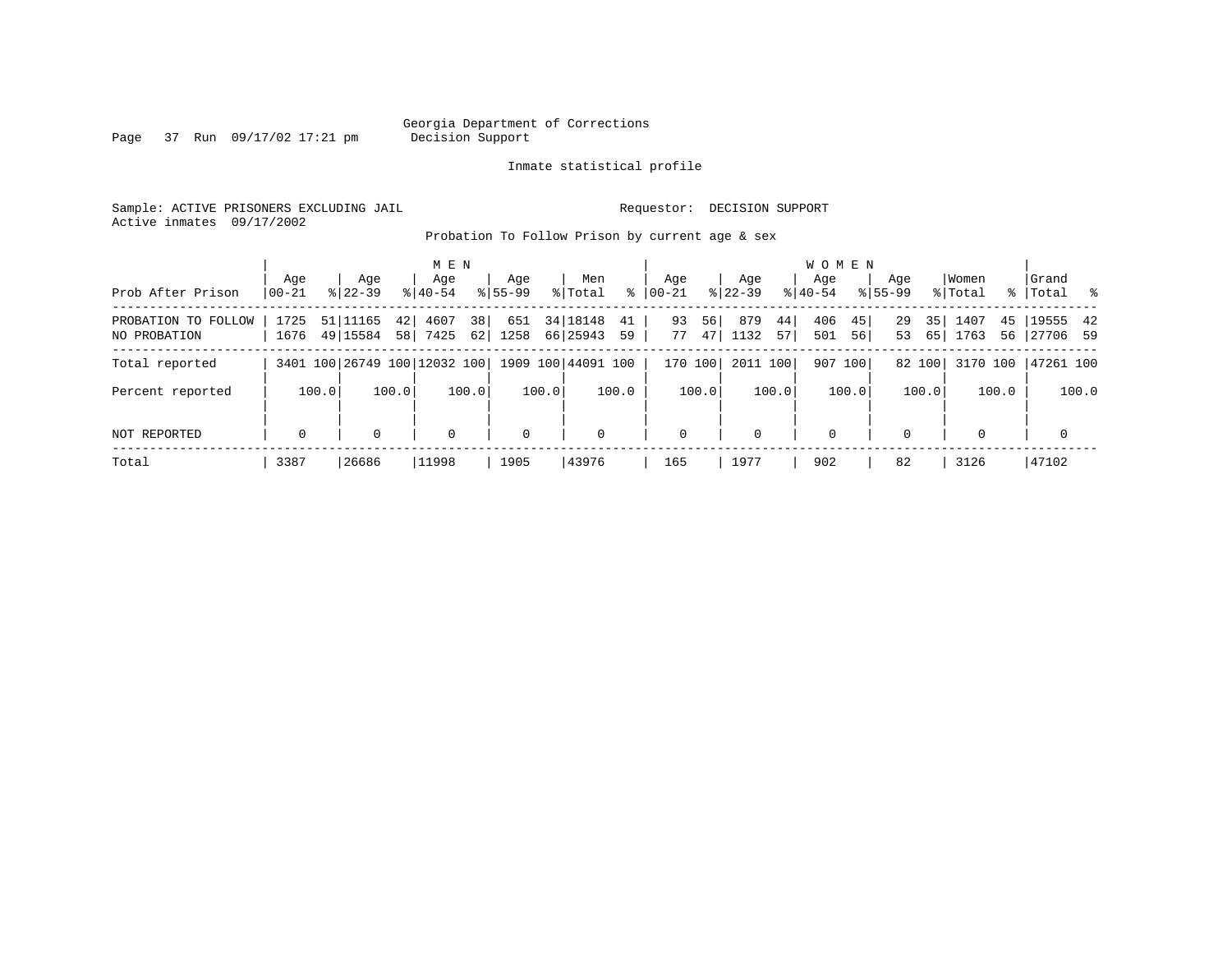Georgia Department of Corrections
Decision Support

Inmate statistical profile

Sample: ACTIVE PRISONERS EXCLUDING JAIL    Requestor: DECISION SUPPORT
Active inmates 09/17/2002

Probation To Follow Prison by current age & sex

| Prob After Prison | MEN Age 00-21 | % | Age 22-39 | % | Age 40-54 | % | Age 55-99 | % | Men Total | % | WOMEN Age 00-21 | % | Age 22-39 | % | Age 40-54 | % | Age 55-99 | % | Women Total | % | Grand Total | % |
|---|---|---|---|---|---|---|---|---|---|---|---|---|---|---|---|---|---|---|---|---|---|---|
| PROBATION TO FOLLOW | 1725 | 51 | 11165 | 42 | 4607 | 38 | 651 | 34 | 18148 | 41 | 93 | 56 | 879 | 44 | 406 | 45 | 29 | 35 | 1407 | 45 | 19555 | 42 |
| NO PROBATION | 1676 | 49 | 15584 | 58 | 7425 | 62 | 1258 | 66 | 25943 | 59 | 77 | 47 | 1132 | 57 | 501 | 56 | 53 | 65 | 1763 | 56 | 27706 | 59 |
| Total reported | 3401 | 100 | 26749 | 100 | 12032 | 100 | 1909 | 100 | 44091 | 100 | 170 | 100 | 2011 | 100 | 907 | 100 | 82 | 100 | 3170 | 100 | 47261 | 100 |
| Percent reported | | 100.0 | | 100.0 | | 100.0 | | 100.0 | | 100.0 | | 100.0 | | 100.0 | | 100.0 | | 100.0 | | 100.0 | | 100.0 |
| NOT REPORTED | 0 | | 0 | | 0 | | 0 | | 0 | | 0 | | 0 | | 0 | | 0 | | 0 | | 0 | |
| Total | 3387 | | 26686 | | 11998 | | 1905 | | 43976 | | 165 | | 1977 | | 902 | | 82 | | 3126 | | 47102 | |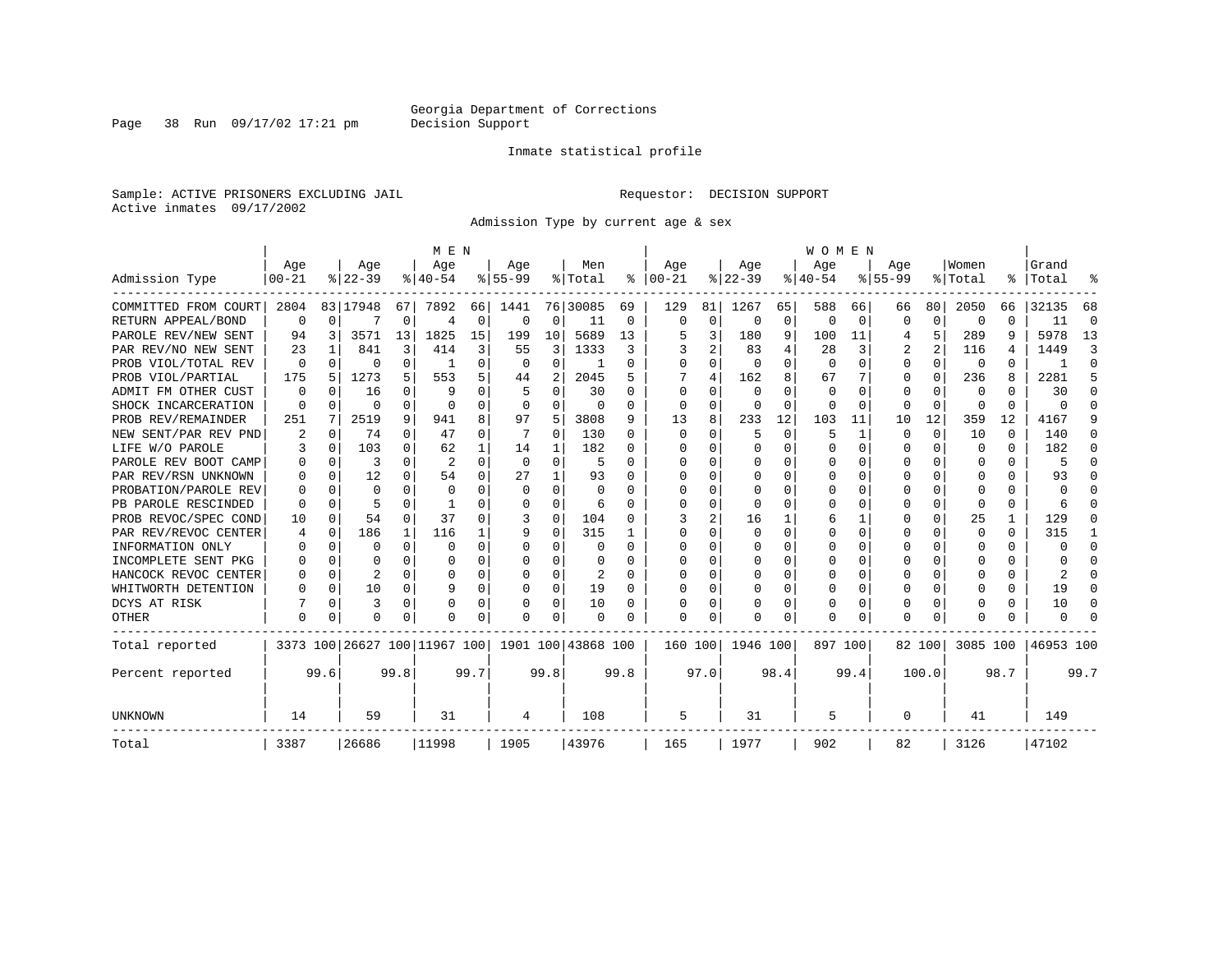Georgia Department of Corrections
Decision Support

Inmate statistical profile

Sample: ACTIVE PRISONERS EXCLUDING JAIL
Active inmates 09/17/2002

Requestor: DECISION SUPPORT

Admission Type by current age & sex

| Admission Type | MEN Age 00-21 | % | Age 22-39 | % | Age 40-54 | % | Age 55-99 | % | Men Total | % | WOMEN Age 00-21 | % | Age 22-39 | % | Age 40-54 | % | Age 55-99 | % | Women Total | % | Grand Total | % |
|---|---|---|---|---|---|---|---|---|---|---|---|---|---|---|---|---|---|---|---|---|---|---|
| COMMITTED FROM COURT | 2804 | 83 | 17948 | 67 | 7892 | 66 | 1441 | 76 | 30085 | 69 | 129 | 81 | 1267 | 65 | 588 | 66 | 66 | 80 | 2050 | 66 | 32135 | 68 |
| RETURN APPEAL/BOND | 0 | 0 | 7 | 0 | 4 | 0 | 0 | 0 | 11 | 0 | 0 | 0 | 0 | 0 | 0 | 0 | 0 | 0 | 0 | 0 | 11 | 0 |
| PAROLE REV/NEW SENT | 94 | 3 | 3571 | 13 | 1825 | 15 | 199 | 10 | 5689 | 13 | 5 | 3 | 180 | 9 | 100 | 11 | 4 | 5 | 289 | 9 | 5978 | 13 |
| PAR REV/NO NEW SENT | 23 | 1 | 841 | 3 | 414 | 3 | 55 | 3 | 1333 | 3 | 3 | 2 | 83 | 4 | 28 | 3 | 2 | 2 | 116 | 4 | 1449 | 3 |
| PROB VIOL/TOTAL REV | 0 | 0 | 0 | 0 | 1 | 0 | 0 | 0 | 1 | 0 | 0 | 0 | 0 | 0 | 0 | 0 | 0 | 0 | 0 | 0 | 1 | 0 |
| PROB VIOL/PARTIAL | 175 | 5 | 1273 | 5 | 553 | 5 | 44 | 2 | 2045 | 5 | 7 | 4 | 162 | 8 | 67 | 7 | 0 | 0 | 236 | 8 | 2281 | 5 |
| ADMIT FM OTHER CUST | 0 | 0 | 16 | 0 | 9 | 0 | 5 | 0 | 30 | 0 | 0 | 0 | 0 | 0 | 0 | 0 | 0 | 0 | 0 | 0 | 30 | 0 |
| SHOCK INCARCERATION | 0 | 0 | 0 | 0 | 0 | 0 | 0 | 0 | 0 | 0 | 0 | 0 | 0 | 0 | 0 | 0 | 0 | 0 | 0 | 0 | 0 | 0 |
| PROB REV/REMAINDER | 251 | 7 | 2519 | 9 | 941 | 8 | 97 | 5 | 3808 | 9 | 13 | 8 | 233 | 12 | 103 | 11 | 10 | 12 | 359 | 12 | 4167 | 9 |
| NEW SENT/PAR REV PND | 2 | 0 | 74 | 0 | 47 | 0 | 7 | 0 | 130 | 0 | 0 | 0 | 5 | 0 | 5 | 1 | 0 | 0 | 10 | 0 | 140 | 0 |
| LIFE W/O PAROLE | 3 | 0 | 103 | 0 | 62 | 1 | 14 | 1 | 182 | 0 | 0 | 0 | 0 | 0 | 0 | 0 | 0 | 0 | 0 | 0 | 182 | 0 |
| PAROLE REV BOOT CAMP | 0 | 0 | 3 | 0 | 2 | 0 | 0 | 0 | 5 | 0 | 0 | 0 | 0 | 0 | 0 | 0 | 0 | 0 | 0 | 0 | 5 | 0 |
| PAR REV/RSN UNKNOWN | 0 | 0 | 12 | 0 | 54 | 0 | 27 | 1 | 93 | 0 | 0 | 0 | 0 | 0 | 0 | 0 | 0 | 0 | 0 | 0 | 93 | 0 |
| PROBATION/PAROLE REV | 0 | 0 | 0 | 0 | 0 | 0 | 0 | 0 | 0 | 0 | 0 | 0 | 0 | 0 | 0 | 0 | 0 | 0 | 0 | 0 | 0 | 0 |
| PB PAROLE RESCINDED | 0 | 0 | 5 | 0 | 1 | 0 | 0 | 0 | 6 | 0 | 0 | 0 | 0 | 0 | 0 | 0 | 0 | 0 | 0 | 0 | 6 | 0 |
| PROB REVOC/SPEC COND | 10 | 0 | 54 | 0 | 37 | 0 | 3 | 0 | 104 | 0 | 3 | 2 | 16 | 1 | 6 | 1 | 0 | 0 | 25 | 1 | 129 | 0 |
| PAR REV/REVOC CENTER | 4 | 0 | 186 | 1 | 116 | 1 | 9 | 0 | 315 | 1 | 0 | 0 | 0 | 0 | 0 | 0 | 0 | 0 | 0 | 0 | 315 | 1 |
| INFORMATION ONLY | 0 | 0 | 0 | 0 | 0 | 0 | 0 | 0 | 0 | 0 | 0 | 0 | 0 | 0 | 0 | 0 | 0 | 0 | 0 | 0 | 0 | 0 |
| INCOMPLETE SENT PKG | 0 | 0 | 0 | 0 | 0 | 0 | 0 | 0 | 0 | 0 | 0 | 0 | 0 | 0 | 0 | 0 | 0 | 0 | 0 | 0 | 0 | 0 |
| HANCOCK REVOC CENTER | 0 | 0 | 2 | 0 | 0 | 0 | 0 | 0 | 2 | 0 | 0 | 0 | 0 | 0 | 0 | 0 | 0 | 0 | 0 | 0 | 2 | 0 |
| WHITWORTH DETENTION | 0 | 0 | 10 | 0 | 9 | 0 | 0 | 0 | 19 | 0 | 0 | 0 | 0 | 0 | 0 | 0 | 0 | 0 | 0 | 0 | 19 | 0 |
| DCYS AT RISK | 7 | 0 | 3 | 0 | 0 | 0 | 0 | 0 | 10 | 0 | 0 | 0 | 0 | 0 | 0 | 0 | 0 | 0 | 0 | 0 | 10 | 0 |
| OTHER | 0 | 0 | 0 | 0 | 0 | 0 | 0 | 0 | 0 | 0 | 0 | 0 | 0 | 0 | 0 | 0 | 0 | 0 | 0 | 0 | 0 | 0 |
| Total reported | 3373 | 100 | 26627 | 100 | 11967 | 100 | 1901 | 100 | 43868 | 100 | 160 | 100 | 1946 | 100 | 897 | 100 | 82 | 100 | 3085 | 100 | 46953 | 100 |
| Percent reported | | 99.6 | | 99.8 | | 99.7 | | 99.8 | | 99.8 | | 97.0 | | 98.4 | | 99.4 | | 100.0 | | 98.7 | | 99.7 |
| UNKNOWN | 14 | | 59 | | 31 | | 4 | | 108 | | 5 | | 31 | | 5 | | 0 | | 41 | | 149 | |
| Total | 3387 | | 26686 | | 11998 | | 1905 | | 43976 | | 165 | | 1977 | | 902 | | 82 | | 3126 | | 47102 | |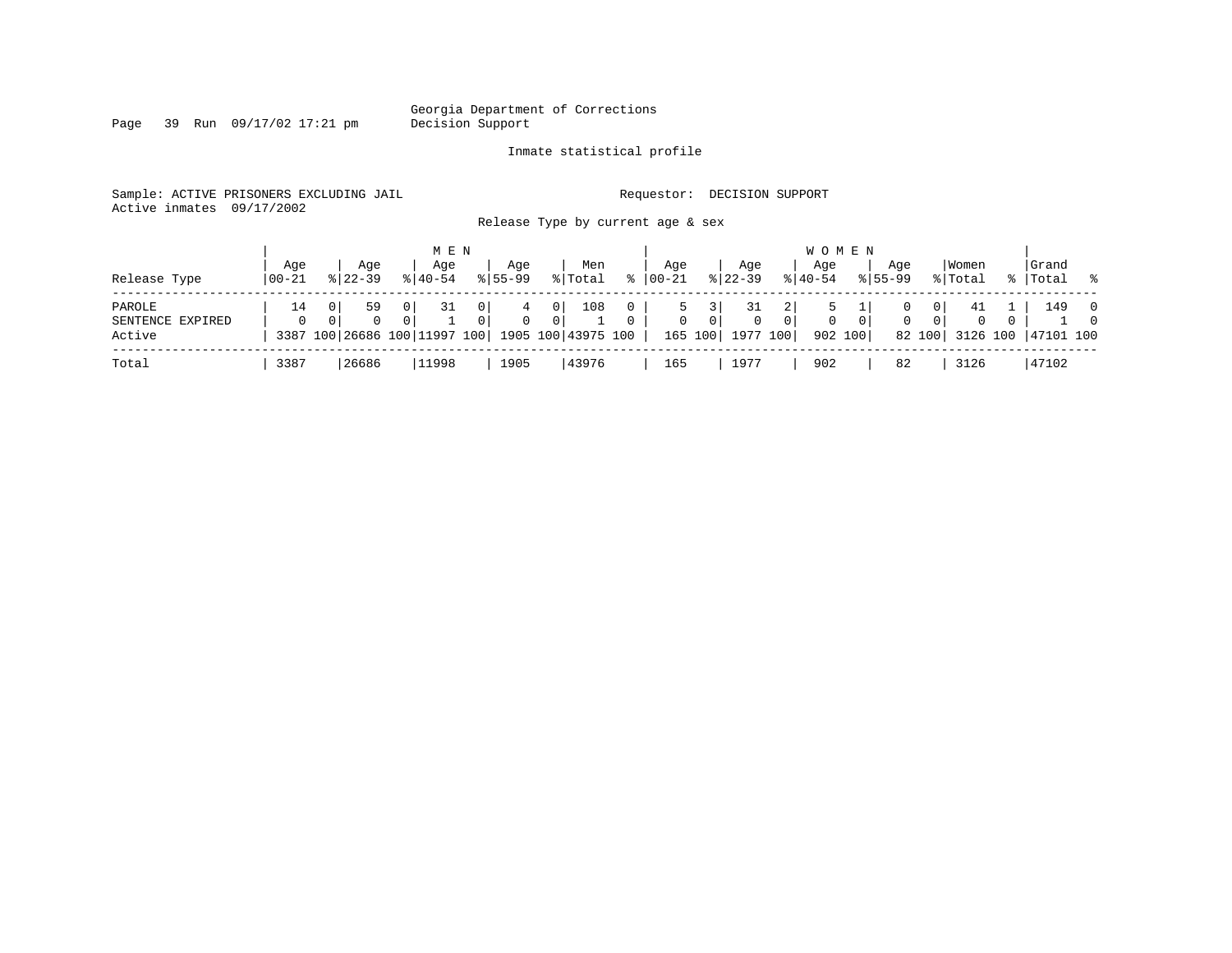Georgia Department of Corrections
Decision Support

Inmate statistical profile

Sample: ACTIVE PRISONERS EXCLUDING JAIL

Requestor: DECISION SUPPORT

Active inmates 09/17/2002

Release Type by current age & sex

| | MEN | | | | | | | | | | WOMEN | | | | | | | | | | | |
|---|---|---|---|---|---|---|---|---|---|---|---|---|---|---|---|---|---|---|---|---|---|---|
| Release Type | Age 00-21 | % | Age 22-39 | % | Age 40-54 | % | Age 55-99 | % | Men Total | % | Age 00-21 | % | Age 22-39 | % | Age 40-54 | % | Age 55-99 | % | Women Total | % | Grand Total | % |
| PAROLE | 14 | 0 | 59 | 0 | 31 | 0 | 4 | 0 | 108 | 0 | 5 | 3 | 31 | 2 | 5 | 1 | 0 | 0 | 41 | 1 | 149 | 0 |
| SENTENCE EXPIRED | 0 | 0 | 0 | 0 | 1 | 0 | 0 | 0 | 1 | 0 | 0 | 0 | 0 | 0 | 0 | 0 | 0 | 0 | 0 | 0 | 1 | 0 |
| Active | 3387 | 100 | 26686 | 100 | 11997 | 100 | 1905 | 100 | 43975 | 100 | 165 | 100 | 1977 | 100 | 902 | 100 | 82 | 100 | 3126 | 100 | 47101 | 100 |
| Total | 3387 | | 26686 | | 11998 | | 1905 | | 43976 | | 165 | | 1977 | | 902 | | 82 | | 3126 | | 47102 | |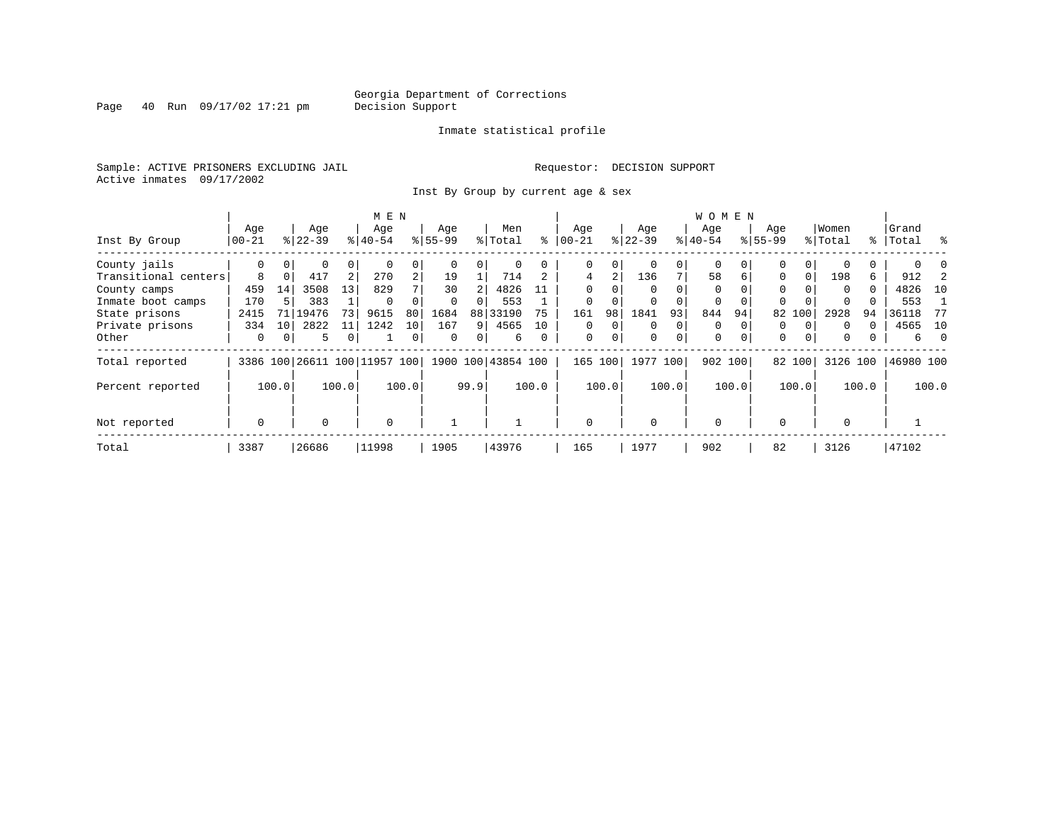Georgia Department of Corrections
Decision Support

Inmate statistical profile

Sample: ACTIVE PRISONERS EXCLUDING JAIL

Requestor: DECISION SUPPORT

Active inmates 09/17/2002

Inst By Group by current age & sex

| Inst By Group | MEN Age 00-21 | % | Age 22-39 | % | Age 40-54 | % | Age 55-99 | % | Men Total | % | WOMEN Age 00-21 | % | Age 22-39 | % | Age 40-54 | % | Age 55-99 | % | Women Total | % | Grand Total | % |
|---|---|---|---|---|---|---|---|---|---|---|---|---|---|---|---|---|---|---|---|---|---|---|
| County jails | 0 | 0 | 0 | 0 | 0 | 0 | 0 | 0 | 0 | 0 | 0 | 0 | 0 | 0 | 0 | 0 | 0 | 0 | 0 | 0 | 0 | 0 |
| Transitional centers | 8 | 0 | 417 | 2 | 270 | 2 | 19 | 1 | 714 | 2 | 4 | 2 | 136 | 7 | 58 | 6 | 0 | 0 | 198 | 6 | 912 | 2 |
| County camps | 459 | 14 | 3508 | 13 | 829 | 7 | 30 | 2 | 4826 | 11 | 0 | 0 | 0 | 0 | 0 | 0 | 0 | 0 | 0 | 0 | 4826 | 10 |
| Inmate boot camps | 170 | 5 | 383 | 1 | 0 | 0 | 0 | 0 | 553 | 1 | 0 | 0 | 0 | 0 | 0 | 0 | 0 | 0 | 0 | 0 | 553 | 1 |
| State prisons | 2415 | 71 | 19476 | 73 | 9615 | 80 | 1684 | 88 | 33190 | 75 | 161 | 98 | 1841 | 93 | 844 | 94 | 82 | 100 | 2928 | 94 | 36118 | 77 |
| Private prisons | 334 | 10 | 2822 | 11 | 1242 | 10 | 167 | 9 | 4565 | 10 | 0 | 0 | 0 | 0 | 0 | 0 | 0 | 0 | 0 | 0 | 4565 | 10 |
| Other | 0 | 0 | 5 | 0 | 1 | 0 | 0 | 0 | 6 | 0 | 0 | 0 | 0 | 0 | 0 | 0 | 0 | 0 | 0 | 0 | 6 | 0 |
| Total reported | 3386 | 100 | 26611 | 100 | 11957 | 100 | 1900 | 100 | 43854 | 100 | 165 | 100 | 1977 | 100 | 902 | 100 | 82 | 100 | 3126 | 100 | 46980 | 100 |
| Percent reported | | 100.0 | | 100.0 | | 100.0 | | 99.9 | | 100.0 | | 100.0 | | 100.0 | | 100.0 | | 100.0 | | 100.0 | | 100.0 |
| Not reported | 0 | | 0 | | 0 | | 1 | | 1 | | 0 | | 0 | | 0 | | 0 | | 0 | | 1 | |
| Total | 3387 | | 26686 | | 11998 | | 1905 | | 43976 | | 165 | | 1977 | | 902 | | 82 | | 3126 | | 47102 | |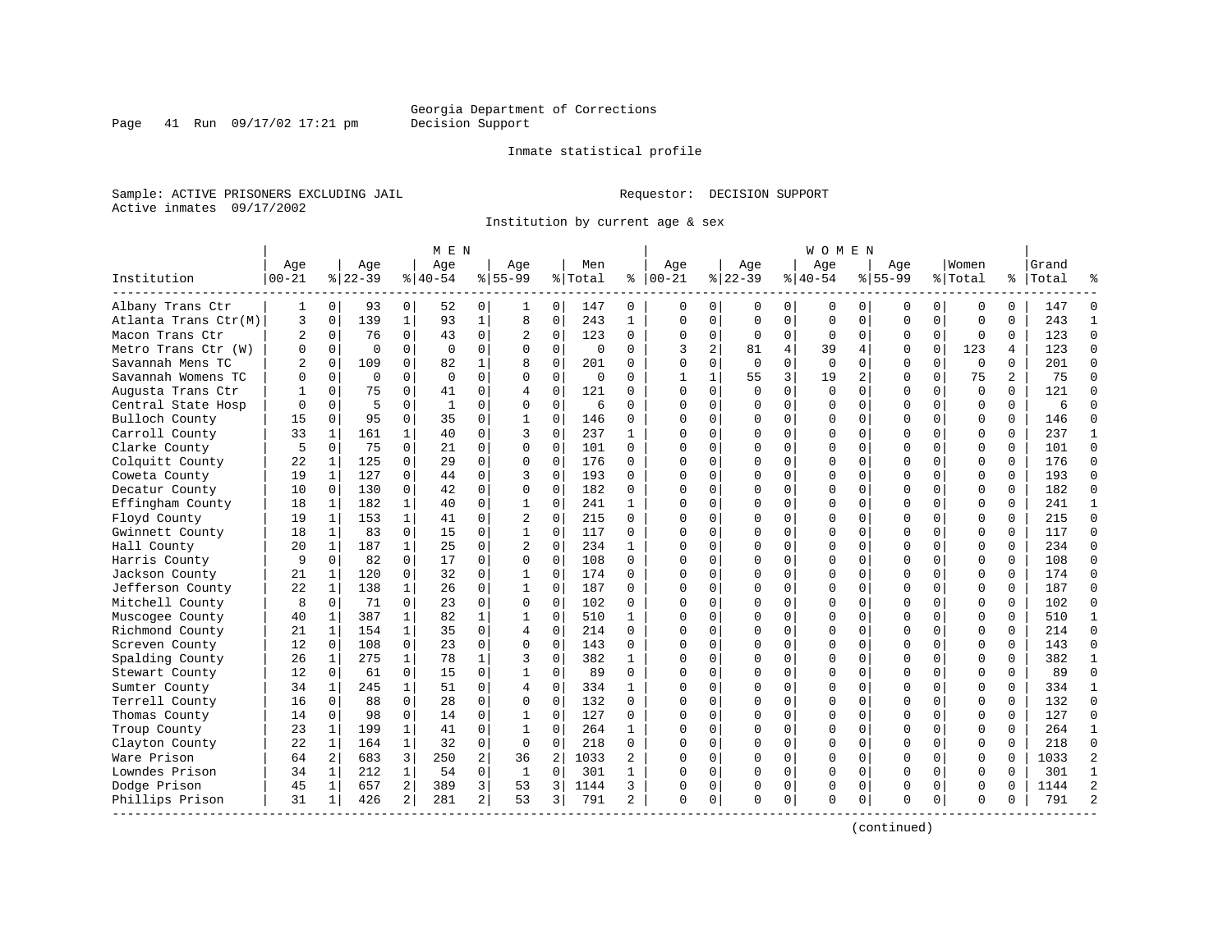Georgia Department of Corrections
Decision Support

Inmate statistical profile

Sample: ACTIVE PRISONERS EXCLUDING JAIL    Requestor: DECISION SUPPORT
Active inmates 09/17/2002

Institution by current age & sex

| Institution | MEN Age 00-21 | % | Age 22-39 | % | Age 40-54 | % | Age 55-99 | % | Men Total | % | WOMEN Age 00-21 | % | Age 22-39 | % | Age 40-54 | % | Age 55-99 | % | Women Total | % | Grand Total | % |
|---|---|---|---|---|---|---|---|---|---|---|---|---|---|---|---|---|---|---|---|---|---|---|
| Albany Trans Ctr | 1 | 0 | 93 | 0 | 52 | 0 | 1 | 0 | 147 | 0 | 0 | 0 | 0 | 0 | 0 | 0 | 0 | 0 | 0 | 0 | 147 | 0 |
| Atlanta Trans Ctr(M) | 3 | 0 | 139 | 1 | 93 | 1 | 8 | 0 | 243 | 1 | 0 | 0 | 0 | 0 | 0 | 0 | 0 | 0 | 0 | 0 | 243 | 1 |
| Macon Trans Ctr | 2 | 0 | 76 | 0 | 43 | 0 | 2 | 0 | 123 | 0 | 0 | 0 | 0 | 0 | 0 | 0 | 0 | 0 | 0 | 0 | 123 | 0 |
| Metro Trans Ctr (W) | 0 | 0 | 0 | 0 | 0 | 0 | 0 | 0 | 0 | 0 | 3 | 2 | 81 | 4 | 39 | 4 | 0 | 0 | 123 | 4 | 123 | 0 |
| Savannah Mens TC | 2 | 0 | 109 | 0 | 82 | 1 | 8 | 0 | 201 | 0 | 0 | 0 | 0 | 0 | 0 | 0 | 0 | 0 | 0 | 0 | 201 | 0 |
| Savannah Womens TC | 0 | 0 | 0 | 0 | 0 | 0 | 0 | 0 | 0 | 0 | 1 | 1 | 55 | 3 | 19 | 2 | 0 | 0 | 75 | 2 | 75 | 0 |
| Augusta Trans Ctr | 1 | 0 | 75 | 0 | 41 | 0 | 4 | 0 | 121 | 0 | 0 | 0 | 0 | 0 | 0 | 0 | 0 | 0 | 0 | 0 | 121 | 0 |
| Central State Hosp | 0 | 0 | 5 | 0 | 1 | 0 | 0 | 0 | 6 | 0 | 0 | 0 | 0 | 0 | 0 | 0 | 0 | 0 | 0 | 0 | 6 | 0 |
| Bulloch County | 15 | 0 | 95 | 0 | 35 | 0 | 1 | 0 | 146 | 0 | 0 | 0 | 0 | 0 | 0 | 0 | 0 | 0 | 0 | 0 | 146 | 0 |
| Carroll County | 33 | 1 | 161 | 1 | 40 | 0 | 3 | 0 | 237 | 1 | 0 | 0 | 0 | 0 | 0 | 0 | 0 | 0 | 0 | 0 | 237 | 1 |
| Clarke County | 5 | 0 | 75 | 0 | 21 | 0 | 0 | 0 | 101 | 0 | 0 | 0 | 0 | 0 | 0 | 0 | 0 | 0 | 0 | 0 | 101 | 0 |
| Colquitt County | 22 | 1 | 125 | 0 | 29 | 0 | 0 | 0 | 176 | 0 | 0 | 0 | 0 | 0 | 0 | 0 | 0 | 0 | 0 | 0 | 176 | 0 |
| Coweta County | 19 | 1 | 127 | 0 | 44 | 0 | 3 | 0 | 193 | 0 | 0 | 0 | 0 | 0 | 0 | 0 | 0 | 0 | 0 | 0 | 193 | 0 |
| Decatur County | 10 | 0 | 130 | 0 | 42 | 0 | 0 | 0 | 182 | 0 | 0 | 0 | 0 | 0 | 0 | 0 | 0 | 0 | 0 | 0 | 182 | 0 |
| Effingham County | 18 | 1 | 182 | 1 | 40 | 0 | 1 | 0 | 241 | 1 | 0 | 0 | 0 | 0 | 0 | 0 | 0 | 0 | 0 | 0 | 241 | 1 |
| Floyd County | 19 | 1 | 153 | 1 | 41 | 0 | 2 | 0 | 215 | 0 | 0 | 0 | 0 | 0 | 0 | 0 | 0 | 0 | 0 | 0 | 215 | 0 |
| Gwinnett County | 18 | 1 | 83 | 0 | 15 | 0 | 1 | 0 | 117 | 0 | 0 | 0 | 0 | 0 | 0 | 0 | 0 | 0 | 0 | 0 | 117 | 0 |
| Hall County | 20 | 1 | 187 | 1 | 25 | 0 | 2 | 0 | 234 | 1 | 0 | 0 | 0 | 0 | 0 | 0 | 0 | 0 | 0 | 0 | 234 | 0 |
| Harris County | 9 | 0 | 82 | 0 | 17 | 0 | 0 | 0 | 108 | 0 | 0 | 0 | 0 | 0 | 0 | 0 | 0 | 0 | 0 | 0 | 108 | 0 |
| Jackson County | 21 | 1 | 120 | 0 | 32 | 0 | 1 | 0 | 174 | 0 | 0 | 0 | 0 | 0 | 0 | 0 | 0 | 0 | 0 | 0 | 174 | 0 |
| Jefferson County | 22 | 1 | 138 | 1 | 26 | 0 | 1 | 0 | 187 | 0 | 0 | 0 | 0 | 0 | 0 | 0 | 0 | 0 | 0 | 0 | 187 | 0 |
| Mitchell County | 8 | 0 | 71 | 0 | 23 | 0 | 0 | 0 | 102 | 0 | 0 | 0 | 0 | 0 | 0 | 0 | 0 | 0 | 0 | 0 | 102 | 0 |
| Muscogee County | 40 | 1 | 387 | 1 | 82 | 1 | 1 | 0 | 510 | 1 | 0 | 0 | 0 | 0 | 0 | 0 | 0 | 0 | 0 | 0 | 510 | 1 |
| Richmond County | 21 | 1 | 154 | 1 | 35 | 0 | 4 | 0 | 214 | 0 | 0 | 0 | 0 | 0 | 0 | 0 | 0 | 0 | 0 | 0 | 214 | 0 |
| Screven County | 12 | 0 | 108 | 0 | 23 | 0 | 0 | 0 | 143 | 0 | 0 | 0 | 0 | 0 | 0 | 0 | 0 | 0 | 0 | 0 | 143 | 0 |
| Spalding County | 26 | 1 | 275 | 1 | 78 | 1 | 3 | 0 | 382 | 1 | 0 | 0 | 0 | 0 | 0 | 0 | 0 | 0 | 0 | 0 | 382 | 1 |
| Stewart County | 12 | 0 | 61 | 0 | 15 | 0 | 1 | 0 | 89 | 0 | 0 | 0 | 0 | 0 | 0 | 0 | 0 | 0 | 0 | 0 | 89 | 0 |
| Sumter County | 34 | 1 | 245 | 1 | 51 | 0 | 4 | 0 | 334 | 1 | 0 | 0 | 0 | 0 | 0 | 0 | 0 | 0 | 0 | 0 | 334 | 1 |
| Terrell County | 16 | 0 | 88 | 0 | 28 | 0 | 0 | 0 | 132 | 0 | 0 | 0 | 0 | 0 | 0 | 0 | 0 | 0 | 0 | 0 | 132 | 0 |
| Thomas County | 14 | 0 | 98 | 0 | 14 | 0 | 1 | 0 | 127 | 0 | 0 | 0 | 0 | 0 | 0 | 0 | 0 | 0 | 0 | 0 | 127 | 0 |
| Troup County | 23 | 1 | 199 | 1 | 41 | 0 | 1 | 0 | 264 | 1 | 0 | 0 | 0 | 0 | 0 | 0 | 0 | 0 | 0 | 0 | 264 | 1 |
| Clayton County | 22 | 1 | 164 | 1 | 32 | 0 | 0 | 0 | 218 | 0 | 0 | 0 | 0 | 0 | 0 | 0 | 0 | 0 | 0 | 0 | 218 | 0 |
| Ware Prison | 64 | 2 | 683 | 3 | 250 | 2 | 36 | 2 | 1033 | 2 | 0 | 0 | 0 | 0 | 0 | 0 | 0 | 0 | 0 | 0 | 1033 | 2 |
| Lowndes Prison | 34 | 1 | 212 | 1 | 54 | 0 | 1 | 0 | 301 | 1 | 0 | 0 | 0 | 0 | 0 | 0 | 0 | 0 | 0 | 0 | 301 | 1 |
| Dodge Prison | 45 | 1 | 657 | 2 | 389 | 3 | 53 | 3 | 1144 | 3 | 0 | 0 | 0 | 0 | 0 | 0 | 0 | 0 | 0 | 0 | 1144 | 2 |
| Phillips Prison | 31 | 1 | 426 | 2 | 281 | 2 | 53 | 3 | 791 | 2 | 0 | 0 | 0 | 0 | 0 | 0 | 0 | 0 | 0 | 0 | 791 | 2 |

(continued)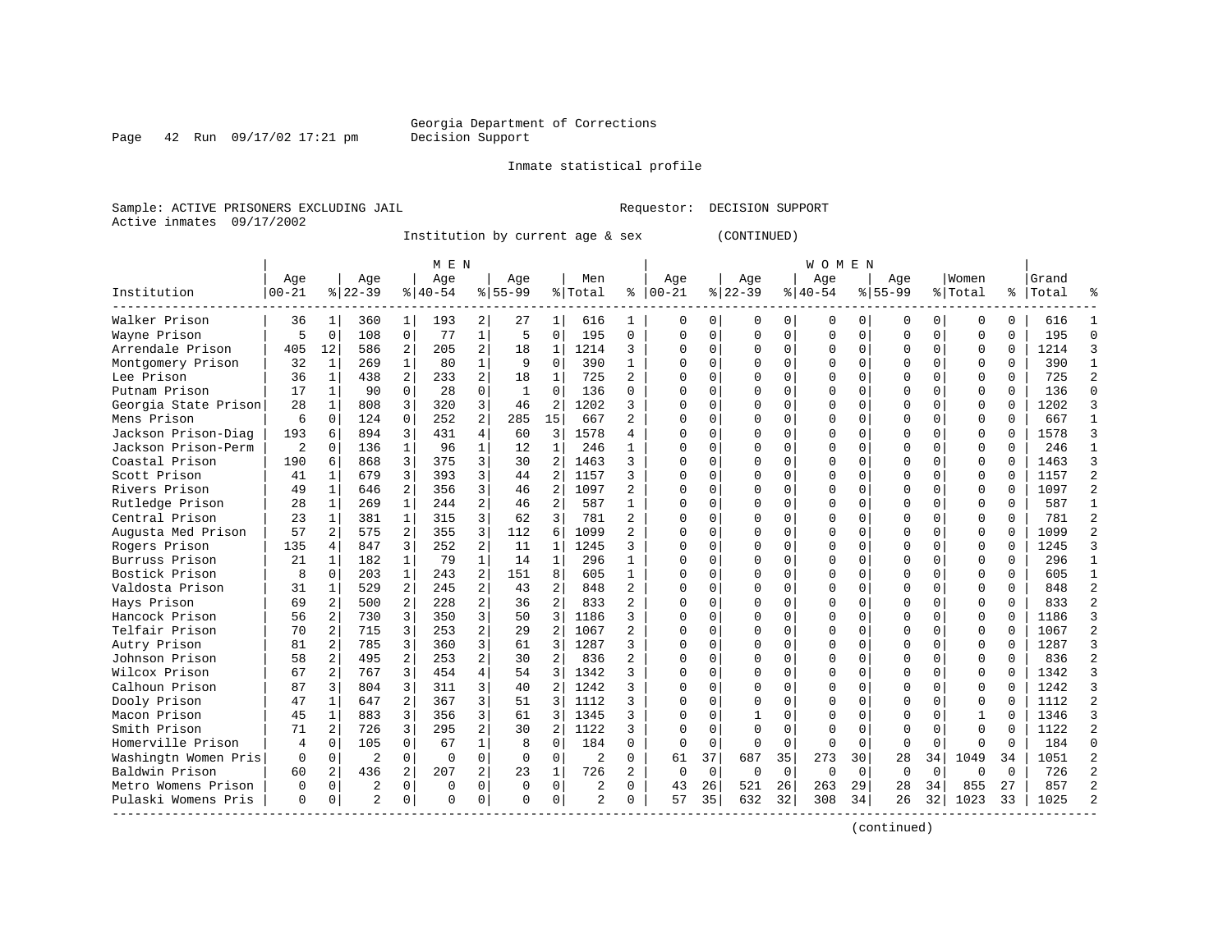Georgia Department of Corrections
Decision Support

Inmate statistical profile

Sample: ACTIVE PRISONERS EXCLUDING JAIL                Requestor: DECISION SUPPORT
Active inmates 09/17/2002

Institution by current age & sex (CONTINUED)

| Institution | MEN Age 00-21 | % | Age 22-39 | % | Age 40-54 | % | Age 55-99 | % | Men Total | % | WOMEN Age 00-21 | % | Age 22-39 | % | Age 40-54 | % | Age 55-99 | % | Women Total | % | Grand Total | % |
|---|---|---|---|---|---|---|---|---|---|---|---|---|---|---|---|---|---|---|---|---|---|---|
| Walker Prison | 36 | 1 | 360 | 1 | 193 | 2 | 27 | 1 | 616 | 1 | 0 | 0 | 0 | 0 | 0 | 0 | 0 | 0 | 0 | 0 | 616 | 1 |
| Wayne Prison | 5 | 0 | 108 | 0 | 77 | 1 | 5 | 0 | 195 | 0 | 0 | 0 | 0 | 0 | 0 | 0 | 0 | 0 | 0 | 0 | 195 | 0 |
| Arrendale Prison | 405 | 12 | 586 | 2 | 205 | 2 | 18 | 1 | 1214 | 3 | 0 | 0 | 0 | 0 | 0 | 0 | 0 | 0 | 0 | 0 | 1214 | 3 |
| Montgomery Prison | 32 | 1 | 269 | 1 | 80 | 1 | 9 | 0 | 390 | 1 | 0 | 0 | 0 | 0 | 0 | 0 | 0 | 0 | 0 | 0 | 390 | 1 |
| Lee Prison | 36 | 1 | 438 | 2 | 233 | 2 | 18 | 1 | 725 | 2 | 0 | 0 | 0 | 0 | 0 | 0 | 0 | 0 | 0 | 0 | 725 | 2 |
| Putnam Prison | 17 | 1 | 90 | 0 | 28 | 0 | 1 | 0 | 136 | 0 | 0 | 0 | 0 | 0 | 0 | 0 | 0 | 0 | 0 | 0 | 136 | 0 |
| Georgia State Prison | 28 | 1 | 808 | 3 | 320 | 3 | 46 | 2 | 1202 | 3 | 0 | 0 | 0 | 0 | 0 | 0 | 0 | 0 | 0 | 0 | 1202 | 3 |
| Mens Prison | 6 | 0 | 124 | 0 | 252 | 2 | 285 | 15 | 667 | 2 | 0 | 0 | 0 | 0 | 0 | 0 | 0 | 0 | 0 | 0 | 667 | 1 |
| Jackson Prison-Diag | 193 | 6 | 894 | 3 | 431 | 4 | 60 | 3 | 1578 | 4 | 0 | 0 | 0 | 0 | 0 | 0 | 0 | 0 | 0 | 0 | 1578 | 3 |
| Jackson Prison-Perm | 2 | 0 | 136 | 1 | 96 | 1 | 12 | 1 | 246 | 1 | 0 | 0 | 0 | 0 | 0 | 0 | 0 | 0 | 0 | 0 | 246 | 1 |
| Coastal Prison | 190 | 6 | 868 | 3 | 375 | 3 | 30 | 2 | 1463 | 3 | 0 | 0 | 0 | 0 | 0 | 0 | 0 | 0 | 0 | 0 | 1463 | 3 |
| Scott Prison | 41 | 1 | 679 | 3 | 393 | 3 | 44 | 2 | 1157 | 3 | 0 | 0 | 0 | 0 | 0 | 0 | 0 | 0 | 0 | 0 | 1157 | 2 |
| Rivers Prison | 49 | 1 | 646 | 2 | 356 | 3 | 46 | 2 | 1097 | 2 | 0 | 0 | 0 | 0 | 0 | 0 | 0 | 0 | 0 | 0 | 1097 | 2 |
| Rutledge Prison | 28 | 1 | 269 | 1 | 244 | 2 | 46 | 2 | 587 | 1 | 0 | 0 | 0 | 0 | 0 | 0 | 0 | 0 | 0 | 0 | 587 | 1 |
| Central Prison | 23 | 1 | 381 | 1 | 315 | 3 | 62 | 3 | 781 | 2 | 0 | 0 | 0 | 0 | 0 | 0 | 0 | 0 | 0 | 0 | 781 | 2 |
| Augusta Med Prison | 57 | 2 | 575 | 2 | 355 | 3 | 112 | 6 | 1099 | 2 | 0 | 0 | 0 | 0 | 0 | 0 | 0 | 0 | 0 | 0 | 1099 | 2 |
| Rogers Prison | 135 | 4 | 847 | 3 | 252 | 2 | 11 | 1 | 1245 | 3 | 0 | 0 | 0 | 0 | 0 | 0 | 0 | 0 | 0 | 0 | 1245 | 3 |
| Burruss Prison | 21 | 1 | 182 | 1 | 79 | 1 | 14 | 1 | 296 | 1 | 0 | 0 | 0 | 0 | 0 | 0 | 0 | 0 | 0 | 0 | 296 | 1 |
| Bostick Prison | 8 | 0 | 203 | 1 | 243 | 2 | 151 | 8 | 605 | 1 | 0 | 0 | 0 | 0 | 0 | 0 | 0 | 0 | 0 | 0 | 605 | 1 |
| Valdosta Prison | 31 | 1 | 529 | 2 | 245 | 2 | 43 | 2 | 848 | 2 | 0 | 0 | 0 | 0 | 0 | 0 | 0 | 0 | 0 | 0 | 848 | 2 |
| Hays Prison | 69 | 2 | 500 | 2 | 228 | 2 | 36 | 2 | 833 | 2 | 0 | 0 | 0 | 0 | 0 | 0 | 0 | 0 | 0 | 0 | 833 | 2 |
| Hancock Prison | 56 | 2 | 730 | 3 | 350 | 3 | 50 | 3 | 1186 | 3 | 0 | 0 | 0 | 0 | 0 | 0 | 0 | 0 | 0 | 0 | 1186 | 3 |
| Telfair Prison | 70 | 2 | 715 | 3 | 253 | 2 | 29 | 2 | 1067 | 2 | 0 | 0 | 0 | 0 | 0 | 0 | 0 | 0 | 0 | 0 | 1067 | 2 |
| Autry Prison | 81 | 2 | 785 | 3 | 360 | 3 | 61 | 3 | 1287 | 3 | 0 | 0 | 0 | 0 | 0 | 0 | 0 | 0 | 0 | 0 | 1287 | 3 |
| Johnson Prison | 58 | 2 | 495 | 2 | 253 | 2 | 30 | 2 | 836 | 2 | 0 | 0 | 0 | 0 | 0 | 0 | 0 | 0 | 0 | 0 | 836 | 2 |
| Wilcox Prison | 67 | 2 | 767 | 3 | 454 | 4 | 54 | 3 | 1342 | 3 | 0 | 0 | 0 | 0 | 0 | 0 | 0 | 0 | 0 | 0 | 1342 | 3 |
| Calhoun Prison | 87 | 3 | 804 | 3 | 311 | 3 | 40 | 2 | 1242 | 3 | 0 | 0 | 0 | 0 | 0 | 0 | 0 | 0 | 0 | 0 | 1242 | 3 |
| Dooly Prison | 47 | 1 | 647 | 2 | 367 | 3 | 51 | 3 | 1112 | 3 | 0 | 0 | 0 | 0 | 0 | 0 | 0 | 0 | 0 | 0 | 1112 | 2 |
| Macon Prison | 45 | 1 | 883 | 3 | 356 | 3 | 61 | 3 | 1345 | 3 | 0 | 0 | 1 | 0 | 0 | 0 | 0 | 0 | 1 | 0 | 1346 | 3 |
| Smith Prison | 71 | 2 | 726 | 3 | 295 | 2 | 30 | 2 | 1122 | 3 | 0 | 0 | 0 | 0 | 0 | 0 | 0 | 0 | 0 | 0 | 1122 | 2 |
| Homerville Prison | 4 | 0 | 105 | 0 | 67 | 1 | 8 | 0 | 184 | 0 | 0 | 0 | 0 | 0 | 0 | 0 | 0 | 0 | 0 | 0 | 184 | 0 |
| Washingtn Women Pris | 0 | 0 | 2 | 0 | 0 | 0 | 0 | 0 | 2 | 0 | 61 | 37 | 687 | 35 | 273 | 30 | 28 | 34 | 1049 | 34 | 1051 | 2 |
| Baldwin Prison | 60 | 2 | 436 | 2 | 207 | 2 | 23 | 1 | 726 | 2 | 0 | 0 | 0 | 0 | 0 | 0 | 0 | 0 | 0 | 0 | 726 | 2 |
| Metro Womens Prison | 0 | 0 | 2 | 0 | 0 | 0 | 0 | 0 | 2 | 0 | 43 | 26 | 521 | 26 | 263 | 29 | 28 | 34 | 855 | 27 | 857 | 2 |
| Pulaski Womens Pris | 0 | 0 | 2 | 0 | 0 | 0 | 0 | 0 | 2 | 0 | 57 | 35 | 632 | 32 | 308 | 34 | 26 | 32 | 1023 | 33 | 1025 | 2 |

(continued)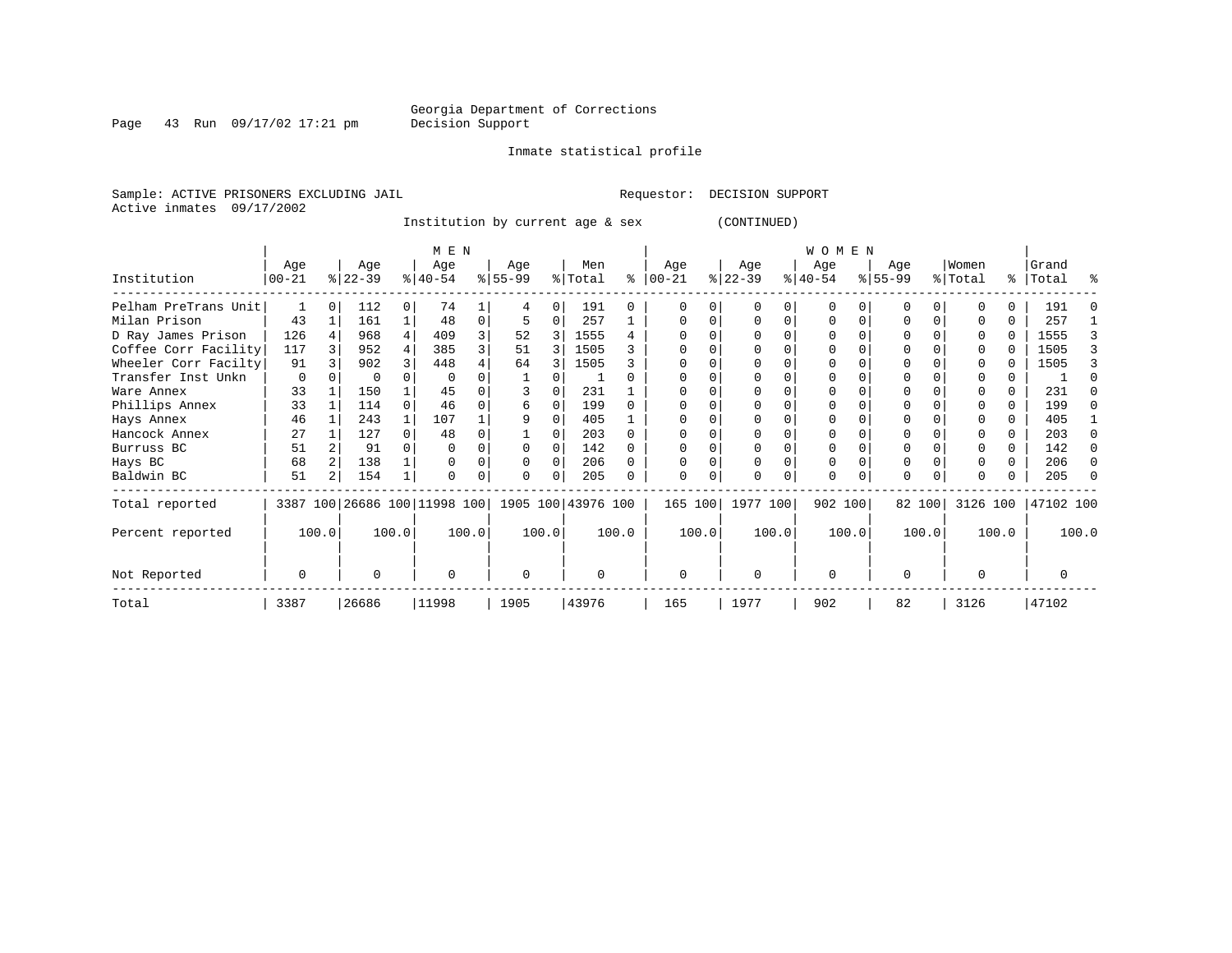Georgia Department of Corrections
Decision Support

Inmate statistical profile

Sample: ACTIVE PRISONERS EXCLUDING JAIL    Requestor: DECISION SUPPORT
Active inmates 09/17/2002

Institution by current age & sex (CONTINUED)

| Institution | MEN Age 00-21 | % | Age 22-39 | % | Age 40-54 | % | Age 55-99 | % | Men Total | % | WOMEN Age 00-21 | % | Age 22-39 | % | Age 40-54 | % | Age 55-99 | % | Women Total | % | Grand Total | % |
|---|---|---|---|---|---|---|---|---|---|---|---|---|---|---|---|---|---|---|---|---|---|---|
| Pelham PreTrans Unit | 1 | 0 | 112 | 0 | 74 | 1 | 4 | 0 | 191 | 0 | 0 | 0 | 0 | 0 | 0 | 0 | 0 | 0 | 0 | 0 | 191 | 0 |
| Milan Prison | 43 | 1 | 161 | 1 | 48 | 0 | 5 | 0 | 257 | 1 | 0 | 0 | 0 | 0 | 0 | 0 | 0 | 0 | 0 | 0 | 257 | 1 |
| D Ray James Prison | 126 | 4 | 968 | 4 | 409 | 3 | 52 | 3 | 1555 | 4 | 0 | 0 | 0 | 0 | 0 | 0 | 0 | 0 | 0 | 0 | 1555 | 3 |
| Coffee Corr Facility | 117 | 3 | 952 | 4 | 385 | 3 | 51 | 3 | 1505 | 3 | 0 | 0 | 0 | 0 | 0 | 0 | 0 | 0 | 0 | 0 | 1505 | 3 |
| Wheeler Corr Facilty | 91 | 3 | 902 | 3 | 448 | 4 | 64 | 3 | 1505 | 3 | 0 | 0 | 0 | 0 | 0 | 0 | 0 | 0 | 0 | 0 | 1505 | 3 |
| Transfer Inst Unkn | 0 | 0 | 0 | 0 | 0 | 0 | 1 | 0 | 1 | 0 | 0 | 0 | 0 | 0 | 0 | 0 | 0 | 0 | 0 | 0 | 1 | 0 |
| Ware Annex | 33 | 1 | 150 | 1 | 45 | 0 | 3 | 0 | 231 | 1 | 0 | 0 | 0 | 0 | 0 | 0 | 0 | 0 | 0 | 0 | 231 | 0 |
| Phillips Annex | 33 | 1 | 114 | 0 | 46 | 0 | 6 | 0 | 199 | 0 | 0 | 0 | 0 | 0 | 0 | 0 | 0 | 0 | 0 | 0 | 199 | 0 |
| Hays Annex | 46 | 1 | 243 | 1 | 107 | 1 | 9 | 0 | 405 | 1 | 0 | 0 | 0 | 0 | 0 | 0 | 0 | 0 | 0 | 0 | 405 | 1 |
| Hancock Annex | 27 | 1 | 127 | 0 | 48 | 0 | 1 | 0 | 203 | 0 | 0 | 0 | 0 | 0 | 0 | 0 | 0 | 0 | 0 | 0 | 203 | 0 |
| Burruss BC | 51 | 2 | 91 | 0 | 0 | 0 | 0 | 0 | 142 | 0 | 0 | 0 | 0 | 0 | 0 | 0 | 0 | 0 | 0 | 0 | 142 | 0 |
| Hays BC | 68 | 2 | 138 | 1 | 0 | 0 | 0 | 0 | 206 | 0 | 0 | 0 | 0 | 0 | 0 | 0 | 0 | 0 | 0 | 0 | 206 | 0 |
| Baldwin BC | 51 | 2 | 154 | 1 | 0 | 0 | 0 | 0 | 205 | 0 | 0 | 0 | 0 | 0 | 0 | 0 | 0 | 0 | 0 | 0 | 205 | 0 |
| Total reported | 3387 | 100 | 26686 | 100 | 11998 | 100 | 1905 | 100 | 43976 | 100 | 165 | 100 | 1977 | 100 | 902 | 100 | 82 | 100 | 3126 | 100 | 47102 | 100 |
| Percent reported | | 100.0 | | 100.0 | | 100.0 | | 100.0 | | 100.0 | | 100.0 | | 100.0 | | 100.0 | | 100.0 | | 100.0 | | 100.0 |
| Not Reported | 0 | | 0 | | 0 | | 0 | | 0 | | 0 | | 0 | | 0 | | 0 | | 0 | | 0 | |
| Total | 3387 | | 26686 | | 11998 | | 1905 | | 43976 | | 165 | | 1977 | | 902 | | 82 | | 3126 | | 47102 | |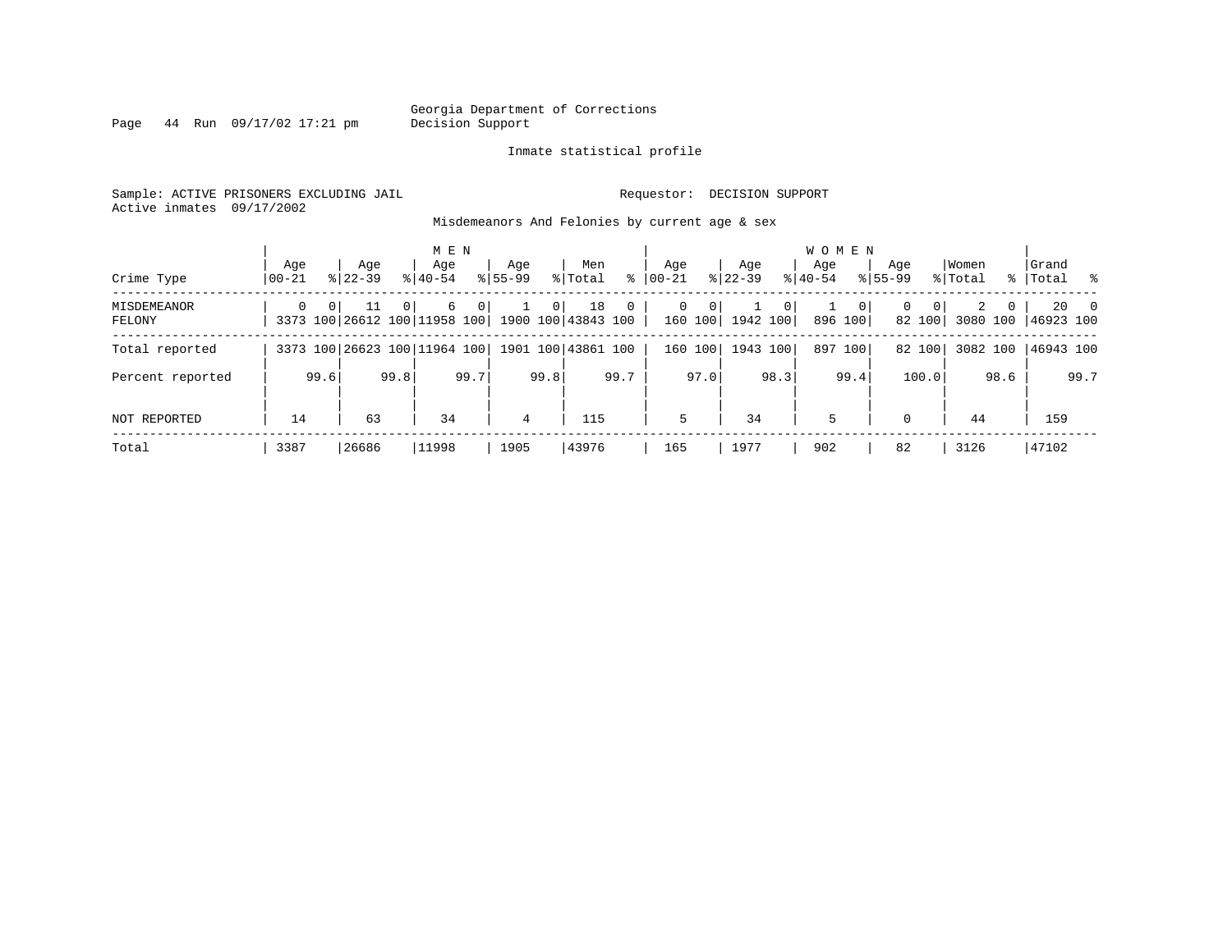Georgia Department of Corrections
Decision Support

Inmate statistical profile

Sample: ACTIVE PRISONERS EXCLUDING JAIL

Requestor: DECISION SUPPORT

Active inmates 09/17/2002

Misdemeanors And Felonies by current age & sex

| Crime Type | MEN Age 00-21 | % | Age 22-39 | % | Age 40-54 | % | Age 55-99 | % | Men Total | % | WOMEN Age 00-21 | % | Age 22-39 | % | Age 40-54 | % | Age 55-99 | % | Women Total | % | Grand Total | % |
|---|---|---|---|---|---|---|---|---|---|---|---|---|---|---|---|---|---|---|---|---|---|---|
| MISDEMEANOR | 0 | 0 | 11 | 0 | 6 | 0 | 1 | 0 | 18 | 0 | 0 | 0 | 1 | 0 | 1 | 0 | 0 | 0 | 2 | 0 | 20 | 0 |
| FELONY | 3373 | 100 | 26612 | 100 | 11958 | 100 | 1900 | 100 | 43843 | 100 | 160 | 100 | 1942 | 100 | 896 | 100 | 82 | 100 | 3080 | 100 | 46923 | 100 |
| Total reported | 3373 | 100 | 26623 | 100 | 11964 | 100 | 1901 | 100 | 43861 | 100 | 160 | 100 | 1943 | 100 | 897 | 100 | 82 | 100 | 3082 | 100 | 46943 | 100 |
| Percent reported | | 99.6 | | 99.8 | | 99.7 | | 99.8 | | 99.7 | | 97.0 | | 98.3 | | 99.4 | | 100.0 | | 98.6 | | 99.7 |
| NOT REPORTED | 14 | | 63 | | 34 | | 4 | | 115 | | 5 | | 34 | | 5 | | 0 | | 44 | | 159 | |
| Total | 3387 | | 26686 | | 11998 | | 1905 | | 43976 | | 165 | | 1977 | | 902 | | 82 | | 3126 | | 47102 | |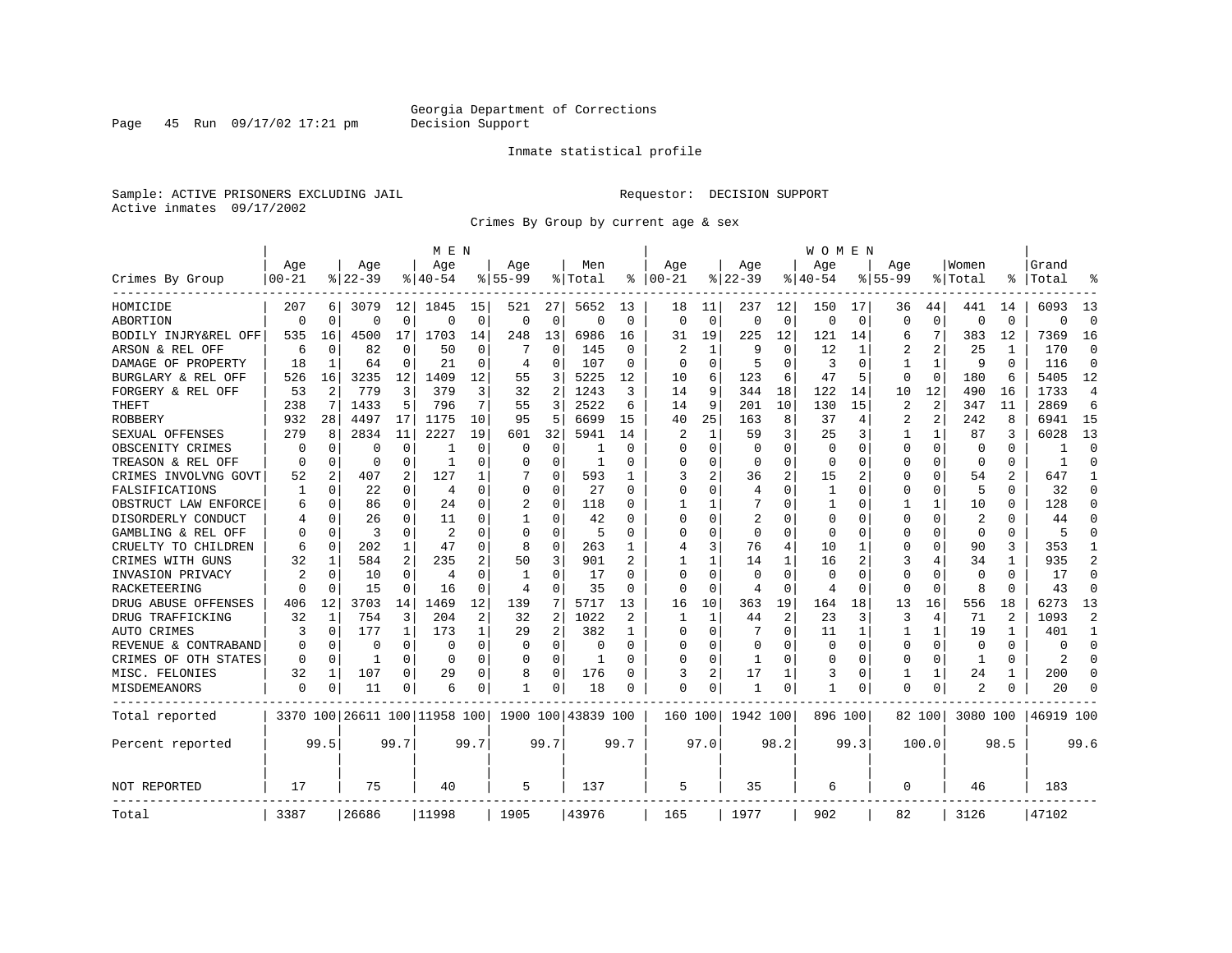Georgia Department of Corrections
Decision Support

Inmate statistical profile

Sample: ACTIVE PRISONERS EXCLUDING JAIL

Requestor: DECISION SUPPORT

Active inmates 09/17/2002

Crimes By Group by current age & sex

| Crimes By Group | MEN Age 00-21 | % | Age 22-39 | % | Age 40-54 | % | Age 55-99 | % | Men Total | % | WOMEN Age 00-21 | % | Age 22-39 | % | Age 40-54 | % | Age 55-99 | % | Women Total | % | Grand Total | % |
|---|---|---|---|---|---|---|---|---|---|---|---|---|---|---|---|---|---|---|---|---|---|---|
| HOMICIDE | 207 | 6 | 3079 | 12 | 1845 | 15 | 521 | 27 | 5652 | 13 | 18 | 11 | 237 | 12 | 150 | 17 | 36 | 44 | 441 | 14 | 6093 | 13 |
| ABORTION | 0 | 0 | 0 | 0 | 0 | 0 | 0 | 0 | 0 | 0 | 0 | 0 | 0 | 0 | 0 | 0 | 0 | 0 | 0 | 0 | 0 | 0 |
| BODILY INJRY&REL OFF | 535 | 16 | 4500 | 17 | 1703 | 14 | 248 | 13 | 6986 | 16 | 31 | 19 | 225 | 12 | 121 | 14 | 6 | 7 | 383 | 12 | 7369 | 16 |
| ARSON & REL OFF | 6 | 0 | 82 | 0 | 50 | 0 | 7 | 0 | 145 | 0 | 2 | 1 | 9 | 0 | 12 | 1 | 2 | 2 | 25 | 1 | 170 | 0 |
| DAMAGE OF PROPERTY | 18 | 1 | 64 | 0 | 21 | 0 | 4 | 0 | 107 | 0 | 0 | 0 | 5 | 0 | 3 | 0 | 1 | 1 | 9 | 0 | 116 | 0 |
| BURGLARY & REL OFF | 526 | 16 | 3235 | 12 | 1409 | 12 | 55 | 3 | 5225 | 12 | 10 | 6 | 123 | 6 | 47 | 5 | 0 | 0 | 180 | 6 | 5405 | 12 |
| FORGERY & REL OFF | 53 | 2 | 779 | 3 | 379 | 3 | 32 | 2 | 1243 | 3 | 14 | 9 | 344 | 18 | 122 | 14 | 10 | 12 | 490 | 16 | 1733 | 4 |
| THEFT | 238 | 7 | 1433 | 5 | 796 | 7 | 55 | 3 | 2522 | 6 | 14 | 9 | 201 | 10 | 130 | 15 | 2 | 2 | 347 | 11 | 2869 | 6 |
| ROBBERY | 932 | 28 | 4497 | 17 | 1175 | 10 | 95 | 5 | 6699 | 15 | 40 | 25 | 163 | 8 | 37 | 4 | 2 | 2 | 242 | 8 | 6941 | 15 |
| SEXUAL OFFENSES | 279 | 8 | 2834 | 11 | 2227 | 19 | 601 | 32 | 5941 | 14 | 2 | 1 | 59 | 3 | 25 | 3 | 1 | 1 | 87 | 3 | 6028 | 13 |
| OBSCENITY CRIMES | 0 | 0 | 0 | 0 | 1 | 0 | 0 | 0 | 1 | 0 | 0 | 0 | 0 | 0 | 0 | 0 | 0 | 0 | 0 | 0 | 1 | 0 |
| TREASON & REL OFF | 0 | 0 | 0 | 0 | 1 | 0 | 0 | 0 | 1 | 0 | 0 | 0 | 0 | 0 | 0 | 0 | 0 | 0 | 0 | 0 | 1 | 0 |
| CRIMES INVOLVNG GOVT | 52 | 2 | 407 | 2 | 127 | 1 | 7 | 0 | 593 | 1 | 3 | 2 | 36 | 2 | 15 | 2 | 0 | 0 | 54 | 2 | 647 | 1 |
| FALSIFICATIONS | 1 | 0 | 22 | 0 | 4 | 0 | 0 | 0 | 27 | 0 | 0 | 0 | 4 | 0 | 1 | 0 | 0 | 0 | 5 | 0 | 32 | 0 |
| OBSTRUCT LAW ENFORCE | 6 | 0 | 86 | 0 | 24 | 0 | 2 | 0 | 118 | 0 | 1 | 1 | 7 | 0 | 1 | 0 | 1 | 1 | 10 | 0 | 128 | 0 |
| DISORDERLY CONDUCT | 4 | 0 | 26 | 0 | 11 | 0 | 1 | 0 | 42 | 0 | 0 | 0 | 2 | 0 | 0 | 0 | 0 | 0 | 2 | 0 | 44 | 0 |
| GAMBLING & REL OFF | 0 | 0 | 3 | 0 | 2 | 0 | 0 | 0 | 5 | 0 | 0 | 0 | 0 | 0 | 0 | 0 | 0 | 0 | 0 | 0 | 5 | 0 |
| CRUELTY TO CHILDREN | 6 | 0 | 202 | 1 | 47 | 0 | 8 | 0 | 263 | 1 | 4 | 3 | 76 | 4 | 10 | 1 | 0 | 0 | 90 | 3 | 353 | 1 |
| CRIMES WITH GUNS | 32 | 1 | 584 | 2 | 235 | 2 | 50 | 3 | 901 | 2 | 1 | 1 | 14 | 1 | 16 | 2 | 3 | 4 | 34 | 1 | 935 | 2 |
| INVASION PRIVACY | 2 | 0 | 10 | 0 | 4 | 0 | 1 | 0 | 17 | 0 | 0 | 0 | 0 | 0 | 0 | 0 | 0 | 0 | 0 | 0 | 17 | 0 |
| RACKETEERING | 0 | 0 | 15 | 0 | 16 | 0 | 4 | 0 | 35 | 0 | 0 | 0 | 4 | 0 | 4 | 0 | 0 | 0 | 8 | 0 | 43 | 0 |
| DRUG ABUSE OFFENSES | 406 | 12 | 3703 | 14 | 1469 | 12 | 139 | 7 | 5717 | 13 | 16 | 10 | 363 | 19 | 164 | 18 | 13 | 16 | 556 | 18 | 6273 | 13 |
| DRUG TRAFFICKING | 32 | 1 | 754 | 3 | 204 | 2 | 32 | 2 | 1022 | 2 | 1 | 1 | 44 | 2 | 23 | 3 | 3 | 4 | 71 | 2 | 1093 | 2 |
| AUTO CRIMES | 3 | 0 | 177 | 1 | 173 | 1 | 29 | 2 | 382 | 1 | 0 | 0 | 7 | 0 | 11 | 1 | 1 | 1 | 19 | 1 | 401 | 1 |
| REVENUE & CONTRABAND | 0 | 0 | 0 | 0 | 0 | 0 | 0 | 0 | 0 | 0 | 0 | 0 | 0 | 0 | 0 | 0 | 0 | 0 | 0 | 0 | 0 | 0 |
| CRIMES OF OTH STATES | 0 | 0 | 1 | 0 | 0 | 0 | 0 | 0 | 1 | 0 | 0 | 0 | 1 | 0 | 0 | 0 | 0 | 0 | 1 | 0 | 2 | 0 |
| MISC. FELONIES | 32 | 1 | 107 | 0 | 29 | 0 | 8 | 0 | 176 | 0 | 3 | 2 | 17 | 1 | 3 | 0 | 1 | 1 | 24 | 1 | 200 | 0 |
| MISDEMEANORS | 0 | 0 | 11 | 0 | 6 | 0 | 1 | 0 | 18 | 0 | 0 | 0 | 1 | 0 | 1 | 0 | 0 | 0 | 2 | 0 | 20 | 0 |
| Total reported | 3370 | 100 | 26611 | 100 | 11958 | 100 | 1900 | 100 | 43839 | 100 | 160 | 100 | 1942 | 100 | 896 | 100 | 82 | 100 | 3080 | 100 | 46919 | 100 |
| Percent reported | | 99.5 | | 99.7 | | 99.7 | | 99.7 | | 99.7 | | 97.0 | | 98.2 | | 99.3 | | 100.0 | | 98.5 | | 99.6 |
| NOT REPORTED | 17 | | 75 | | 40 | | 5 | | 137 | | 5 | | 35 | | 6 | | 0 | | 46 | | 183 | |
| Total | 3387 | | 26686 | | 11998 | | 1905 | | 43976 | | 165 | | 1977 | | 902 | | 82 | | 3126 | | 47102 | |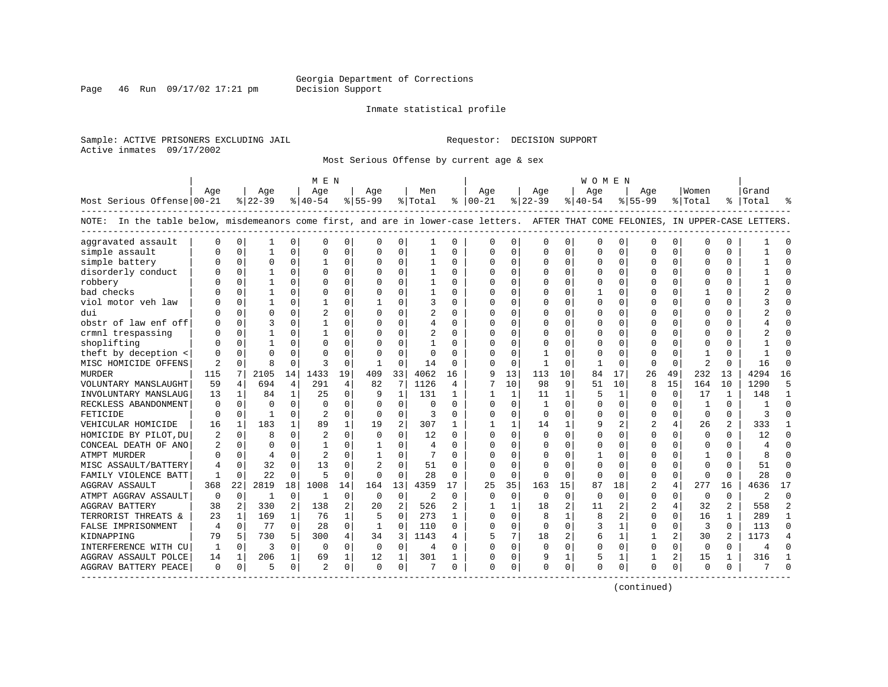Georgia Department of Corrections
Decision Support

Inmate statistical profile

Sample: ACTIVE PRISONERS EXCLUDING JAIL

Requestor: DECISION SUPPORT

Active inmates 09/17/2002

Most Serious Offense by current age & sex

| Most Serious Offense | MEN Age 00-21 | % | Age 22-39 | % | Age 40-54 | % | Age 55-99 | % | Men Total | % | WOMEN Age 00-21 | % | Age 22-39 | % | Age 40-54 | % | Age 55-99 | % | Women Total | % | Grand Total | % |
|---|---|---|---|---|---|---|---|---|---|---|---|---|---|---|---|---|---|---|---|---|---|---|
| NOTE: In the table below, misdemeanors come first, and are in lower-case letters. AFTER THAT COME FELONIES, IN UPPER-CASE LETTERS. | | | | | | | | | | | | | | | | | | | | | | |
| aggravated assault | 0 | 0 | 1 | 0 | 0 | 0 | 0 | 0 | 1 | 0 | 0 | 0 | 0 | 0 | 0 | 0 | 0 | 0 | 0 | 0 | 1 | 0 |
| simple assault | 0 | 0 | 1 | 0 | 0 | 0 | 0 | 0 | 1 | 0 | 0 | 0 | 0 | 0 | 0 | 0 | 0 | 0 | 0 | 0 | 1 | 0 |
| simple battery | 0 | 0 | 0 | 0 | 1 | 0 | 0 | 0 | 1 | 0 | 0 | 0 | 0 | 0 | 0 | 0 | 0 | 0 | 0 | 0 | 1 | 0 |
| disorderly conduct | 0 | 0 | 1 | 0 | 0 | 0 | 0 | 0 | 1 | 0 | 0 | 0 | 0 | 0 | 0 | 0 | 0 | 0 | 0 | 0 | 1 | 0 |
| robbery | 0 | 0 | 1 | 0 | 0 | 0 | 0 | 0 | 1 | 0 | 0 | 0 | 0 | 0 | 0 | 0 | 0 | 0 | 0 | 0 | 1 | 0 |
| bad checks | 0 | 0 | 1 | 0 | 0 | 0 | 0 | 0 | 1 | 0 | 0 | 0 | 0 | 0 | 1 | 0 | 0 | 0 | 1 | 0 | 2 | 0 |
| viol motor veh law | 0 | 0 | 1 | 0 | 1 | 0 | 1 | 0 | 3 | 0 | 0 | 0 | 0 | 0 | 0 | 0 | 0 | 0 | 0 | 0 | 3 | 0 |
| dui | 0 | 0 | 0 | 0 | 2 | 0 | 0 | 0 | 2 | 0 | 0 | 0 | 0 | 0 | 0 | 0 | 0 | 0 | 0 | 0 | 2 | 0 |
| obstr of law enf off | 0 | 0 | 3 | 0 | 1 | 0 | 0 | 0 | 4 | 0 | 0 | 0 | 0 | 0 | 0 | 0 | 0 | 0 | 0 | 0 | 4 | 0 |
| crmnl trespassing | 0 | 0 | 1 | 0 | 1 | 0 | 0 | 0 | 2 | 0 | 0 | 0 | 0 | 0 | 0 | 0 | 0 | 0 | 0 | 0 | 2 | 0 |
| shoplifting | 0 | 0 | 1 | 0 | 0 | 0 | 0 | 0 | 1 | 0 | 0 | 0 | 0 | 0 | 0 | 0 | 0 | 0 | 0 | 0 | 1 | 0 |
| theft by deception < | 0 | 0 | 0 | 0 | 0 | 0 | 0 | 0 | 0 | 0 | 0 | 0 | 1 | 0 | 0 | 0 | 0 | 0 | 1 | 0 | 1 | 0 |
| MISC HOMICIDE OFFENS | 2 | 0 | 8 | 0 | 3 | 0 | 1 | 0 | 14 | 0 | 0 | 0 | 1 | 0 | 1 | 0 | 0 | 0 | 2 | 0 | 16 | 0 |
| MURDER | 115 | 7 | 2105 | 14 | 1433 | 19 | 409 | 33 | 4062 | 16 | 9 | 13 | 113 | 10 | 84 | 17 | 26 | 49 | 232 | 13 | 4294 | 16 |
| VOLUNTARY MANSLAUGHT | 59 | 4 | 694 | 4 | 291 | 4 | 82 | 7 | 1126 | 4 | 7 | 10 | 98 | 9 | 51 | 10 | 8 | 15 | 164 | 10 | 1290 | 5 |
| INVOLUNTARY MANSLAUG | 13 | 1 | 84 | 1 | 25 | 0 | 9 | 1 | 131 | 1 | 1 | 1 | 11 | 1 | 5 | 1 | 0 | 0 | 17 | 1 | 148 | 1 |
| RECKLESS ABANDONMENT | 0 | 0 | 0 | 0 | 0 | 0 | 0 | 0 | 0 | 0 | 0 | 0 | 1 | 0 | 0 | 0 | 0 | 0 | 1 | 0 | 1 | 0 |
| FETICIDE | 0 | 0 | 1 | 0 | 2 | 0 | 0 | 0 | 3 | 0 | 0 | 0 | 0 | 0 | 0 | 0 | 0 | 0 | 0 | 0 | 3 | 0 |
| VEHICULAR HOMICIDE | 16 | 1 | 183 | 1 | 89 | 1 | 19 | 2 | 307 | 1 | 1 | 1 | 14 | 1 | 9 | 2 | 2 | 4 | 26 | 2 | 333 | 1 |
| HOMICIDE BY PILOT,DU | 2 | 0 | 8 | 0 | 2 | 0 | 0 | 0 | 12 | 0 | 0 | 0 | 0 | 0 | 0 | 0 | 0 | 0 | 0 | 0 | 12 | 0 |
| CONCEAL DEATH OF ANO | 2 | 0 | 0 | 0 | 1 | 0 | 1 | 0 | 4 | 0 | 0 | 0 | 0 | 0 | 0 | 0 | 0 | 0 | 0 | 0 | 4 | 0 |
| ATMPT MURDER | 0 | 0 | 4 | 0 | 2 | 0 | 1 | 0 | 7 | 0 | 0 | 0 | 0 | 0 | 1 | 0 | 0 | 0 | 1 | 0 | 8 | 0 |
| MISC ASSAULT/BATTERY | 4 | 0 | 32 | 0 | 13 | 0 | 2 | 0 | 51 | 0 | 0 | 0 | 0 | 0 | 0 | 0 | 0 | 0 | 0 | 0 | 51 | 0 |
| FAMILY VIOLENCE BATT | 1 | 0 | 22 | 0 | 5 | 0 | 0 | 0 | 28 | 0 | 0 | 0 | 0 | 0 | 0 | 0 | 0 | 0 | 0 | 0 | 28 | 0 |
| AGGRAV ASSAULT | 368 | 22 | 2819 | 18 | 1008 | 14 | 164 | 13 | 4359 | 17 | 25 | 35 | 163 | 15 | 87 | 18 | 2 | 4 | 277 | 16 | 4636 | 17 |
| ATMPT AGGRAV ASSAULT | 0 | 0 | 1 | 0 | 1 | 0 | 0 | 0 | 2 | 0 | 0 | 0 | 0 | 0 | 0 | 0 | 0 | 0 | 0 | 0 | 2 | 0 |
| AGGRAV BATTERY | 38 | 2 | 330 | 2 | 138 | 2 | 20 | 2 | 526 | 2 | 1 | 1 | 18 | 2 | 11 | 2 | 2 | 4 | 32 | 2 | 558 | 2 |
| TERRORIST THREATS & | 23 | 1 | 169 | 1 | 76 | 1 | 5 | 0 | 273 | 1 | 0 | 0 | 8 | 1 | 8 | 2 | 0 | 0 | 16 | 1 | 289 | 1 |
| FALSE IMPRISONMENT | 4 | 0 | 77 | 0 | 28 | 0 | 1 | 0 | 110 | 0 | 0 | 0 | 0 | 0 | 3 | 1 | 0 | 0 | 3 | 0 | 113 | 0 |
| KIDNAPPING | 79 | 5 | 730 | 5 | 300 | 4 | 34 | 3 | 1143 | 4 | 5 | 7 | 18 | 2 | 6 | 1 | 1 | 2 | 30 | 2 | 1173 | 4 |
| INTERFERENCE WITH CU | 1 | 0 | 3 | 0 | 0 | 0 | 0 | 0 | 4 | 0 | 0 | 0 | 0 | 0 | 0 | 0 | 0 | 0 | 0 | 0 | 4 | 0 |
| AGGRAV ASSAULT POLCE | 14 | 1 | 206 | 1 | 69 | 1 | 12 | 1 | 301 | 1 | 0 | 0 | 9 | 1 | 5 | 1 | 1 | 2 | 15 | 1 | 316 | 1 |
| AGGRAV BATTERY PEACE | 0 | 0 | 5 | 0 | 2 | 0 | 0 | 0 | 7 | 0 | 0 | 0 | 0 | 0 | 0 | 0 | 0 | 0 | 0 | 0 | 7 | 0 |

(continued)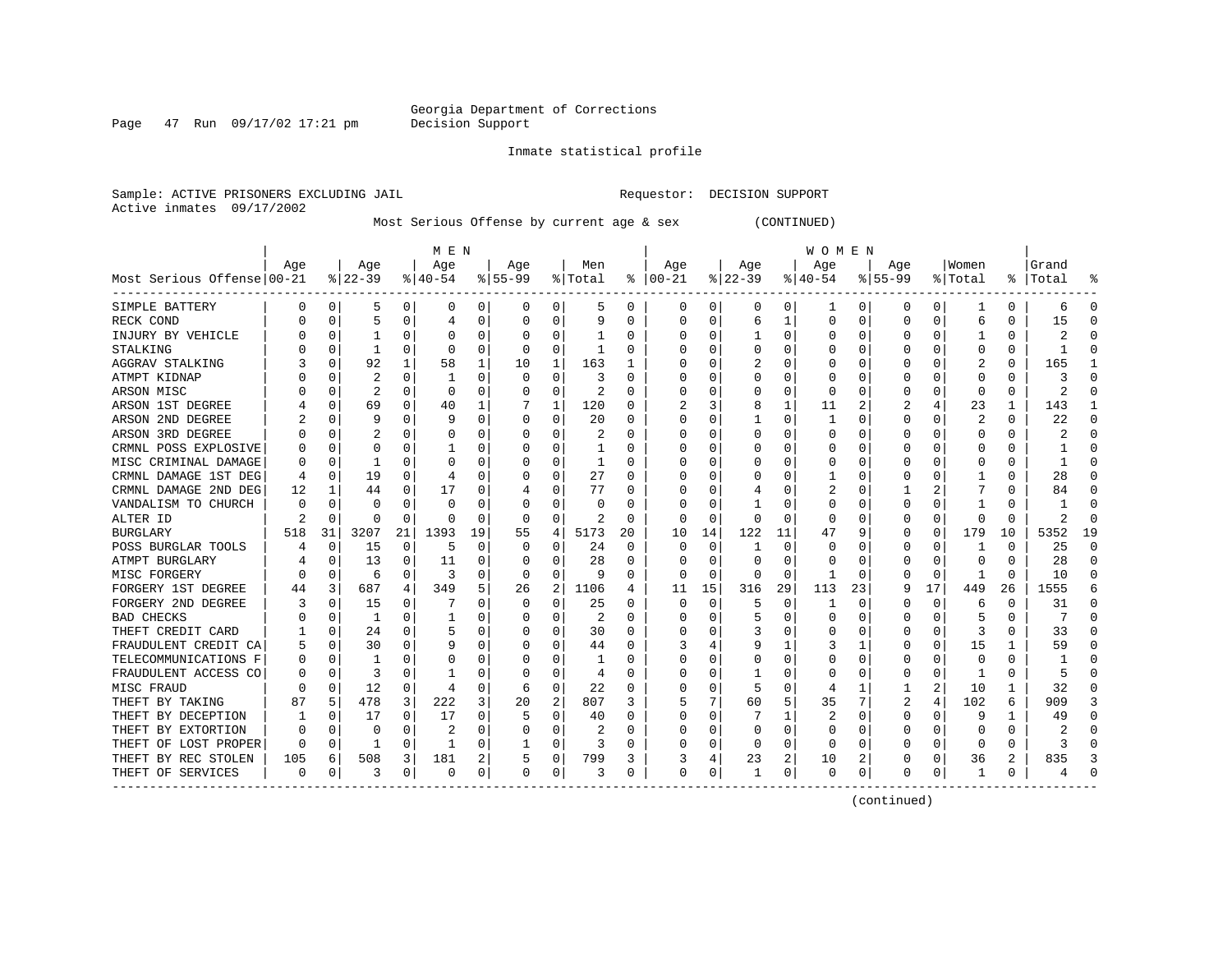Georgia Department of Corrections
Decision Support

Inmate statistical profile

Sample: ACTIVE PRISONERS EXCLUDING JAIL                    Requestor: DECISION SUPPORT
Active inmates 09/17/2002

Most Serious Offense by current age & sex (CONTINUED)

| Most Serious Offense | MEN Age 00-21 | % | Age 22-39 | % | Age 40-54 | % | Age 55-99 | % | Men Total | % | WOMEN Age 00-21 | % | Age 22-39 | % | Age 40-54 | % | Age 55-99 | % | Women Total | % | Grand Total | % |
|---|---|---|---|---|---|---|---|---|---|---|---|---|---|---|---|---|---|---|---|---|---|---|
| SIMPLE BATTERY | 0 | 0 | 5 | 0 | 0 | 0 | 0 | 0 | 5 | 0 | 0 | 0 | 0 | 0 | 1 | 0 | 0 | 0 | 1 | 0 | 6 | 0 |
| RECK COND | 0 | 0 | 5 | 0 | 4 | 0 | 0 | 0 | 9 | 0 | 0 | 0 | 6 | 1 | 0 | 0 | 0 | 0 | 6 | 0 | 15 | 0 |
| INJURY BY VEHICLE | 0 | 0 | 1 | 0 | 0 | 0 | 0 | 0 | 1 | 0 | 0 | 0 | 1 | 0 | 0 | 0 | 0 | 0 | 1 | 0 | 2 | 0 |
| STALKING | 0 | 0 | 1 | 0 | 0 | 0 | 0 | 0 | 1 | 0 | 0 | 0 | 0 | 0 | 0 | 0 | 0 | 0 | 0 | 0 | 1 | 0 |
| AGGRAV STALKING | 3 | 0 | 92 | 1 | 58 | 1 | 10 | 1 | 163 | 1 | 0 | 0 | 2 | 0 | 0 | 0 | 0 | 0 | 2 | 0 | 165 | 1 |
| ATMPT KIDNAP | 0 | 0 | 2 | 0 | 1 | 0 | 0 | 0 | 3 | 0 | 0 | 0 | 0 | 0 | 0 | 0 | 0 | 0 | 0 | 0 | 3 | 0 |
| ARSON MISC | 0 | 0 | 2 | 0 | 0 | 0 | 0 | 0 | 2 | 0 | 0 | 0 | 0 | 0 | 0 | 0 | 0 | 0 | 0 | 0 | 2 | 0 |
| ARSON 1ST DEGREE | 4 | 0 | 69 | 0 | 40 | 1 | 7 | 1 | 120 | 0 | 2 | 3 | 8 | 1 | 11 | 2 | 2 | 4 | 23 | 1 | 143 | 1 |
| ARSON 2ND DEGREE | 2 | 0 | 9 | 0 | 9 | 0 | 0 | 0 | 20 | 0 | 0 | 0 | 1 | 0 | 1 | 0 | 0 | 0 | 2 | 0 | 22 | 0 |
| ARSON 3RD DEGREE | 0 | 0 | 2 | 0 | 0 | 0 | 0 | 0 | 2 | 0 | 0 | 0 | 0 | 0 | 0 | 0 | 0 | 0 | 0 | 0 | 2 | 0 |
| CRMNL POSS EXPLOSIVE | 0 | 0 | 0 | 0 | 1 | 0 | 0 | 0 | 1 | 0 | 0 | 0 | 0 | 0 | 0 | 0 | 0 | 0 | 0 | 0 | 1 | 0 |
| MISC CRIMINAL DAMAGE | 0 | 0 | 1 | 0 | 0 | 0 | 0 | 0 | 1 | 0 | 0 | 0 | 0 | 0 | 0 | 0 | 0 | 0 | 0 | 0 | 1 | 0 |
| CRMNL DAMAGE 1ST DEG | 4 | 0 | 19 | 0 | 4 | 0 | 0 | 0 | 27 | 0 | 0 | 0 | 0 | 0 | 1 | 0 | 0 | 0 | 1 | 0 | 28 | 0 |
| CRMNL DAMAGE 2ND DEG | 12 | 1 | 44 | 0 | 17 | 0 | 4 | 0 | 77 | 0 | 0 | 0 | 4 | 0 | 2 | 0 | 1 | 2 | 7 | 0 | 84 | 0 |
| VANDALISM TO CHURCH | 0 | 0 | 0 | 0 | 0 | 0 | 0 | 0 | 0 | 0 | 0 | 0 | 1 | 0 | 0 | 0 | 0 | 0 | 1 | 0 | 1 | 0 |
| ALTER ID | 2 | 0 | 0 | 0 | 0 | 0 | 0 | 0 | 2 | 0 | 0 | 0 | 0 | 0 | 0 | 0 | 0 | 0 | 0 | 0 | 2 | 0 |
| BURGLARY | 518 | 31 | 3207 | 21 | 1393 | 19 | 55 | 4 | 5173 | 20 | 10 | 14 | 122 | 11 | 47 | 9 | 0 | 0 | 179 | 10 | 5352 | 19 |
| POSS BURGLAR TOOLS | 4 | 0 | 15 | 0 | 5 | 0 | 0 | 0 | 24 | 0 | 0 | 0 | 1 | 0 | 0 | 0 | 0 | 0 | 1 | 0 | 25 | 0 |
| ATMPT BURGLARY | 4 | 0 | 13 | 0 | 11 | 0 | 0 | 0 | 28 | 0 | 0 | 0 | 0 | 0 | 0 | 0 | 0 | 0 | 0 | 0 | 28 | 0 |
| MISC FORGERY | 0 | 0 | 6 | 0 | 3 | 0 | 0 | 0 | 9 | 0 | 0 | 0 | 0 | 0 | 1 | 0 | 0 | 0 | 1 | 0 | 10 | 0 |
| FORGERY 1ST DEGREE | 44 | 3 | 687 | 4 | 349 | 5 | 26 | 2 | 1106 | 4 | 11 | 15 | 316 | 29 | 113 | 23 | 9 | 17 | 449 | 26 | 1555 | 6 |
| FORGERY 2ND DEGREE | 3 | 0 | 15 | 0 | 7 | 0 | 0 | 0 | 25 | 0 | 0 | 0 | 5 | 0 | 1 | 0 | 0 | 0 | 6 | 0 | 31 | 0 |
| BAD CHECKS | 0 | 0 | 1 | 0 | 1 | 0 | 0 | 0 | 2 | 0 | 0 | 0 | 5 | 0 | 0 | 0 | 0 | 0 | 5 | 0 | 7 | 0 |
| THEFT CREDIT CARD | 1 | 0 | 24 | 0 | 5 | 0 | 0 | 0 | 30 | 0 | 0 | 0 | 3 | 0 | 0 | 0 | 0 | 0 | 3 | 0 | 33 | 0 |
| FRAUDULENT CREDIT CA | 5 | 0 | 30 | 0 | 9 | 0 | 0 | 0 | 44 | 0 | 3 | 4 | 9 | 1 | 3 | 1 | 0 | 0 | 15 | 1 | 59 | 0 |
| TELECOMMUNICATIONS F | 0 | 0 | 1 | 0 | 0 | 0 | 0 | 0 | 1 | 0 | 0 | 0 | 0 | 0 | 0 | 0 | 0 | 0 | 0 | 0 | 1 | 0 |
| FRAUDULENT ACCESS CO | 0 | 0 | 3 | 0 | 1 | 0 | 0 | 0 | 4 | 0 | 0 | 0 | 1 | 0 | 0 | 0 | 0 | 0 | 1 | 0 | 5 | 0 |
| MISC FRAUD | 0 | 0 | 12 | 0 | 4 | 0 | 6 | 0 | 22 | 0 | 0 | 0 | 5 | 0 | 4 | 1 | 1 | 2 | 10 | 1 | 32 | 0 |
| THEFT BY TAKING | 87 | 5 | 478 | 3 | 222 | 3 | 20 | 2 | 807 | 3 | 5 | 7 | 60 | 5 | 35 | 7 | 2 | 4 | 102 | 6 | 909 | 3 |
| THEFT BY DECEPTION | 1 | 0 | 17 | 0 | 17 | 0 | 5 | 0 | 40 | 0 | 0 | 0 | 7 | 1 | 2 | 0 | 0 | 0 | 9 | 1 | 49 | 0 |
| THEFT BY EXTORTION | 0 | 0 | 0 | 0 | 2 | 0 | 0 | 0 | 2 | 0 | 0 | 0 | 0 | 0 | 0 | 0 | 0 | 0 | 0 | 0 | 2 | 0 |
| THEFT OF LOST PROPER | 0 | 0 | 1 | 0 | 1 | 0 | 1 | 0 | 3 | 0 | 0 | 0 | 0 | 0 | 0 | 0 | 0 | 0 | 0 | 0 | 3 | 0 |
| THEFT BY REC STOLEN | 105 | 6 | 508 | 3 | 181 | 2 | 5 | 0 | 799 | 3 | 3 | 4 | 23 | 2 | 10 | 2 | 0 | 0 | 36 | 2 | 835 | 3 |
| THEFT OF SERVICES | 0 | 0 | 3 | 0 | 0 | 0 | 0 | 0 | 3 | 0 | 0 | 0 | 1 | 0 | 0 | 0 | 0 | 0 | 1 | 0 | 4 | 0 |

(continued)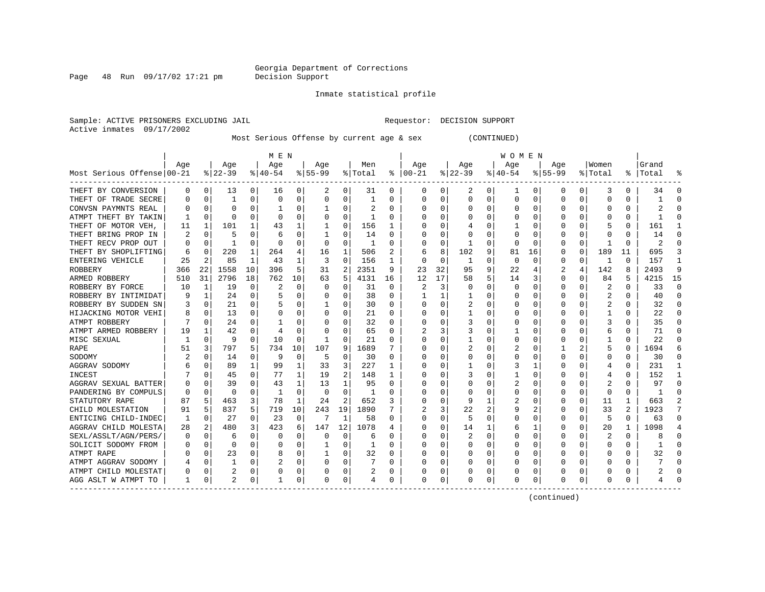Georgia Department of Corrections
Decision Support

Inmate statistical profile

Sample: ACTIVE PRISONERS EXCLUDING JAIL    Requestor: DECISION SUPPORT
Active inmates 09/17/2002

Most Serious Offense by current age & sex (CONTINUED)

| | MEN | | | | | | | | | | | | WOMEN | | | | | | | | | | | | | |
|---|---|---|---|---|---|---|---|---|---|---|---|---|---|---|---|---|---|---|---|---|---|---|---|---|---|---|
| Most Serious Offense | Age 00-21 | % | Age 22-39 | % | Age 40-54 | % | Age 55-99 | % | Men Total | % | Age 00-21 | % | Age 22-39 | % | Age 40-54 | % | Age 55-99 | % | Women Total | % | Grand Total | % |
| THEFT BY CONVERSION | 0 | 0 | 13 | 0 | 16 | 0 | 2 | 0 | 31 | 0 | 0 | 0 | 2 | 0 | 1 | 0 | 0 | 0 | 3 | 0 | 34 | 0 |
| THEFT OF TRADE SECRE | 0 | 0 | 1 | 0 | 0 | 0 | 0 | 0 | 1 | 0 | 0 | 0 | 0 | 0 | 0 | 0 | 0 | 0 | 0 | 0 | 1 | 0 |
| CONVSN PAYMNTS REAL | 0 | 0 | 0 | 0 | 1 | 0 | 1 | 0 | 2 | 0 | 0 | 0 | 0 | 0 | 0 | 0 | 0 | 0 | 0 | 0 | 2 | 0 |
| ATMPT THEFT BY TAKIN | 1 | 0 | 0 | 0 | 0 | 0 | 0 | 0 | 1 | 0 | 0 | 0 | 0 | 0 | 0 | 0 | 0 | 0 | 0 | 0 | 1 | 0 |
| THEFT OF MOTOR VEH, | 11 | 1 | 101 | 1 | 43 | 1 | 1 | 0 | 156 | 1 | 0 | 0 | 4 | 0 | 1 | 0 | 0 | 0 | 5 | 0 | 161 | 1 |
| THEFT BRING PROP IN | 2 | 0 | 5 | 0 | 6 | 0 | 1 | 0 | 14 | 0 | 0 | 0 | 0 | 0 | 0 | 0 | 0 | 0 | 0 | 0 | 14 | 0 |
| THEFT RECV PROP OUT | 0 | 0 | 1 | 0 | 0 | 0 | 0 | 0 | 1 | 0 | 0 | 0 | 1 | 0 | 0 | 0 | 0 | 0 | 1 | 0 | 2 | 0 |
| THEFT BY SHOPLIFTING | 6 | 0 | 220 | 1 | 264 | 4 | 16 | 1 | 506 | 2 | 6 | 8 | 102 | 9 | 81 | 16 | 0 | 0 | 189 | 11 | 695 | 3 |
| ENTERING VEHICLE | 25 | 2 | 85 | 1 | 43 | 1 | 3 | 0 | 156 | 1 | 0 | 0 | 1 | 0 | 0 | 0 | 0 | 0 | 1 | 0 | 157 | 1 |
| ROBBERY | 366 | 22 | 1558 | 10 | 396 | 5 | 31 | 2 | 2351 | 9 | 23 | 32 | 95 | 9 | 22 | 4 | 2 | 4 | 142 | 8 | 2493 | 9 |
| ARMED ROBBERY | 510 | 31 | 2796 | 18 | 762 | 10 | 63 | 5 | 4131 | 16 | 12 | 17 | 58 | 5 | 14 | 3 | 0 | 0 | 84 | 5 | 4215 | 15 |
| ROBBERY BY FORCE | 10 | 1 | 19 | 0 | 2 | 0 | 0 | 0 | 31 | 0 | 2 | 3 | 0 | 0 | 0 | 0 | 0 | 0 | 2 | 0 | 33 | 0 |
| ROBBERY BY INTIMIDAT | 9 | 1 | 24 | 0 | 5 | 0 | 0 | 0 | 38 | 0 | 1 | 1 | 1 | 0 | 0 | 0 | 0 | 0 | 2 | 0 | 40 | 0 |
| ROBBERY BY SUDDEN SN | 3 | 0 | 21 | 0 | 5 | 0 | 1 | 0 | 30 | 0 | 0 | 0 | 2 | 0 | 0 | 0 | 0 | 0 | 2 | 0 | 32 | 0 |
| HIJACKING MOTOR VEHI | 8 | 0 | 13 | 0 | 0 | 0 | 0 | 0 | 21 | 0 | 0 | 0 | 1 | 0 | 0 | 0 | 0 | 0 | 1 | 0 | 22 | 0 |
| ATMPT ROBBERY | 7 | 0 | 24 | 0 | 1 | 0 | 0 | 0 | 32 | 0 | 0 | 0 | 3 | 0 | 0 | 0 | 0 | 0 | 3 | 0 | 35 | 0 |
| ATMPT ARMED ROBBERY | 19 | 1 | 42 | 0 | 4 | 0 | 0 | 0 | 65 | 0 | 2 | 3 | 3 | 0 | 1 | 0 | 0 | 0 | 6 | 0 | 71 | 0 |
| MISC SEXUAL | 1 | 0 | 9 | 0 | 10 | 0 | 1 | 0 | 21 | 0 | 0 | 0 | 1 | 0 | 0 | 0 | 0 | 0 | 1 | 0 | 22 | 0 |
| RAPE | 51 | 3 | 797 | 5 | 734 | 10 | 107 | 9 | 1689 | 7 | 0 | 0 | 2 | 0 | 2 | 0 | 1 | 2 | 5 | 0 | 1694 | 6 |
| SODOMY | 2 | 0 | 14 | 0 | 9 | 0 | 5 | 0 | 30 | 0 | 0 | 0 | 0 | 0 | 0 | 0 | 0 | 0 | 0 | 0 | 30 | 0 |
| AGGRAV SODOMY | 6 | 0 | 89 | 1 | 99 | 1 | 33 | 3 | 227 | 1 | 0 | 0 | 1 | 0 | 3 | 1 | 0 | 0 | 4 | 0 | 231 | 1 |
| INCEST | 7 | 0 | 45 | 0 | 77 | 1 | 19 | 2 | 148 | 1 | 0 | 0 | 3 | 0 | 1 | 0 | 0 | 0 | 4 | 0 | 152 | 1 |
| AGGRAV SEXUAL BATTER | 0 | 0 | 39 | 0 | 43 | 1 | 13 | 1 | 95 | 0 | 0 | 0 | 0 | 0 | 2 | 0 | 0 | 0 | 2 | 0 | 97 | 0 |
| PANDERING BY COMPULS | 0 | 0 | 0 | 0 | 1 | 0 | 0 | 0 | 1 | 0 | 0 | 0 | 0 | 0 | 0 | 0 | 0 | 0 | 0 | 0 | 1 | 0 |
| STATUTORY RAPE | 87 | 5 | 463 | 3 | 78 | 1 | 24 | 2 | 652 | 3 | 0 | 0 | 9 | 1 | 2 | 0 | 0 | 0 | 11 | 1 | 663 | 2 |
| CHILD MOLESTATION | 91 | 5 | 837 | 5 | 719 | 10 | 243 | 19 | 1890 | 7 | 2 | 3 | 22 | 2 | 9 | 2 | 0 | 0 | 33 | 2 | 1923 | 7 |
| ENTICING CHILD-INDEC | 1 | 0 | 27 | 0 | 23 | 0 | 7 | 1 | 58 | 0 | 0 | 0 | 5 | 0 | 0 | 0 | 0 | 0 | 5 | 0 | 63 | 0 |
| AGGRAV CHILD MOLESTA | 28 | 2 | 480 | 3 | 423 | 6 | 147 | 12 | 1078 | 4 | 0 | 0 | 14 | 1 | 6 | 1 | 0 | 0 | 20 | 1 | 1098 | 4 |
| SEXL/ASSLT/AGN/PERS/ | 0 | 0 | 6 | 0 | 0 | 0 | 0 | 0 | 6 | 0 | 0 | 0 | 2 | 0 | 0 | 0 | 0 | 0 | 2 | 0 | 8 | 0 |
| SOLICIT SODOMY FROM | 0 | 0 | 0 | 0 | 0 | 0 | 1 | 0 | 1 | 0 | 0 | 0 | 0 | 0 | 0 | 0 | 0 | 0 | 0 | 0 | 1 | 0 |
| ATMPT RAPE | 0 | 0 | 23 | 0 | 8 | 0 | 1 | 0 | 32 | 0 | 0 | 0 | 0 | 0 | 0 | 0 | 0 | 0 | 0 | 0 | 32 | 0 |
| ATMPT AGGRAV SODOMY | 4 | 0 | 1 | 0 | 2 | 0 | 0 | 0 | 7 | 0 | 0 | 0 | 0 | 0 | 0 | 0 | 0 | 0 | 0 | 0 | 7 | 0 |
| ATMPT CHILD MOLESTAT | 0 | 0 | 2 | 0 | 0 | 0 | 0 | 0 | 2 | 0 | 0 | 0 | 0 | 0 | 0 | 0 | 0 | 0 | 0 | 0 | 2 | 0 |
| AGG ASLT W ATMPT TO | 1 | 0 | 2 | 0 | 1 | 0 | 0 | 0 | 4 | 0 | 0 | 0 | 0 | 0 | 0 | 0 | 0 | 0 | 0 | 0 | 4 | 0 |

(continued)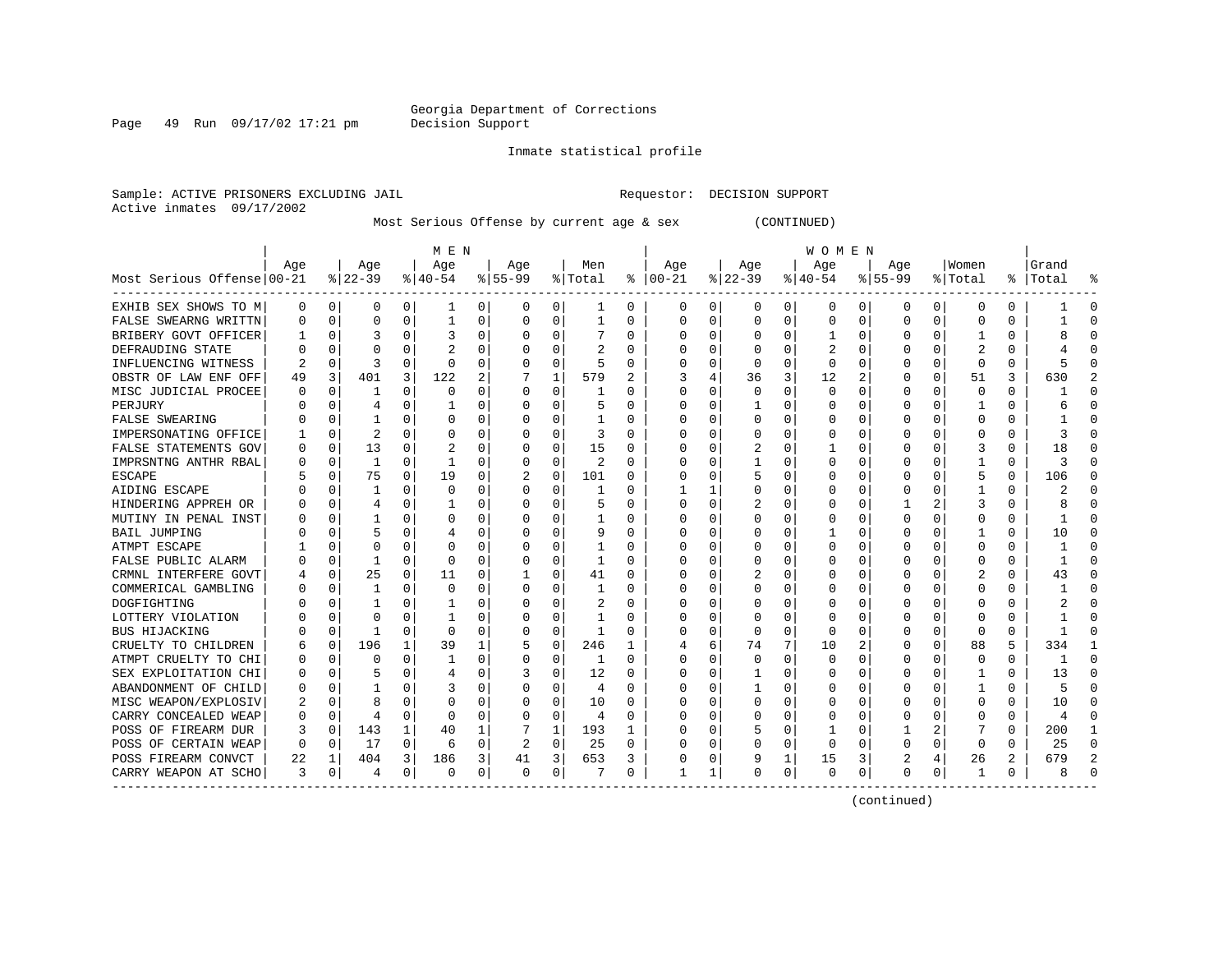Georgia Department of Corrections
Decision Support

Inmate statistical profile

Sample: ACTIVE PRISONERS EXCLUDING JAIL    Requestor: DECISION SUPPORT
Active inmates 09/17/2002

Most Serious Offense by current age & sex (CONTINUED)

| Most Serious Offense | MEN Age 00-21 | % | Age 22-39 | % | Age 40-54 | % | Age 55-99 | % | Men Total | % | WOMEN Age 00-21 | % | Age 22-39 | % | Age 40-54 | % | Age 55-99 | % | Women Total | % | Grand Total | % |
|---|---|---|---|---|---|---|---|---|---|---|---|---|---|---|---|---|---|---|---|---|---|---|
| EXHIB SEX SHOWS TO M | 0 | 0 | 0 | 0 | 1 | 0 | 0 | 0 | 1 | 0 | 0 | 0 | 0 | 0 | 0 | 0 | 0 | 0 | 0 | 0 | 1 | 0 |
| FALSE SWEARNG WRITTN | 0 | 0 | 0 | 0 | 1 | 0 | 0 | 0 | 1 | 0 | 0 | 0 | 0 | 0 | 0 | 0 | 0 | 0 | 0 | 0 | 1 | 0 |
| BRIBERY GOVT OFFICER | 1 | 0 | 3 | 0 | 3 | 0 | 0 | 0 | 7 | 0 | 0 | 0 | 0 | 0 | 1 | 0 | 0 | 0 | 1 | 0 | 8 | 0 |
| DEFRAUDING STATE | 0 | 0 | 0 | 0 | 2 | 0 | 0 | 0 | 2 | 0 | 0 | 0 | 0 | 0 | 2 | 0 | 0 | 0 | 2 | 0 | 4 | 0 |
| INFLUENCING WITNESS | 2 | 0 | 3 | 0 | 0 | 0 | 0 | 0 | 5 | 0 | 0 | 0 | 0 | 0 | 0 | 0 | 0 | 0 | 0 | 0 | 5 | 0 |
| OBSTR OF LAW ENF OFF | 49 | 3 | 401 | 3 | 122 | 2 | 7 | 1 | 579 | 2 | 3 | 4 | 36 | 3 | 12 | 2 | 0 | 0 | 51 | 3 | 630 | 2 |
| MISC JUDICIAL PROCEE | 0 | 0 | 1 | 0 | 0 | 0 | 0 | 0 | 1 | 0 | 0 | 0 | 0 | 0 | 0 | 0 | 0 | 0 | 0 | 0 | 1 | 0 |
| PERJURY | 0 | 0 | 4 | 0 | 1 | 0 | 0 | 0 | 5 | 0 | 0 | 0 | 1 | 0 | 0 | 0 | 0 | 0 | 1 | 0 | 6 | 0 |
| FALSE SWEARING | 0 | 0 | 1 | 0 | 0 | 0 | 0 | 0 | 1 | 0 | 0 | 0 | 0 | 0 | 0 | 0 | 0 | 0 | 0 | 0 | 1 | 0 |
| IMPERSONATING OFFICE | 1 | 0 | 2 | 0 | 0 | 0 | 0 | 0 | 3 | 0 | 0 | 0 | 0 | 0 | 0 | 0 | 0 | 0 | 0 | 0 | 3 | 0 |
| FALSE STATEMENTS GOV | 0 | 0 | 13 | 0 | 2 | 0 | 0 | 0 | 15 | 0 | 0 | 0 | 2 | 0 | 1 | 0 | 0 | 0 | 3 | 0 | 18 | 0 |
| IMPRSNTNG ANTHR RBAL | 0 | 0 | 1 | 0 | 1 | 0 | 0 | 0 | 2 | 0 | 0 | 0 | 1 | 0 | 0 | 0 | 0 | 0 | 1 | 0 | 3 | 0 |
| ESCAPE | 5 | 0 | 75 | 0 | 19 | 0 | 2 | 0 | 101 | 0 | 0 | 0 | 5 | 0 | 0 | 0 | 0 | 0 | 5 | 0 | 106 | 0 |
| AIDING ESCAPE | 0 | 0 | 1 | 0 | 0 | 0 | 0 | 0 | 1 | 0 | 1 | 1 | 0 | 0 | 0 | 0 | 0 | 0 | 1 | 0 | 2 | 0 |
| HINDERING APPREH OR | 0 | 0 | 4 | 0 | 1 | 0 | 0 | 0 | 5 | 0 | 0 | 0 | 2 | 0 | 0 | 0 | 1 | 2 | 3 | 0 | 8 | 0 |
| MUTINY IN PENAL INST | 0 | 0 | 1 | 0 | 0 | 0 | 0 | 0 | 1 | 0 | 0 | 0 | 0 | 0 | 0 | 0 | 0 | 0 | 0 | 0 | 1 | 0 |
| BAIL JUMPING | 0 | 0 | 5 | 0 | 4 | 0 | 0 | 0 | 9 | 0 | 0 | 0 | 0 | 0 | 1 | 0 | 0 | 0 | 1 | 0 | 10 | 0 |
| ATMPT ESCAPE | 1 | 0 | 0 | 0 | 0 | 0 | 0 | 0 | 1 | 0 | 0 | 0 | 0 | 0 | 0 | 0 | 0 | 0 | 0 | 0 | 1 | 0 |
| FALSE PUBLIC ALARM | 0 | 0 | 1 | 0 | 0 | 0 | 0 | 0 | 1 | 0 | 0 | 0 | 0 | 0 | 0 | 0 | 0 | 0 | 0 | 0 | 1 | 0 |
| CRMNL INTERFERE GOVT | 4 | 0 | 25 | 0 | 11 | 0 | 1 | 0 | 41 | 0 | 0 | 0 | 2 | 0 | 0 | 0 | 0 | 0 | 2 | 0 | 43 | 0 |
| COMMERICAL GAMBLING | 0 | 0 | 1 | 0 | 0 | 0 | 0 | 0 | 1 | 0 | 0 | 0 | 0 | 0 | 0 | 0 | 0 | 0 | 0 | 0 | 1 | 0 |
| DOGFIGHTING | 0 | 0 | 1 | 0 | 1 | 0 | 0 | 0 | 2 | 0 | 0 | 0 | 0 | 0 | 0 | 0 | 0 | 0 | 0 | 0 | 2 | 0 |
| LOTTERY VIOLATION | 0 | 0 | 0 | 0 | 1 | 0 | 0 | 0 | 1 | 0 | 0 | 0 | 0 | 0 | 0 | 0 | 0 | 0 | 0 | 0 | 1 | 0 |
| BUS HIJACKING | 0 | 0 | 1 | 0 | 0 | 0 | 0 | 0 | 1 | 0 | 0 | 0 | 0 | 0 | 0 | 0 | 0 | 0 | 0 | 0 | 1 | 0 |
| CRUELTY TO CHILDREN | 6 | 0 | 196 | 1 | 39 | 1 | 5 | 0 | 246 | 1 | 4 | 6 | 74 | 7 | 10 | 2 | 0 | 0 | 88 | 5 | 334 | 1 |
| ATMPT CRUELTY TO CHI | 0 | 0 | 0 | 0 | 1 | 0 | 0 | 0 | 1 | 0 | 0 | 0 | 0 | 0 | 0 | 0 | 0 | 0 | 0 | 0 | 1 | 0 |
| SEX EXPLOITATION CHI | 0 | 0 | 5 | 0 | 4 | 0 | 3 | 0 | 12 | 0 | 0 | 0 | 1 | 0 | 0 | 0 | 0 | 0 | 1 | 0 | 13 | 0 |
| ABANDONMENT OF CHILD | 0 | 0 | 1 | 0 | 3 | 0 | 0 | 0 | 4 | 0 | 0 | 0 | 1 | 0 | 0 | 0 | 0 | 0 | 1 | 0 | 5 | 0 |
| MISC WEAPON/EXPLOSIV | 2 | 0 | 8 | 0 | 0 | 0 | 0 | 0 | 10 | 0 | 0 | 0 | 0 | 0 | 0 | 0 | 0 | 0 | 0 | 0 | 10 | 0 |
| CARRY CONCEALED WEAP | 0 | 0 | 4 | 0 | 0 | 0 | 0 | 0 | 4 | 0 | 0 | 0 | 0 | 0 | 0 | 0 | 0 | 0 | 0 | 0 | 4 | 0 |
| POSS OF FIREARM DUR | 3 | 0 | 143 | 1 | 40 | 1 | 7 | 1 | 193 | 1 | 0 | 0 | 5 | 0 | 1 | 0 | 1 | 2 | 7 | 0 | 200 | 1 |
| POSS OF CERTAIN WEAP | 0 | 0 | 17 | 0 | 6 | 0 | 2 | 0 | 25 | 0 | 0 | 0 | 0 | 0 | 0 | 0 | 0 | 0 | 0 | 0 | 25 | 0 |
| POSS FIREARM CONVCT | 22 | 1 | 404 | 3 | 186 | 3 | 41 | 3 | 653 | 3 | 0 | 0 | 9 | 1 | 15 | 3 | 2 | 4 | 26 | 2 | 679 | 2 |
| CARRY WEAPON AT SCHO | 3 | 0 | 4 | 0 | 0 | 0 | 0 | 0 | 7 | 0 | 1 | 1 | 0 | 0 | 0 | 0 | 0 | 0 | 1 | 0 | 8 | 0 |

(continued)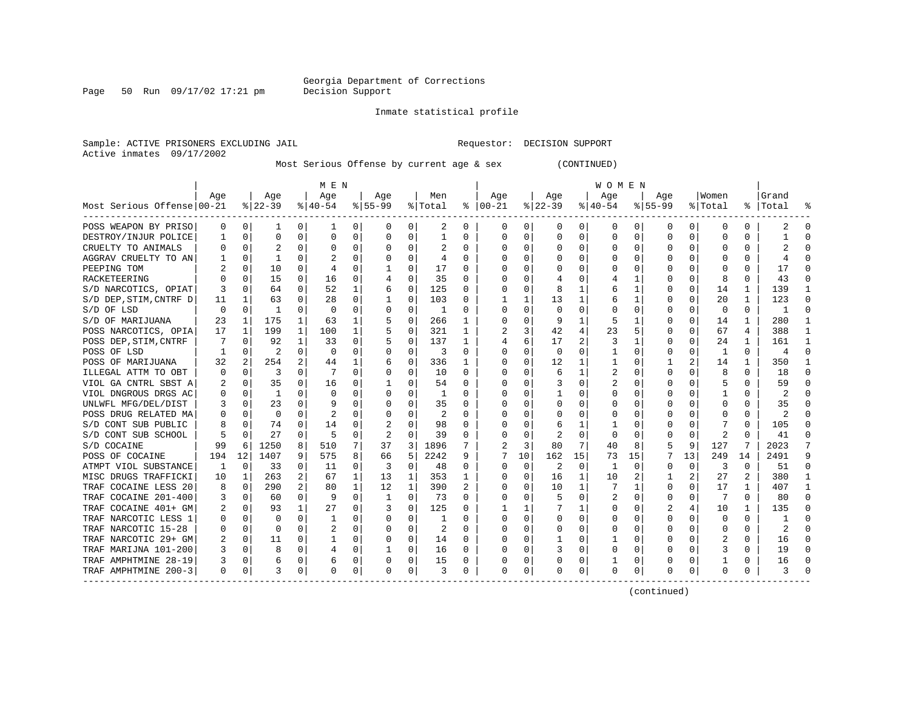Georgia Department of Corrections
Decision Support

Inmate statistical profile

Sample: ACTIVE PRISONERS EXCLUDING JAIL    Requestor: DECISION SUPPORT
Active inmates 09/17/2002

Most Serious Offense by current age & sex (CONTINUED)

| Most Serious Offense | MEN Age 00-21 | % | Age 22-39 | % | Age 40-54 | % | Age 55-99 | % | Men Total | % | WOMEN Age 00-21 | % | Age 22-39 | % | Age 40-54 | % | Age 55-99 | % | Women Total | % | Grand Total | % |
|---|---|---|---|---|---|---|---|---|---|---|---|---|---|---|---|---|---|---|---|---|---|---|
| POSS WEAPON BY PRISO | 0 | 0 | 1 | 0 | 1 | 0 | 0 | 0 | 2 | 0 | 0 | 0 | 0 | 0 | 0 | 0 | 0 | 0 | 0 | 0 | 2 | 0 |
| DESTROY/INJUR POLICE | 1 | 0 | 0 | 0 | 0 | 0 | 0 | 0 | 1 | 0 | 0 | 0 | 0 | 0 | 0 | 0 | 0 | 0 | 0 | 0 | 1 | 0 |
| CRUELTY TO ANIMALS | 0 | 0 | 2 | 0 | 0 | 0 | 0 | 0 | 2 | 0 | 0 | 0 | 0 | 0 | 0 | 0 | 0 | 0 | 0 | 0 | 2 | 0 |
| AGGRAV CRUELTY TO AN | 1 | 0 | 1 | 0 | 2 | 0 | 0 | 0 | 4 | 0 | 0 | 0 | 0 | 0 | 0 | 0 | 0 | 0 | 0 | 0 | 4 | 0 |
| PEEPING TOM | 2 | 0 | 10 | 0 | 4 | 0 | 1 | 0 | 17 | 0 | 0 | 0 | 0 | 0 | 0 | 0 | 0 | 0 | 0 | 0 | 17 | 0 |
| RACKETEERING | 0 | 0 | 15 | 0 | 16 | 0 | 4 | 0 | 35 | 0 | 0 | 0 | 4 | 0 | 4 | 1 | 0 | 0 | 8 | 0 | 43 | 0 |
| S/D NARCOTICS, OPIAT | 3 | 0 | 64 | 0 | 52 | 1 | 6 | 0 | 125 | 0 | 0 | 0 | 8 | 1 | 6 | 1 | 0 | 0 | 14 | 1 | 139 | 1 |
| S/D DEP,STIM,CNTRF D | 11 | 1 | 63 | 0 | 28 | 0 | 1 | 0 | 103 | 0 | 1 | 1 | 13 | 1 | 6 | 1 | 0 | 0 | 20 | 1 | 123 | 0 |
| S/D OF LSD | 0 | 0 | 1 | 0 | 0 | 0 | 0 | 0 | 1 | 0 | 0 | 0 | 0 | 0 | 0 | 0 | 0 | 0 | 0 | 0 | 1 | 0 |
| S/D OF MARIJUANA | 23 | 1 | 175 | 1 | 63 | 1 | 5 | 0 | 266 | 1 | 0 | 0 | 9 | 1 | 5 | 1 | 0 | 0 | 14 | 1 | 280 | 1 |
| POSS NARCOTICS, OPIA | 17 | 1 | 199 | 1 | 100 | 1 | 5 | 0 | 321 | 1 | 2 | 3 | 42 | 4 | 23 | 5 | 0 | 0 | 67 | 4 | 388 | 1 |
| POSS DEP,STIM,CNTRF | 7 | 0 | 92 | 1 | 33 | 0 | 5 | 0 | 137 | 1 | 4 | 6 | 17 | 2 | 3 | 1 | 0 | 0 | 24 | 1 | 161 | 1 |
| POSS OF LSD | 1 | 0 | 2 | 0 | 0 | 0 | 0 | 0 | 3 | 0 | 0 | 0 | 0 | 0 | 1 | 0 | 0 | 0 | 1 | 0 | 4 | 0 |
| POSS OF MARIJUANA | 32 | 2 | 254 | 2 | 44 | 1 | 6 | 0 | 336 | 1 | 0 | 0 | 12 | 1 | 1 | 0 | 1 | 2 | 14 | 1 | 350 | 1 |
| ILLEGAL ATTM TO OBT | 0 | 0 | 3 | 0 | 7 | 0 | 0 | 0 | 10 | 0 | 0 | 0 | 6 | 1 | 2 | 0 | 0 | 0 | 8 | 0 | 18 | 0 |
| VIOL GA CNTRL SBST A | 2 | 0 | 35 | 0 | 16 | 0 | 1 | 0 | 54 | 0 | 0 | 0 | 3 | 0 | 2 | 0 | 0 | 0 | 5 | 0 | 59 | 0 |
| VIOL DNGROUS DRGS AC | 0 | 0 | 1 | 0 | 0 | 0 | 0 | 0 | 1 | 0 | 0 | 0 | 1 | 0 | 0 | 0 | 0 | 0 | 1 | 0 | 2 | 0 |
| UNLWFL MFG/DEL/DIST | 3 | 0 | 23 | 0 | 9 | 0 | 0 | 0 | 35 | 0 | 0 | 0 | 0 | 0 | 0 | 0 | 0 | 0 | 0 | 0 | 35 | 0 |
| POSS DRUG RELATED MA | 0 | 0 | 0 | 0 | 2 | 0 | 0 | 0 | 2 | 0 | 0 | 0 | 0 | 0 | 0 | 0 | 0 | 0 | 0 | 0 | 2 | 0 |
| S/D CONT SUB PUBLIC | 8 | 0 | 74 | 0 | 14 | 0 | 2 | 0 | 98 | 0 | 0 | 0 | 6 | 1 | 1 | 0 | 0 | 0 | 7 | 0 | 105 | 0 |
| S/D CONT SUB SCHOOL | 5 | 0 | 27 | 0 | 5 | 0 | 2 | 0 | 39 | 0 | 0 | 0 | 2 | 0 | 0 | 0 | 0 | 0 | 2 | 0 | 41 | 0 |
| S/D COCAINE | 99 | 6 | 1250 | 8 | 510 | 7 | 37 | 3 | 1896 | 7 | 2 | 3 | 80 | 7 | 40 | 8 | 5 | 9 | 127 | 7 | 2023 | 7 |
| POSS OF COCAINE | 194 | 12 | 1407 | 9 | 575 | 8 | 66 | 5 | 2242 | 9 | 7 | 10 | 162 | 15 | 73 | 15 | 7 | 13 | 249 | 14 | 2491 | 9 |
| ATMPT VIOL SUBSTANCE | 1 | 0 | 33 | 0 | 11 | 0 | 3 | 0 | 48 | 0 | 0 | 0 | 2 | 0 | 1 | 0 | 0 | 0 | 3 | 0 | 51 | 0 |
| MISC DRUGS TRAFFICKI | 10 | 1 | 263 | 2 | 67 | 1 | 13 | 1 | 353 | 1 | 0 | 0 | 16 | 1 | 10 | 2 | 1 | 2 | 27 | 2 | 380 | 1 |
| TRAF COCAINE LESS 20 | 8 | 0 | 290 | 2 | 80 | 1 | 12 | 1 | 390 | 2 | 0 | 0 | 10 | 1 | 7 | 1 | 0 | 0 | 17 | 1 | 407 | 1 |
| TRAF COCAINE 201-400 | 3 | 0 | 60 | 0 | 9 | 0 | 1 | 0 | 73 | 0 | 0 | 0 | 5 | 0 | 2 | 0 | 0 | 0 | 7 | 0 | 80 | 0 |
| TRAF COCAINE 401+ GM | 2 | 0 | 93 | 1 | 27 | 0 | 3 | 0 | 125 | 0 | 1 | 1 | 7 | 1 | 0 | 0 | 2 | 4 | 10 | 1 | 135 | 0 |
| TRAF NARCOTIC LESS 1 | 0 | 0 | 0 | 0 | 1 | 0 | 0 | 0 | 1 | 0 | 0 | 0 | 0 | 0 | 0 | 0 | 0 | 0 | 0 | 0 | 1 | 0 |
| TRAF NARCOTIC 15-28 | 0 | 0 | 0 | 0 | 2 | 0 | 0 | 0 | 2 | 0 | 0 | 0 | 0 | 0 | 0 | 0 | 0 | 0 | 0 | 0 | 2 | 0 |
| TRAF NARCOTIC 29+ GM | 2 | 0 | 11 | 0 | 1 | 0 | 0 | 0 | 14 | 0 | 0 | 0 | 1 | 0 | 1 | 0 | 0 | 0 | 2 | 0 | 16 | 0 |
| TRAF MARIJNA 101-200 | 3 | 0 | 8 | 0 | 4 | 0 | 1 | 0 | 16 | 0 | 0 | 0 | 3 | 0 | 0 | 0 | 0 | 0 | 3 | 0 | 19 | 0 |
| TRAF AMPHTMINE 28-19 | 3 | 0 | 6 | 0 | 6 | 0 | 0 | 0 | 15 | 0 | 0 | 0 | 0 | 0 | 1 | 0 | 0 | 0 | 1 | 0 | 16 | 0 |
| TRAF AMPHTMINE 200-3 | 0 | 0 | 3 | 0 | 0 | 0 | 0 | 0 | 3 | 0 | 0 | 0 | 0 | 0 | 0 | 0 | 0 | 0 | 0 | 0 | 3 | 0 |

(continued)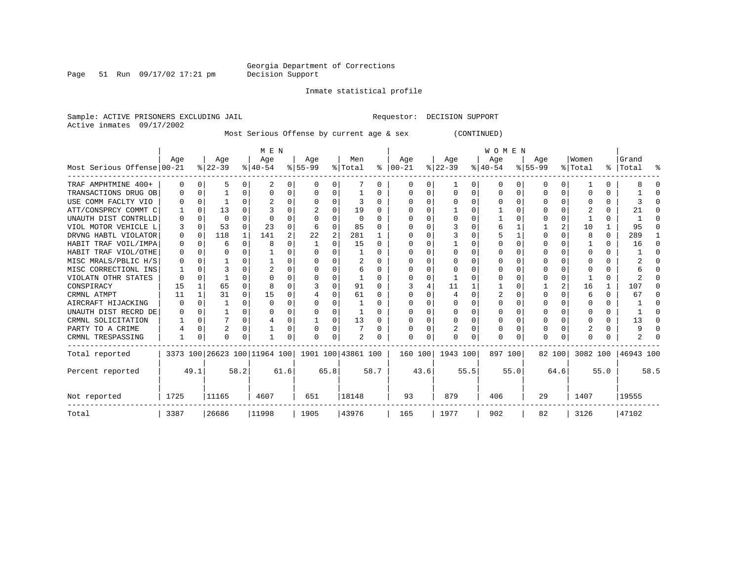Georgia Department of Corrections
Decision Support

Inmate statistical profile

Sample: ACTIVE PRISONERS EXCLUDING JAIL                Requestor: DECISION SUPPORT
Active inmates 09/17/2002

Most Serious Offense by current age & sex (CONTINUED)

| Most Serious Offense | MEN Age 00-21 | % | Age 22-39 | % | Age 40-54 | % | Age 55-99 | % | Men Total | % | WOMEN Age 00-21 | % | Age 22-39 | % | Age 40-54 | % | Age 55-99 | % | Women Total | % | Grand Total | % |
|---|---|---|---|---|---|---|---|---|---|---|---|---|---|---|---|---|---|---|---|---|---|---|
| TRAF AMPHTMINE 400+ | 0 | 0 | 5 | 0 | 2 | 0 | 0 | 0 | 7 | 0 | 0 | 0 | 1 | 0 | 0 | 0 | 0 | 0 | 1 | 0 | 8 | 0 |
| TRANSACTIONS DRUG OB | 0 | 0 | 1 | 0 | 0 | 0 | 0 | 0 | 1 | 0 | 0 | 0 | 0 | 0 | 0 | 0 | 0 | 0 | 0 | 0 | 1 | 0 |
| USE COMM FACLTY VIO | 0 | 0 | 1 | 0 | 2 | 0 | 0 | 0 | 3 | 0 | 0 | 0 | 0 | 0 | 0 | 0 | 0 | 0 | 0 | 0 | 3 | 0 |
| ATT/CONSPRCY COMMT C | 1 | 0 | 13 | 0 | 3 | 0 | 2 | 0 | 19 | 0 | 0 | 0 | 1 | 0 | 1 | 0 | 0 | 0 | 2 | 0 | 21 | 0 |
| UNAUTH DIST CONTRLLD | 0 | 0 | 0 | 0 | 0 | 0 | 0 | 0 | 0 | 0 | 0 | 0 | 0 | 0 | 1 | 0 | 0 | 0 | 1 | 0 | 1 | 0 |
| VIOL MOTOR VEHICLE L | 3 | 0 | 53 | 0 | 23 | 0 | 6 | 0 | 85 | 0 | 0 | 0 | 3 | 0 | 6 | 1 | 1 | 2 | 10 | 1 | 95 | 0 |
| DRVNG HABTL VIOLATOR | 0 | 0 | 118 | 1 | 141 | 2 | 22 | 2 | 281 | 1 | 0 | 0 | 3 | 0 | 5 | 1 | 0 | 0 | 8 | 0 | 289 | 1 |
| HABIT TRAF VOIL/IMPA | 0 | 0 | 6 | 0 | 8 | 0 | 1 | 0 | 15 | 0 | 0 | 0 | 1 | 0 | 0 | 0 | 0 | 0 | 1 | 0 | 16 | 0 |
| HABIT TRAF VIOL/OTHE | 0 | 0 | 0 | 0 | 1 | 0 | 0 | 0 | 1 | 0 | 0 | 0 | 0 | 0 | 0 | 0 | 0 | 0 | 0 | 0 | 1 | 0 |
| MISC MRALS/PBLIC H/S | 0 | 0 | 1 | 0 | 1 | 0 | 0 | 0 | 2 | 0 | 0 | 0 | 0 | 0 | 0 | 0 | 0 | 0 | 0 | 0 | 2 | 0 |
| MISC CORRECTIONL INS | 1 | 0 | 3 | 0 | 2 | 0 | 0 | 0 | 6 | 0 | 0 | 0 | 0 | 0 | 0 | 0 | 0 | 0 | 0 | 0 | 6 | 0 |
| VIOLATN OTHR STATES | 0 | 0 | 1 | 0 | 0 | 0 | 0 | 0 | 1 | 0 | 0 | 0 | 1 | 0 | 0 | 0 | 0 | 0 | 1 | 0 | 2 | 0 |
| CONSPIRACY | 15 | 1 | 65 | 0 | 8 | 0 | 3 | 0 | 91 | 0 | 3 | 4 | 11 | 1 | 1 | 0 | 1 | 2 | 16 | 1 | 107 | 0 |
| CRMNL ATMPT | 11 | 1 | 31 | 0 | 15 | 0 | 4 | 0 | 61 | 0 | 0 | 0 | 4 | 0 | 2 | 0 | 0 | 0 | 6 | 0 | 67 | 0 |
| AIRCRAFT HIJACKING | 0 | 0 | 1 | 0 | 0 | 0 | 0 | 0 | 1 | 0 | 0 | 0 | 0 | 0 | 0 | 0 | 0 | 0 | 0 | 0 | 1 | 0 |
| UNAUTH DIST RECRD DE | 0 | 0 | 1 | 0 | 0 | 0 | 0 | 0 | 1 | 0 | 0 | 0 | 0 | 0 | 0 | 0 | 0 | 0 | 0 | 0 | 1 | 0 |
| CRMNL SOLICITATION | 1 | 0 | 7 | 0 | 4 | 0 | 1 | 0 | 13 | 0 | 0 | 0 | 0 | 0 | 0 | 0 | 0 | 0 | 0 | 0 | 13 | 0 |
| PARTY TO A CRIME | 4 | 0 | 2 | 0 | 1 | 0 | 0 | 0 | 7 | 0 | 0 | 0 | 2 | 0 | 0 | 0 | 0 | 0 | 2 | 0 | 9 | 0 |
| CRMNL TRESPASSING | 1 | 0 | 0 | 0 | 1 | 0 | 0 | 0 | 2 | 0 | 0 | 0 | 0 | 0 | 0 | 0 | 0 | 0 | 0 | 0 | 2 | 0 |
| Total reported | 3373 | 100 | 26623 | 100 | 11964 | 100 | 1901 | 100 | 43861 | 100 | 160 | 100 | 1943 | 100 | 897 | 100 | 82 | 100 | 3082 | 100 | 46943 | 100 |
| Percent reported | | 49.1 | | 58.2 | | 61.6 | | 65.8 | | 58.7 | | 43.6 | | 55.5 | | 55.0 | | 64.6 | | 55.0 | | 58.5 |
| Not reported | 1725 | | 11165 | | 4607 | | 651 | | 18148 | | 93 | | 879 | | 406 | | 29 | | 1407 | | 19555 | |
| Total | 3387 | | 26686 | | 11998 | | 1905 | | 43976 | | 165 | | 1977 | | 902 | | 82 | | 3126 | | 47102 | |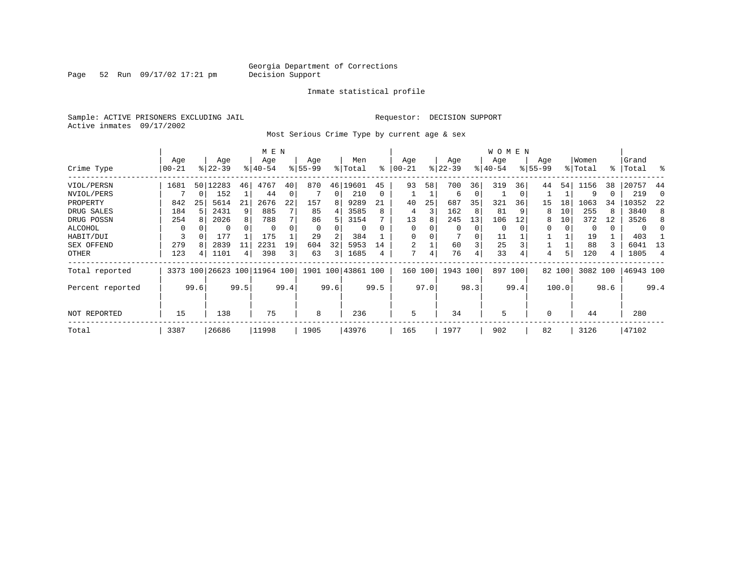Georgia Department of Corrections
Decision Support

Inmate statistical profile

Sample: ACTIVE PRISONERS EXCLUDING JAIL

Requestor: DECISION SUPPORT

Active inmates 09/17/2002

Most Serious Crime Type by current age & sex

| | MEN | | | | | | | | | | WOMEN | | | | | | | | | | | |
|---|---|---|---|---|---|---|---|---|---|---|---|---|---|---|---|---|---|---|---|---|---|---|
| Crime Type | Age 00-21 | % | Age 22-39 | % | Age 40-54 | % | Age 55-99 | % | Men Total | % | Age 00-21 | % | Age 22-39 | % | Age 40-54 | % | Age 55-99 | % | Women Total | % | Grand Total | % |
| VIOL/PERSN | 1681 | 50 | 12283 | 46 | 4767 | 40 | 870 | 46 | 19601 | 45 | 93 | 58 | 700 | 36 | 319 | 36 | 44 | 54 | 1156 | 38 | 20757 | 44 |
| NVIOL/PERS | 7 | 0 | 152 | 1 | 44 | 0 | 7 | 0 | 210 | 0 | 1 | 1 | 6 | 0 | 1 | 0 | 1 | 1 | 9 | 0 | 219 | 0 |
| PROPERTY | 842 | 25 | 5614 | 21 | 2676 | 22 | 157 | 8 | 9289 | 21 | 40 | 25 | 687 | 35 | 321 | 36 | 15 | 18 | 1063 | 34 | 10352 | 22 |
| DRUG SALES | 184 | 5 | 2431 | 9 | 885 | 7 | 85 | 4 | 3585 | 8 | 4 | 3 | 162 | 8 | 81 | 9 | 8 | 10 | 255 | 8 | 3840 | 8 |
| DRUG POSSN | 254 | 8 | 2026 | 8 | 788 | 7 | 86 | 5 | 3154 | 7 | 13 | 8 | 245 | 13 | 106 | 12 | 8 | 10 | 372 | 12 | 3526 | 8 |
| ALCOHOL | 0 | 0 | 0 | 0 | 0 | 0 | 0 | 0 | 0 | 0 | 0 | 0 | 0 | 0 | 0 | 0 | 0 | 0 | 0 | 0 | 0 | 0 |
| HABIT/DUI | 3 | 0 | 177 | 1 | 175 | 1 | 29 | 2 | 384 | 1 | 0 | 0 | 7 | 0 | 11 | 1 | 1 | 1 | 19 | 1 | 403 | 1 |
| SEX OFFEND | 279 | 8 | 2839 | 11 | 2231 | 19 | 604 | 32 | 5953 | 14 | 2 | 1 | 60 | 3 | 25 | 3 | 1 | 1 | 88 | 3 | 6041 | 13 |
| OTHER | 123 | 4 | 1101 | 4 | 398 | 3 | 63 | 3 | 1685 | 4 | 7 | 4 | 76 | 4 | 33 | 4 | 4 | 5 | 120 | 4 | 1805 | 4 |
| Total reported | 3373 | 100 | 26623 | 100 | 11964 | 100 | 1901 | 100 | 43861 | 100 | 160 | 100 | 1943 | 100 | 897 | 100 | 82 | 100 | 3082 | 100 | 46943 | 100 |
| Percent reported | | 99.6 | | 99.5 | | 99.4 | | 99.6 | | 99.5 | | 97.0 | | 98.3 | | 99.4 | | 100.0 | | 98.6 | | 99.4 |
| NOT REPORTED | 15 | | 138 | | 75 | | 8 | | 236 | | 5 | | 34 | | 5 | | 0 | | 44 | | 280 | |
| Total | 3387 | | 26686 | | 11998 | | 1905 | | 43976 | | 165 | | 1977 | | 902 | | 82 | | 3126 | | 47102 | |